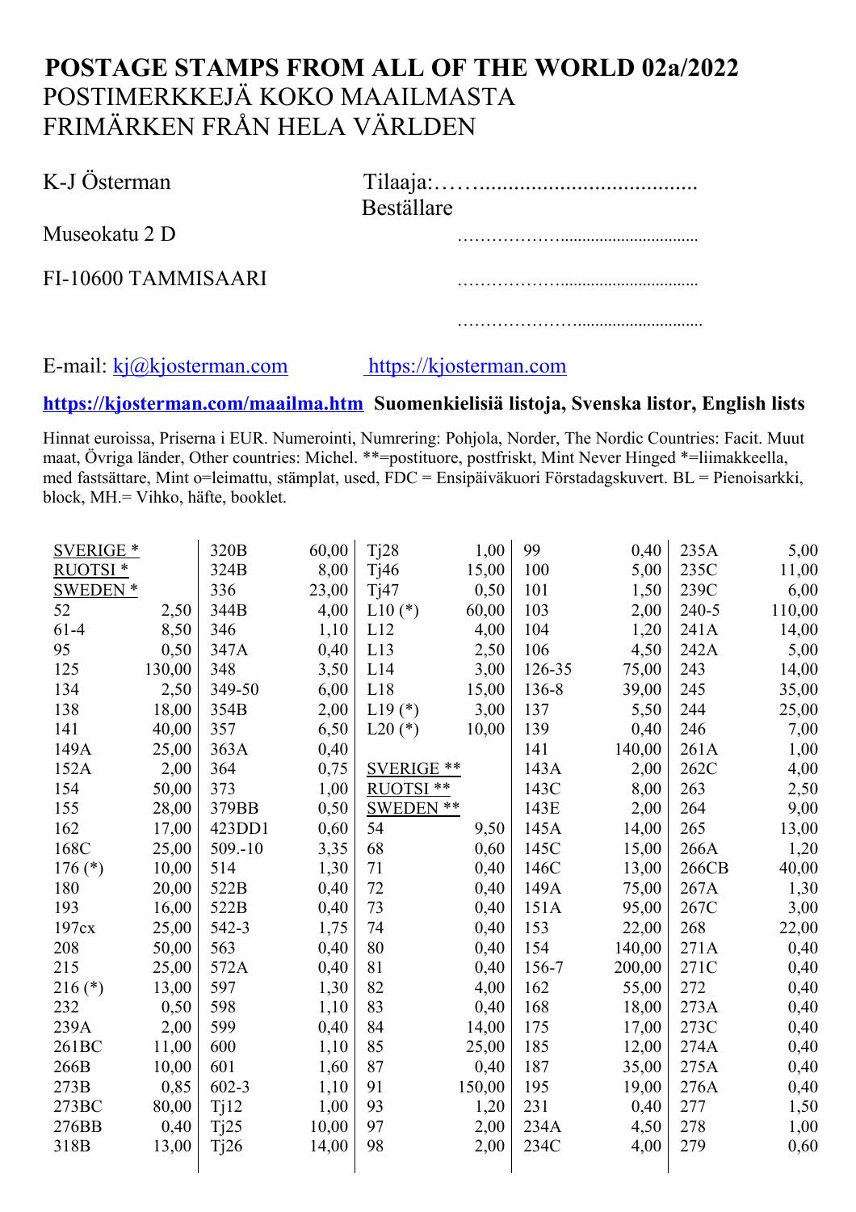# POSTAGE STAMPS FROM ALL OF THE WORLD 02a/2022

POSTIMERKKEJÄ KOKO MAAILMASTA
FRIMÄRKEN FRÅN HELA VÄRLDEN

K-J Österman
Museokatu 2 D
FI-10600 TAMMISAARI

Tilaaja:……......................................
Beställare
………………...............................
………………...............................
…………………...........................

E-mail: kj@kjosterman.com https://kjosterman.com

**https://kjosterman.com/maailma.htm Suomenkielisiä listoja, Svenska listor, English lists**

Hinnat euroissa, Priserna i EUR. Numerointi, Numrering: Pohjola, Norder, The Nordic Countries: Facit. Muut maat, Övriga länder, Other countries: Michel. **=postituore, postfriskt, Mint Never Hinged *=liimakkeella, med fastsättare, Mint o=leimattu, stämplat, used, FDC = Ensipäiväkuori Förstadagskuvert. BL = Pienoisarkki, block, MH.= Vihko, häfte, booklet.

| | | | | | | | | | |
|---|---|---|---|---|---|---|---|---|---|
| SVERIGE * | | 320B | 60,00 | Tj28 | 1,00 | 99 | 0,40 | 235A | 5,00 |
| RUOTSI * | | 324B | 8,00 | Tj46 | 15,00 | 100 | 5,00 | 235C | 11,00 |
| SWEDEN * | | 336 | 23,00 | Tj47 | 0,50 | 101 | 1,50 | 239C | 6,00 |
| 52 | 2,50 | 344B | 4,00 | L10 (*) | 60,00 | 103 | 2,00 | 240-5 | 110,00 |
| 61-4 | 8,50 | 346 | 1,10 | L12 | 4,00 | 104 | 1,20 | 241A | 14,00 |
| 95 | 0,50 | 347A | 0,40 | L13 | 2,50 | 106 | 4,50 | 242A | 5,00 |
| 125 | 130,00 | 348 | 3,50 | L14 | 3,00 | 126-35 | 75,00 | 243 | 14,00 |
| 134 | 2,50 | 349-50 | 6,00 | L18 | 15,00 | 136-8 | 39,00 | 245 | 35,00 |
| 138 | 18,00 | 354B | 2,00 | L19 (*) | 3,00 | 137 | 5,50 | 244 | 25,00 |
| 141 | 40,00 | 357 | 6,50 | L20 (*) | 10,00 | 139 | 0,40 | 246 | 7,00 |
| 149A | 25,00 | 363A | 0,40 | | | 141 | 140,00 | 261A | 1,00 |
| 152A | 2,00 | 364 | 0,75 | SVERIGE ** | | 143A | 2,00 | 262C | 4,00 |
| 154 | 50,00 | 373 | 1,00 | RUOTSI ** | | 143C | 8,00 | 263 | 2,50 |
| 155 | 28,00 | 379BB | 0,50 | SWEDEN ** | | 143E | 2,00 | 264 | 9,00 |
| 162 | 17,00 | 423DD1 | 0,60 | 54 | 9,50 | 145A | 14,00 | 265 | 13,00 |
| 168C | 25,00 | 509.-10 | 3,35 | 68 | 0,60 | 145C | 15,00 | 266A | 1,20 |
| 176 (*) | 10,00 | 514 | 1,30 | 71 | 0,40 | 146C | 13,00 | 266CB | 40,00 |
| 180 | 20,00 | 522B | 0,40 | 72 | 0,40 | 149A | 75,00 | 267A | 1,30 |
| 193 | 16,00 | 522B | 0,40 | 73 | 0,40 | 151A | 95,00 | 267C | 3,00 |
| 197cx | 25,00 | 542-3 | 1,75 | 74 | 0,40 | 153 | 22,00 | 268 | 22,00 |
| 208 | 50,00 | 563 | 0,40 | 80 | 0,40 | 154 | 140,00 | 271A | 0,40 |
| 215 | 25,00 | 572A | 0,40 | 81 | 0,40 | 156-7 | 200,00 | 271C | 0,40 |
| 216 (*) | 13,00 | 597 | 1,30 | 82 | 4,00 | 162 | 55,00 | 272 | 0,40 |
| 232 | 0,50 | 598 | 1,10 | 83 | 0,40 | 168 | 18,00 | 273A | 0,40 |
| 239A | 2,00 | 599 | 0,40 | 84 | 14,00 | 175 | 17,00 | 273C | 0,40 |
| 261BC | 11,00 | 600 | 1,10 | 85 | 25,00 | 185 | 12,00 | 274A | 0,40 |
| 266B | 10,00 | 601 | 1,60 | 87 | 0,40 | 187 | 35,00 | 275A | 0,40 |
| 273B | 0,85 | 602-3 | 1,10 | 91 | 150,00 | 195 | 19,00 | 276A | 0,40 |
| 273BC | 80,00 | Tj12 | 1,00 | 93 | 1,20 | 231 | 0,40 | 277 | 1,50 |
| 276BB | 0,40 | Tj25 | 10,00 | 97 | 2,00 | 234A | 4,50 | 278 | 1,00 |
| 318B | 13,00 | Tj26 | 14,00 | 98 | 2,00 | 234C | 4,00 | 279 | 0,60 |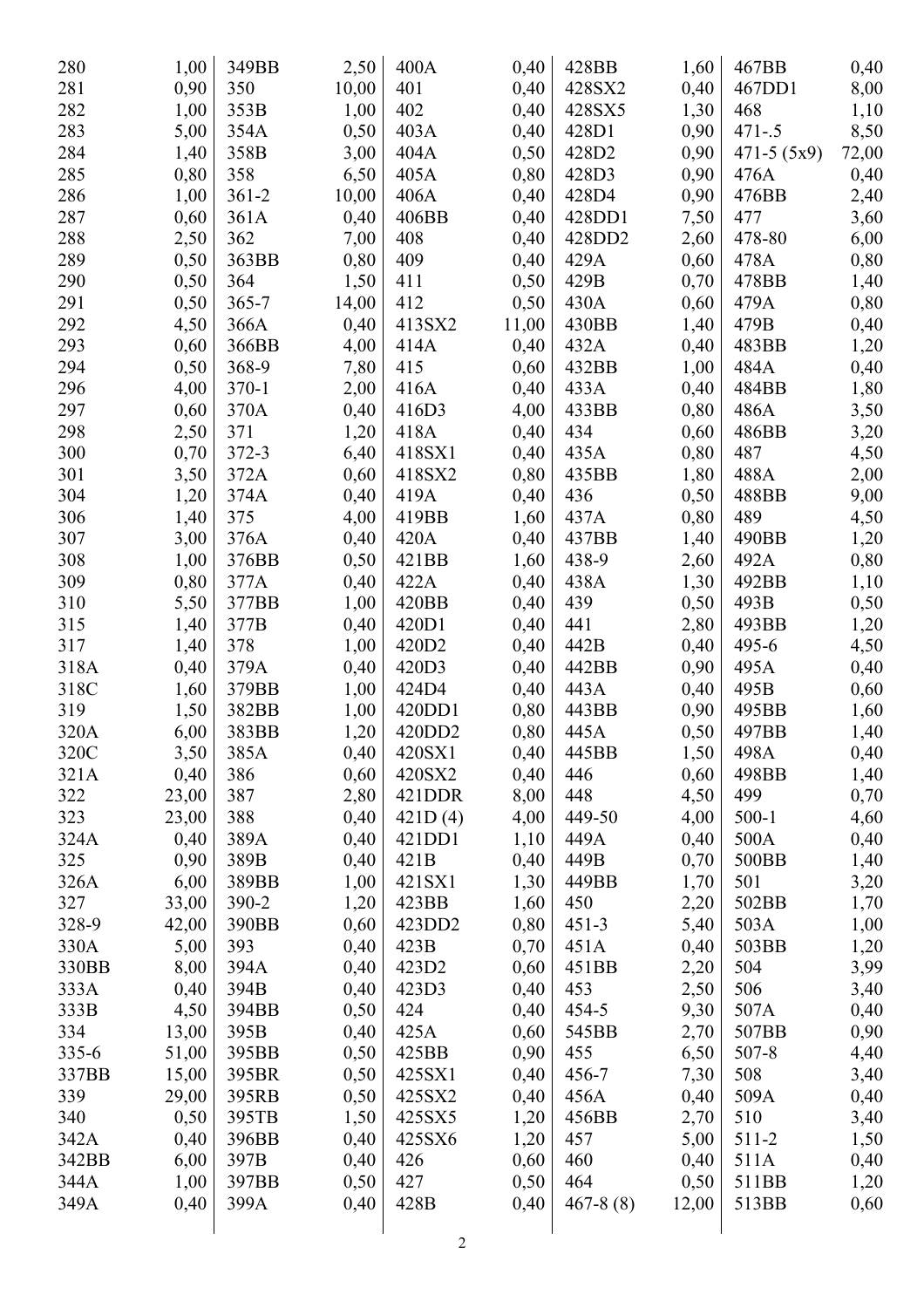| | | | | | | | | | |
|---|---|---|---|---|---|---|---|---|---|
| 280 | 1,00 | 349BB | 2,50 | 400A | 0,40 | 428BB | 1,60 | 467BB | 0,40 |
| 281 | 0,90 | 350 | 10,00 | 401 | 0,40 | 428SX2 | 0,40 | 467DD1 | 8,00 |
| 282 | 1,00 | 353B | 1,00 | 402 | 0,40 | 428SX5 | 1,30 | 468 | 1,10 |
| 283 | 5,00 | 354A | 0,50 | 403A | 0,40 | 428D1 | 0,90 | 471-.5 | 8,50 |
| 284 | 1,40 | 358B | 3,00 | 404A | 0,50 | 428D2 | 0,90 | 471-5 (5x9) | 72,00 |
| 285 | 0,80 | 358 | 6,50 | 405A | 0,80 | 428D3 | 0,90 | 476A | 0,40 |
| 286 | 1,00 | 361-2 | 10,00 | 406A | 0,40 | 428D4 | 0,90 | 476BB | 2,40 |
| 287 | 0,60 | 361A | 0,40 | 406BB | 0,40 | 428DD1 | 7,50 | 477 | 3,60 |
| 288 | 2,50 | 362 | 7,00 | 408 | 0,40 | 428DD2 | 2,60 | 478-80 | 6,00 |
| 289 | 0,50 | 363BB | 0,80 | 409 | 0,40 | 429A | 0,60 | 478A | 0,80 |
| 290 | 0,50 | 364 | 1,50 | 411 | 0,50 | 429B | 0,70 | 478BB | 1,40 |
| 291 | 0,50 | 365-7 | 14,00 | 412 | 0,50 | 430A | 0,60 | 479A | 0,80 |
| 292 | 4,50 | 366A | 0,40 | 413SX2 | 11,00 | 430BB | 1,40 | 479B | 0,40 |
| 293 | 0,60 | 366BB | 4,00 | 414A | 0,40 | 432A | 0,40 | 483BB | 1,20 |
| 294 | 0,50 | 368-9 | 7,80 | 415 | 0,60 | 432BB | 1,00 | 484A | 0,40 |
| 296 | 4,00 | 370-1 | 2,00 | 416A | 0,40 | 433A | 0,40 | 484BB | 1,80 |
| 297 | 0,60 | 370A | 0,40 | 416D3 | 4,00 | 433BB | 0,80 | 486A | 3,50 |
| 298 | 2,50 | 371 | 1,20 | 418A | 0,40 | 434 | 0,60 | 486BB | 3,20 |
| 300 | 0,70 | 372-3 | 6,40 | 418SX1 | 0,40 | 435A | 0,80 | 487 | 4,50 |
| 301 | 3,50 | 372A | 0,60 | 418SX2 | 0,80 | 435BB | 1,80 | 488A | 2,00 |
| 304 | 1,20 | 374A | 0,40 | 419A | 0,40 | 436 | 0,50 | 488BB | 9,00 |
| 306 | 1,40 | 375 | 4,00 | 419BB | 1,60 | 437A | 0,80 | 489 | 4,50 |
| 307 | 3,00 | 376A | 0,40 | 420A | 0,40 | 437BB | 1,40 | 490BB | 1,20 |
| 308 | 1,00 | 376BB | 0,50 | 421BB | 1,60 | 438-9 | 2,60 | 492A | 0,80 |
| 309 | 0,80 | 377A | 0,40 | 422A | 0,40 | 438A | 1,30 | 492BB | 1,10 |
| 310 | 5,50 | 377BB | 1,00 | 420BB | 0,40 | 439 | 0,50 | 493B | 0,50 |
| 315 | 1,40 | 377B | 0,40 | 420D1 | 0,40 | 441 | 2,80 | 493BB | 1,20 |
| 317 | 1,40 | 378 | 1,00 | 420D2 | 0,40 | 442B | 0,40 | 495-6 | 4,50 |
| 318A | 0,40 | 379A | 0,40 | 420D3 | 0,40 | 442BB | 0,90 | 495A | 0,40 |
| 318C | 1,60 | 379BB | 1,00 | 424D4 | 0,40 | 443A | 0,40 | 495B | 0,60 |
| 319 | 1,50 | 382BB | 1,00 | 420DD1 | 0,80 | 443BB | 0,90 | 495BB | 1,60 |
| 320A | 6,00 | 383BB | 1,20 | 420DD2 | 0,80 | 445A | 0,50 | 497BB | 1,40 |
| 320C | 3,50 | 385A | 0,40 | 420SX1 | 0,40 | 445BB | 1,50 | 498A | 0,40 |
| 321A | 0,40 | 386 | 0,60 | 420SX2 | 0,40 | 446 | 0,60 | 498BB | 1,40 |
| 322 | 23,00 | 387 | 2,80 | 421DDR | 8,00 | 448 | 4,50 | 499 | 0,70 |
| 323 | 23,00 | 388 | 0,40 | 421D (4) | 4,00 | 449-50 | 4,00 | 500-1 | 4,60 |
| 324A | 0,40 | 389A | 0,40 | 421DD1 | 1,10 | 449A | 0,40 | 500A | 0,40 |
| 325 | 0,90 | 389B | 0,40 | 421B | 0,40 | 449B | 0,70 | 500BB | 1,40 |
| 326A | 6,00 | 389BB | 1,00 | 421SX1 | 1,30 | 449BB | 1,70 | 501 | 3,20 |
| 327 | 33,00 | 390-2 | 1,20 | 423BB | 1,60 | 450 | 2,20 | 502BB | 1,70 |
| 328-9 | 42,00 | 390BB | 0,60 | 423DD2 | 0,80 | 451-3 | 5,40 | 503A | 1,00 |
| 330A | 5,00 | 393 | 0,40 | 423B | 0,70 | 451A | 0,40 | 503BB | 1,20 |
| 330BB | 8,00 | 394A | 0,40 | 423D2 | 0,60 | 451BB | 2,20 | 504 | 3,99 |
| 333A | 0,40 | 394B | 0,40 | 423D3 | 0,40 | 453 | 2,50 | 506 | 3,40 |
| 333B | 4,50 | 394BB | 0,50 | 424 | 0,40 | 454-5 | 9,30 | 507A | 0,40 |
| 334 | 13,00 | 395B | 0,40 | 425A | 0,60 | 545BB | 2,70 | 507BB | 0,90 |
| 335-6 | 51,00 | 395BB | 0,50 | 425BB | 0,90 | 455 | 6,50 | 507-8 | 4,40 |
| 337BB | 15,00 | 395BR | 0,50 | 425SX1 | 0,40 | 456-7 | 7,30 | 508 | 3,40 |
| 339 | 29,00 | 395RB | 0,50 | 425SX2 | 0,40 | 456A | 0,40 | 509A | 0,40 |
| 340 | 0,50 | 395TB | 1,50 | 425SX5 | 1,20 | 456BB | 2,70 | 510 | 3,40 |
| 342A | 0,40 | 396BB | 0,40 | 425SX6 | 1,20 | 457 | 5,00 | 511-2 | 1,50 |
| 342BB | 6,00 | 397B | 0,40 | 426 | 0,60 | 460 | 0,40 | 511A | 0,40 |
| 344A | 1,00 | 397BB | 0,50 | 427 | 0,50 | 464 | 0,50 | 511BB | 1,20 |
| 349A | 0,40 | 399A | 0,40 | 428B | 0,40 | 467-8 (8) | 12,00 | 513BB | 0,60 |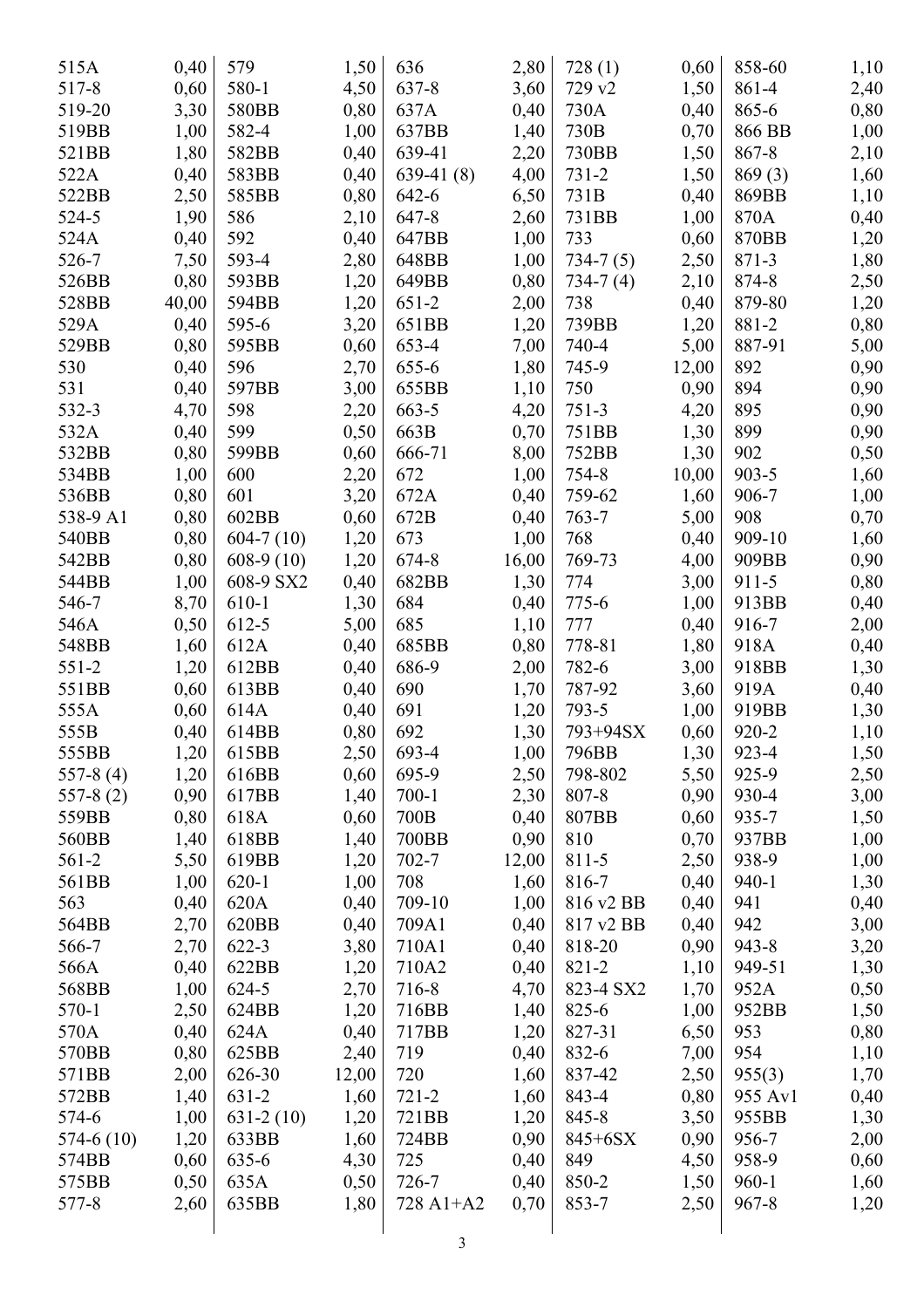| | | | | | | | | | |
|---|---|---|---|---|---|---|---|---|---|
| 515A | 0,40 | 579 | 1,50 | 636 | 2,80 | 728 (1) | 0,60 | 858-60 | 1,10 |
| 517-8 | 0,60 | 580-1 | 4,50 | 637-8 | 3,60 | 729 v2 | 1,50 | 861-4 | 2,40 |
| 519-20 | 3,30 | 580BB | 0,80 | 637A | 0,40 | 730A | 0,40 | 865-6 | 0,80 |
| 519BB | 1,00 | 582-4 | 1,00 | 637BB | 1,40 | 730B | 0,70 | 866 BB | 1,00 |
| 521BB | 1,80 | 582BB | 0,40 | 639-41 | 2,20 | 730BB | 1,50 | 867-8 | 2,10 |
| 522A | 0,40 | 583BB | 0,40 | 639-41 (8) | 4,00 | 731-2 | 1,50 | 869 (3) | 1,60 |
| 522BB | 2,50 | 585BB | 0,80 | 642-6 | 6,50 | 731B | 0,40 | 869BB | 1,10 |
| 524-5 | 1,90 | 586 | 2,10 | 647-8 | 2,60 | 731BB | 1,00 | 870A | 0,40 |
| 524A | 0,40 | 592 | 0,40 | 647BB | 1,00 | 733 | 0,60 | 870BB | 1,20 |
| 526-7 | 7,50 | 593-4 | 2,80 | 648BB | 1,00 | 734-7 (5) | 2,50 | 871-3 | 1,80 |
| 526BB | 0,80 | 593BB | 1,20 | 649BB | 0,80 | 734-7 (4) | 2,10 | 874-8 | 2,50 |
| 528BB | 40,00 | 594BB | 1,20 | 651-2 | 2,00 | 738 | 0,40 | 879-80 | 1,20 |
| 529A | 0,40 | 595-6 | 3,20 | 651BB | 1,20 | 739BB | 1,20 | 881-2 | 0,80 |
| 529BB | 0,80 | 595BB | 0,60 | 653-4 | 7,00 | 740-4 | 5,00 | 887-91 | 5,00 |
| 530 | 0,40 | 596 | 2,70 | 655-6 | 1,80 | 745-9 | 12,00 | 892 | 0,90 |
| 531 | 0,40 | 597BB | 3,00 | 655BB | 1,10 | 750 | 0,90 | 894 | 0,90 |
| 532-3 | 4,70 | 598 | 2,20 | 663-5 | 4,20 | 751-3 | 4,20 | 895 | 0,90 |
| 532A | 0,40 | 599 | 0,50 | 663B | 0,70 | 751BB | 1,30 | 899 | 0,90 |
| 532BB | 0,80 | 599BB | 0,60 | 666-71 | 8,00 | 752BB | 1,30 | 902 | 0,50 |
| 534BB | 1,00 | 600 | 2,20 | 672 | 1,00 | 754-8 | 10,00 | 903-5 | 1,60 |
| 536BB | 0,80 | 601 | 3,20 | 672A | 0,40 | 759-62 | 1,60 | 906-7 | 1,00 |
| 538-9 A1 | 0,80 | 602BB | 0,60 | 672B | 0,40 | 763-7 | 5,00 | 908 | 0,70 |
| 540BB | 0,80 | 604-7 (10) | 1,20 | 673 | 1,00 | 768 | 0,40 | 909-10 | 1,60 |
| 542BB | 0,80 | 608-9 (10) | 1,20 | 674-8 | 16,00 | 769-73 | 4,00 | 909BB | 0,90 |
| 544BB | 1,00 | 608-9 SX2 | 0,40 | 682BB | 1,30 | 774 | 3,00 | 911-5 | 0,80 |
| 546-7 | 8,70 | 610-1 | 1,30 | 684 | 0,40 | 775-6 | 1,00 | 913BB | 0,40 |
| 546A | 0,50 | 612-5 | 5,00 | 685 | 1,10 | 777 | 0,40 | 916-7 | 2,00 |
| 548BB | 1,60 | 612A | 0,40 | 685BB | 0,80 | 778-81 | 1,80 | 918A | 0,40 |
| 551-2 | 1,20 | 612BB | 0,40 | 686-9 | 2,00 | 782-6 | 3,00 | 918BB | 1,30 |
| 551BB | 0,60 | 613BB | 0,40 | 690 | 1,70 | 787-92 | 3,60 | 919A | 0,40 |
| 555A | 0,60 | 614A | 0,40 | 691 | 1,20 | 793-5 | 1,00 | 919BB | 1,30 |
| 555B | 0,40 | 614BB | 0,80 | 692 | 1,30 | 793+94SX | 0,60 | 920-2 | 1,10 |
| 555BB | 1,20 | 615BB | 2,50 | 693-4 | 1,00 | 796BB | 1,30 | 923-4 | 1,50 |
| 557-8 (4) | 1,20 | 616BB | 0,60 | 695-9 | 2,50 | 798-802 | 5,50 | 925-9 | 2,50 |
| 557-8 (2) | 0,90 | 617BB | 1,40 | 700-1 | 2,30 | 807-8 | 0,90 | 930-4 | 3,00 |
| 559BB | 0,80 | 618A | 0,60 | 700B | 0,40 | 807BB | 0,60 | 935-7 | 1,50 |
| 560BB | 1,40 | 618BB | 1,40 | 700BB | 0,90 | 810 | 0,70 | 937BB | 1,00 |
| 561-2 | 5,50 | 619BB | 1,20 | 702-7 | 12,00 | 811-5 | 2,50 | 938-9 | 1,00 |
| 561BB | 1,00 | 620-1 | 1,00 | 708 | 1,60 | 816-7 | 0,40 | 940-1 | 1,30 |
| 563 | 0,40 | 620A | 0,40 | 709-10 | 1,00 | 816 v2 BB | 0,40 | 941 | 0,40 |
| 564BB | 2,70 | 620BB | 0,40 | 709A1 | 0,40 | 817 v2 BB | 0,40 | 942 | 3,00 |
| 566-7 | 2,70 | 622-3 | 3,80 | 710A1 | 0,40 | 818-20 | 0,90 | 943-8 | 3,20 |
| 566A | 0,40 | 622BB | 1,20 | 710A2 | 0,40 | 821-2 | 1,10 | 949-51 | 1,30 |
| 568BB | 1,00 | 624-5 | 2,70 | 716-8 | 4,70 | 823-4 SX2 | 1,70 | 952A | 0,50 |
| 570-1 | 2,50 | 624BB | 1,20 | 716BB | 1,40 | 825-6 | 1,00 | 952BB | 1,50 |
| 570A | 0,40 | 624A | 0,40 | 717BB | 1,20 | 827-31 | 6,50 | 953 | 0,80 |
| 570BB | 0,80 | 625BB | 2,40 | 719 | 0,40 | 832-6 | 7,00 | 954 | 1,10 |
| 571BB | 2,00 | 626-30 | 12,00 | 720 | 1,60 | 837-42 | 2,50 | 955(3) | 1,70 |
| 572BB | 1,40 | 631-2 | 1,60 | 721-2 | 1,60 | 843-4 | 0,80 | 955 Av1 | 0,40 |
| 574-6 | 1,00 | 631-2 (10) | 1,20 | 721BB | 1,20 | 845-8 | 3,50 | 955BB | 1,30 |
| 574-6 (10) | 1,20 | 633BB | 1,60 | 724BB | 0,90 | 845+6SX | 0,90 | 956-7 | 2,00 |
| 574BB | 0,60 | 635-6 | 4,30 | 725 | 0,40 | 849 | 4,50 | 958-9 | 0,60 |
| 575BB | 0,50 | 635A | 0,50 | 726-7 | 0,40 | 850-2 | 1,50 | 960-1 | 1,60 |
| 577-8 | 2,60 | 635BB | 1,80 | 728 A1+A2 | 0,70 | 853-7 | 2,50 | 967-8 | 1,20 |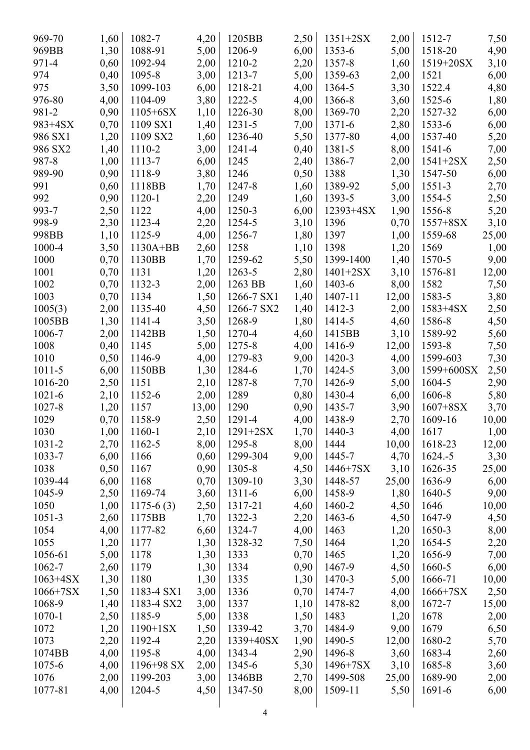| | | | | | | | | | |
|---|---|---|---|---|---|---|---|---|---|
| 969-70 | 1,60 | 1082-7 | 4,20 | 1205BB | 2,50 | 1351+2SX | 2,00 | 1512-7 | 7,50 |
| 969BB | 1,30 | 1088-91 | 5,00 | 1206-9 | 6,00 | 1353-6 | 5,00 | 1518-20 | 4,90 |
| 971-4 | 0,60 | 1092-94 | 2,00 | 1210-2 | 2,20 | 1357-8 | 1,60 | 1519+20SX | 3,10 |
| 974 | 0,40 | 1095-8 | 3,00 | 1213-7 | 5,00 | 1359-63 | 2,00 | 1521 | 6,00 |
| 975 | 3,50 | 1099-103 | 6,00 | 1218-21 | 4,00 | 1364-5 | 3,30 | 1522.4 | 4,80 |
| 976-80 | 4,00 | 1104-09 | 3,80 | 1222-5 | 4,00 | 1366-8 | 3,60 | 1525-6 | 1,80 |
| 981-2 | 0,90 | 1105+6SX | 1,10 | 1226-30 | 8,00 | 1369-70 | 2,20 | 1527-32 | 6,00 |
| 983+4SX | 0,70 | 1109 SX1 | 1,40 | 1231-5 | 7,00 | 1371-6 | 2,80 | 1533-6 | 6,00 |
| 986 SX1 | 1,20 | 1109 SX2 | 1,60 | 1236-40 | 5,50 | 1377-80 | 4,00 | 1537-40 | 5,20 |
| 986 SX2 | 1,40 | 1110-2 | 3,00 | 1241-4 | 0,40 | 1381-5 | 8,00 | 1541-6 | 7,00 |
| 987-8 | 1,00 | 1113-7 | 6,00 | 1245 | 2,40 | 1386-7 | 2,00 | 1541+2SX | 2,50 |
| 989-90 | 0,90 | 1118-9 | 3,80 | 1246 | 0,50 | 1388 | 1,30 | 1547-50 | 6,00 |
| 991 | 0,60 | 1118BB | 1,70 | 1247-8 | 1,60 | 1389-92 | 5,00 | 1551-3 | 2,70 |
| 992 | 0,90 | 1120-1 | 2,20 | 1249 | 1,60 | 1393-5 | 3,00 | 1554-5 | 2,50 |
| 993-7 | 2,50 | 1122 | 4,00 | 1250-3 | 6,00 | 12393+4SX | 1,90 | 1556-8 | 5,20 |
| 998-9 | 2,30 | 1123-4 | 2,20 | 1254-5 | 3,10 | 1396 | 0,70 | 1557+8SX | 3,10 |
| 998BB | 1,10 | 1125-9 | 4,00 | 1256-7 | 1,80 | 1397 | 1,00 | 1559-68 | 25,00 |
| 1000-4 | 3,50 | 1130A+BB | 2,60 | 1258 | 1,10 | 1398 | 1,20 | 1569 | 1,00 |
| 1000 | 0,70 | 1130BB | 1,70 | 1259-62 | 5,50 | 1399-1400 | 1,40 | 1570-5 | 9,00 |
| 1001 | 0,70 | 1131 | 1,20 | 1263-5 | 2,80 | 1401+2SX | 3,10 | 1576-81 | 12,00 |
| 1002 | 0,70 | 1132-3 | 2,00 | 1263 BB | 1,60 | 1403-6 | 8,00 | 1582 | 7,50 |
| 1003 | 0,70 | 1134 | 1,50 | 1266-7 SX1 | 1,40 | 1407-11 | 12,00 | 1583-5 | 3,80 |
| 1005(3) | 2,00 | 1135-40 | 4,50 | 1266-7 SX2 | 1,40 | 1412-3 | 2,00 | 1583+4SX | 2,50 |
| 1005BB | 1,30 | 1141-4 | 3,50 | 1268-9 | 1,80 | 1414-5 | 4,60 | 1586-8 | 4,50 |
| 1006-7 | 2,00 | 1142BB | 1,50 | 1270-4 | 4,60 | 1415BB | 3,10 | 1589-92 | 5,60 |
| 1008 | 0,40 | 1145 | 5,00 | 1275-8 | 4,00 | 1416-9 | 12,00 | 1593-8 | 7,50 |
| 1010 | 0,50 | 1146-9 | 4,00 | 1279-83 | 9,00 | 1420-3 | 4,00 | 1599-603 | 7,30 |
| 1011-5 | 6,00 | 1150BB | 1,30 | 1284-6 | 1,70 | 1424-5 | 3,00 | 1599+600SX | 2,50 |
| 1016-20 | 2,50 | 1151 | 2,10 | 1287-8 | 7,70 | 1426-9 | 5,00 | 1604-5 | 2,90 |
| 1021-6 | 2,10 | 1152-6 | 2,00 | 1289 | 0,80 | 1430-4 | 6,00 | 1606-8 | 5,80 |
| 1027-8 | 1,20 | 1157 | 13,00 | 1290 | 0,90 | 1435-7 | 3,90 | 1607+8SX | 3,70 |
| 1029 | 0,70 | 1158-9 | 2,50 | 1291-4 | 4,00 | 1438-9 | 2,70 | 1609-16 | 10,00 |
| 1030 | 1,00 | 1160-1 | 2,10 | 1291+2SX | 1,70 | 1440-3 | 4,00 | 1617 | 1,00 |
| 1031-2 | 2,70 | 1162-5 | 8,00 | 1295-8 | 8,00 | 1444 | 10,00 | 1618-23 | 12,00 |
| 1033-7 | 6,00 | 1166 | 0,60 | 1299-304 | 9,00 | 1445-7 | 4,70 | 1624.-5 | 3,30 |
| 1038 | 0,50 | 1167 | 0,90 | 1305-8 | 4,50 | 1446+7SX | 3,10 | 1626-35 | 25,00 |
| 1039-44 | 6,00 | 1168 | 0,70 | 1309-10 | 3,30 | 1448-57 | 25,00 | 1636-9 | 6,00 |
| 1045-9 | 2,50 | 1169-74 | 3,60 | 1311-6 | 6,00 | 1458-9 | 1,80 | 1640-5 | 9,00 |
| 1050 | 1,00 | 1175-6 (3) | 2,50 | 1317-21 | 4,60 | 1460-2 | 4,50 | 1646 | 10,00 |
| 1051-3 | 2,60 | 1175BB | 1,70 | 1322-3 | 2,20 | 1463-6 | 4,50 | 1647-9 | 4,50 |
| 1054 | 4,00 | 1177-82 | 6,60 | 1324-7 | 4,00 | 1463 | 1,20 | 1650-3 | 8,00 |
| 1055 | 1,20 | 1177 | 1,30 | 1328-32 | 7,50 | 1464 | 1,20 | 1654-5 | 2,20 |
| 1056-61 | 5,00 | 1178 | 1,30 | 1333 | 0,70 | 1465 | 1,20 | 1656-9 | 7,00 |
| 1062-7 | 2,60 | 1179 | 1,30 | 1334 | 0,90 | 1467-9 | 4,50 | 1660-5 | 6,00 |
| 1063+4SX | 1,30 | 1180 | 1,30 | 1335 | 1,30 | 1470-3 | 5,00 | 1666-71 | 10,00 |
| 1066+7SX | 1,50 | 1183-4 SX1 | 3,00 | 1336 | 0,70 | 1474-7 | 4,00 | 1666+7SX | 2,50 |
| 1068-9 | 1,40 | 1183-4 SX2 | 3,00 | 1337 | 1,10 | 1478-82 | 8,00 | 1672-7 | 15,00 |
| 1070-1 | 2,50 | 1185-9 | 5,00 | 1338 | 1,50 | 1483 | 1,20 | 1678 | 2,00 |
| 1072 | 1,20 | 1190+1SX | 1,50 | 1339-42 | 3,70 | 1484-9 | 9,00 | 1679 | 6,50 |
| 1073 | 2,20 | 1192-4 | 2,20 | 1339+40SX | 1,90 | 1490-5 | 12,00 | 1680-2 | 5,70 |
| 1074BB | 4,00 | 1195-8 | 4,00 | 1343-4 | 2,90 | 1496-8 | 3,60 | 1683-4 | 2,60 |
| 1075-6 | 4,00 | 1196+98 SX | 2,00 | 1345-6 | 5,30 | 1496+7SX | 3,10 | 1685-8 | 3,60 |
| 1076 | 2,00 | 1199-203 | 3,00 | 1346BB | 2,70 | 1499-508 | 25,00 | 1689-90 | 2,00 |
| 1077-81 | 4,00 | 1204-5 | 4,50 | 1347-50 | 8,00 | 1509-11 | 5,50 | 1691-6 | 6,00 |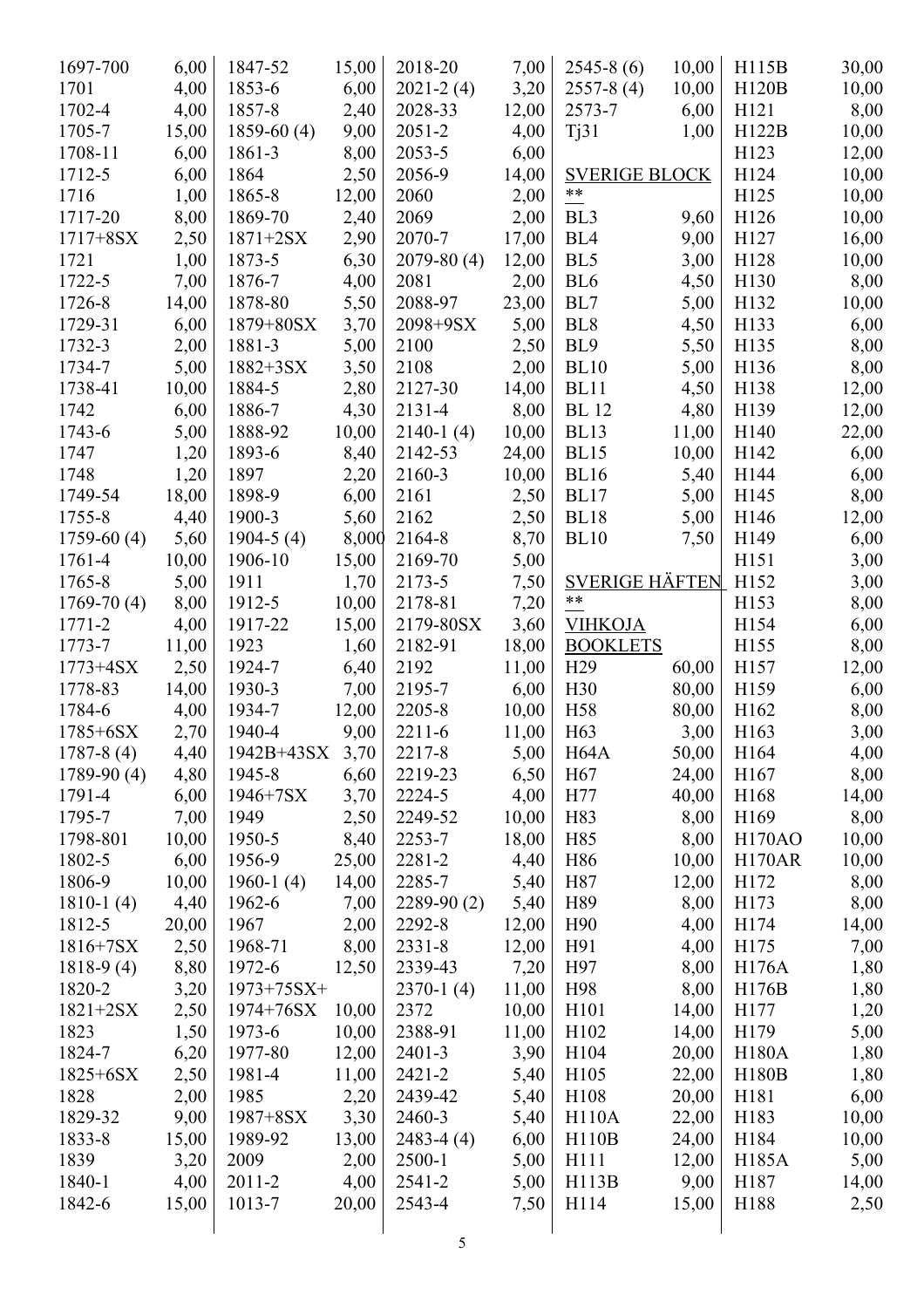| | | | | | | | | | |
|---|---|---|---|---|---|---|---|---|---|
| 1697-700 | 6,00 | 1847-52 | 15,00 | 2018-20 | 7,00 | 2545-8 (6) | 10,00 | H115B | 30,00 |
| 1701 | 4,00 | 1853-6 | 6,00 | 2021-2 (4) | 3,20 | 2557-8 (4) | 10,00 | H120B | 10,00 |
| 1702-4 | 4,00 | 1857-8 | 2,40 | 2028-33 | 12,00 | 2573-7 | 6,00 | H121 | 8,00 |
| 1705-7 | 15,00 | 1859-60 (4) | 9,00 | 2051-2 | 4,00 | Tj31 | 1,00 | H122B | 10,00 |
| 1708-11 | 6,00 | 1861-3 | 8,00 | 2053-5 | 6,00 | | | H123 | 12,00 |
| 1712-5 | 6,00 | 1864 | 2,50 | 2056-9 | 14,00 | SVERIGE BLOCK | | H124 | 10,00 |
| 1716 | 1,00 | 1865-8 | 12,00 | 2060 | 2,00 | ** | | H125 | 10,00 |
| 1717-20 | 8,00 | 1869-70 | 2,40 | 2069 | 2,00 | BL3 | 9,60 | H126 | 10,00 |
| 1717+8SX | 2,50 | 1871+2SX | 2,90 | 2070-7 | 17,00 | BL4 | 9,00 | H127 | 16,00 |
| 1721 | 1,00 | 1873-5 | 6,30 | 2079-80 (4) | 12,00 | BL5 | 3,00 | H128 | 10,00 |
| 1722-5 | 7,00 | 1876-7 | 4,00 | 2081 | 2,00 | BL6 | 4,50 | H130 | 8,00 |
| 1726-8 | 14,00 | 1878-80 | 5,50 | 2088-97 | 23,00 | BL7 | 5,00 | H132 | 10,00 |
| 1729-31 | 6,00 | 1879+80SX | 3,70 | 2098+9SX | 5,00 | BL8 | 4,50 | H133 | 6,00 |
| 1732-3 | 2,00 | 1881-3 | 5,00 | 2100 | 2,50 | BL9 | 5,50 | H135 | 8,00 |
| 1734-7 | 5,00 | 1882+3SX | 3,50 | 2108 | 2,00 | BL10 | 5,00 | H136 | 8,00 |
| 1738-41 | 10,00 | 1884-5 | 2,80 | 2127-30 | 14,00 | BL11 | 4,50 | H138 | 12,00 |
| 1742 | 6,00 | 1886-7 | 4,30 | 2131-4 | 8,00 | BL 12 | 4,80 | H139 | 12,00 |
| 1743-6 | 5,00 | 1888-92 | 10,00 | 2140-1 (4) | 10,00 | BL13 | 11,00 | H140 | 22,00 |
| 1747 | 1,20 | 1893-6 | 8,40 | 2142-53 | 24,00 | BL15 | 10,00 | H142 | 6,00 |
| 1748 | 1,20 | 1897 | 2,20 | 2160-3 | 10,00 | BL16 | 5,40 | H144 | 6,00 |
| 1749-54 | 18,00 | 1898-9 | 6,00 | 2161 | 2,50 | BL17 | 5,00 | H145 | 8,00 |
| 1755-8 | 4,40 | 1900-3 | 5,60 | 2162 | 2,50 | BL18 | 5,00 | H146 | 12,00 |
| 1759-60 (4) | 5,60 | 1904-5 (4) | 8,000 | 2164-8 | 8,70 | BL10 | 7,50 | H149 | 6,00 |
| 1761-4 | 10,00 | 1906-10 | 15,00 | 2169-70 | 5,00 | | | H151 | 3,00 |
| 1765-8 | 5,00 | 1911 | 1,70 | 2173-5 | 7,50 | SVERIGE HÄFTEN | | H152 | 3,00 |
| 1769-70 (4) | 8,00 | 1912-5 | 10,00 | 2178-81 | 7,20 | ** | | H153 | 8,00 |
| 1771-2 | 4,00 | 1917-22 | 15,00 | 2179-80SX | 3,60 | VIHKOJA | | H154 | 6,00 |
| 1773-7 | 11,00 | 1923 | 1,60 | 2182-91 | 18,00 | BOOKLETS | | H155 | 8,00 |
| 1773+4SX | 2,50 | 1924-7 | 6,40 | 2192 | 11,00 | H29 | 60,00 | H157 | 12,00 |
| 1778-83 | 14,00 | 1930-3 | 7,00 | 2195-7 | 6,00 | H30 | 80,00 | H159 | 6,00 |
| 1784-6 | 4,00 | 1934-7 | 12,00 | 2205-8 | 10,00 | H58 | 80,00 | H162 | 8,00 |
| 1785+6SX | 2,70 | 1940-4 | 9,00 | 2211-6 | 11,00 | H63 | 3,00 | H163 | 3,00 |
| 1787-8 (4) | 4,40 | 1942B+43SX | 3,70 | 2217-8 | 5,00 | H64A | 50,00 | H164 | 4,00 |
| 1789-90 (4) | 4,80 | 1945-8 | 6,60 | 2219-23 | 6,50 | H67 | 24,00 | H167 | 8,00 |
| 1791-4 | 6,00 | 1946+7SX | 3,70 | 2224-5 | 4,00 | H77 | 40,00 | H168 | 14,00 |
| 1795-7 | 7,00 | 1949 | 2,50 | 2249-52 | 10,00 | H83 | 8,00 | H169 | 8,00 |
| 1798-801 | 10,00 | 1950-5 | 8,40 | 2253-7 | 18,00 | H85 | 8,00 | H170AO | 10,00 |
| 1802-5 | 6,00 | 1956-9 | 25,00 | 2281-2 | 4,40 | H86 | 10,00 | H170AR | 10,00 |
| 1806-9 | 10,00 | 1960-1 (4) | 14,00 | 2285-7 | 5,40 | H87 | 12,00 | H172 | 8,00 |
| 1810-1 (4) | 4,40 | 1962-6 | 7,00 | 2289-90 (2) | 5,40 | H89 | 8,00 | H173 | 8,00 |
| 1812-5 | 20,00 | 1967 | 2,00 | 2292-8 | 12,00 | H90 | 4,00 | H174 | 14,00 |
| 1816+7SX | 2,50 | 1968-71 | 8,00 | 2331-8 | 12,00 | H91 | 4,00 | H175 | 7,00 |
| 1818-9 (4) | 8,80 | 1972-6 | 12,50 | 2339-43 | 7,20 | H97 | 8,00 | H176A | 1,80 |
| 1820-2 | 3,20 | 1973+75SX+ | | 2370-1 (4) | 11,00 | H98 | 8,00 | H176B | 1,80 |
| 1821+2SX | 2,50 | 1974+76SX | 10,00 | 2372 | 10,00 | H101 | 14,00 | H177 | 1,20 |
| 1823 | 1,50 | 1973-6 | 10,00 | 2388-91 | 11,00 | H102 | 14,00 | H179 | 5,00 |
| 1824-7 | 6,20 | 1977-80 | 12,00 | 2401-3 | 3,90 | H104 | 20,00 | H180A | 1,80 |
| 1825+6SX | 2,50 | 1981-4 | 11,00 | 2421-2 | 5,40 | H105 | 22,00 | H180B | 1,80 |
| 1828 | 2,00 | 1985 | 2,20 | 2439-42 | 5,40 | H108 | 20,00 | H181 | 6,00 |
| 1829-32 | 9,00 | 1987+8SX | 3,30 | 2460-3 | 5,40 | H110A | 22,00 | H183 | 10,00 |
| 1833-8 | 15,00 | 1989-92 | 13,00 | 2483-4 (4) | 6,00 | H110B | 24,00 | H184 | 10,00 |
| 1839 | 3,20 | 2009 | 2,00 | 2500-1 | 5,00 | H111 | 12,00 | H185A | 5,00 |
| 1840-1 | 4,00 | 2011-2 | 4,00 | 2541-2 | 5,00 | H113B | 9,00 | H187 | 14,00 |
| 1842-6 | 15,00 | 1013-7 | 20,00 | 2543-4 | 7,50 | H114 | 15,00 | H188 | 2,50 |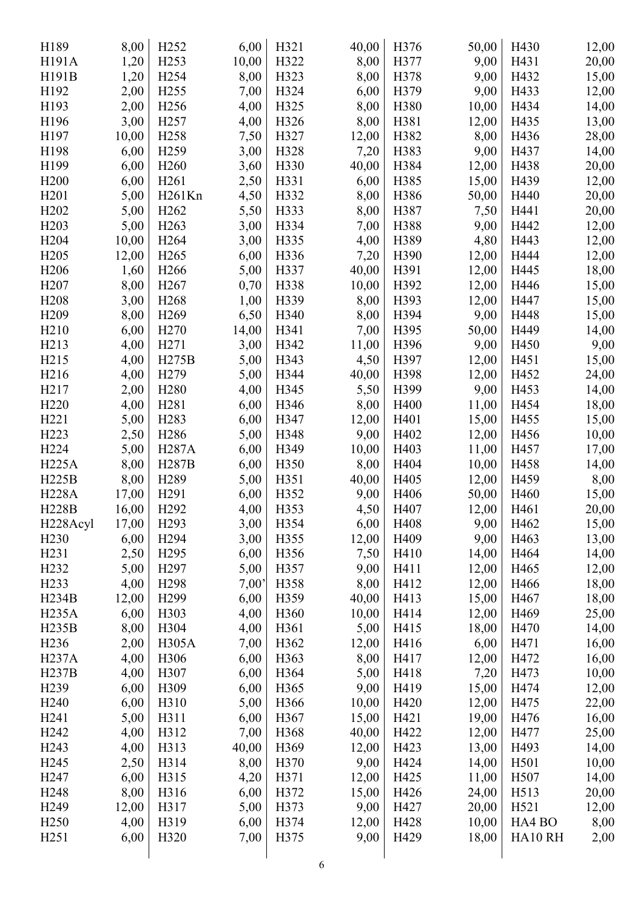| | | | | | | | | | |
|---|---|---|---|---|---|---|---|---|---|
| H189 | 8,00 | H252 | 6,00 | H321 | 40,00 | H376 | 50,00 | H430 | 12,00 |
| H191A | 1,20 | H253 | 10,00 | H322 | 8,00 | H377 | 9,00 | H431 | 20,00 |
| H191B | 1,20 | H254 | 8,00 | H323 | 8,00 | H378 | 9,00 | H432 | 15,00 |
| H192 | 2,00 | H255 | 7,00 | H324 | 6,00 | H379 | 9,00 | H433 | 12,00 |
| H193 | 2,00 | H256 | 4,00 | H325 | 8,00 | H380 | 10,00 | H434 | 14,00 |
| H196 | 3,00 | H257 | 4,00 | H326 | 8,00 | H381 | 12,00 | H435 | 13,00 |
| H197 | 10,00 | H258 | 7,50 | H327 | 12,00 | H382 | 8,00 | H436 | 28,00 |
| H198 | 6,00 | H259 | 3,00 | H328 | 7,20 | H383 | 9,00 | H437 | 14,00 |
| H199 | 6,00 | H260 | 3,60 | H330 | 40,00 | H384 | 12,00 | H438 | 20,00 |
| H200 | 6,00 | H261 | 2,50 | H331 | 6,00 | H385 | 15,00 | H439 | 12,00 |
| H201 | 5,00 | H261Kn | 4,50 | H332 | 8,00 | H386 | 50,00 | H440 | 20,00 |
| H202 | 5,00 | H262 | 5,50 | H333 | 8,00 | H387 | 7,50 | H441 | 20,00 |
| H203 | 5,00 | H263 | 3,00 | H334 | 7,00 | H388 | 9,00 | H442 | 12,00 |
| H204 | 10,00 | H264 | 3,00 | H335 | 4,00 | H389 | 4,80 | H443 | 12,00 |
| H205 | 12,00 | H265 | 6,00 | H336 | 7,20 | H390 | 12,00 | H444 | 12,00 |
| H206 | 1,60 | H266 | 5,00 | H337 | 40,00 | H391 | 12,00 | H445 | 18,00 |
| H207 | 8,00 | H267 | 0,70 | H338 | 10,00 | H392 | 12,00 | H446 | 15,00 |
| H208 | 3,00 | H268 | 1,00 | H339 | 8,00 | H393 | 12,00 | H447 | 15,00 |
| H209 | 8,00 | H269 | 6,50 | H340 | 8,00 | H394 | 9,00 | H448 | 15,00 |
| H210 | 6,00 | H270 | 14,00 | H341 | 7,00 | H395 | 50,00 | H449 | 14,00 |
| H213 | 4,00 | H271 | 3,00 | H342 | 11,00 | H396 | 9,00 | H450 | 9,00 |
| H215 | 4,00 | H275B | 5,00 | H343 | 4,50 | H397 | 12,00 | H451 | 15,00 |
| H216 | 4,00 | H279 | 5,00 | H344 | 40,00 | H398 | 12,00 | H452 | 24,00 |
| H217 | 2,00 | H280 | 4,00 | H345 | 5,50 | H399 | 9,00 | H453 | 14,00 |
| H220 | 4,00 | H281 | 6,00 | H346 | 8,00 | H400 | 11,00 | H454 | 18,00 |
| H221 | 5,00 | H283 | 6,00 | H347 | 12,00 | H401 | 15,00 | H455 | 15,00 |
| H223 | 2,50 | H286 | 5,00 | H348 | 9,00 | H402 | 12,00 | H456 | 10,00 |
| H224 | 5,00 | H287A | 6,00 | H349 | 10,00 | H403 | 11,00 | H457 | 17,00 |
| H225A | 8,00 | H287B | 6,00 | H350 | 8,00 | H404 | 10,00 | H458 | 14,00 |
| H225B | 8,00 | H289 | 5,00 | H351 | 40,00 | H405 | 12,00 | H459 | 8,00 |
| H228A | 17,00 | H291 | 6,00 | H352 | 9,00 | H406 | 50,00 | H460 | 15,00 |
| H228B | 16,00 | H292 | 4,00 | H353 | 4,50 | H407 | 12,00 | H461 | 20,00 |
| H228Acyl | 17,00 | H293 | 3,00 | H354 | 6,00 | H408 | 9,00 | H462 | 15,00 |
| H230 | 6,00 | H294 | 3,00 | H355 | 12,00 | H409 | 9,00 | H463 | 13,00 |
| H231 | 2,50 | H295 | 6,00 | H356 | 7,50 | H410 | 14,00 | H464 | 14,00 |
| H232 | 5,00 | H297 | 5,00 | H357 | 9,00 | H411 | 12,00 | H465 | 12,00 |
| H233 | 4,00 | H298 | 7,00’ | H358 | 8,00 | H412 | 12,00 | H466 | 18,00 |
| H234B | 12,00 | H299 | 6,00 | H359 | 40,00 | H413 | 15,00 | H467 | 18,00 |
| H235A | 6,00 | H303 | 4,00 | H360 | 10,00 | H414 | 12,00 | H469 | 25,00 |
| H235B | 8,00 | H304 | 4,00 | H361 | 5,00 | H415 | 18,00 | H470 | 14,00 |
| H236 | 2,00 | H305A | 7,00 | H362 | 12,00 | H416 | 6,00 | H471 | 16,00 |
| H237A | 4,00 | H306 | 6,00 | H363 | 8,00 | H417 | 12,00 | H472 | 16,00 |
| H237B | 4,00 | H307 | 6,00 | H364 | 5,00 | H418 | 7,20 | H473 | 10,00 |
| H239 | 6,00 | H309 | 6,00 | H365 | 9,00 | H419 | 15,00 | H474 | 12,00 |
| H240 | 6,00 | H310 | 5,00 | H366 | 10,00 | H420 | 12,00 | H475 | 22,00 |
| H241 | 5,00 | H311 | 6,00 | H367 | 15,00 | H421 | 19,00 | H476 | 16,00 |
| H242 | 4,00 | H312 | 7,00 | H368 | 40,00 | H422 | 12,00 | H477 | 25,00 |
| H243 | 4,00 | H313 | 40,00 | H369 | 12,00 | H423 | 13,00 | H493 | 14,00 |
| H245 | 2,50 | H314 | 8,00 | H370 | 9,00 | H424 | 14,00 | H501 | 10,00 |
| H247 | 6,00 | H315 | 4,20 | H371 | 12,00 | H425 | 11,00 | H507 | 14,00 |
| H248 | 8,00 | H316 | 6,00 | H372 | 15,00 | H426 | 24,00 | H513 | 20,00 |
| H249 | 12,00 | H317 | 5,00 | H373 | 9,00 | H427 | 20,00 | H521 | 12,00 |
| H250 | 4,00 | H319 | 6,00 | H374 | 12,00 | H428 | 10,00 | HA4 BO | 8,00 |
| H251 | 6,00 | H320 | 7,00 | H375 | 9,00 | H429 | 18,00 | HA10 RH | 2,00 |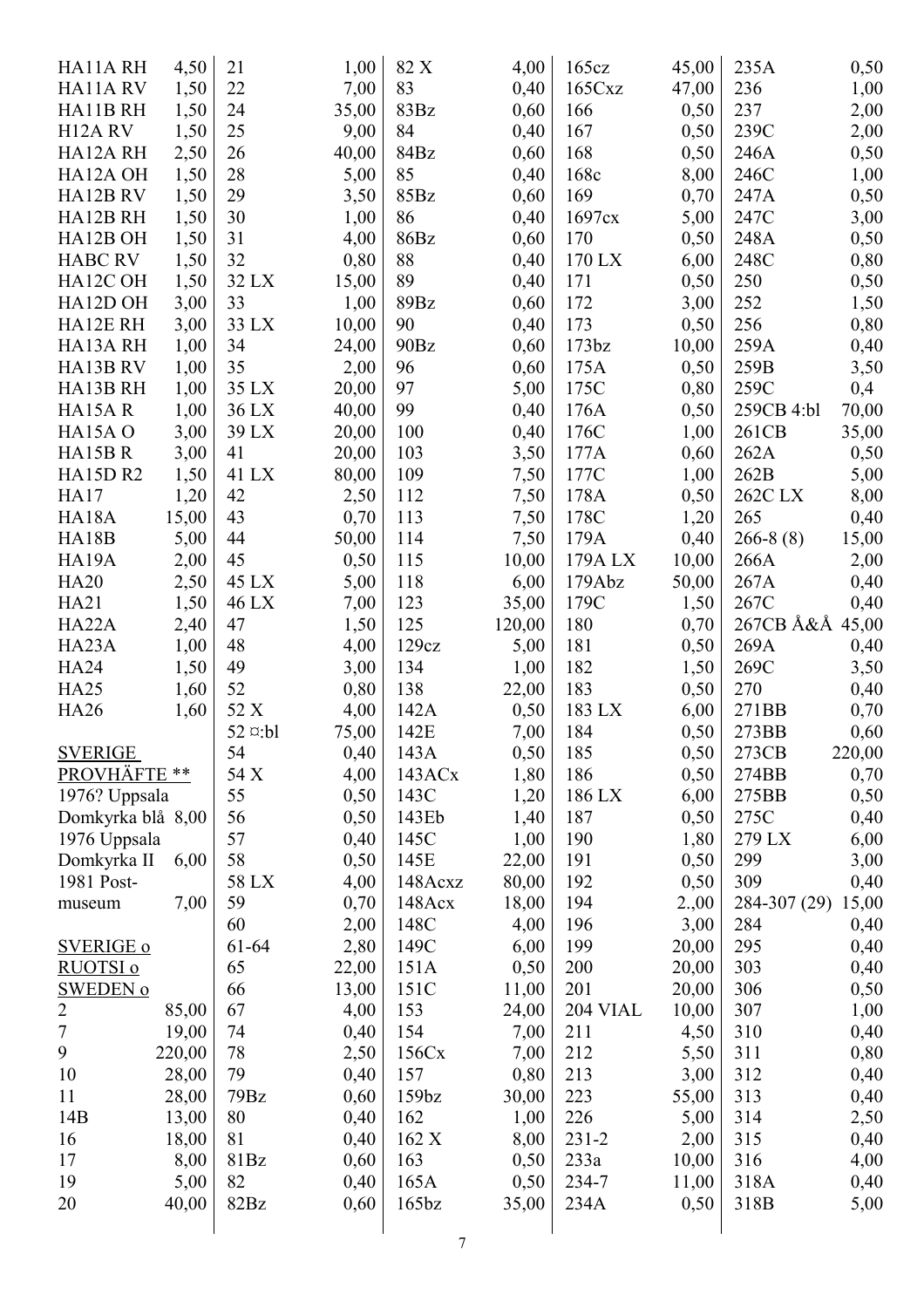| | |
|---|---|
| HA11A RH | 4,50 |
| HA11A RV | 1,50 |
| HA11B RH | 1,50 |
| H12A RV | 1,50 |
| HA12A RH | 2,50 |
| HA12A OH | 1,50 |
| HA12B RV | 1,50 |
| HA12B RH | 1,50 |
| HA12B OH | 1,50 |
| HABC RV | 1,50 |
| HA12C OH | 1,50 |
| HA12D OH | 3,00 |
| HA12E RH | 3,00 |
| HA13A RH | 1,00 |
| HA13B RV | 1,00 |
| HA13B RH | 1,00 |
| HA15A R | 1,00 |
| HA15A O | 3,00 |
| HA15B R | 3,00 |
| HA15D R2 | 1,50 |
| HA17 | 1,20 |
| HA18A | 15,00 |
| HA18B | 5,00 |
| HA19A | 2,00 |
| HA20 | 2,50 |
| HA21 | 1,50 |
| HA22A | 2,40 |
| HA23A | 1,00 |
| HA24 | 1,50 |
| HA25 | 1,60 |
| HA26 | 1,60 |

<u>SVERIGE</u>
<u>PROVHÄFTE **</u>

1976? Uppsala Domkyrka blå 8,00
1976 Uppsala Domkyrka II 6,00
1981 Postmuseum 7,00

<u>SVERIGE o</u>
<u>RUOTSI o</u>
<u>SWEDEN o</u>

| | |
|---|---|
| 2 | 85,00 |
| 7 | 19,00 |
| 9 | 220,00 |
| 10 | 28,00 |
| 11 | 28,00 |
| 14B | 13,00 |
| 16 | 18,00 |
| 17 | 8,00 |
| 19 | 5,00 |
| 20 | 40,00 |
| 21 | 1,00 |
| 22 | 7,00 |
| 24 | 35,00 |
| 25 | 9,00 |
| 26 | 40,00 |
| 28 | 5,00 |
| 29 | 3,50 |
| 30 | 1,00 |
| 31 | 4,00 |
| 32 | 0,80 |
| 32 LX | 15,00 |
| 33 | 1,00 |
| 33 LX | 10,00 |
| 34 | 24,00 |
| 35 | 2,00 |
| 35 LX | 20,00 |
| 36 LX | 40,00 |
| 39 LX | 20,00 |
| 41 | 20,00 |
| 41 LX | 80,00 |
| 42 | 2,50 |
| 43 | 0,70 |
| 44 | 50,00 |
| 45 | 0,50 |
| 45 LX | 5,00 |
| 46 LX | 7,00 |
| 47 | 1,50 |
| 48 | 4,00 |
| 49 | 3,00 |
| 52 | 0,80 |
| 52 X | 4,00 |
| 52 ¤:bl | 75,00 |
| 54 | 0,40 |
| 54 X | 4,00 |
| 55 | 0,50 |
| 56 | 0,50 |
| 57 | 0,40 |
| 58 | 0,50 |
| 58 LX | 4,00 |
| 59 | 0,70 |
| 60 | 2,00 |
| 61-64 | 2,80 |
| 65 | 22,00 |
| 66 | 13,00 |
| 67 | 4,00 |
| 74 | 0,40 |
| 78 | 2,50 |
| 79 | 0,40 |
| 79Bz | 0,60 |
| 80 | 0,40 |
| 81 | 0,40 |
| 81Bz | 0,60 |
| 82 | 0,40 |
| 82Bz | 0,60 |
| 82 X | 4,00 |
| 83 | 0,40 |
| 83Bz | 0,60 |
| 84 | 0,40 |
| 84Bz | 0,60 |
| 85 | 0,40 |
| 85Bz | 0,60 |
| 86 | 0,40 |
| 86Bz | 0,60 |
| 88 | 0,40 |
| 89 | 0,40 |
| 89Bz | 0,60 |
| 90 | 0,40 |
| 90Bz | 0,60 |
| 96 | 0,60 |
| 97 | 5,00 |
| 99 | 0,40 |
| 100 | 0,40 |
| 103 | 3,50 |
| 109 | 7,50 |
| 112 | 7,50 |
| 113 | 7,50 |
| 114 | 7,50 |
| 115 | 10,00 |
| 118 | 6,00 |
| 123 | 35,00 |
| 125 | 120,00 |
| 129cz | 5,00 |
| 134 | 1,00 |
| 138 | 22,00 |
| 142A | 0,50 |
| 142E | 7,00 |
| 143A | 0,50 |
| 143ACx | 1,80 |
| 143C | 1,20 |
| 143Eb | 1,40 |
| 145C | 1,00 |
| 145E | 22,00 |
| 148Acxz | 80,00 |
| 148Acx | 18,00 |
| 148C | 4,00 |
| 149C | 6,00 |
| 151A | 0,50 |
| 151C | 11,00 |
| 153 | 24,00 |
| 154 | 7,00 |
| 156Cx | 7,00 |
| 157 | 0,80 |
| 159bz | 30,00 |
| 162 | 1,00 |
| 162 X | 8,00 |
| 163 | 0,50 |
| 165A | 0,50 |
| 165bz | 35,00 |
| 165cz | 45,00 |
| 165Cxz | 47,00 |
| 166 | 0,50 |
| 167 | 0,50 |
| 168 | 0,50 |
| 168c | 8,00 |
| 169 | 0,70 |
| 1697cx | 5,00 |
| 170 | 0,50 |
| 170 LX | 6,00 |
| 171 | 0,50 |
| 172 | 3,00 |
| 173 | 0,50 |
| 173bz | 10,00 |
| 175A | 0,50 |
| 175C | 0,80 |
| 176A | 0,50 |
| 176C | 1,00 |
| 177A | 0,60 |
| 177C | 1,00 |
| 178A | 0,50 |
| 178C | 1,20 |
| 179A | 0,40 |
| 179A LX | 10,00 |
| 179Abz | 50,00 |
| 179C | 1,50 |
| 180 | 0,70 |
| 181 | 0,50 |
| 182 | 1,50 |
| 183 | 0,50 |
| 183 LX | 6,00 |
| 184 | 0,50 |
| 185 | 0,50 |
| 186 | 0,50 |
| 186 LX | 6,00 |
| 187 | 0,50 |
| 190 | 1,80 |
| 191 | 0,50 |
| 192 | 0,50 |
| 194 | 2.,00 |
| 196 | 3,00 |
| 199 | 20,00 |
| 200 | 20,00 |
| 201 | 20,00 |
| 204 VIAL | 10,00 |
| 211 | 4,50 |
| 212 | 5,50 |
| 213 | 3,00 |
| 223 | 55,00 |
| 226 | 5,00 |
| 231-2 | 2,00 |
| 233a | 10,00 |
| 234-7 | 11,00 |
| 234A | 0,50 |
| 235A | 0,50 |
| 236 | 1,00 |
| 237 | 2,00 |
| 239C | 2,00 |
| 246A | 0,50 |
| 246C | 1,00 |
| 247A | 0,50 |
| 247C | 3,00 |
| 248A | 0,50 |
| 248C | 0,80 |
| 250 | 0,50 |
| 252 | 1,50 |
| 256 | 0,80 |
| 259A | 0,40 |
| 259B | 3,50 |
| 259C | 0,4 |
| 259CB 4:bl | 70,00 |
| 261CB | 35,00 |
| 262A | 0,50 |
| 262B | 5,00 |
| 262C LX | 8,00 |
| 265 | 0,40 |
| 266-8 (8) | 15,00 |
| 266A | 2,00 |
| 267A | 0,40 |
| 267C | 0,40 |
| 267CB Å&Å | 45,00 |
| 269A | 0,40 |
| 269C | 3,50 |
| 270 | 0,40 |
| 271BB | 0,70 |
| 273BB | 0,60 |
| 273CB | 220,00 |
| 274BB | 0,70 |
| 275BB | 0,50 |
| 275C | 0,40 |
| 279 LX | 6,00 |
| 299 | 3,00 |
| 309 | 0,40 |
| 284-307 (29) | 15,00 |
| 284 | 0,40 |
| 295 | 0,40 |
| 303 | 0,40 |
| 306 | 0,50 |
| 307 | 1,00 |
| 310 | 0,40 |
| 311 | 0,80 |
| 312 | 0,40 |
| 313 | 0,40 |
| 314 | 2,50 |
| 315 | 0,40 |
| 316 | 4,00 |
| 318A | 0,40 |
| 318B | 5,00 |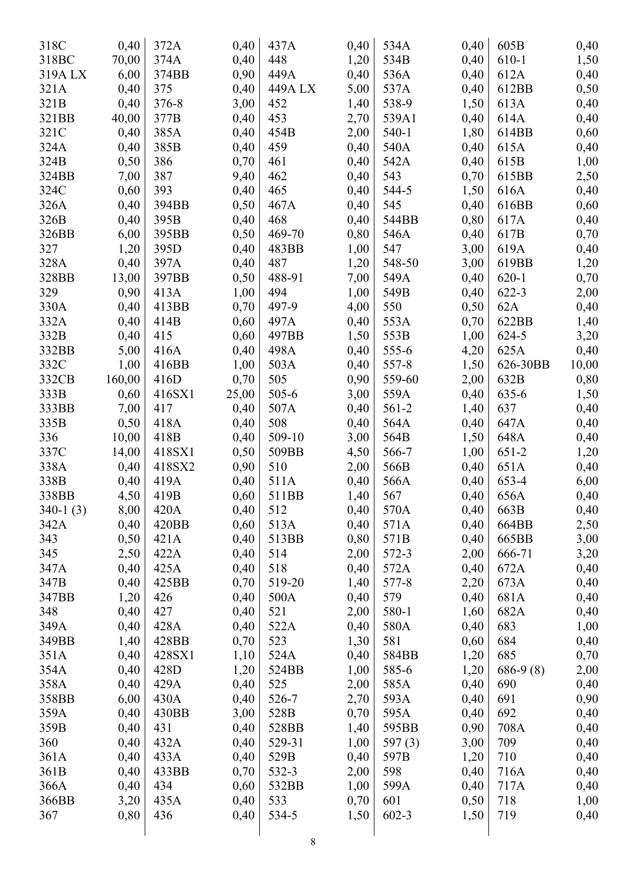| | | | | | | | | | |
|---|---|---|---|---|---|---|---|---|---|
| 318C | 0,40 | 372A | 0,40 | 437A | 0,40 | 534A | 0,40 | 605B | 0,40 |
| 318BC | 70,00 | 374A | 0,40 | 448 | 1,20 | 534B | 0,40 | 610-1 | 1,50 |
| 319A LX | 6,00 | 374BB | 0,90 | 449A | 0,40 | 536A | 0,40 | 612A | 0,40 |
| 321A | 0,40 | 375 | 0,40 | 449A LX | 5,00 | 537A | 0,40 | 612BB | 0,50 |
| 321B | 0,40 | 376-8 | 3,00 | 452 | 1,40 | 538-9 | 1,50 | 613A | 0,40 |
| 321BB | 40,00 | 377B | 0,40 | 453 | 2,70 | 539A1 | 0,40 | 614A | 0,40 |
| 321C | 0,40 | 385A | 0,40 | 454B | 2,00 | 540-1 | 1,80 | 614BB | 0,60 |
| 324A | 0,40 | 385B | 0,40 | 459 | 0,40 | 540A | 0,40 | 615A | 0,40 |
| 324B | 0,50 | 386 | 0,70 | 461 | 0,40 | 542A | 0,40 | 615B | 1,00 |
| 324BB | 7,00 | 387 | 9,40 | 462 | 0,40 | 543 | 0,70 | 615BB | 2,50 |
| 324C | 0,60 | 393 | 0,40 | 465 | 0,40 | 544-5 | 1,50 | 616A | 0,40 |
| 326A | 0,40 | 394BB | 0,50 | 467A | 0,40 | 545 | 0,40 | 616BB | 0,60 |
| 326B | 0,40 | 395B | 0,40 | 468 | 0,40 | 544BB | 0,80 | 617A | 0,40 |
| 326BB | 6,00 | 395BB | 0,50 | 469-70 | 0,80 | 546A | 0,40 | 617B | 0,70 |
| 327 | 1,20 | 395D | 0,40 | 483BB | 1,00 | 547 | 3,00 | 619A | 0,40 |
| 328A | 0,40 | 397A | 0,40 | 487 | 1,20 | 548-50 | 3,00 | 619BB | 1,20 |
| 328BB | 13,00 | 397BB | 0,50 | 488-91 | 7,00 | 549A | 0,40 | 620-1 | 0,70 |
| 329 | 0,90 | 413A | 1,00 | 494 | 1,00 | 549B | 0,40 | 622-3 | 2,00 |
| 330A | 0,40 | 413BB | 0,70 | 497-9 | 4,00 | 550 | 0,50 | 62A | 0,40 |
| 332A | 0,40 | 414B | 0,60 | 497A | 0,40 | 553A | 0,70 | 622BB | 1,40 |
| 332B | 0,40 | 415 | 0,60 | 497BB | 1,50 | 553B | 1,00 | 624-5 | 3,20 |
| 332BB | 5,00 | 416A | 0,40 | 498A | 0,40 | 555-6 | 4,20 | 625A | 0,40 |
| 332C | 1,00 | 416BB | 1,00 | 503A | 0,40 | 557-8 | 1,50 | 626-30BB | 10,00 |
| 332CB | 160,00 | 416D | 0,70 | 505 | 0,90 | 559-60 | 2,00 | 632B | 0,80 |
| 333B | 0,60 | 416SX1 | 25,00 | 505-6 | 3,00 | 559A | 0,40 | 635-6 | 1,50 |
| 333BB | 7,00 | 417 | 0,40 | 507A | 0,40 | 561-2 | 1,40 | 637 | 0,40 |
| 335B | 0,50 | 418A | 0,40 | 508 | 0,40 | 564A | 0,40 | 647A | 0,40 |
| 336 | 10,00 | 418B | 0,40 | 509-10 | 3,00 | 564B | 1,50 | 648A | 0,40 |
| 337C | 14,00 | 418SX1 | 0,50 | 509BB | 4,50 | 566-7 | 1,00 | 651-2 | 1,20 |
| 338A | 0,40 | 418SX2 | 0,90 | 510 | 2,00 | 566B | 0,40 | 651A | 0,40 |
| 338B | 0,40 | 419A | 0,40 | 511A | 0,40 | 566A | 0,40 | 653-4 | 6,00 |
| 338BB | 4,50 | 419B | 0,60 | 511BB | 1,40 | 567 | 0,40 | 656A | 0,40 |
| 340-1 (3) | 8,00 | 420A | 0,40 | 512 | 0,40 | 570A | 0,40 | 663B | 0,40 |
| 342A | 0,40 | 420BB | 0,60 | 513A | 0,40 | 571A | 0,40 | 664BB | 2,50 |
| 343 | 0,50 | 421A | 0,40 | 513BB | 0,80 | 571B | 0,40 | 665BB | 3,00 |
| 345 | 2,50 | 422A | 0,40 | 514 | 2,00 | 572-3 | 2,00 | 666-71 | 3,20 |
| 347A | 0,40 | 425A | 0,40 | 518 | 0,40 | 572A | 0,40 | 672A | 0,40 |
| 347B | 0,40 | 425BB | 0,70 | 519-20 | 1,40 | 577-8 | 2,20 | 673A | 0,40 |
| 347BB | 1,20 | 426 | 0,40 | 500A | 0,40 | 579 | 0,40 | 681A | 0,40 |
| 348 | 0,40 | 427 | 0,40 | 521 | 2,00 | 580-1 | 1,60 | 682A | 0,40 |
| 349A | 0,40 | 428A | 0,40 | 522A | 0,40 | 580A | 0,40 | 683 | 1,00 |
| 349BB | 1,40 | 428BB | 0,70 | 523 | 1,30 | 581 | 0,60 | 684 | 0,40 |
| 351A | 0,40 | 428SX1 | 1,10 | 524A | 0,40 | 584BB | 1,20 | 685 | 0,70 |
| 354A | 0,40 | 428D | 1,20 | 524BB | 1,00 | 585-6 | 1,20 | 686-9 (8) | 2,00 |
| 358A | 0,40 | 429A | 0,40 | 525 | 2,00 | 585A | 0,40 | 690 | 0,40 |
| 358BB | 6,00 | 430A | 0,40 | 526-7 | 2,70 | 593A | 0,40 | 691 | 0,90 |
| 359A | 0,40 | 430BB | 3,00 | 528B | 0,70 | 595A | 0,40 | 692 | 0,40 |
| 359B | 0,40 | 431 | 0,40 | 528BB | 1,40 | 595BB | 0,90 | 708A | 0,40 |
| 360 | 0,40 | 432A | 0,40 | 529-31 | 1,00 | 597 (3) | 3,00 | 709 | 0,40 |
| 361A | 0,40 | 433A | 0,40 | 529B | 0,40 | 597B | 1,20 | 710 | 0,40 |
| 361B | 0,40 | 433BB | 0,70 | 532-3 | 2,00 | 598 | 0,40 | 716A | 0,40 |
| 366A | 0,40 | 434 | 0,60 | 532BB | 1,00 | 599A | 0,40 | 717A | 0,40 |
| 366BB | 3,20 | 435A | 0,40 | 533 | 0,70 | 601 | 0,50 | 718 | 1,00 |
| 367 | 0,80 | 436 | 0,40 | 534-5 | 1,50 | 602-3 | 1,50 | 719 | 0,40 |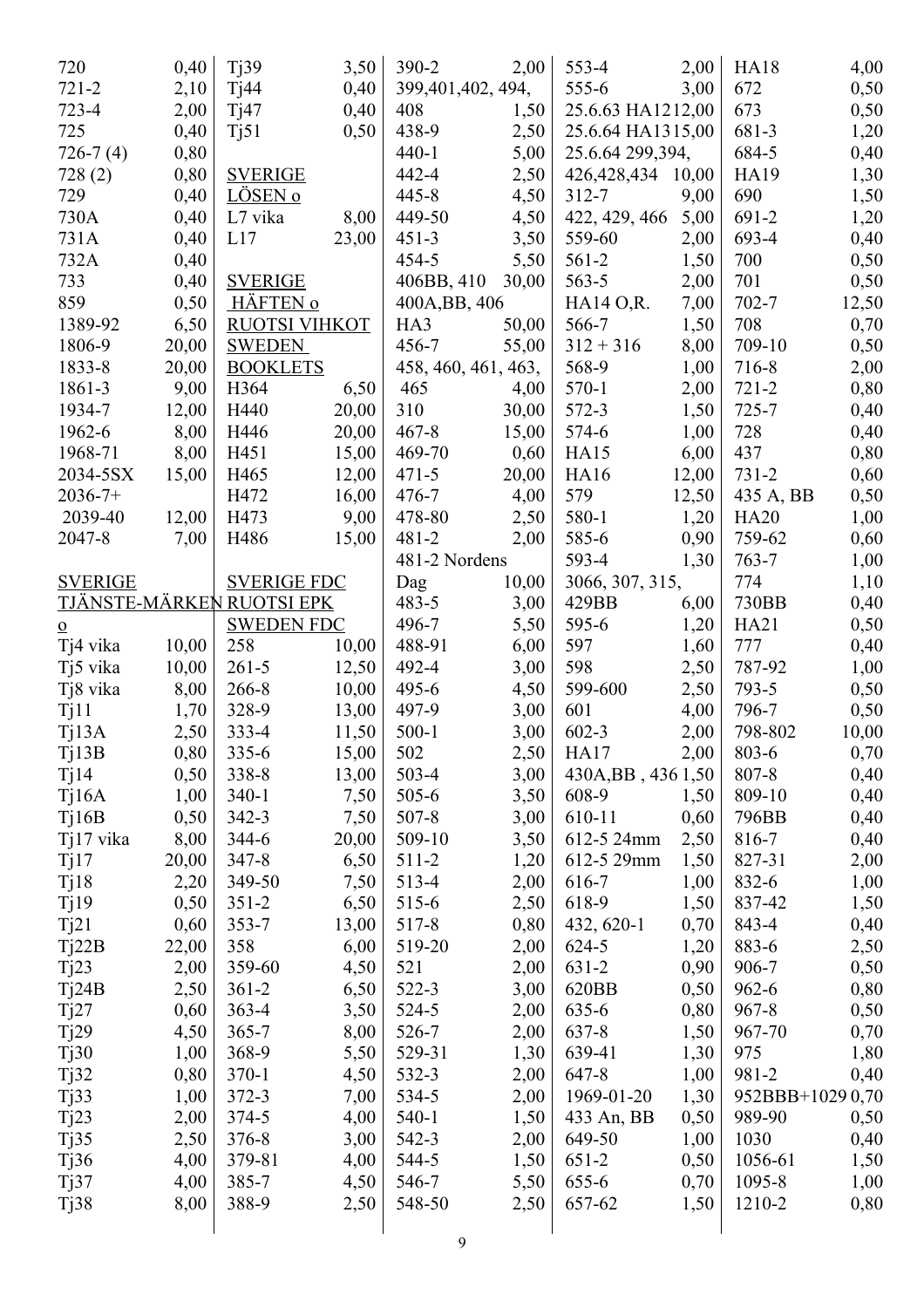| | |
|---|---|
| 720 | 0,40 |
| 721-2 | 2,10 |
| 723-4 | 2,00 |
| 725 | 0,40 |
| 726-7 (4) | 0,80 |
| 728 (2) | 0,80 |
| 729 | 0,40 |
| 730A | 0,40 |
| 731A | 0,40 |
| 732A | 0,40 |
| 733 | 0,40 |
| 859 | 0,50 |
| 1389-92 | 6,50 |
| 1806-9 | 20,00 |
| 1833-8 | 20,00 |
| 1861-3 | 9,00 |
| 1934-7 | 12,00 |
| 1962-6 | 8,00 |
| 1968-71 | 8,00 |
| 2034-5SX | 15,00 |
| 2036-7+ | |
| 2039-40 | 12,00 |
| 2047-8 | 7,00 |

**SVERIGE TJÄNSTE-MÄRKEN o**

| | |
|---|---|
| Tj4 vika | 10,00 |
| Tj5 vika | 10,00 |
| Tj8 vika | 8,00 |
| Tj11 | 1,70 |
| Tj13A | 2,50 |
| Tj13B | 0,80 |
| Tj14 | 0,50 |
| Tj16A | 1,00 |
| Tj16B | 0,50 |
| Tj17 vika | 8,00 |
| Tj17 | 20,00 |
| Tj18 | 2,20 |
| Tj19 | 0,50 |
| Tj21 | 0,60 |
| Tj22B | 22,00 |
| Tj23 | 2,00 |
| Tj24B | 2,50 |
| Tj27 | 0,60 |
| Tj29 | 4,50 |
| Tj30 | 1,00 |
| Tj32 | 0,80 |
| Tj33 | 1,00 |
| Tj23 | 2,00 |
| Tj35 | 2,50 |
| Tj36 | 4,00 |
| Tj37 | 4,00 |
| Tj38 | 8,00 |
| Tj39 | 3,50 |
| Tj44 | 0,40 |
| Tj47 | 0,40 |
| Tj51 | 0,50 |

**SVERIGE LÖSEN o**

| | |
|---|---|
| L7 vika | 8,00 |
| L17 | 23,00 |

**SVERIGE HÄFTEN o RUOTSI VIHKOT SWEDEN BOOKLETS**

| | |
|---|---|
| H364 | 6,50 |
| H440 | 20,00 |
| H446 | 20,00 |
| H451 | 15,00 |
| H465 | 12,00 |
| H472 | 16,00 |
| H473 | 9,00 |
| H486 | 15,00 |

**SVERIGE FDC RUOTSI EPK SWEDEN FDC**

| | |
|---|---|
| 258 | 10,00 |
| 261-5 | 12,50 |
| 266-8 | 10,00 |
| 328-9 | 13,00 |
| 333-4 | 11,50 |
| 335-6 | 15,00 |
| 338-8 | 13,00 |
| 340-1 | 7,50 |
| 342-3 | 7,50 |
| 344-6 | 20,00 |
| 347-8 | 6,50 |
| 349-50 | 7,50 |
| 351-2 | 6,50 |
| 353-7 | 13,00 |
| 358 | 6,00 |
| 359-60 | 4,50 |
| 361-2 | 6,50 |
| 363-4 | 3,50 |
| 365-7 | 8,00 |
| 368-9 | 5,50 |
| 370-1 | 4,50 |
| 372-3 | 7,00 |
| 374-5 | 4,00 |
| 376-8 | 3,00 |
| 379-81 | 4,00 |
| 385-7 | 4,50 |
| 388-9 | 2,50 |
| 390-2 | 2,00 |
| 399,401,402, 494, 408 | 1,50 |
| 438-9 | 2,50 |
| 440-1 | 5,00 |
| 442-4 | 2,50 |
| 445-8 | 4,50 |
| 449-50 | 4,50 |
| 451-3 | 3,50 |
| 454-5 | 5,50 |
| 406BB, 410 | 30,00 |
| 400A,BB, 406 HA3 | 50,00 |
| 456-7 | 55,00 |
| 458, 460, 461, 463, 465 | 4,00 |
| 310 | 30,00 |
| 467-8 | 15,00 |
| 469-70 | 0,60 |
| 471-5 | 20,00 |
| 476-7 | 4,00 |
| 478-80 | 2,50 |
| 481-2 | 2,00 |
| 481-2 Nordens Dag | 10,00 |
| 483-5 | 3,00 |
| 496-7 | 5,50 |
| 488-91 | 6,00 |
| 492-4 | 3,00 |
| 495-6 | 4,50 |
| 497-9 | 3,00 |
| 500-1 | 3,00 |
| 502 | 2,50 |
| 503-4 | 3,00 |
| 505-6 | 3,50 |
| 507-8 | 3,00 |
| 509-10 | 3,50 |
| 511-2 | 1,20 |
| 513-4 | 2,00 |
| 515-6 | 2,50 |
| 517-8 | 0,80 |
| 519-20 | 2,00 |
| 521 | 2,00 |
| 522-3 | 3,00 |
| 524-5 | 2,00 |
| 526-7 | 2,00 |
| 529-31 | 1,30 |
| 532-3 | 2,00 |
| 534-5 | 2,00 |
| 540-1 | 1,50 |
| 542-3 | 2,00 |
| 544-5 | 1,50 |
| 546-7 | 5,50 |
| 548-50 | 2,50 |
| 553-4 | 2,00 |
| 555-6 | 3,00 |
| 25.6.63 HA12 | 12,00 |
| 25.6.64 HA13 | 15,00 |
| 25.6.64 299,394, 426,428,434 | 10,00 |
| 312-7 | 9,00 |
| 422, 429, 466 | 5,00 |
| 559-60 | 2,00 |
| 561-2 | 1,50 |
| 563-5 | 2,00 |
| HA14 O,R. | 7,00 |
| 566-7 | 1,50 |
| 312 + 316 | 8,00 |
| 568-9 | 1,00 |
| 570-1 | 2,00 |
| 572-3 | 1,50 |
| 574-6 | 1,00 |
| HA15 | 6,00 |
| HA16 | 12,00 |
| 579 | 12,50 |
| 580-1 | 1,20 |
| 585-6 | 0,90 |
| 593-4 | 1,30 |
| 3066, 307, 315, 429BB | 6,00 |
| 595-6 | 1,20 |
| 597 | 1,60 |
| 598 | 2,50 |
| 599-600 | 2,50 |
| 601 | 4,00 |
| 602-3 | 2,00 |
| HA17 | 2,00 |
| 430A,BB , 436 | 1,50 |
| 608-9 | 1,50 |
| 610-11 | 0,60 |
| 612-5 24mm | 2,50 |
| 612-5 29mm | 1,50 |
| 616-7 | 1,00 |
| 618-9 | 1,50 |
| 432, 620-1 | 0,70 |
| 624-5 | 1,20 |
| 631-2 | 0,90 |
| 620BB | 0,50 |
| 635-6 | 0,80 |
| 637-8 | 1,50 |
| 639-41 | 1,30 |
| 647-8 | 1,00 |
| 1969-01-20 | 1,30 |
| 433 An, BB | 0,50 |
| 649-50 | 1,00 |
| 651-2 | 0,50 |
| 655-6 | 0,70 |
| 657-62 | 1,50 |
| HA18 | 4,00 |
| 672 | 0,50 |
| 673 | 0,50 |
| 681-3 | 1,20 |
| 684-5 | 0,40 |
| HA19 | 1,30 |
| 690 | 1,50 |
| 691-2 | 1,20 |
| 693-4 | 0,40 |
| 700 | 0,50 |
| 701 | 0,50 |
| 702-7 | 12,50 |
| 708 | 0,70 |
| 709-10 | 0,50 |
| 716-8 | 2,00 |
| 721-2 | 0,80 |
| 725-7 | 0,40 |
| 728 | 0,40 |
| 437 | 0,80 |
| 731-2 | 0,60 |
| 435 A, BB | 0,50 |
| HA20 | 1,00 |
| 759-62 | 0,60 |
| 763-7 | 1,00 |
| 774 | 1,10 |
| 730BB | 0,40 |
| HA21 | 0,50 |
| 777 | 0,40 |
| 787-92 | 1,00 |
| 793-5 | 0,50 |
| 796-7 | 0,50 |
| 798-802 | 10,00 |
| 803-6 | 0,70 |
| 807-8 | 0,40 |
| 809-10 | 0,40 |
| 796BB | 0,40 |
| 816-7 | 0,40 |
| 827-31 | 2,00 |
| 832-6 | 1,00 |
| 837-42 | 1,50 |
| 843-4 | 0,40 |
| 883-6 | 2,50 |
| 906-7 | 0,50 |
| 962-6 | 0,80 |
| 967-8 | 0,50 |
| 967-70 | 0,70 |
| 975 | 1,80 |
| 981-2 | 0,40 |
| 952BBB+1029 | 0,70 |
| 989-90 | 0,50 |
| 1030 | 0,40 |
| 1056-61 | 1,50 |
| 1095-8 | 1,00 |
| 1210-2 | 0,80 |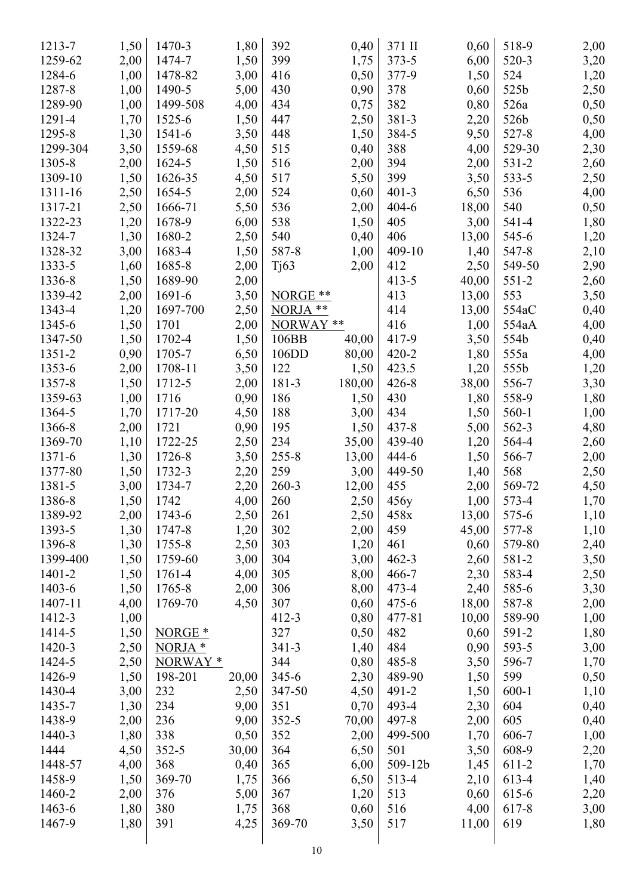| | |
|---|---|
| 1213-7 | 1,50 |
| 1259-62 | 2,00 |
| 1284-6 | 1,00 |
| 1287-8 | 1,00 |
| 1289-90 | 1,00 |
| 1291-4 | 1,70 |
| 1295-8 | 1,30 |
| 1299-304 | 3,50 |
| 1305-8 | 2,00 |
| 1309-10 | 1,50 |
| 1311-16 | 2,50 |
| 1317-21 | 2,50 |
| 1322-23 | 1,20 |
| 1324-7 | 1,30 |
| 1328-32 | 3,00 |
| 1333-5 | 1,60 |
| 1336-8 | 1,50 |
| 1339-42 | 2,00 |
| 1343-4 | 1,20 |
| 1345-6 | 1,50 |
| 1347-50 | 1,50 |
| 1351-2 | 0,90 |
| 1353-6 | 2,00 |
| 1357-8 | 1,50 |
| 1359-63 | 1,00 |
| 1364-5 | 1,70 |
| 1366-8 | 2,00 |
| 1369-70 | 1,10 |
| 1371-6 | 1,30 |
| 1377-80 | 1,50 |
| 1381-5 | 3,00 |
| 1386-8 | 1,50 |
| 1389-92 | 2,00 |
| 1393-5 | 1,30 |
| 1396-8 | 1,30 |
| 1399-400 | 1,50 |
| 1401-2 | 1,50 |
| 1403-6 | 1,50 |
| 1407-11 | 4,00 |
| 1412-3 | 1,00 |
| 1414-5 | 1,50 |
| 1420-3 | 2,50 |
| 1424-5 | 2,50 |
| 1426-9 | 1,50 |
| 1430-4 | 3,00 |
| 1435-7 | 1,30 |
| 1438-9 | 2,00 |
| 1440-3 | 1,80 |
| 1444 | 4,50 |
| 1448-57 | 4,00 |
| 1458-9 | 1,50 |
| 1460-2 | 2,00 |
| 1463-6 | 1,80 |
| 1467-9 | 1,80 |
| 1470-3 | 1,80 |
| 1474-7 | 1,50 |
| 1478-82 | 3,00 |
| 1490-5 | 5,00 |
| 1499-508 | 4,00 |
| 1525-6 | 1,50 |
| 1541-6 | 3,50 |
| 1559-68 | 4,50 |
| 1624-5 | 1,50 |
| 1626-35 | 4,50 |
| 1654-5 | 2,00 |
| 1666-71 | 5,50 |
| 1678-9 | 6,00 |
| 1680-2 | 2,50 |
| 1683-4 | 1,50 |
| 1685-8 | 2,00 |
| 1689-90 | 2,00 |
| 1691-6 | 3,50 |
| 1697-700 | 2,50 |
| 1701 | 2,00 |
| 1702-4 | 1,50 |
| 1705-7 | 6,50 |
| 1708-11 | 3,50 |
| 1712-5 | 2,00 |
| 1716 | 0,90 |
| 1717-20 | 4,50 |
| 1721 | 0,90 |
| 1722-25 | 2,50 |
| 1726-8 | 3,50 |
| 1732-3 | 2,20 |
| 1734-7 | 2,20 |
| 1742 | 4,00 |
| 1743-6 | 2,50 |
| 1747-8 | 1,20 |
| 1755-8 | 2,50 |
| 1759-60 | 3,00 |
| 1761-4 | 4,00 |
| 1765-8 | 2,00 |
| 1769-70 | 4,50 |

NORGE *
NORJA *
NORWAY *

| | |
|---|---|
| 198-201 | 20,00 |
| 232 | 2,50 |
| 234 | 9,00 |
| 236 | 9,00 |
| 338 | 0,50 |
| 352-5 | 30,00 |
| 368 | 0,40 |
| 369-70 | 1,75 |
| 376 | 5,00 |
| 380 | 1,75 |
| 391 | 4,25 |
| 392 | 0,40 |
| 399 | 1,75 |
| 416 | 0,50 |
| 430 | 0,90 |
| 434 | 0,75 |
| 447 | 2,50 |
| 448 | 1,50 |
| 515 | 0,40 |
| 516 | 2,00 |
| 517 | 5,50 |
| 524 | 0,60 |
| 536 | 2,00 |
| 538 | 1,50 |
| 540 | 0,40 |
| 587-8 | 1,00 |
| Tj63 | 2,00 |

NORGE **
NORJA **
NORWAY **

| | |
|---|---|
| 106BB | 40,00 |
| 106DD | 80,00 |
| 122 | 1,50 |
| 181-3 | 180,00 |
| 186 | 1,50 |
| 188 | 3,00 |
| 195 | 1,50 |
| 234 | 35,00 |
| 255-8 | 13,00 |
| 259 | 3,00 |
| 260-3 | 12,00 |
| 260 | 2,50 |
| 261 | 2,50 |
| 302 | 2,00 |
| 303 | 1,20 |
| 304 | 3,00 |
| 305 | 8,00 |
| 306 | 8,00 |
| 307 | 0,60 |
| 412-3 | 0,80 |
| 327 | 0,50 |
| 341-3 | 1,40 |
| 344 | 0,80 |
| 345-6 | 2,30 |
| 347-50 | 4,50 |
| 351 | 0,70 |
| 352-5 | 70,00 |
| 352 | 2,00 |
| 364 | 6,50 |
| 365 | 6,00 |
| 366 | 6,50 |
| 367 | 1,20 |
| 368 | 0,60 |
| 369-70 | 3,50 |
| 371 II | 0,60 |
| 373-5 | 6,00 |
| 377-9 | 1,50 |
| 378 | 0,60 |
| 382 | 0,80 |
| 381-3 | 2,20 |
| 384-5 | 9,50 |
| 388 | 4,00 |
| 394 | 2,00 |
| 399 | 3,50 |
| 401-3 | 6,50 |
| 404-6 | 18,00 |
| 405 | 3,00 |
| 406 | 13,00 |
| 409-10 | 1,40 |
| 412 | 2,50 |
| 413-5 | 40,00 |
| 413 | 13,00 |
| 414 | 13,00 |
| 416 | 1,00 |
| 417-9 | 3,50 |
| 420-2 | 1,80 |
| 423.5 | 1,20 |
| 426-8 | 38,00 |
| 430 | 1,80 |
| 434 | 1,50 |
| 437-8 | 5,00 |
| 439-40 | 1,20 |
| 444-6 | 1,50 |
| 449-50 | 1,40 |
| 455 | 2,00 |
| 456y | 1,00 |
| 458x | 13,00 |
| 459 | 45,00 |
| 461 | 0,60 |
| 462-3 | 2,60 |
| 466-7 | 2,30 |
| 473-4 | 2,40 |
| 475-6 | 18,00 |
| 477-81 | 10,00 |
| 482 | 0,60 |
| 484 | 0,90 |
| 485-8 | 3,50 |
| 489-90 | 1,50 |
| 491-2 | 1,50 |
| 493-4 | 2,30 |
| 497-8 | 2,00 |
| 499-500 | 1,70 |
| 501 | 3,50 |
| 509-12b | 1,45 |
| 513-4 | 2,10 |
| 513 | 0,60 |
| 516 | 4,00 |
| 517 | 11,00 |
| 518-9 | 2,00 |
| 520-3 | 3,20 |
| 524 | 1,20 |
| 525b | 2,50 |
| 526a | 0,50 |
| 526b | 0,50 |
| 527-8 | 4,00 |
| 529-30 | 2,30 |
| 531-2 | 2,60 |
| 533-5 | 2,50 |
| 536 | 4,00 |
| 540 | 0,50 |
| 541-4 | 1,80 |
| 545-6 | 1,20 |
| 547-8 | 2,10 |
| 549-50 | 2,90 |
| 551-2 | 2,60 |
| 553 | 3,50 |
| 554aC | 0,40 |
| 554aA | 4,00 |
| 554b | 0,40 |
| 555a | 4,00 |
| 555b | 1,20 |
| 556-7 | 3,30 |
| 558-9 | 1,80 |
| 560-1 | 1,00 |
| 562-3 | 4,80 |
| 564-4 | 2,60 |
| 566-7 | 2,00 |
| 568 | 2,50 |
| 569-72 | 4,50 |
| 573-4 | 1,70 |
| 575-6 | 1,10 |
| 577-8 | 1,10 |
| 579-80 | 2,40 |
| 581-2 | 3,50 |
| 583-4 | 2,50 |
| 585-6 | 3,30 |
| 587-8 | 2,00 |
| 589-90 | 1,00 |
| 591-2 | 1,80 |
| 593-5 | 3,00 |
| 596-7 | 1,70 |
| 599 | 0,50 |
| 600-1 | 1,10 |
| 604 | 0,40 |
| 605 | 0,40 |
| 606-7 | 1,00 |
| 608-9 | 2,20 |
| 611-2 | 1,70 |
| 613-4 | 1,40 |
| 615-6 | 2,20 |
| 617-8 | 3,00 |
| 619 | 1,80 |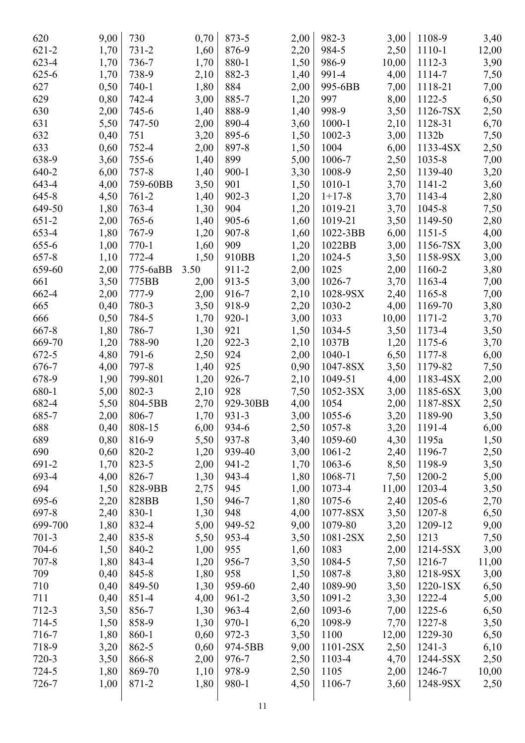| | | | | | | | | | |
|---|---|---|---|---|---|---|---|---|---|
| 620 | 9,00 | 730 | 0,70 | 873-5 | 2,00 | 982-3 | 3,00 | 1108-9 | 3,40 |
| 621-2 | 1,70 | 731-2 | 1,60 | 876-9 | 2,20 | 984-5 | 2,50 | 1110-1 | 12,00 |
| 623-4 | 1,70 | 736-7 | 1,70 | 880-1 | 1,50 | 986-9 | 10,00 | 1112-3 | 3,90 |
| 625-6 | 1,70 | 738-9 | 2,10 | 882-3 | 1,40 | 991-4 | 4,00 | 1114-7 | 7,50 |
| 627 | 0,50 | 740-1 | 1,80 | 884 | 2,00 | 995-6BB | 7,00 | 1118-21 | 7,00 |
| 629 | 0,80 | 742-4 | 3,00 | 885-7 | 1,20 | 997 | 8,00 | 1122-5 | 6,50 |
| 630 | 2,00 | 745-6 | 1,40 | 888-9 | 1,40 | 998-9 | 3,50 | 1126-7SX | 2,50 |
| 631 | 5,50 | 747-50 | 2,00 | 890-4 | 3,60 | 1000-1 | 2,10 | 1128-31 | 6,70 |
| 632 | 0,40 | 751 | 3,20 | 895-6 | 1,50 | 1002-3 | 3,00 | 1132b | 7,50 |
| 633 | 0,60 | 752-4 | 2,00 | 897-8 | 1,50 | 1004 | 6,00 | 1133-4SX | 2,50 |
| 638-9 | 3,60 | 755-6 | 1,40 | 899 | 5,00 | 1006-7 | 2,50 | 1035-8 | 7,00 |
| 640-2 | 6,00 | 757-8 | 1,40 | 900-1 | 3,30 | 1008-9 | 2,50 | 1139-40 | 3,20 |
| 643-4 | 4,00 | 759-60BB | 3,50 | 901 | 1,50 | 1010-1 | 3,70 | 1141-2 | 3,60 |
| 645-8 | 4,50 | 761-2 | 1,40 | 902-3 | 1,20 | 1+17-8 | 3,70 | 1143-4 | 2,80 |
| 649-50 | 1,80 | 763-4 | 1,30 | 904 | 1,20 | 1019-21 | 3,70 | 1045-8 | 7,50 |
| 651-2 | 2,00 | 765-6 | 1,40 | 905-6 | 1,60 | 1019-21 | 3,50 | 1149-50 | 2,80 |
| 653-4 | 1,80 | 767-9 | 1,20 | 907-8 | 1,60 | 1022-3BB | 6,00 | 1151-5 | 4,00 |
| 655-6 | 1,00 | 770-1 | 1,60 | 909 | 1,20 | 1022BB | 3,00 | 1156-7SX | 3,00 |
| 657-8 | 1,10 | 772-4 | 1,50 | 910BB | 1,20 | 1024-5 | 3,50 | 1158-9SX | 3,00 |
| 659-60 | 2,00 | 775-6aBB | 3.50 | 911-2 | 2,00 | 1025 | 2,00 | 1160-2 | 3,80 |
| 661 | 3,50 | 775BB | 2,00 | 913-5 | 3,00 | 1026-7 | 3,70 | 1163-4 | 7,00 |
| 662-4 | 2,00 | 777-9 | 2,00 | 916-7 | 2,10 | 1028-9SX | 2,40 | 1165-8 | 7,00 |
| 665 | 0,40 | 780-3 | 3,50 | 918-9 | 2,20 | 1030-2 | 4,00 | 1169-70 | 3,80 |
| 666 | 0,50 | 784-5 | 1,70 | 920-1 | 3,00 | 1033 | 10,00 | 1171-2 | 3,70 |
| 667-8 | 1,80 | 786-7 | 1,30 | 921 | 1,50 | 1034-5 | 3,50 | 1173-4 | 3,50 |
| 669-70 | 1,20 | 788-90 | 1,20 | 922-3 | 2,10 | 1037B | 1,20 | 1175-6 | 3,70 |
| 672-5 | 4,80 | 791-6 | 2,50 | 924 | 2,00 | 1040-1 | 6,50 | 1177-8 | 6,00 |
| 676-7 | 4,00 | 797-8 | 1,40 | 925 | 0,90 | 1047-8SX | 3,50 | 1179-82 | 7,50 |
| 678-9 | 1,90 | 799-801 | 1,20 | 926-7 | 2,10 | 1049-51 | 4,00 | 1183-4SX | 2,00 |
| 680-1 | 5,00 | 802-3 | 2,10 | 928 | 7,50 | 1052-3SX | 3,00 | 1185-6SX | 3,00 |
| 682-4 | 5,50 | 804-5BB | 2,70 | 929-30BB | 4,00 | 1054 | 2,00 | 1187-8SX | 2,50 |
| 685-7 | 2,00 | 806-7 | 1,70 | 931-3 | 3,00 | 1055-6 | 3,20 | 1189-90 | 3,50 |
| 688 | 0,40 | 808-15 | 6,00 | 934-6 | 2,50 | 1057-8 | 3,20 | 1191-4 | 6,00 |
| 689 | 0,80 | 816-9 | 5,50 | 937-8 | 3,40 | 1059-60 | 4,30 | 1195a | 1,50 |
| 690 | 0,60 | 820-2 | 1,20 | 939-40 | 3,00 | 1061-2 | 2,40 | 1196-7 | 2,50 |
| 691-2 | 1,70 | 823-5 | 2,00 | 941-2 | 1,70 | 1063-6 | 8,50 | 1198-9 | 3,50 |
| 693-4 | 4,00 | 826-7 | 1,30 | 943-4 | 1,80 | 1068-71 | 7,50 | 1200-2 | 5,00 |
| 694 | 1,50 | 828-9BB | 2,75 | 945 | 1,00 | 1073-4 | 11,00 | 1203-4 | 3,50 |
| 695-6 | 2,20 | 828BB | 1,50 | 946-7 | 1,80 | 1075-6 | 2,40 | 1205-6 | 2,70 |
| 697-8 | 2,40 | 830-1 | 1,30 | 948 | 4,00 | 1077-8SX | 3,50 | 1207-8 | 6,50 |
| 699-700 | 1,80 | 832-4 | 5,00 | 949-52 | 9,00 | 1079-80 | 3,20 | 1209-12 | 9,00 |
| 701-3 | 2,40 | 835-8 | 5,50 | 953-4 | 3,50 | 1081-2SX | 2,50 | 1213 | 7,50 |
| 704-6 | 1,50 | 840-2 | 1,00 | 955 | 1,60 | 1083 | 2,00 | 1214-5SX | 3,00 |
| 707-8 | 1,80 | 843-4 | 1,20 | 956-7 | 3,50 | 1084-5 | 7,50 | 1216-7 | 11,00 |
| 709 | 0,40 | 845-8 | 1,80 | 958 | 1,50 | 1087-8 | 3,80 | 1218-9SX | 3,00 |
| 710 | 0,40 | 849-50 | 1,30 | 959-60 | 2,40 | 1089-90 | 3,50 | 1220-1SX | 6,50 |
| 711 | 0,40 | 851-4 | 4,00 | 961-2 | 3,50 | 1091-2 | 3,30 | 1222-4 | 5,00 |
| 712-3 | 3,50 | 856-7 | 1,30 | 963-4 | 2,60 | 1093-6 | 7,00 | 1225-6 | 6,50 |
| 714-5 | 1,50 | 858-9 | 1,30 | 970-1 | 6,20 | 1098-9 | 7,70 | 1227-8 | 3,50 |
| 716-7 | 1,80 | 860-1 | 0,60 | 972-3 | 3,50 | 1100 | 12,00 | 1229-30 | 6,50 |
| 718-9 | 3,20 | 862-5 | 0,60 | 974-5BB | 9,00 | 1101-2SX | 2,50 | 1241-3 | 6,10 |
| 720-3 | 3,50 | 866-8 | 2,00 | 976-7 | 2,50 | 1103-4 | 4,70 | 1244-5SX | 2,50 |
| 724-5 | 1,80 | 869-70 | 1,10 | 978-9 | 2,50 | 1105 | 2,00 | 1246-7 | 10,00 |
| 726-7 | 1,00 | 871-2 | 1,80 | 980-1 | 4,50 | 1106-7 | 3,60 | 1248-9SX | 2,50 |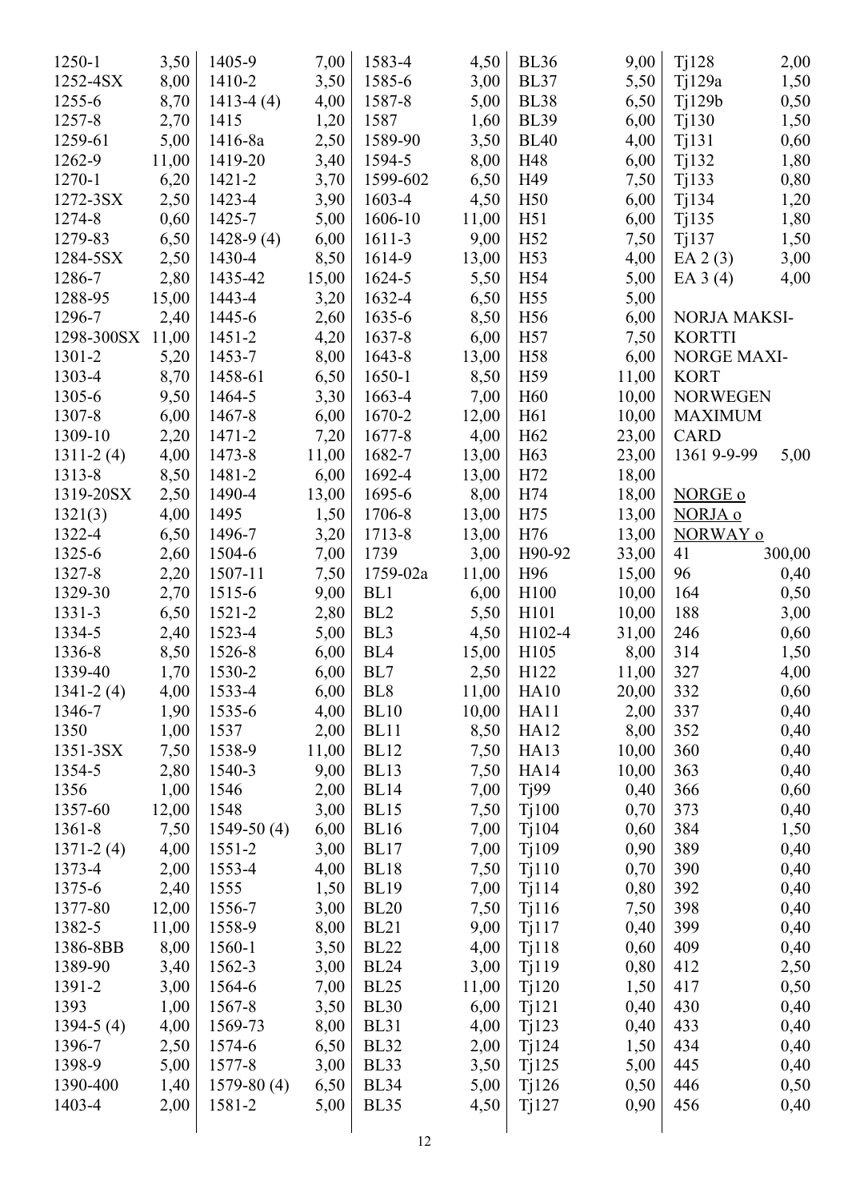| | |
|---|---|
| 1250-1 | 3,50 |
| 1252-4SX | 8,00 |
| 1255-6 | 8,70 |
| 1257-8 | 2,70 |
| 1259-61 | 5,00 |
| 1262-9 | 11,00 |
| 1270-1 | 6,20 |
| 1272-3SX | 2,50 |
| 1274-8 | 0,60 |
| 1279-83 | 6,50 |
| 1284-5SX | 2,50 |
| 1286-7 | 2,80 |
| 1288-95 | 15,00 |
| 1296-7 | 2,40 |
| 1298-300SX | 11,00 |
| 1301-2 | 5,20 |
| 1303-4 | 8,70 |
| 1305-6 | 9,50 |
| 1307-8 | 6,00 |
| 1309-10 | 2,20 |
| 1311-2 (4) | 4,00 |
| 1313-8 | 8,50 |
| 1319-20SX | 2,50 |
| 1321(3) | 4,00 |
| 1322-4 | 6,50 |
| 1325-6 | 2,60 |
| 1327-8 | 2,20 |
| 1329-30 | 2,70 |
| 1331-3 | 6,50 |
| 1334-5 | 2,40 |
| 1336-8 | 8,50 |
| 1339-40 | 1,70 |
| 1341-2 (4) | 4,00 |
| 1346-7 | 1,90 |
| 1350 | 1,00 |
| 1351-3SX | 7,50 |
| 1354-5 | 2,80 |
| 1356 | 1,00 |
| 1357-60 | 12,00 |
| 1361-8 | 7,50 |
| 1371-2 (4) | 4,00 |
| 1373-4 | 2,00 |
| 1375-6 | 2,40 |
| 1377-80 | 12,00 |
| 1382-5 | 11,00 |
| 1386-8BB | 8,00 |
| 1389-90 | 3,40 |
| 1391-2 | 3,00 |
| 1393 | 1,00 |
| 1394-5 (4) | 4,00 |
| 1396-7 | 2,50 |
| 1398-9 | 5,00 |
| 1390-400 | 1,40 |
| 1403-4 | 2,00 |

| | |
|---|---|
| 1405-9 | 7,00 |
| 1410-2 | 3,50 |
| 1413-4 (4) | 4,00 |
| 1415 | 1,20 |
| 1416-8a | 2,50 |
| 1419-20 | 3,40 |
| 1421-2 | 3,70 |
| 1423-4 | 3,90 |
| 1425-7 | 5,00 |
| 1428-9 (4) | 6,00 |
| 1430-4 | 8,50 |
| 1435-42 | 15,00 |
| 1443-4 | 3,20 |
| 1445-6 | 2,60 |
| 1451-2 | 4,20 |
| 1453-7 | 8,00 |
| 1458-61 | 6,50 |
| 1464-5 | 3,30 |
| 1467-8 | 6,00 |
| 1471-2 | 7,20 |
| 1473-8 | 11,00 |
| 1481-2 | 6,00 |
| 1490-4 | 13,00 |
| 1495 | 1,50 |
| 1496-7 | 3,20 |
| 1504-6 | 7,00 |
| 1507-11 | 7,50 |
| 1515-6 | 9,00 |
| 1521-2 | 2,80 |
| 1523-4 | 5,00 |
| 1526-8 | 6,00 |
| 1530-2 | 6,00 |
| 1533-4 | 6,00 |
| 1535-6 | 4,00 |
| 1537 | 2,00 |
| 1538-9 | 11,00 |
| 1540-3 | 9,00 |
| 1546 | 2,00 |
| 1548 | 3,00 |
| 1549-50 (4) | 6,00 |
| 1551-2 | 3,00 |
| 1553-4 | 4,00 |
| 1555 | 1,50 |
| 1556-7 | 3,00 |
| 1558-9 | 8,00 |
| 1560-1 | 3,50 |
| 1562-3 | 3,00 |
| 1564-6 | 7,00 |
| 1567-8 | 3,50 |
| 1569-73 | 8,00 |
| 1574-6 | 6,50 |
| 1577-8 | 3,00 |
| 1579-80 (4) | 6,50 |
| 1581-2 | 5,00 |

| | |
|---|---|
| 1583-4 | 4,50 |
| 1585-6 | 3,00 |
| 1587-8 | 5,00 |
| 1587 | 1,60 |
| 1589-90 | 3,50 |
| 1594-5 | 8,00 |
| 1599-602 | 6,50 |
| 1603-4 | 4,50 |
| 1606-10 | 11,00 |
| 1611-3 | 9,00 |
| 1614-9 | 13,00 |
| 1624-5 | 5,50 |
| 1632-4 | 6,50 |
| 1635-6 | 8,50 |
| 1637-8 | 6,00 |
| 1643-8 | 13,00 |
| 1650-1 | 8,50 |
| 1663-4 | 7,00 |
| 1670-2 | 12,00 |
| 1677-8 | 4,00 |
| 1682-7 | 13,00 |
| 1692-4 | 13,00 |
| 1695-6 | 8,00 |
| 1706-8 | 13,00 |
| 1713-8 | 13,00 |
| 1739 | 3,00 |
| 1759-02a | 11,00 |
| BL1 | 6,00 |
| BL2 | 5,50 |
| BL3 | 4,50 |
| BL4 | 15,00 |
| BL7 | 2,50 |
| BL8 | 11,00 |
| BL10 | 10,00 |
| BL11 | 8,50 |
| BL12 | 7,50 |
| BL13 | 7,50 |
| BL14 | 7,00 |
| BL15 | 7,50 |
| BL16 | 7,00 |
| BL17 | 7,00 |
| BL18 | 7,50 |
| BL19 | 7,00 |
| BL20 | 7,50 |
| BL21 | 9,00 |
| BL22 | 4,00 |
| BL24 | 3,00 |
| BL25 | 11,00 |
| BL30 | 6,00 |
| BL31 | 4,00 |
| BL32 | 2,00 |
| BL33 | 3,50 |
| BL34 | 5,00 |
| BL35 | 4,50 |

| | |
|---|---|
| BL36 | 9,00 |
| BL37 | 5,50 |
| BL38 | 6,50 |
| BL39 | 6,00 |
| BL40 | 4,00 |
| H48 | 6,00 |
| H49 | 7,50 |
| H50 | 6,00 |
| H51 | 6,00 |
| H52 | 7,50 |
| H53 | 4,00 |
| H54 | 5,00 |
| H55 | 5,00 |
| H56 | 6,00 |
| H57 | 7,50 |
| H58 | 6,00 |
| H59 | 11,00 |
| H60 | 10,00 |
| H61 | 10,00 |
| H62 | 23,00 |
| H63 | 23,00 |
| H72 | 18,00 |
| H74 | 18,00 |
| H75 | 13,00 |
| H76 | 13,00 |
| H90-92 | 33,00 |
| H96 | 15,00 |
| H100 | 10,00 |
| H101 | 10,00 |
| H102-4 | 31,00 |
| H105 | 8,00 |
| H122 | 11,00 |
| HA10 | 20,00 |
| HA11 | 2,00 |
| HA12 | 8,00 |
| HA13 | 10,00 |
| HA14 | 10,00 |
| Tj99 | 0,40 |
| Tj100 | 0,70 |
| Tj104 | 0,60 |
| Tj109 | 0,90 |
| Tj110 | 0,70 |
| Tj114 | 0,80 |
| Tj116 | 7,50 |
| Tj117 | 0,40 |
| Tj118 | 0,60 |
| Tj119 | 0,80 |
| Tj120 | 1,50 |
| Tj121 | 0,40 |
| Tj123 | 0,40 |
| Tj124 | 1,50 |
| Tj125 | 5,00 |
| Tj126 | 0,50 |
| Tj127 | 0,90 |

| | |
|---|---|
| Tj128 | 2,00 |
| Tj129a | 1,50 |
| Tj129b | 0,50 |
| Tj130 | 1,50 |
| Tj131 | 0,60 |
| Tj132 | 1,80 |
| Tj133 | 0,80 |
| Tj134 | 1,20 |
| Tj135 | 1,80 |
| Tj137 | 1,50 |
| EA 2 (3) | 3,00 |
| EA 3 (4) | 4,00 |

NORJA MAKSI-KORTTI
NORGE MAXI-KORT
NORWEGEN MAXIMUM CARD

| | |
|---|---|
| 1361 9-9-99 | 5,00 |

NORGE o
NORJA o
NORWAY o

| | |
|---|---|
| 41 | 300,00 |
| 96 | 0,40 |
| 164 | 0,50 |
| 188 | 3,00 |
| 246 | 0,60 |
| 314 | 1,50 |
| 327 | 4,00 |
| 332 | 0,60 |
| 337 | 0,40 |
| 352 | 0,40 |
| 360 | 0,40 |
| 363 | 0,40 |
| 366 | 0,60 |
| 373 | 0,40 |
| 384 | 1,50 |
| 389 | 0,40 |
| 390 | 0,40 |
| 392 | 0,40 |
| 398 | 0,40 |
| 399 | 0,40 |
| 409 | 0,40 |
| 412 | 2,50 |
| 417 | 0,50 |
| 430 | 0,40 |
| 433 | 0,40 |
| 434 | 0,40 |
| 445 | 0,40 |
| 446 | 0,50 |
| 456 | 0,40 |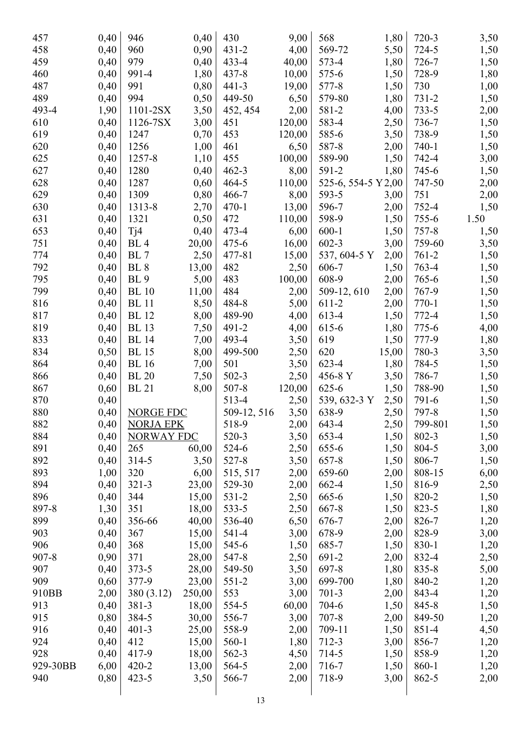| | | | | | | | | | |
|---|---|---|---|---|---|---|---|---|---|
| 457 | 0,40 | 946 | 0,40 | 430 | 9,00 | 568 | 1,80 | 720-3 | 3,50 |
| 458 | 0,40 | 960 | 0,90 | 431-2 | 4,00 | 569-72 | 5,50 | 724-5 | 1,50 |
| 459 | 0,40 | 979 | 0,40 | 433-4 | 40,00 | 573-4 | 1,80 | 726-7 | 1,50 |
| 460 | 0,40 | 991-4 | 1,80 | 437-8 | 10,00 | 575-6 | 1,50 | 728-9 | 1,80 |
| 487 | 0,40 | 991 | 0,80 | 441-3 | 19,00 | 577-8 | 1,50 | 730 | 1,00 |
| 489 | 0,40 | 994 | 0,50 | 449-50 | 6,50 | 579-80 | 1,80 | 731-2 | 1,50 |
| 493-4 | 1,90 | 1101-2SX | 3,50 | 452, 454 | 2,00 | 581-2 | 4,00 | 733-5 | 2,00 |
| 610 | 0,40 | 1126-7SX | 3,00 | 451 | 120,00 | 583-4 | 2,50 | 736-7 | 1,50 |
| 619 | 0,40 | 1247 | 0,70 | 453 | 120,00 | 585-6 | 3,50 | 738-9 | 1,50 |
| 620 | 0,40 | 1256 | 1,00 | 461 | 6,50 | 587-8 | 2,00 | 740-1 | 1,50 |
| 625 | 0,40 | 1257-8 | 1,10 | 455 | 100,00 | 589-90 | 1,50 | 742-4 | 3,00 |
| 627 | 0,40 | 1280 | 0,40 | 462-3 | 8,00 | 591-2 | 1,80 | 745-6 | 1,50 |
| 628 | 0,40 | 1287 | 0,60 | 464-5 | 110,00 | 525-6, 554-5 Y | 2,00 | 747-50 | 2,00 |
| 629 | 0,40 | 1309 | 0,80 | 466-7 | 8,00 | 593-5 | 3,00 | 751 | 2,00 |
| 630 | 0,40 | 1313-8 | 2,70 | 470-1 | 13,00 | 596-7 | 2,00 | 752-4 | 1,50 |
| 631 | 0,40 | 1321 | 0,50 | 472 | 110,00 | 598-9 | 1,50 | 755-6 | 1.50 |
| 653 | 0,40 | Tj4 | 0,40 | 473-4 | 6,00 | 600-1 | 1,50 | 757-8 | 1,50 |
| 751 | 0,40 | BL 4 | 20,00 | 475-6 | 16,00 | 602-3 | 3,00 | 759-60 | 3,50 |
| 774 | 0,40 | BL 7 | 2,50 | 477-81 | 15,00 | 537, 604-5 Y | 2,00 | 761-2 | 1,50 |
| 792 | 0,40 | BL 8 | 13,00 | 482 | 2,50 | 606-7 | 1,50 | 763-4 | 1,50 |
| 795 | 0,40 | BL 9 | 5,00 | 483 | 100,00 | 608-9 | 2,00 | 765-6 | 1,50 |
| 799 | 0,40 | BL 10 | 11,00 | 484 | 2,00 | 509-12, 610 | 2,00 | 767-9 | 1,50 |
| 816 | 0,40 | BL 11 | 8,50 | 484-8 | 5,00 | 611-2 | 2,00 | 770-1 | 1,50 |
| 817 | 0,40 | BL 12 | 8,00 | 489-90 | 4,00 | 613-4 | 1,50 | 772-4 | 1,50 |
| 819 | 0,40 | BL 13 | 7,50 | 491-2 | 4,00 | 615-6 | 1,80 | 775-6 | 4,00 |
| 833 | 0,40 | BL 14 | 7,00 | 493-4 | 3,50 | 619 | 1,50 | 777-9 | 1,80 |
| 834 | 0,50 | BL 15 | 8,00 | 499-500 | 2,50 | 620 | 15,00 | 780-3 | 3,50 |
| 864 | 0,40 | BL 16 | 7,00 | 501 | 3,50 | 623-4 | 1,80 | 784-5 | 1,50 |
| 866 | 0,40 | BL 20 | 7,50 | 502-3 | 2,50 | 456-8 Y | 3,50 | 786-7 | 1,50 |
| 867 | 0,60 | BL 21 | 8,00 | 507-8 | 120,00 | 625-6 | 1,50 | 788-90 | 1,50 |
| 870 | 0,40 | | | 513-4 | 2,50 | 539, 632-3 Y | 2,50 | 791-6 | 1,50 |
| 880 | 0,40 | NORGE FDC | | 509-12, 516 | 3,50 | 638-9 | 2,50 | 797-8 | 1,50 |
| 882 | 0,40 | NORJA EPK | | 518-9 | 2,00 | 643-4 | 2,50 | 799-801 | 1,50 |
| 884 | 0,40 | NORWAY FDC | | 520-3 | 3,50 | 653-4 | 1,50 | 802-3 | 1,50 |
| 891 | 0,40 | 265 | 60,00 | 524-6 | 2,50 | 655-6 | 1,50 | 804-5 | 3,00 |
| 892 | 0,40 | 314-5 | 3,50 | 527-8 | 3,50 | 657-8 | 1,50 | 806-7 | 1,50 |
| 893 | 1,00 | 320 | 6,00 | 515, 517 | 2,00 | 659-60 | 2,00 | 808-15 | 6,00 |
| 894 | 0,40 | 321-3 | 23,00 | 529-30 | 2,00 | 662-4 | 1,50 | 816-9 | 2,50 |
| 896 | 0,40 | 344 | 15,00 | 531-2 | 2,50 | 665-6 | 1,50 | 820-2 | 1,50 |
| 897-8 | 1,30 | 351 | 18,00 | 533-5 | 2,50 | 667-8 | 1,50 | 823-5 | 1,80 |
| 899 | 0,40 | 356-66 | 40,00 | 536-40 | 6,50 | 676-7 | 2,00 | 826-7 | 1,20 |
| 903 | 0,40 | 367 | 15,00 | 541-4 | 3,00 | 678-9 | 2,00 | 828-9 | 3,00 |
| 906 | 0,40 | 368 | 15,00 | 545-6 | 1,50 | 685-7 | 1,50 | 830-1 | 1,20 |
| 907-8 | 0,90 | 371 | 28,00 | 547-8 | 2,50 | 691-2 | 2,00 | 832-4 | 2,50 |
| 907 | 0,40 | 373-5 | 28,00 | 549-50 | 3,50 | 697-8 | 1,80 | 835-8 | 5,00 |
| 909 | 0,60 | 377-9 | 23,00 | 551-2 | 3,00 | 699-700 | 1,80 | 840-2 | 1,20 |
| 910BB | 2,00 | 380 (3.12) | 250,00 | 553 | 3,00 | 701-3 | 2,00 | 843-4 | 1,20 |
| 913 | 0,40 | 381-3 | 18,00 | 554-5 | 60,00 | 704-6 | 1,50 | 845-8 | 1,50 |
| 915 | 0,80 | 384-5 | 30,00 | 556-7 | 3,00 | 707-8 | 2,00 | 849-50 | 1,20 |
| 916 | 0,40 | 401-3 | 25,00 | 558-9 | 2,00 | 709-11 | 1,50 | 851-4 | 4,50 |
| 924 | 0,40 | 412 | 15,00 | 560-1 | 1,80 | 712-3 | 3,00 | 856-7 | 1,20 |
| 928 | 0,40 | 417-9 | 18,00 | 562-3 | 4,50 | 714-5 | 1,50 | 858-9 | 1,20 |
| 929-30BB | 6,00 | 420-2 | 13,00 | 564-5 | 2,00 | 716-7 | 1,50 | 860-1 | 1,20 |
| 940 | 0,80 | 423-5 | 3,50 | 566-7 | 2,00 | 718-9 | 3,00 | 862-5 | 2,00 |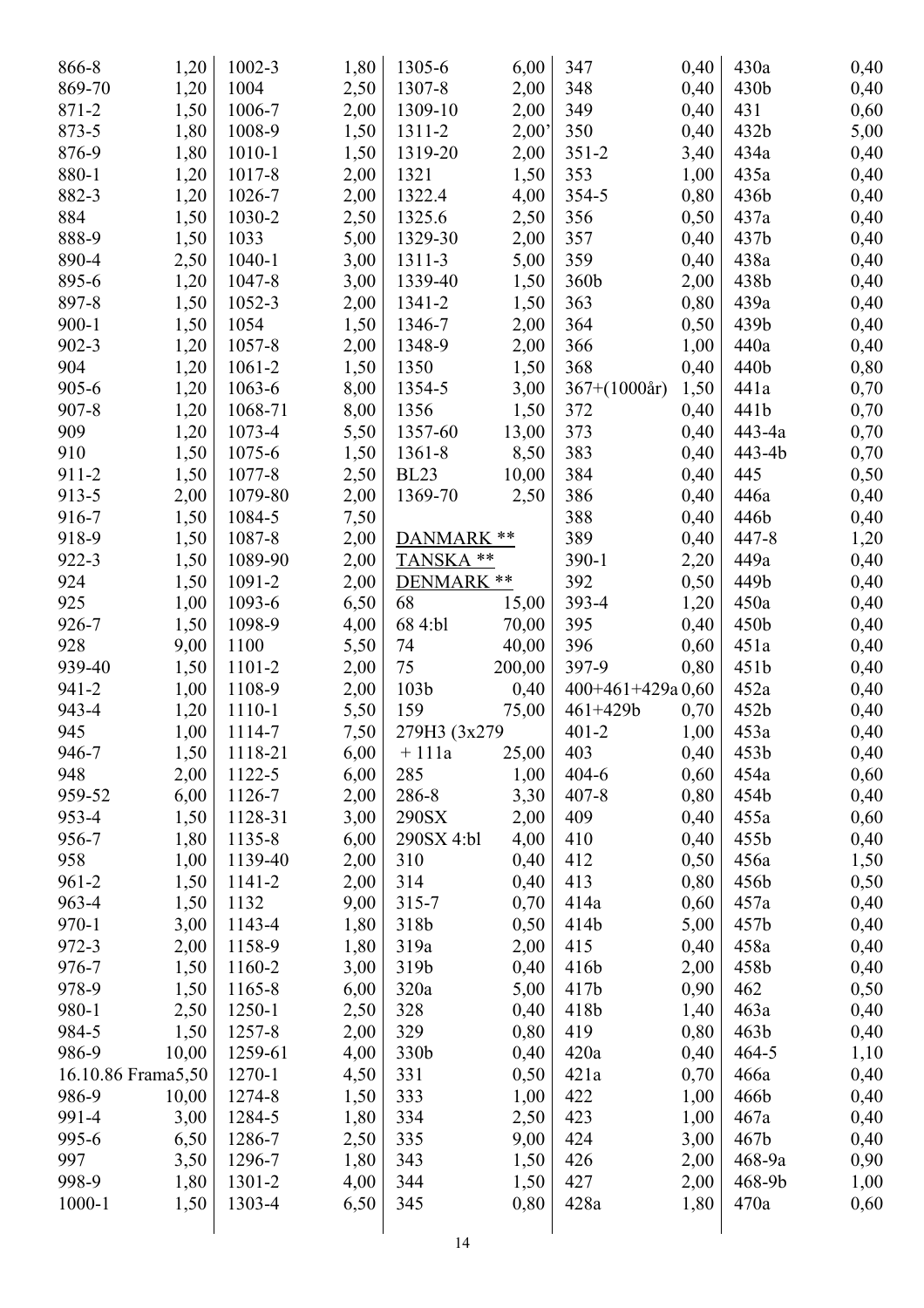| | | | | | | | | | |
|---|---|---|---|---|---|---|---|---|---|
| 866-8 | 1,20 | 1002-3 | 1,80 | 1305-6 | 6,00 | 347 | 0,40 | 430a | 0,40 |
| 869-70 | 1,20 | 1004 | 2,50 | 1307-8 | 2,00 | 348 | 0,40 | 430b | 0,40 |
| 871-2 | 1,50 | 1006-7 | 2,00 | 1309-10 | 2,00 | 349 | 0,40 | 431 | 0,60 |
| 873-5 | 1,80 | 1008-9 | 1,50 | 1311-2 | 2,00' | 350 | 0,40 | 432b | 5,00 |
| 876-9 | 1,80 | 1010-1 | 1,50 | 1319-20 | 2,00 | 351-2 | 3,40 | 434a | 0,40 |
| 880-1 | 1,20 | 1017-8 | 2,00 | 1321 | 1,50 | 353 | 1,00 | 435a | 0,40 |
| 882-3 | 1,20 | 1026-7 | 2,00 | 1322.4 | 4,00 | 354-5 | 0,80 | 436b | 0,40 |
| 884 | 1,50 | 1030-2 | 2,50 | 1325.6 | 2,50 | 356 | 0,50 | 437a | 0,40 |
| 888-9 | 1,50 | 1033 | 5,00 | 1329-30 | 2,00 | 357 | 0,40 | 437b | 0,40 |
| 890-4 | 2,50 | 1040-1 | 3,00 | 1311-3 | 5,00 | 359 | 0,40 | 438a | 0,40 |
| 895-6 | 1,20 | 1047-8 | 3,00 | 1339-40 | 1,50 | 360b | 2,00 | 438b | 0,40 |
| 897-8 | 1,50 | 1052-3 | 2,00 | 1341-2 | 1,50 | 363 | 0,80 | 439a | 0,40 |
| 900-1 | 1,50 | 1054 | 1,50 | 1346-7 | 2,00 | 364 | 0,50 | 439b | 0,40 |
| 902-3 | 1,20 | 1057-8 | 2,00 | 1348-9 | 2,00 | 366 | 1,00 | 440a | 0,40 |
| 904 | 1,20 | 1061-2 | 1,50 | 1350 | 1,50 | 368 | 0,40 | 440b | 0,80 |
| 905-6 | 1,20 | 1063-6 | 8,00 | 1354-5 | 3,00 | 367+(1000år) | 1,50 | 441a | 0,70 |
| 907-8 | 1,20 | 1068-71 | 8,00 | 1356 | 1,50 | 372 | 0,40 | 441b | 0,70 |
| 909 | 1,20 | 1073-4 | 5,50 | 1357-60 | 13,00 | 373 | 0,40 | 443-4a | 0,70 |
| 910 | 1,50 | 1075-6 | 1,50 | 1361-8 | 8,50 | 383 | 0,40 | 443-4b | 0,70 |
| 911-2 | 1,50 | 1077-8 | 2,50 | BL23 | 10,00 | 384 | 0,40 | 445 | 0,50 |
| 913-5 | 2,00 | 1079-80 | 2,00 | 1369-70 | 2,50 | 386 | 0,40 | 446a | 0,40 |
| 916-7 | 1,50 | 1084-5 | 7,50 | | | 388 | 0,40 | 446b | 0,40 |
| 918-9 | 1,50 | 1087-8 | 2,00 | DANMARK ** | | 389 | 0,40 | 447-8 | 1,20 |
| 922-3 | 1,50 | 1089-90 | 2,00 | TANSKA ** | | 390-1 | 2,20 | 449a | 0,40 |
| 924 | 1,50 | 1091-2 | 2,00 | DENMARK ** | | 392 | 0,50 | 449b | 0,40 |
| 925 | 1,00 | 1093-6 | 6,50 | 68 | 15,00 | 393-4 | 1,20 | 450a | 0,40 |
| 926-7 | 1,50 | 1098-9 | 4,00 | 68 4:bl | 70,00 | 395 | 0,40 | 450b | 0,40 |
| 928 | 9,00 | 1100 | 5,50 | 74 | 40,00 | 396 | 0,60 | 451a | 0,40 |
| 939-40 | 1,50 | 1101-2 | 2,00 | 75 | 200,00 | 397-9 | 0,80 | 451b | 0,40 |
| 941-2 | 1,00 | 1108-9 | 2,00 | 103b | 0,40 | 400+461+429a | 0,60 | 452a | 0,40 |
| 943-4 | 1,20 | 1110-1 | 5,50 | 159 | 75,00 | 461+429b | 0,70 | 452b | 0,40 |
| 945 | 1,00 | 1114-7 | 7,50 | 279H3 (3x279 | | 401-2 | 1,00 | 453a | 0,40 |
| 946-7 | 1,50 | 1118-21 | 6,00 | + 111a | 25,00 | 403 | 0,40 | 453b | 0,40 |
| 948 | 2,00 | 1122-5 | 6,00 | 285 | 1,00 | 404-6 | 0,60 | 454a | 0,60 |
| 959-52 | 6,00 | 1126-7 | 2,00 | 286-8 | 3,30 | 407-8 | 0,80 | 454b | 0,40 |
| 953-4 | 1,50 | 1128-31 | 3,00 | 290SX | 2,00 | 409 | 0,40 | 455a | 0,60 |
| 956-7 | 1,80 | 1135-8 | 6,00 | 290SX 4:bl | 4,00 | 410 | 0,40 | 455b | 0,40 |
| 958 | 1,00 | 1139-40 | 2,00 | 310 | 0,40 | 412 | 0,50 | 456a | 1,50 |
| 961-2 | 1,50 | 1141-2 | 2,00 | 314 | 0,40 | 413 | 0,80 | 456b | 0,50 |
| 963-4 | 1,50 | 1132 | 9,00 | 315-7 | 0,70 | 414a | 0,60 | 457a | 0,40 |
| 970-1 | 3,00 | 1143-4 | 1,80 | 318b | 0,50 | 414b | 5,00 | 457b | 0,40 |
| 972-3 | 2,00 | 1158-9 | 1,80 | 319a | 2,00 | 415 | 0,40 | 458a | 0,40 |
| 976-7 | 1,50 | 1160-2 | 3,00 | 319b | 0,40 | 416b | 2,00 | 458b | 0,40 |
| 978-9 | 1,50 | 1165-8 | 6,00 | 320a | 5,00 | 417b | 0,90 | 462 | 0,50 |
| 980-1 | 2,50 | 1250-1 | 2,50 | 328 | 0,40 | 418b | 1,40 | 463a | 0,40 |
| 984-5 | 1,50 | 1257-8 | 2,00 | 329 | 0,80 | 419 | 0,80 | 463b | 0,40 |
| 986-9 | 10,00 | 1259-61 | 4,00 | 330b | 0,40 | 420a | 0,40 | 464-5 | 1,10 |
| 16.10.86 Frama | 5,50 | 1270-1 | 4,50 | 331 | 0,50 | 421a | 0,70 | 466a | 0,40 |
| 986-9 | 10,00 | 1274-8 | 1,50 | 333 | 1,00 | 422 | 1,00 | 466b | 0,40 |
| 991-4 | 3,00 | 1284-5 | 1,80 | 334 | 2,50 | 423 | 1,00 | 467a | 0,40 |
| 995-6 | 6,50 | 1286-7 | 2,50 | 335 | 9,00 | 424 | 3,00 | 467b | 0,40 |
| 997 | 3,50 | 1296-7 | 1,80 | 343 | 1,50 | 426 | 2,00 | 468-9a | 0,90 |
| 998-9 | 1,80 | 1301-2 | 4,00 | 344 | 1,50 | 427 | 2,00 | 468-9b | 1,00 |
| 1000-1 | 1,50 | 1303-4 | 6,50 | 345 | 0,80 | 428a | 1,80 | 470a | 0,60 |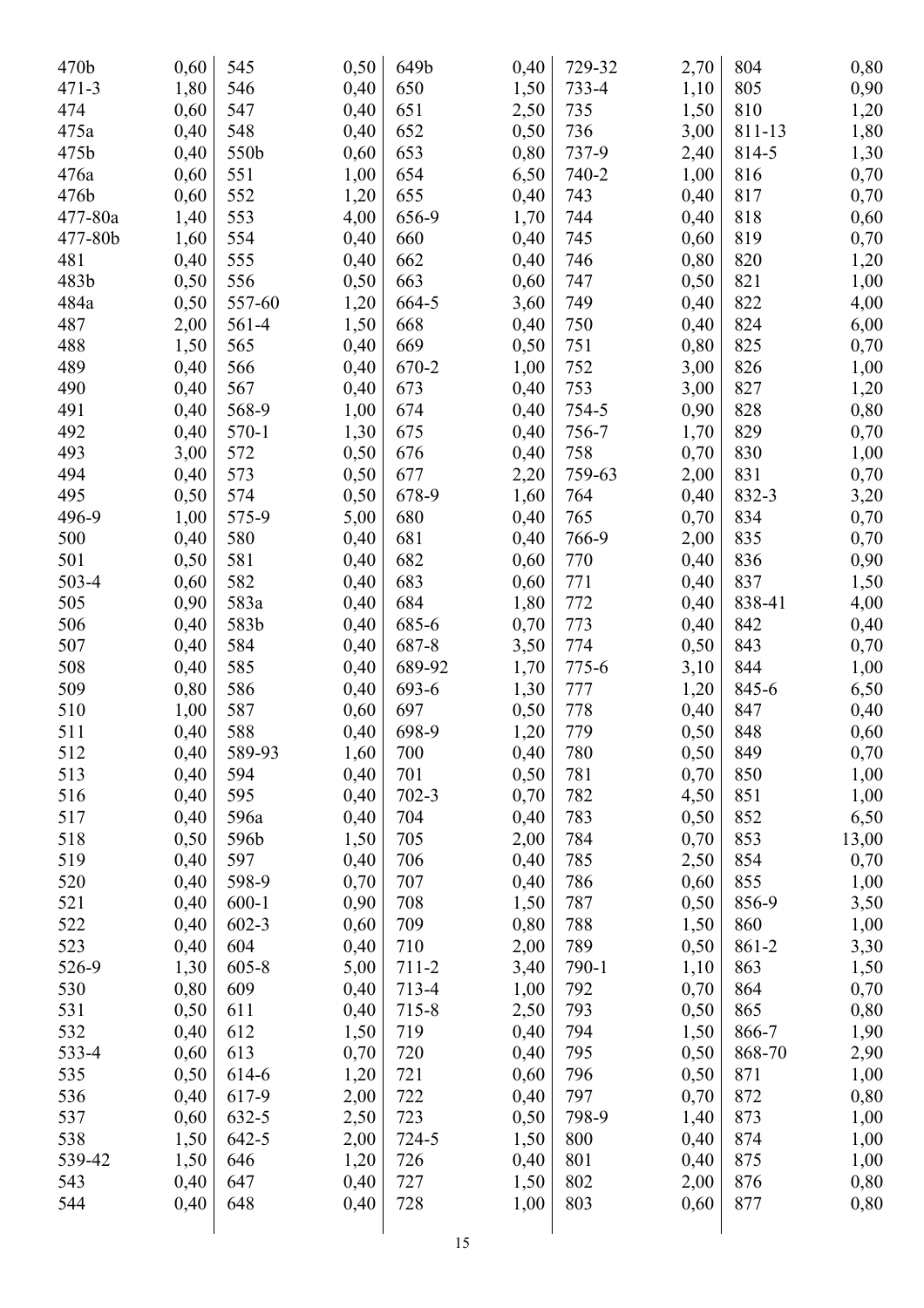| | | | | | | | | | |
|---|---|---|---|---|---|---|---|---|---|
| 470b | 0,60 | 545 | 0,50 | 649b | 0,40 | 729-32 | 2,70 | 804 | 0,80 |
| 471-3 | 1,80 | 546 | 0,40 | 650 | 1,50 | 733-4 | 1,10 | 805 | 0,90 |
| 474 | 0,60 | 547 | 0,40 | 651 | 2,50 | 735 | 1,50 | 810 | 1,20 |
| 475a | 0,40 | 548 | 0,40 | 652 | 0,50 | 736 | 3,00 | 811-13 | 1,80 |
| 475b | 0,40 | 550b | 0,60 | 653 | 0,80 | 737-9 | 2,40 | 814-5 | 1,30 |
| 476a | 0,60 | 551 | 1,00 | 654 | 6,50 | 740-2 | 1,00 | 816 | 0,70 |
| 476b | 0,60 | 552 | 1,20 | 655 | 0,40 | 743 | 0,40 | 817 | 0,70 |
| 477-80a | 1,40 | 553 | 4,00 | 656-9 | 1,70 | 744 | 0,40 | 818 | 0,60 |
| 477-80b | 1,60 | 554 | 0,40 | 660 | 0,40 | 745 | 0,60 | 819 | 0,70 |
| 481 | 0,40 | 555 | 0,40 | 662 | 0,40 | 746 | 0,80 | 820 | 1,20 |
| 483b | 0,50 | 556 | 0,50 | 663 | 0,60 | 747 | 0,50 | 821 | 1,00 |
| 484a | 0,50 | 557-60 | 1,20 | 664-5 | 3,60 | 749 | 0,40 | 822 | 4,00 |
| 487 | 2,00 | 561-4 | 1,50 | 668 | 0,40 | 750 | 0,40 | 824 | 6,00 |
| 488 | 1,50 | 565 | 0,40 | 669 | 0,50 | 751 | 0,80 | 825 | 0,70 |
| 489 | 0,40 | 566 | 0,40 | 670-2 | 1,00 | 752 | 3,00 | 826 | 1,00 |
| 490 | 0,40 | 567 | 0,40 | 673 | 0,40 | 753 | 3,00 | 827 | 1,20 |
| 491 | 0,40 | 568-9 | 1,00 | 674 | 0,40 | 754-5 | 0,90 | 828 | 0,80 |
| 492 | 0,40 | 570-1 | 1,30 | 675 | 0,40 | 756-7 | 1,70 | 829 | 0,70 |
| 493 | 3,00 | 572 | 0,50 | 676 | 0,40 | 758 | 0,70 | 830 | 1,00 |
| 494 | 0,40 | 573 | 0,50 | 677 | 2,20 | 759-63 | 2,00 | 831 | 0,70 |
| 495 | 0,50 | 574 | 0,50 | 678-9 | 1,60 | 764 | 0,40 | 832-3 | 3,20 |
| 496-9 | 1,00 | 575-9 | 5,00 | 680 | 0,40 | 765 | 0,70 | 834 | 0,70 |
| 500 | 0,40 | 580 | 0,40 | 681 | 0,40 | 766-9 | 2,00 | 835 | 0,70 |
| 501 | 0,50 | 581 | 0,40 | 682 | 0,60 | 770 | 0,40 | 836 | 0,90 |
| 503-4 | 0,60 | 582 | 0,40 | 683 | 0,60 | 771 | 0,40 | 837 | 1,50 |
| 505 | 0,90 | 583a | 0,40 | 684 | 1,80 | 772 | 0,40 | 838-41 | 4,00 |
| 506 | 0,40 | 583b | 0,40 | 685-6 | 0,70 | 773 | 0,40 | 842 | 0,40 |
| 507 | 0,40 | 584 | 0,40 | 687-8 | 3,50 | 774 | 0,50 | 843 | 0,70 |
| 508 | 0,40 | 585 | 0,40 | 689-92 | 1,70 | 775-6 | 3,10 | 844 | 1,00 |
| 509 | 0,80 | 586 | 0,40 | 693-6 | 1,30 | 777 | 1,20 | 845-6 | 6,50 |
| 510 | 1,00 | 587 | 0,60 | 697 | 0,50 | 778 | 0,40 | 847 | 0,40 |
| 511 | 0,40 | 588 | 0,40 | 698-9 | 1,20 | 779 | 0,50 | 848 | 0,60 |
| 512 | 0,40 | 589-93 | 1,60 | 700 | 0,40 | 780 | 0,50 | 849 | 0,70 |
| 513 | 0,40 | 594 | 0,40 | 701 | 0,50 | 781 | 0,70 | 850 | 1,00 |
| 516 | 0,40 | 595 | 0,40 | 702-3 | 0,70 | 782 | 4,50 | 851 | 1,00 |
| 517 | 0,40 | 596a | 0,40 | 704 | 0,40 | 783 | 0,50 | 852 | 6,50 |
| 518 | 0,50 | 596b | 1,50 | 705 | 2,00 | 784 | 0,70 | 853 | 13,00 |
| 519 | 0,40 | 597 | 0,40 | 706 | 0,40 | 785 | 2,50 | 854 | 0,70 |
| 520 | 0,40 | 598-9 | 0,70 | 707 | 0,40 | 786 | 0,60 | 855 | 1,00 |
| 521 | 0,40 | 600-1 | 0,90 | 708 | 1,50 | 787 | 0,50 | 856-9 | 3,50 |
| 522 | 0,40 | 602-3 | 0,60 | 709 | 0,80 | 788 | 1,50 | 860 | 1,00 |
| 523 | 0,40 | 604 | 0,40 | 710 | 2,00 | 789 | 0,50 | 861-2 | 3,30 |
| 526-9 | 1,30 | 605-8 | 5,00 | 711-2 | 3,40 | 790-1 | 1,10 | 863 | 1,50 |
| 530 | 0,80 | 609 | 0,40 | 713-4 | 1,00 | 792 | 0,70 | 864 | 0,70 |
| 531 | 0,50 | 611 | 0,40 | 715-8 | 2,50 | 793 | 0,50 | 865 | 0,80 |
| 532 | 0,40 | 612 | 1,50 | 719 | 0,40 | 794 | 1,50 | 866-7 | 1,90 |
| 533-4 | 0,60 | 613 | 0,70 | 720 | 0,40 | 795 | 0,50 | 868-70 | 2,90 |
| 535 | 0,50 | 614-6 | 1,20 | 721 | 0,60 | 796 | 0,50 | 871 | 1,00 |
| 536 | 0,40 | 617-9 | 2,00 | 722 | 0,40 | 797 | 0,70 | 872 | 0,80 |
| 537 | 0,60 | 632-5 | 2,50 | 723 | 0,50 | 798-9 | 1,40 | 873 | 1,00 |
| 538 | 1,50 | 642-5 | 2,00 | 724-5 | 1,50 | 800 | 0,40 | 874 | 1,00 |
| 539-42 | 1,50 | 646 | 1,20 | 726 | 0,40 | 801 | 0,40 | 875 | 1,00 |
| 543 | 0,40 | 647 | 0,40 | 727 | 1,50 | 802 | 2,00 | 876 | 0,80 |
| 544 | 0,40 | 648 | 0,40 | 728 | 1,00 | 803 | 0,60 | 877 | 0,80 |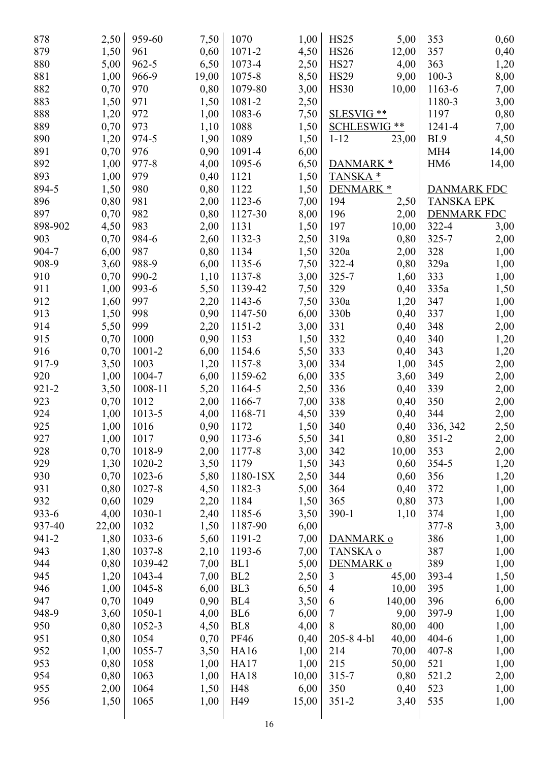| | |
|---|---|
| 878 | 2,50 |
| 879 | 1,50 |
| 880 | 5,00 |
| 881 | 1,00 |
| 882 | 0,70 |
| 883 | 1,50 |
| 888 | 1,20 |
| 889 | 0,70 |
| 890 | 1,20 |
| 891 | 0,70 |
| 892 | 1,00 |
| 893 | 1,00 |
| 894-5 | 1,50 |
| 896 | 0,80 |
| 897 | 0,70 |
| 898-902 | 4,50 |
| 903 | 0,70 |
| 904-7 | 6,00 |
| 908-9 | 3,60 |
| 910 | 0,70 |
| 911 | 1,00 |
| 912 | 1,60 |
| 913 | 1,50 |
| 914 | 5,50 |
| 915 | 0,70 |
| 916 | 0,70 |
| 917-9 | 3,50 |
| 920 | 1,00 |
| 921-2 | 3,50 |
| 923 | 0,70 |
| 924 | 1,00 |
| 925 | 1,00 |
| 927 | 1,00 |
| 928 | 0,70 |
| 929 | 1,30 |
| 930 | 0,70 |
| 931 | 0,80 |
| 932 | 0,60 |
| 933-6 | 4,00 |
| 937-40 | 22,00 |
| 941-2 | 1,80 |
| 943 | 1,80 |
| 944 | 0,80 |
| 945 | 1,20 |
| 946 | 1,00 |
| 947 | 0,70 |
| 948-9 | 3,60 |
| 950 | 0,80 |
| 951 | 0,80 |
| 952 | 1,00 |
| 953 | 0,80 |
| 954 | 0,80 |
| 955 | 2,00 |
| 956 | 1,50 |

| | |
|---|---|
| 959-60 | 7,50 |
| 961 | 0,60 |
| 962-5 | 6,50 |
| 966-9 | 19,00 |
| 970 | 0,80 |
| 971 | 1,50 |
| 972 | 1,00 |
| 973 | 1,10 |
| 974-5 | 1,90 |
| 976 | 0,90 |
| 977-8 | 4,00 |
| 979 | 0,40 |
| 980 | 0,80 |
| 981 | 2,00 |
| 982 | 0,80 |
| 983 | 2,00 |
| 984-6 | 2,60 |
| 987 | 0,80 |
| 988-9 | 6,00 |
| 990-2 | 1,10 |
| 993-6 | 5,50 |
| 997 | 2,20 |
| 998 | 0,90 |
| 999 | 2,20 |
| 1000 | 0,90 |
| 1001-2 | 6,00 |
| 1003 | 1,20 |
| 1004-7 | 6,00 |
| 1008-11 | 5,20 |
| 1012 | 2,00 |
| 1013-5 | 4,00 |
| 1016 | 0,90 |
| 1017 | 0,90 |
| 1018-9 | 2,00 |
| 1020-2 | 3,50 |
| 1023-6 | 5,80 |
| 1027-8 | 4,50 |
| 1029 | 2,20 |
| 1030-1 | 2,40 |
| 1032 | 1,50 |
| 1033-6 | 5,60 |
| 1037-8 | 2,10 |
| 1039-42 | 7,00 |
| 1043-4 | 7,00 |
| 1045-8 | 6,00 |
| 1049 | 0,90 |
| 1050-1 | 4,00 |
| 1052-3 | 4,50 |
| 1054 | 0,70 |
| 1055-7 | 3,50 |
| 1058 | 1,00 |
| 1063 | 1,00 |
| 1064 | 1,50 |
| 1065 | 1,00 |

| | |
|---|---|
| 1070 | 1,00 |
| 1071-2 | 4,50 |
| 1073-4 | 2,50 |
| 1075-8 | 8,50 |
| 1079-80 | 3,00 |
| 1081-2 | 2,50 |
| 1083-6 | 7,50 |
| 1088 | 1,50 |
| 1089 | 1,50 |
| 1091-4 | 6,00 |
| 1095-6 | 6,50 |
| 1121 | 1,50 |
| 1122 | 1,50 |
| 1123-6 | 7,00 |
| 1127-30 | 8,00 |
| 1131 | 1,50 |
| 1132-3 | 2,50 |
| 1134 | 1,50 |
| 1135-6 | 7,50 |
| 1137-8 | 3,00 |
| 1139-42 | 7,50 |
| 1143-6 | 7,50 |
| 1147-50 | 6,00 |
| 1151-2 | 3,00 |
| 1153 | 1,50 |
| 1154.6 | 5,50 |
| 1157-8 | 3,00 |
| 1159-62 | 6,00 |
| 1164-5 | 2,50 |
| 1166-7 | 7,00 |
| 1168-71 | 4,50 |
| 1172 | 1,50 |
| 1173-6 | 5,50 |
| 1177-8 | 3,00 |
| 1179 | 1,50 |
| 1180-1SX | 2,50 |
| 1182-3 | 5,00 |
| 1184 | 1,50 |
| 1185-6 | 3,50 |
| 1187-90 | 6,00 |
| 1191-2 | 7,00 |
| 1193-6 | 7,00 |
| BL1 | 5,00 |
| BL2 | 2,50 |
| BL3 | 6,50 |
| BL4 | 3,50 |
| BL6 | 6,00 |
| BL8 | 4,00 |
| PF46 | 0,40 |
| HA16 | 1,00 |
| HA17 | 1,00 |
| HA18 | 10,00 |
| H48 | 6,00 |
| H49 | 15,00 |

| | |
|---|---|
| HS25 | 5,00 |
| HS26 | 12,00 |
| HS27 | 4,00 |
| HS29 | 9,00 |
| HS30 | 10,00 |

SLESVIG **
SCHLESWIG **

| | |
|---|---|
| 1-12 | 23,00 |

DANMARK *
TANSKA *
DENMARK *

| | |
|---|---|
| 194 | 2,50 |
| 196 | 2,00 |
| 197 | 10,00 |
| 319a | 0,80 |
| 320a | 2,00 |
| 322-4 | 0,80 |
| 325-7 | 1,60 |
| 329 | 0,40 |
| 330a | 1,20 |
| 330b | 0,40 |
| 331 | 0,40 |
| 332 | 0,40 |
| 333 | 0,40 |
| 334 | 1,00 |
| 335 | 3,60 |
| 336 | 0,40 |
| 338 | 0,40 |
| 339 | 0,40 |
| 340 | 0,40 |
| 341 | 0,80 |
| 342 | 10,00 |
| 343 | 0,60 |
| 344 | 0,60 |
| 364 | 0,40 |
| 365 | 0,80 |
| 390-1 | 1,10 |

DANMARK o
TANSKA o
DENMARK o

| | |
|---|---|
| 3 | 45,00 |
| 4 | 10,00 |
| 6 | 140,00 |
| 7 | 9,00 |
| 8 | 80,00 |
| 205-8 4-bl | 40,00 |
| 214 | 70,00 |
| 215 | 50,00 |
| 315-7 | 0,80 |
| 350 | 0,40 |
| 351-2 | 3,40 |

| | |
|---|---|
| 353 | 0,60 |
| 357 | 0,40 |
| 363 | 1,20 |
| 100-3 | 8,00 |
| 1163-6 | 7,00 |
| 1180-3 | 3,00 |
| 1197 | 0,80 |
| 1241-4 | 7,00 |
| BL9 | 4,50 |
| MH4 | 14,00 |
| HM6 | 14,00 |

DANMARK FDC
TANSKA EPK
DENMARK FDC

| | |
|---|---|
| 322-4 | 3,00 |
| 325-7 | 2,00 |
| 328 | 1,00 |
| 329a | 1,00 |
| 333 | 1,00 |
| 335a | 1,50 |
| 347 | 1,00 |
| 337 | 1,00 |
| 348 | 2,00 |
| 340 | 1,20 |
| 343 | 1,20 |
| 345 | 2,00 |
| 349 | 2,00 |
| 339 | 2,00 |
| 350 | 2,00 |
| 344 | 2,00 |
| 336, 342 | 2,50 |
| 351-2 | 2,00 |
| 353 | 2,00 |
| 354-5 | 1,20 |
| 356 | 1,20 |
| 372 | 1,00 |
| 373 | 1,00 |
| 374 | 1,00 |
| 377-8 | 3,00 |
| 386 | 1,00 |
| 387 | 1,00 |
| 389 | 1,00 |
| 393-4 | 1,50 |
| 395 | 1,00 |
| 396 | 6,00 |
| 397-9 | 1,00 |
| 400 | 1,00 |
| 404-6 | 1,00 |
| 407-8 | 1,00 |
| 521 | 1,00 |
| 521.2 | 2,00 |
| 523 | 1,00 |
| 535 | 1,00 |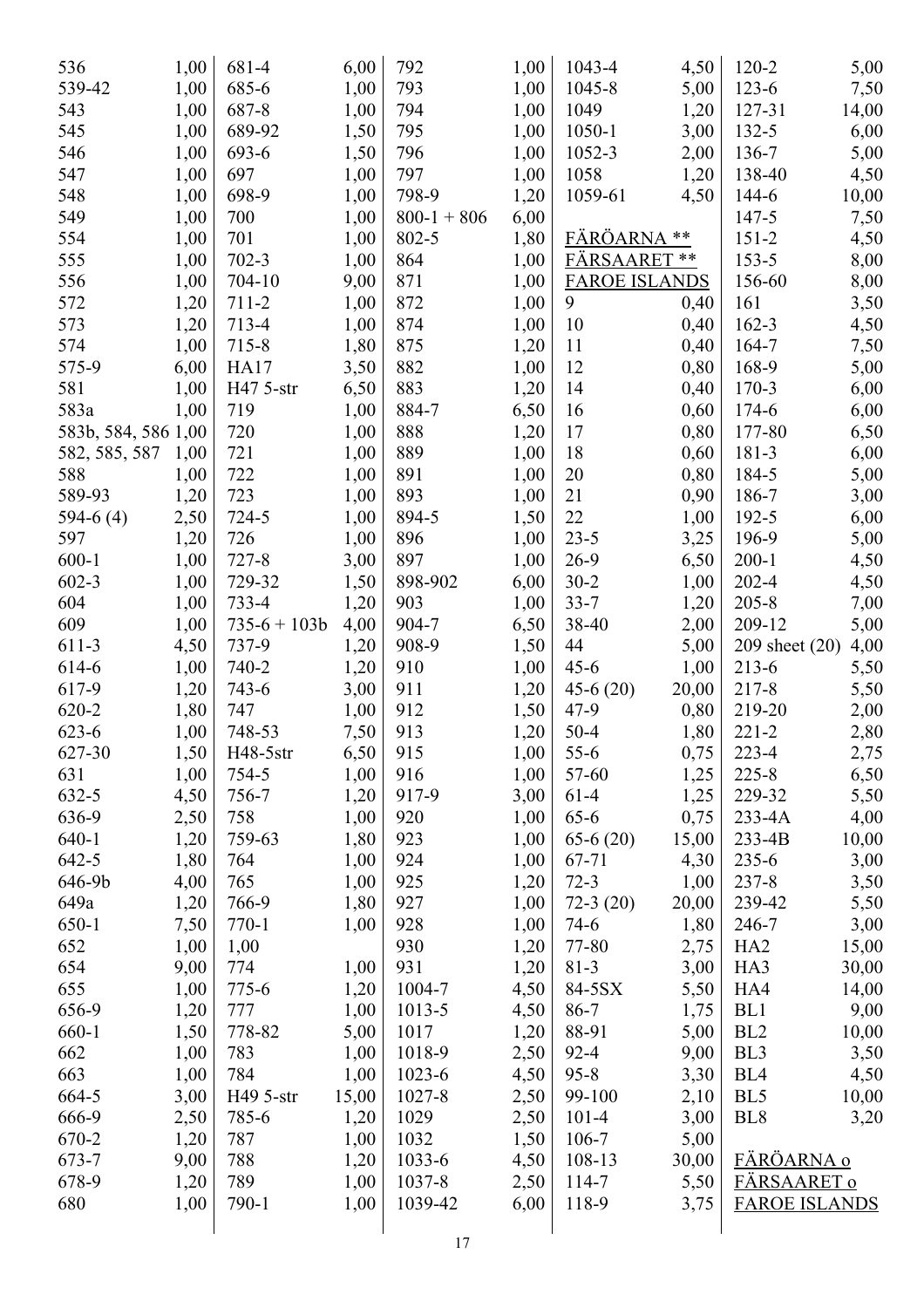| | |
|---|---|
| 536 | 1,00 |
| 539-42 | 1,00 |
| 543 | 1,00 |
| 545 | 1,00 |
| 546 | 1,00 |
| 547 | 1,00 |
| 548 | 1,00 |
| 549 | 1,00 |
| 554 | 1,00 |
| 555 | 1,00 |
| 556 | 1,00 |
| 572 | 1,20 |
| 573 | 1,20 |
| 574 | 1,00 |
| 575-9 | 6,00 |
| 581 | 1,00 |
| 583a | 1,00 |
| 583b, 584, 586 | 1,00 |
| 582, 585, 587 | 1,00 |
| 588 | 1,00 |
| 589-93 | 1,20 |
| 594-6 (4) | 2,50 |
| 597 | 1,20 |
| 600-1 | 1,00 |
| 602-3 | 1,00 |
| 604 | 1,00 |
| 609 | 1,00 |
| 611-3 | 4,50 |
| 614-6 | 1,00 |
| 617-9 | 1,20 |
| 620-2 | 1,80 |
| 623-6 | 1,00 |
| 627-30 | 1,50 |
| 631 | 1,00 |
| 632-5 | 4,50 |
| 636-9 | 2,50 |
| 640-1 | 1,20 |
| 642-5 | 1,80 |
| 646-9b | 4,00 |
| 649a | 1,20 |
| 650-1 | 7,50 |
| 652 | 1,00 |
| 654 | 9,00 |
| 655 | 1,00 |
| 656-9 | 1,20 |
| 660-1 | 1,50 |
| 662 | 1,00 |
| 663 | 1,00 |
| 664-5 | 3,00 |
| 666-9 | 2,50 |
| 670-2 | 1,20 |
| 673-7 | 9,00 |
| 678-9 | 1,20 |
| 680 | 1,00 |
| 681-4 | 6,00 |
| 685-6 | 1,00 |
| 687-8 | 1,00 |
| 689-92 | 1,50 |
| 693-6 | 1,50 |
| 697 | 1,00 |
| 698-9 | 1,00 |
| 700 | 1,00 |
| 701 | 1,00 |
| 702-3 | 1,00 |
| 704-10 | 9,00 |
| 711-2 | 1,00 |
| 713-4 | 1,00 |
| 715-8 | 1,80 |
| HA17 | 3,50 |
| H47 5-str | 6,50 |
| 719 | 1,00 |
| 720 | 1,00 |
| 721 | 1,00 |
| 722 | 1,00 |
| 723 | 1,00 |
| 724-5 | 1,00 |
| 726 | 1,00 |
| 727-8 | 3,00 |
| 729-32 | 1,50 |
| 733-4 | 1,20 |
| 735-6 + 103b | 4,00 |
| 737-9 | 1,20 |
| 740-2 | 1,20 |
| 743-6 | 3,00 |
| 747 | 1,00 |
| 748-53 | 7,50 |
| H48-5str | 6,50 |
| 754-5 | 1,00 |
| 756-7 | 1,20 |
| 758 | 1,00 |
| 759-63 | 1,80 |
| 764 | 1,00 |
| 765 | 1,00 |
| 766-9 | 1,80 |
| 770-1 | 1,00 |
| 1,00 | |
| 774 | 1,00 |
| 775-6 | 1,20 |
| 777 | 1,00 |
| 778-82 | 5,00 |
| 783 | 1,00 |
| 784 | 1,00 |
| H49 5-str | 15,00 |
| 785-6 | 1,20 |
| 787 | 1,00 |
| 788 | 1,20 |
| 789 | 1,00 |
| 790-1 | 1,00 |
| 792 | 1,00 |
| 793 | 1,00 |
| 794 | 1,00 |
| 795 | 1,00 |
| 796 | 1,00 |
| 797 | 1,00 |
| 798-9 | 1,20 |
| 800-1 + 806 | 6,00 |
| 802-5 | 1,80 |
| 864 | 1,00 |
| 871 | 1,00 |
| 872 | 1,00 |
| 874 | 1,00 |
| 875 | 1,20 |
| 882 | 1,00 |
| 883 | 1,20 |
| 884-7 | 6,50 |
| 888 | 1,20 |
| 889 | 1,00 |
| 891 | 1,00 |
| 893 | 1,00 |
| 894-5 | 1,50 |
| 896 | 1,00 |
| 897 | 1,00 |
| 898-902 | 6,00 |
| 903 | 1,00 |
| 904-7 | 6,50 |
| 908-9 | 1,50 |
| 910 | 1,00 |
| 911 | 1,20 |
| 912 | 1,50 |
| 913 | 1,20 |
| 915 | 1,00 |
| 916 | 1,00 |
| 917-9 | 3,00 |
| 920 | 1,00 |
| 923 | 1,00 |
| 924 | 1,00 |
| 925 | 1,20 |
| 927 | 1,00 |
| 928 | 1,00 |
| 930 | 1,20 |
| 931 | 1,20 |
| 1004-7 | 4,50 |
| 1013-5 | 4,50 |
| 1017 | 1,20 |
| 1018-9 | 2,50 |
| 1023-6 | 4,50 |
| 1027-8 | 2,50 |
| 1029 | 2,50 |
| 1032 | 1,50 |
| 1033-6 | 4,50 |
| 1037-8 | 2,50 |
| 1039-42 | 6,00 |
| 1043-4 | 4,50 |
| 1045-8 | 5,00 |
| 1049 | 1,20 |
| 1050-1 | 3,00 |
| 1052-3 | 2,00 |
| 1058 | 1,20 |
| 1059-61 | 4,50 |

<u>FÄRÖARNA **</u>
<u>FÄRSAARET **</u>
<u>FAROE ISLANDS</u>

| | |
|---|---|
| 9 | 0,40 |
| 10 | 0,40 |
| 11 | 0,40 |
| 12 | 0,80 |
| 14 | 0,40 |
| 16 | 0,60 |
| 17 | 0,80 |
| 18 | 0,60 |
| 20 | 0,80 |
| 21 | 0,90 |
| 22 | 1,00 |
| 23-5 | 3,25 |
| 26-9 | 6,50 |
| 30-2 | 1,00 |
| 33-7 | 1,20 |
| 38-40 | 2,00 |
| 44 | 5,00 |
| 45-6 | 1,00 |
| 45-6 (20) | 20,00 |
| 47-9 | 0,80 |
| 50-4 | 1,80 |
| 55-6 | 0,75 |
| 57-60 | 1,25 |
| 61-4 | 1,25 |
| 65-6 | 0,75 |
| 65-6 (20) | 15,00 |
| 67-71 | 4,30 |
| 72-3 | 1,00 |
| 72-3 (20) | 20,00 |
| 74-6 | 1,80 |
| 77-80 | 2,75 |
| 81-3 | 3,00 |
| 84-5SX | 5,50 |
| 86-7 | 1,75 |
| 88-91 | 5,00 |
| 92-4 | 9,00 |
| 95-8 | 3,30 |
| 99-100 | 2,10 |
| 101-4 | 3,00 |
| 106-7 | 5,00 |
| 108-13 | 30,00 |
| 114-7 | 5,50 |
| 118-9 | 3,75 |
| 120-2 | 5,00 |
| 123-6 | 7,50 |
| 127-31 | 14,00 |
| 132-5 | 6,00 |
| 136-7 | 5,00 |
| 138-40 | 4,50 |
| 144-6 | 10,00 |
| 147-5 | 7,50 |
| 151-2 | 4,50 |
| 153-5 | 8,00 |
| 156-60 | 8,00 |
| 161 | 3,50 |
| 162-3 | 4,50 |
| 164-7 | 7,50 |
| 168-9 | 5,00 |
| 170-3 | 6,00 |
| 174-6 | 6,00 |
| 177-80 | 6,50 |
| 181-3 | 6,00 |
| 184-5 | 5,00 |
| 186-7 | 3,00 |
| 192-5 | 6,00 |
| 196-9 | 5,00 |
| 200-1 | 4,50 |
| 202-4 | 4,50 |
| 205-8 | 7,00 |
| 209-12 | 5,00 |
| 209 sheet (20) | 4,00 |
| 213-6 | 5,50 |
| 217-8 | 5,50 |
| 219-20 | 2,00 |
| 221-2 | 2,80 |
| 223-4 | 2,75 |
| 225-8 | 6,50 |
| 229-32 | 5,50 |
| 233-4A | 4,00 |
| 233-4B | 10,00 |
| 235-6 | 3,00 |
| 237-8 | 3,50 |
| 239-42 | 5,50 |
| 246-7 | 3,00 |
| HA2 | 15,00 |
| HA3 | 30,00 |
| HA4 | 14,00 |
| BL1 | 9,00 |
| BL2 | 10,00 |
| BL3 | 3,50 |
| BL4 | 4,50 |
| BL5 | 10,00 |
| BL8 | 3,20 |

<u>FÄRÖARNA o</u>
<u>FÄRSAARET o</u>
<u>FAROE ISLANDS</u>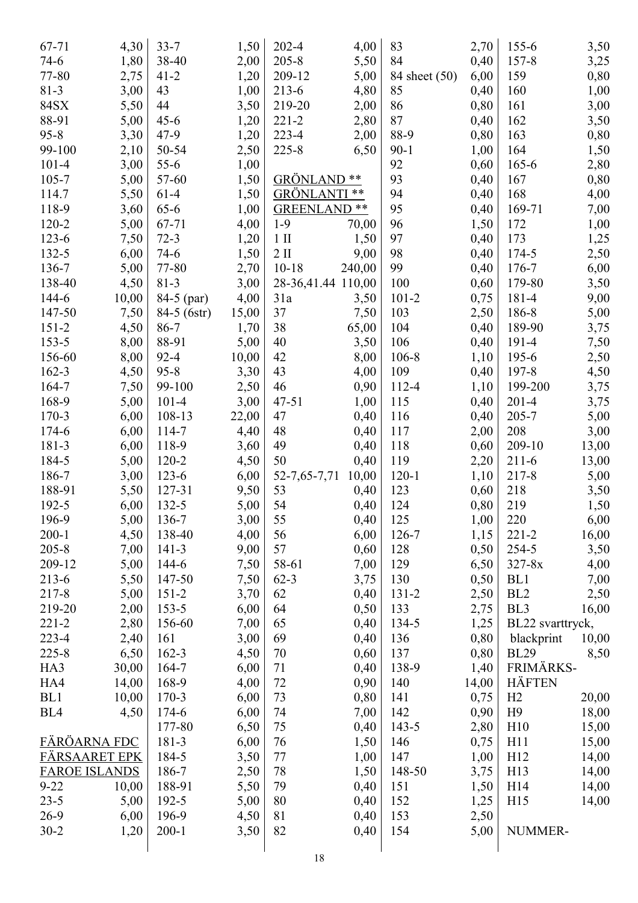| | |
|---|---|
| 67-71 | 4,30 |
| 74-6 | 1,80 |
| 77-80 | 2,75 |
| 81-3 | 3,00 |
| 84SX | 5,50 |
| 88-91 | 5,00 |
| 95-8 | 3,30 |
| 99-100 | 2,10 |
| 101-4 | 3,00 |
| 105-7 | 5,00 |
| 114.7 | 5,50 |
| 118-9 | 3,60 |
| 120-2 | 5,00 |
| 123-6 | 7,50 |
| 132-5 | 6,00 |
| 136-7 | 5,00 |
| 138-40 | 4,50 |
| 144-6 | 10,00 |
| 147-50 | 7,50 |
| 151-2 | 4,50 |
| 153-5 | 8,00 |
| 156-60 | 8,00 |
| 162-3 | 4,50 |
| 164-7 | 7,50 |
| 168-9 | 5,00 |
| 170-3 | 6,00 |
| 174-6 | 6,00 |
| 181-3 | 6,00 |
| 184-5 | 5,00 |
| 186-7 | 3,00 |
| 188-91 | 5,50 |
| 192-5 | 6,00 |
| 196-9 | 5,00 |
| 200-1 | 4,50 |
| 205-8 | 7,00 |
| 209-12 | 5,00 |
| 213-6 | 5,50 |
| 217-8 | 5,00 |
| 219-20 | 2,00 |
| 221-2 | 2,80 |
| 223-4 | 2,40 |
| 225-8 | 6,50 |
| HA3 | 30,00 |
| HA4 | 14,00 |
| BL1 | 10,00 |
| BL4 | 4,50 |

**FÄRÖARNA FDC**
**FÄRSAARET EPK**
**FAROE ISLANDS**

| | |
|---|---|
| 9-22 | 10,00 |
| 23-5 | 5,00 |
| 26-9 | 6,00 |
| 30-2 | 1,20 |
| 33-7 | 1,50 |
| 38-40 | 2,00 |
| 41-2 | 1,20 |
| 43 | 1,00 |
| 44 | 3,50 |
| 45-6 | 1,20 |
| 47-9 | 1,20 |
| 50-54 | 2,50 |
| 55-6 | 1,00 |
| 57-60 | 1,50 |
| 61-4 | 1,50 |
| 65-6 | 1,00 |
| 67-71 | 4,00 |
| 72-3 | 1,20 |
| 74-6 | 1,50 |
| 77-80 | 2,70 |
| 81-3 | 3,00 |
| 84-5 (par) | 4,00 |
| 84-5 (6str) | 15,00 |
| 86-7 | 1,70 |
| 88-91 | 5,00 |
| 92-4 | 10,00 |
| 95-8 | 3,30 |
| 99-100 | 2,50 |
| 101-4 | 3,00 |
| 108-13 | 22,00 |
| 114-7 | 4,40 |
| 118-9 | 3,60 |
| 120-2 | 4,50 |
| 123-6 | 6,00 |
| 127-31 | 9,50 |
| 132-5 | 5,00 |
| 136-7 | 3,00 |
| 138-40 | 4,00 |
| 141-3 | 9,00 |
| 144-6 | 7,50 |
| 147-50 | 7,50 |
| 151-2 | 3,70 |
| 153-5 | 6,00 |
| 156-60 | 7,00 |
| 161 | 3,00 |
| 162-3 | 4,50 |
| 164-7 | 6,00 |
| 168-9 | 4,00 |
| 170-3 | 6,00 |
| 174-6 | 6,00 |
| 177-80 | 6,50 |
| 181-3 | 6,00 |
| 184-5 | 3,50 |
| 186-7 | 2,50 |
| 188-91 | 5,50 |
| 192-5 | 5,00 |
| 196-9 | 4,50 |
| 200-1 | 3,50 |
| 202-4 | 4,00 |
| 205-8 | 5,50 |
| 209-12 | 5,00 |
| 213-6 | 4,80 |
| 219-20 | 2,00 |
| 221-2 | 2,80 |
| 223-4 | 2,00 |
| 225-8 | 6,50 |

**GRÖNLAND \*\***
**GRÖNLANTI \*\***
**GREENLAND \*\***

| | |
|---|---|
| 1-9 | 70,00 |
| 1 II | 1,50 |
| 2 II | 9,00 |
| 10-18 | 240,00 |
| 28-36,41.44 | 110,00 |
| 31a | 3,50 |
| 37 | 7,50 |
| 38 | 65,00 |
| 40 | 3,50 |
| 42 | 8,00 |
| 43 | 4,00 |
| 46 | 0,90 |
| 47-51 | 1,00 |
| 47 | 0,40 |
| 48 | 0,40 |
| 49 | 0,40 |
| 50 | 0,40 |
| 52-7,65-7,71 | 10,00 |
| 53 | 0,40 |
| 54 | 0,40 |
| 55 | 0,40 |
| 56 | 6,00 |
| 57 | 0,60 |
| 58-61 | 7,00 |
| 62-3 | 3,75 |
| 62 | 0,40 |
| 64 | 0,50 |
| 65 | 0,40 |
| 69 | 0,40 |
| 70 | 0,60 |
| 71 | 0,40 |
| 72 | 0,90 |
| 73 | 0,80 |
| 74 | 7,00 |
| 75 | 0,40 |
| 76 | 1,50 |
| 77 | 1,00 |
| 78 | 1,50 |
| 79 | 0,40 |
| 80 | 0,40 |
| 81 | 0,40 |
| 82 | 0,40 |
| 83 | 2,70 |
| 84 | 0,40 |
| 84 sheet (50) | 6,00 |
| 85 | 0,40 |
| 86 | 0,80 |
| 87 | 0,40 |
| 88-9 | 0,80 |
| 90-1 | 1,00 |
| 92 | 0,60 |
| 93 | 0,40 |
| 94 | 0,40 |
| 95 | 0,40 |
| 96 | 1,50 |
| 97 | 0,40 |
| 98 | 0,40 |
| 99 | 0,40 |
| 100 | 0,60 |
| 101-2 | 0,75 |
| 103 | 2,50 |
| 104 | 0,40 |
| 106 | 0,40 |
| 106-8 | 1,10 |
| 109 | 0,40 |
| 112-4 | 1,10 |
| 115 | 0,40 |
| 116 | 0,40 |
| 117 | 2,00 |
| 118 | 0,60 |
| 119 | 2,20 |
| 120-1 | 1,10 |
| 123 | 0,60 |
| 124 | 0,80 |
| 125 | 1,00 |
| 126-7 | 1,15 |
| 128 | 0,50 |
| 129 | 6,50 |
| 130 | 0,50 |
| 131-2 | 2,50 |
| 133 | 2,75 |
| 134-5 | 1,25 |
| 136 | 0,80 |
| 137 | 0,80 |
| 138-9 | 1,40 |
| 140 | 14,00 |
| 141 | 0,75 |
| 142 | 0,90 |
| 143-5 | 2,80 |
| 146 | 0,75 |
| 147 | 1,00 |
| 148-50 | 3,75 |
| 151 | 1,50 |
| 152 | 1,25 |
| 153 | 2,50 |
| 154 | 5,00 |
| 155-6 | 3,50 |
| 157-8 | 3,25 |
| 159 | 0,80 |
| 160 | 1,00 |
| 161 | 3,00 |
| 162 | 3,50 |
| 163 | 0,80 |
| 164 | 1,50 |
| 165-6 | 2,80 |
| 167 | 0,80 |
| 168 | 4,00 |
| 169-71 | 7,00 |
| 172 | 1,00 |
| 173 | 1,25 |
| 174-5 | 2,50 |
| 176-7 | 6,00 |
| 179-80 | 3,50 |
| 181-4 | 9,00 |
| 186-8 | 5,00 |
| 189-90 | 3,75 |
| 191-4 | 7,50 |
| 195-6 | 2,50 |
| 197-8 | 4,50 |
| 199-200 | 3,75 |
| 201-4 | 3,75 |
| 205-7 | 5,00 |
| 208 | 3,00 |
| 209-10 | 13,00 |
| 211-6 | 13,00 |
| 217-8 | 5,00 |
| 218 | 3,50 |
| 219 | 1,50 |
| 220 | 6,00 |
| 221-2 | 16,00 |
| 254-5 | 3,50 |
| 327-8x | 4,00 |
| BL1 | 7,00 |
| BL2 | 2,50 |
| BL3 | 16,00 |
| BL22 svarttryck, blackprint | 10,00 |
| BL29 | 8,50 |

FRIMÄRKS-
HÄFTEN

| | |
|---|---|
| H2 | 20,00 |
| H9 | 18,00 |
| H10 | 15,00 |
| H11 | 15,00 |
| H12 | 14,00 |
| H13 | 14,00 |
| H14 | 14,00 |
| H15 | 14,00 |

NUMMER-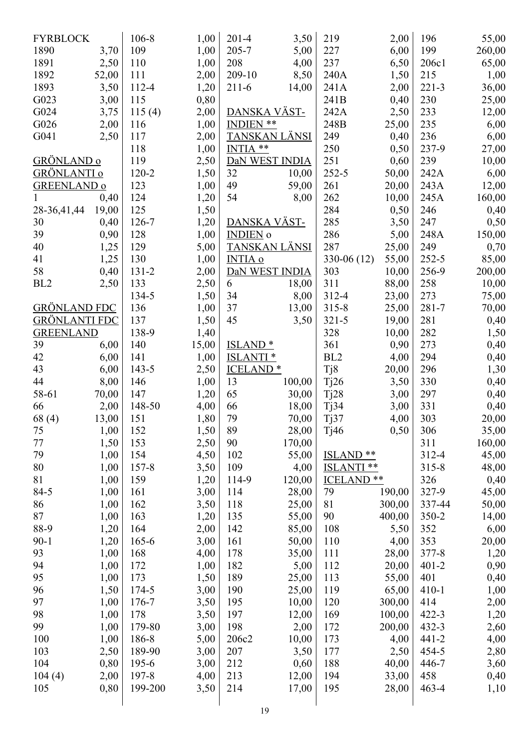**FYRBLOCK**

| | |
|---|---|
| 1890 | 3,70 |
| 1891 | 2,50 |
| 1892 | 52,00 |
| 1893 | 3,50 |
| G023 | 3,00 |
| G024 | 3,75 |
| G026 | 2,00 |
| G041 | 2,50 |

**GRÖNLAND o**
**GRÖNLANTI o**
**GREENLAND o**

| | |
|---|---|
| 1 | 0,40 |
| 28-36,41,44 | 19,00 |
| 30 | 0,40 |
| 39 | 0,90 |
| 40 | 1,25 |
| 41 | 1,25 |
| 58 | 0,40 |
| BL2 | 2,50 |

**GRÖNLAND FDC**
**GRÖNLANTI FDC**
**GREENLAND**

| | |
|---|---|
| 39 | 6,00 |
| 42 | 6,00 |
| 43 | 6,00 |
| 44 | 8,00 |
| 58-61 | 70,00 |
| 66 | 2,00 |
| 68 (4) | 13,00 |
| 75 | 1,00 |
| 77 | 1,50 |
| 79 | 1,00 |
| 80 | 1,00 |
| 81 | 1,00 |
| 84-5 | 1,00 |
| 86 | 1,00 |
| 87 | 1,00 |
| 88-9 | 1,20 |
| 90-1 | 1,20 |
| 93 | 1,00 |
| 94 | 1,00 |
| 95 | 1,00 |
| 96 | 1,50 |
| 97 | 1,00 |
| 98 | 1,00 |
| 99 | 1,00 |
| 100 | 1,00 |
| 103 | 2,50 |
| 104 | 0,80 |
| 104 (4) | 2,00 |
| 105 | 0,80 |
| 106-8 | 1,00 |
| 109 | 1,00 |
| 110 | 1,00 |
| 111 | 2,00 |
| 112-4 | 1,20 |
| 115 | 0,80 |
| 115 (4) | 2,00 |
| 116 | 1,00 |
| 117 | 2,00 |
| 118 | 1,00 |
| 119 | 2,50 |
| 120-2 | 1,50 |
| 123 | 1,00 |
| 124 | 1,20 |
| 125 | 1,50 |
| 126-7 | 1,20 |
| 128 | 1,00 |
| 129 | 5,00 |
| 130 | 1,00 |
| 131-2 | 2,00 |
| 133 | 2,50 |
| 134-5 | 1,50 |
| 136 | 1,00 |
| 137 | 1,50 |
| 138-9 | 1,40 |
| 140 | 15,00 |
| 141 | 1,00 |
| 143-5 | 2,50 |
| 146 | 1,00 |
| 147 | 1,20 |
| 148-50 | 4,00 |
| 151 | 1,80 |
| 152 | 1,50 |
| 153 | 2,50 |
| 154 | 4,50 |
| 157-8 | 3,50 |
| 159 | 1,20 |
| 161 | 3,00 |
| 162 | 3,50 |
| 163 | 1,20 |
| 164 | 2,00 |
| 165-6 | 3,00 |
| 168 | 4,00 |
| 172 | 1,00 |
| 173 | 1,50 |
| 174-5 | 3,00 |
| 176-7 | 3,50 |
| 178 | 3,50 |
| 179-80 | 3,00 |
| 186-8 | 5,00 |
| 189-90 | 3,00 |
| 195-6 | 3,00 |
| 197-8 | 4,00 |
| 199-200 | 3,50 |
| 201-4 | 3,50 |
| 205-7 | 5,00 |
| 208 | 4,00 |
| 209-10 | 8,50 |
| 211-6 | 14,00 |

**DANSKA VÄST-INDIEN \*\***
**TANSKAN LÄNSI INTIA \*\***
**DaN WEST INDIA**

| | |
|---|---|
| 32 | 10,00 |
| 49 | 59,00 |
| 54 | 8,00 |

**DANSKA VÄST-INDIEN o**
**TANSKAN LÄNSI INTIA o**
**DaN WEST INDIA**

| | |
|---|---|
| 6 | 18,00 |
| 34 | 8,00 |
| 37 | 13,00 |
| 45 | 3,50 |

**ISLAND \***
**ISLANTI \***
**ICELAND \***

| | |
|---|---|
| 13 | 100,00 |
| 65 | 30,00 |
| 66 | 18,00 |
| 79 | 70,00 |
| 89 | 28,00 |
| 90 | 170,00 |
| 102 | 55,00 |
| 109 | 4,00 |
| 114-9 | 120,00 |
| 114 | 28,00 |
| 118 | 25,00 |
| 135 | 55,00 |
| 142 | 85,00 |
| 161 | 50,00 |
| 178 | 35,00 |
| 182 | 5,00 |
| 189 | 25,00 |
| 190 | 25,00 |
| 195 | 10,00 |
| 197 | 12,00 |
| 198 | 2,00 |
| 206c2 | 10,00 |
| 207 | 3,50 |
| 212 | 0,60 |
| 213 | 12,00 |
| 214 | 17,00 |
| 219 | 2,00 |
| 227 | 6,00 |
| 237 | 6,50 |
| 240A | 1,50 |
| 241A | 2,00 |
| 241B | 0,40 |
| 242A | 2,50 |
| 248B | 25,00 |
| 249 | 0,40 |
| 250 | 0,50 |
| 251 | 0,60 |
| 252-5 | 50,00 |
| 261 | 20,00 |
| 262 | 10,00 |
| 284 | 0,50 |
| 285 | 3,50 |
| 286 | 5,00 |
| 287 | 25,00 |
| 330-06 (12) | 55,00 |
| 303 | 10,00 |
| 311 | 88,00 |
| 312-4 | 23,00 |
| 315-8 | 25,00 |
| 321-5 | 19,00 |
| 328 | 10,00 |
| 361 | 0,90 |
| BL2 | 4,00 |
| Tj8 | 20,00 |
| Tj26 | 3,50 |
| Tj28 | 3,00 |
| Tj34 | 3,00 |
| Tj37 | 4,00 |
| Tj46 | 0,50 |

**ISLAND \*\***
**ISLANTI \*\***
**ICELAND \*\***

| | |
|---|---|
| 79 | 190,00 |
| 81 | 300,00 |
| 90 | 400,00 |
| 108 | 5,50 |
| 110 | 4,00 |
| 111 | 28,00 |
| 112 | 20,00 |
| 113 | 55,00 |
| 119 | 65,00 |
| 120 | 300,00 |
| 169 | 100,00 |
| 172 | 200,00 |
| 173 | 4,00 |
| 177 | 2,50 |
| 188 | 40,00 |
| 194 | 33,00 |
| 195 | 28,00 |
| 196 | 55,00 |
| 199 | 260,00 |
| 206c1 | 65,00 |
| 215 | 1,00 |
| 221-3 | 36,00 |
| 230 | 25,00 |
| 233 | 12,00 |
| 235 | 6,00 |
| 236 | 6,00 |
| 237-9 | 27,00 |
| 239 | 10,00 |
| 242A | 6,00 |
| 243A | 12,00 |
| 245A | 160,00 |
| 246 | 0,40 |
| 247 | 0,50 |
| 248A | 150,00 |
| 249 | 0,70 |
| 252-5 | 85,00 |
| 256-9 | 200,00 |
| 258 | 10,00 |
| 273 | 75,00 |
| 281-7 | 70,00 |
| 281 | 0,40 |
| 282 | 1,50 |
| 273 | 0,40 |
| 294 | 0,40 |
| 296 | 1,30 |
| 330 | 0,40 |
| 297 | 0,40 |
| 331 | 0,40 |
| 303 | 20,00 |
| 306 | 35,00 |
| 311 | 160,00 |
| 312-4 | 45,00 |
| 315-8 | 48,00 |
| 326 | 0,40 |
| 327-9 | 45,00 |
| 337-44 | 50,00 |
| 350-2 | 14,00 |
| 352 | 6,00 |
| 353 | 20,00 |
| 377-8 | 1,20 |
| 401-2 | 0,90 |
| 401 | 0,40 |
| 410-1 | 1,00 |
| 414 | 2,00 |
| 422-3 | 1,20 |
| 432-3 | 2,60 |
| 441-2 | 4,00 |
| 454-5 | 2,80 |
| 446-7 | 3,60 |
| 458 | 0,40 |
| 463-4 | 1,10 |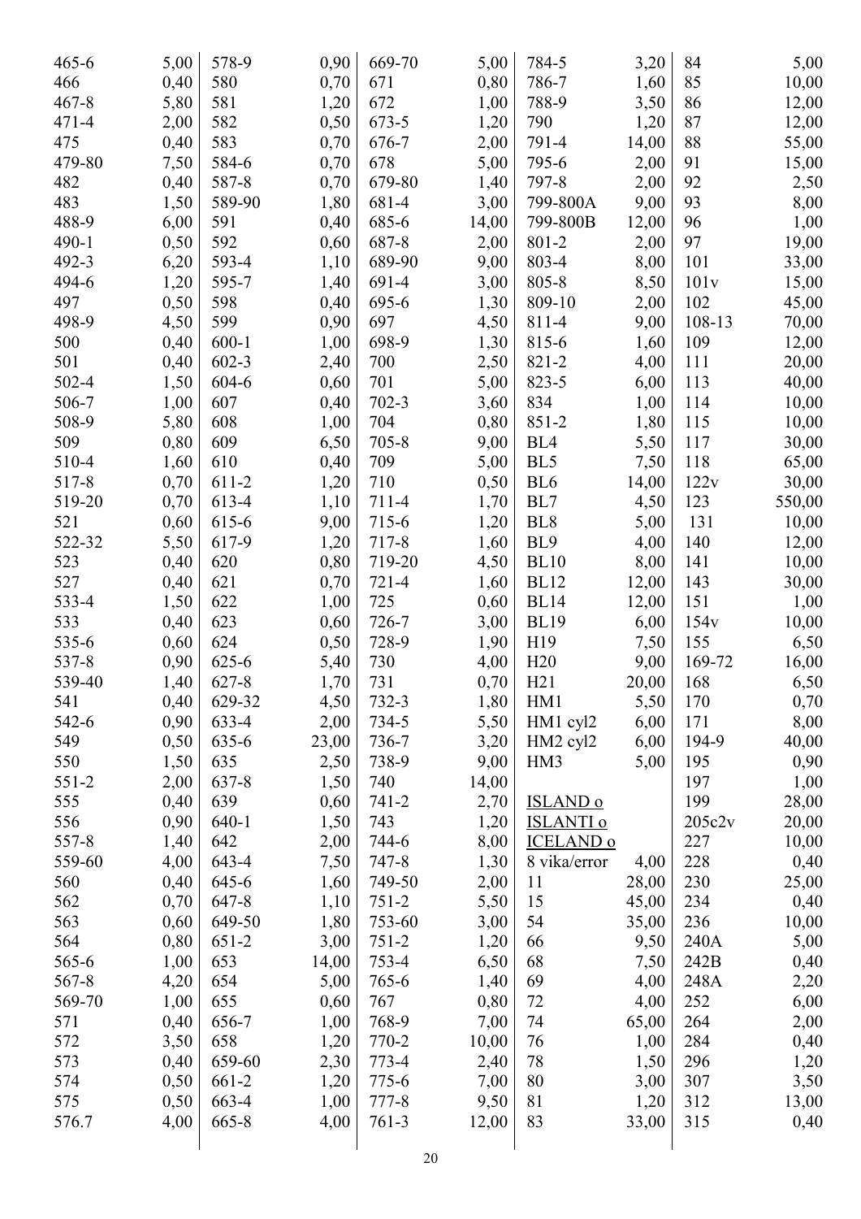| | | | | | | | | | |
|---|---|---|---|---|---|---|---|---|---|
| 465-6 | 5,00 | 578-9 | 0,90 | 669-70 | 5,00 | 784-5 | 3,20 | 84 | 5,00 |
| 466 | 0,40 | 580 | 0,70 | 671 | 0,80 | 786-7 | 1,60 | 85 | 10,00 |
| 467-8 | 5,80 | 581 | 1,20 | 672 | 1,00 | 788-9 | 3,50 | 86 | 12,00 |
| 471-4 | 2,00 | 582 | 0,50 | 673-5 | 1,20 | 790 | 1,20 | 87 | 12,00 |
| 475 | 0,40 | 583 | 0,70 | 676-7 | 2,00 | 791-4 | 14,00 | 88 | 55,00 |
| 479-80 | 7,50 | 584-6 | 0,70 | 678 | 5,00 | 795-6 | 2,00 | 91 | 15,00 |
| 482 | 0,40 | 587-8 | 0,70 | 679-80 | 1,40 | 797-8 | 2,00 | 92 | 2,50 |
| 483 | 1,50 | 589-90 | 1,80 | 681-4 | 3,00 | 799-800A | 9,00 | 93 | 8,00 |
| 488-9 | 6,00 | 591 | 0,40 | 685-6 | 14,00 | 799-800B | 12,00 | 96 | 1,00 |
| 490-1 | 0,50 | 592 | 0,60 | 687-8 | 2,00 | 801-2 | 2,00 | 97 | 19,00 |
| 492-3 | 6,20 | 593-4 | 1,10 | 689-90 | 9,00 | 803-4 | 8,00 | 101 | 33,00 |
| 494-6 | 1,20 | 595-7 | 1,40 | 691-4 | 3,00 | 805-8 | 8,50 | 101v | 15,00 |
| 497 | 0,50 | 598 | 0,40 | 695-6 | 1,30 | 809-10 | 2,00 | 102 | 45,00 |
| 498-9 | 4,50 | 599 | 0,90 | 697 | 4,50 | 811-4 | 9,00 | 108-13 | 70,00 |
| 500 | 0,40 | 600-1 | 1,00 | 698-9 | 1,30 | 815-6 | 1,60 | 109 | 12,00 |
| 501 | 0,40 | 602-3 | 2,40 | 700 | 2,50 | 821-2 | 4,00 | 111 | 20,00 |
| 502-4 | 1,50 | 604-6 | 0,60 | 701 | 5,00 | 823-5 | 6,00 | 113 | 40,00 |
| 506-7 | 1,00 | 607 | 0,40 | 702-3 | 3,60 | 834 | 1,00 | 114 | 10,00 |
| 508-9 | 5,80 | 608 | 1,00 | 704 | 0,80 | 851-2 | 1,80 | 115 | 10,00 |
| 509 | 0,80 | 609 | 6,50 | 705-8 | 9,00 | BL4 | 5,50 | 117 | 30,00 |
| 510-4 | 1,60 | 610 | 0,40 | 709 | 5,00 | BL5 | 7,50 | 118 | 65,00 |
| 517-8 | 0,70 | 611-2 | 1,20 | 710 | 0,50 | BL6 | 14,00 | 122v | 30,00 |
| 519-20 | 0,70 | 613-4 | 1,10 | 711-4 | 1,70 | BL7 | 4,50 | 123 | 550,00 |
| 521 | 0,60 | 615-6 | 9,00 | 715-6 | 1,20 | BL8 | 5,00 | 131 | 10,00 |
| 522-32 | 5,50 | 617-9 | 1,20 | 717-8 | 1,60 | BL9 | 4,00 | 140 | 12,00 |
| 523 | 0,40 | 620 | 0,80 | 719-20 | 4,50 | BL10 | 8,00 | 141 | 10,00 |
| 527 | 0,40 | 621 | 0,70 | 721-4 | 1,60 | BL12 | 12,00 | 143 | 30,00 |
| 533-4 | 1,50 | 622 | 1,00 | 725 | 0,60 | BL14 | 12,00 | 151 | 1,00 |
| 533 | 0,40 | 623 | 0,60 | 726-7 | 3,00 | BL19 | 6,00 | 154v | 10,00 |
| 535-6 | 0,60 | 624 | 0,50 | 728-9 | 1,90 | H19 | 7,50 | 155 | 6,50 |
| 537-8 | 0,90 | 625-6 | 5,40 | 730 | 4,00 | H20 | 9,00 | 169-72 | 16,00 |
| 539-40 | 1,40 | 627-8 | 1,70 | 731 | 0,70 | H21 | 20,00 | 168 | 6,50 |
| 541 | 0,40 | 629-32 | 4,50 | 732-3 | 1,80 | HM1 | 5,50 | 170 | 0,70 |
| 542-6 | 0,90 | 633-4 | 2,00 | 734-5 | 5,50 | HM1 cyl2 | 6,00 | 171 | 8,00 |
| 549 | 0,50 | 635-6 | 23,00 | 736-7 | 3,20 | HM2 cyl2 | 6,00 | 194-9 | 40,00 |
| 550 | 1,50 | 635 | 2,50 | 738-9 | 9,00 | HM3 | 5,00 | 195 | 0,90 |
| 551-2 | 2,00 | 637-8 | 1,50 | 740 | 14,00 | | | 197 | 1,00 |
| 555 | 0,40 | 639 | 0,60 | 741-2 | 2,70 | <u>ISLAND o</u> | | 199 | 28,00 |
| 556 | 0,90 | 640-1 | 1,50 | 743 | 1,20 | <u>ISLANTI o</u> | | 205c2v | 20,00 |
| 557-8 | 1,40 | 642 | 2,00 | 744-6 | 8,00 | <u>ICELAND o</u> | | 227 | 10,00 |
| 559-60 | 4,00 | 643-4 | 7,50 | 747-8 | 1,30 | 8 vika/error | 4,00 | 228 | 0,40 |
| 560 | 0,40 | 645-6 | 1,60 | 749-50 | 2,00 | 11 | 28,00 | 230 | 25,00 |
| 562 | 0,70 | 647-8 | 1,10 | 751-2 | 5,50 | 15 | 45,00 | 234 | 0,40 |
| 563 | 0,60 | 649-50 | 1,80 | 753-60 | 3,00 | 54 | 35,00 | 236 | 10,00 |
| 564 | 0,80 | 651-2 | 3,00 | 751-2 | 1,20 | 66 | 9,50 | 240A | 5,00 |
| 565-6 | 1,00 | 653 | 14,00 | 753-4 | 6,50 | 68 | 7,50 | 242B | 0,40 |
| 567-8 | 4,20 | 654 | 5,00 | 765-6 | 1,40 | 69 | 4,00 | 248A | 2,20 |
| 569-70 | 1,00 | 655 | 0,60 | 767 | 0,80 | 72 | 4,00 | 252 | 6,00 |
| 571 | 0,40 | 656-7 | 1,00 | 768-9 | 7,00 | 74 | 65,00 | 264 | 2,00 |
| 572 | 3,50 | 658 | 1,20 | 770-2 | 10,00 | 76 | 1,00 | 284 | 0,40 |
| 573 | 0,40 | 659-60 | 2,30 | 773-4 | 2,40 | 78 | 1,50 | 296 | 1,20 |
| 574 | 0,50 | 661-2 | 1,20 | 775-6 | 7,00 | 80 | 3,00 | 307 | 3,50 |
| 575 | 0,50 | 663-4 | 1,00 | 777-8 | 9,50 | 81 | 1,20 | 312 | 13,00 |
| 576.7 | 4,00 | 665-8 | 4,00 | 761-3 | 12,00 | 83 | 33,00 | 315 | 0,40 |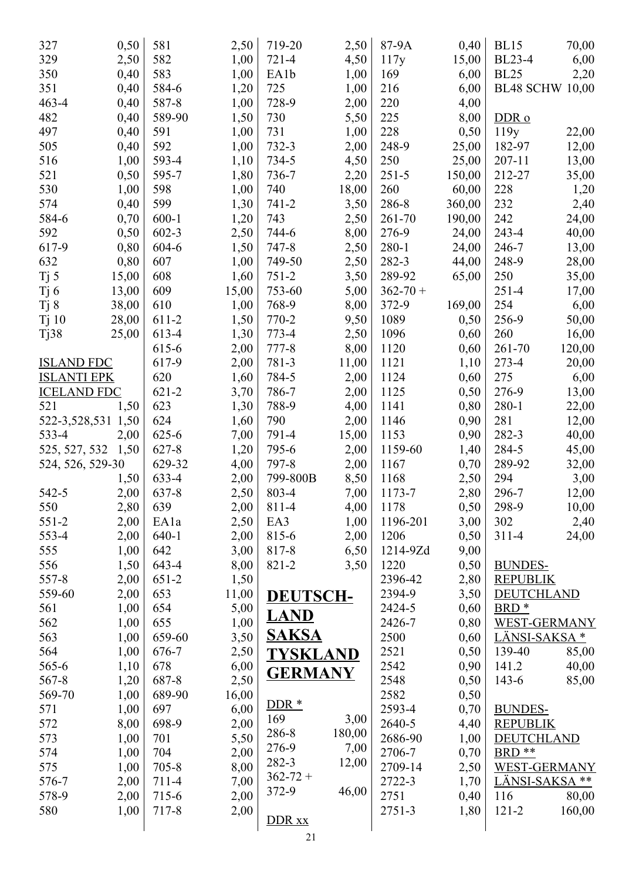| | |
|---|---|
| 327 | 0,50 |
| 329 | 2,50 |
| 350 | 0,40 |
| 351 | 0,40 |
| 463-4 | 0,40 |
| 482 | 0,40 |
| 497 | 0,40 |
| 505 | 0,40 |
| 516 | 1,00 |
| 521 | 0,50 |
| 530 | 1,00 |
| 574 | 0,40 |
| 584-6 | 0,70 |
| 592 | 0,50 |
| 617-9 | 0,80 |
| 632 | 0,80 |
| Tj 5 | 15,00 |
| Tj 6 | 13,00 |
| Tj 8 | 38,00 |
| Tj 10 | 28,00 |
| Tj38 | 25,00 |

ISLAND FDC
ISLANTI EPK
ICELAND FDC

| | |
|---|---|
| 521 | 1,50 |
| 522-3,528,531 | 1,50 |
| 533-4 | 2,00 |
| 525, 527, 532 | 1,50 |
| 524, 526, 529-30 | 1,50 |
| 542-5 | 2,00 |
| 550 | 2,80 |
| 551-2 | 2,00 |
| 553-4 | 2,00 |
| 555 | 1,00 |
| 556 | 1,50 |
| 557-8 | 2,00 |
| 559-60 | 2,00 |
| 561 | 1,00 |
| 562 | 1,00 |
| 563 | 1,00 |
| 564 | 1,00 |
| 565-6 | 1,10 |
| 567-8 | 1,20 |
| 569-70 | 1,00 |
| 571 | 1,00 |
| 572 | 8,00 |
| 573 | 1,00 |
| 574 | 1,00 |
| 575 | 1,00 |
| 576-7 | 2,00 |
| 578-9 | 2,00 |
| 580 | 1,00 |
| 581 | 2,50 |
| 582 | 1,00 |
| 583 | 1,00 |
| 584-6 | 1,20 |
| 587-8 | 1,00 |
| 589-90 | 1,50 |
| 591 | 1,00 |
| 592 | 1,00 |
| 593-4 | 1,10 |
| 595-7 | 1,80 |
| 598 | 1,00 |
| 599 | 1,30 |
| 600-1 | 1,20 |
| 602-3 | 2,50 |
| 604-6 | 1,50 |
| 607 | 1,00 |
| 608 | 1,60 |
| 609 | 15,00 |
| 610 | 1,00 |
| 611-2 | 1,50 |
| 613-4 | 1,30 |
| 615-6 | 2,00 |
| 617-9 | 2,00 |
| 620 | 1,60 |
| 621-2 | 3,70 |
| 623 | 1,30 |
| 624 | 1,60 |
| 625-6 | 7,00 |
| 627-8 | 1,20 |
| 629-32 | 4,00 |
| 633-4 | 2,00 |
| 637-8 | 2,50 |
| 639 | 2,00 |
| EA1a | 2,50 |
| 640-1 | 2,00 |
| 642 | 3,00 |
| 643-4 | 8,00 |
| 651-2 | 1,50 |
| 653 | 11,00 |
| 654 | 5,00 |
| 655 | 1,00 |
| 659-60 | 3,50 |
| 676-7 | 2,50 |
| 678 | 6,00 |
| 687-8 | 2,50 |
| 689-90 | 16,00 |
| 697 | 6,00 |
| 698-9 | 2,00 |
| 701 | 5,50 |
| 704 | 2,00 |
| 705-8 | 8,00 |
| 711-4 | 7,00 |
| 715-6 | 2,00 |
| 717-8 | 2,00 |
| 719-20 | 2,50 |
| 721-4 | 4,50 |
| EA1b | 1,00 |
| 725 | 1,00 |
| 728-9 | 2,00 |
| 730 | 5,50 |
| 731 | 1,00 |
| 732-3 | 2,00 |
| 734-5 | 4,50 |
| 736-7 | 2,20 |
| 740 | 18,00 |
| 741-2 | 3,50 |
| 743 | 2,50 |
| 744-6 | 8,00 |
| 747-8 | 2,50 |
| 749-50 | 2,50 |
| 751-2 | 3,50 |
| 753-60 | 5,00 |
| 768-9 | 8,00 |
| 770-2 | 9,50 |
| 773-4 | 2,50 |
| 777-8 | 8,00 |
| 781-3 | 11,00 |
| 784-5 | 2,00 |
| 786-7 | 2,00 |
| 788-9 | 4,00 |
| 790 | 2,00 |
| 791-4 | 15,00 |
| 795-6 | 2,00 |
| 797-8 | 2,00 |
| 799-800B | 8,50 |
| 803-4 | 7,00 |
| 811-4 | 4,00 |
| EA3 | 1,00 |
| 815-6 | 2,00 |
| 817-8 | 6,50 |
| 821-2 | 3,50 |

# DEUTSCHLAND
# SAKSA
# TYSKLAND
# GERMANY

DDR *

| | |
|---|---|
| 169 | 3,00 |
| 286-8 | 180,00 |
| 276-9 | 7,00 |
| 282-3 | 12,00 |
| 362-72 + | |
| 372-9 | 46,00 |

DDR xx

| | |
|---|---|
| 87-9A | 0,40 |
| 117y | 15,00 |
| 169 | 6,00 |
| 216 | 6,00 |
| 220 | 4,00 |
| 225 | 8,00 |
| 228 | 0,50 |
| 248-9 | 25,00 |
| 250 | 25,00 |
| 251-5 | 150,00 |
| 260 | 60,00 |
| 286-8 | 360,00 |
| 261-70 | 190,00 |
| 276-9 | 24,00 |
| 280-1 | 24,00 |
| 282-3 | 44,00 |
| 289-92 | 65,00 |
| 362-70 + | |
| 372-9 | 169,00 |
| 1089 | 0,50 |
| 1096 | 0,60 |
| 1120 | 0,60 |
| 1121 | 1,10 |
| 1124 | 0,60 |
| 1125 | 0,50 |
| 1141 | 0,80 |
| 1146 | 0,90 |
| 1153 | 0,90 |
| 1159-60 | 1,40 |
| 1167 | 0,70 |
| 1168 | 2,50 |
| 1173-7 | 2,80 |
| 1178 | 0,50 |
| 1196-201 | 3,00 |
| 1206 | 0,50 |
| 1214-9Zd | 9,00 |
| 1220 | 0,50 |
| 2396-42 | 2,80 |
| 2394-9 | 3,50 |
| 2424-5 | 0,60 |
| 2426-7 | 0,80 |
| 2500 | 0,60 |
| 2521 | 0,50 |
| 2542 | 0,90 |
| 2548 | 0,50 |
| 2582 | 0,50 |
| 2593-4 | 0,70 |
| 2640-5 | 4,40 |
| 2686-90 | 1,00 |
| 2706-7 | 0,70 |
| 2709-14 | 2,50 |
| 2722-3 | 1,70 |
| 2751 | 0,40 |
| 2751-3 | 1,80 |
| BL15 | 70,00 |
| BL23-4 | 6,00 |
| BL25 | 2,20 |
| BL48 SCHW | 10,00 |

DDR o

| | |
|---|---|
| 119y | 22,00 |
| 182-97 | 12,00 |
| 207-11 | 13,00 |
| 212-27 | 35,00 |
| 228 | 1,20 |
| 232 | 2,40 |
| 242 | 24,00 |
| 243-4 | 40,00 |
| 246-7 | 13,00 |
| 248-9 | 28,00 |
| 250 | 35,00 |
| 251-4 | 17,00 |
| 254 | 6,00 |
| 256-9 | 50,00 |
| 260 | 16,00 |
| 261-70 | 120,00 |
| 273-4 | 20,00 |
| 275 | 6,00 |
| 276-9 | 13,00 |
| 280-1 | 22,00 |
| 281 | 12,00 |
| 282-3 | 40,00 |
| 284-5 | 45,00 |
| 289-92 | 32,00 |
| 294 | 3,00 |
| 296-7 | 12,00 |
| 298-9 | 10,00 |
| 302 | 2,40 |
| 311-4 | 24,00 |

BUNDES-
REPUBLIK
DEUTCHLAND
BRD *
WEST-GERMANY
LÄNSI-SAKSA *

| | |
|---|---|
| 139-40 | 85,00 |
| 141.2 | 40,00 |
| 143-6 | 85,00 |

BUNDES-
REPUBLIK
DEUTCHLAND
BRD **
WEST-GERMANY
LÄNSI-SAKSA **

| | |
|---|---|
| 116 | 80,00 |
| 121-2 | 160,00 |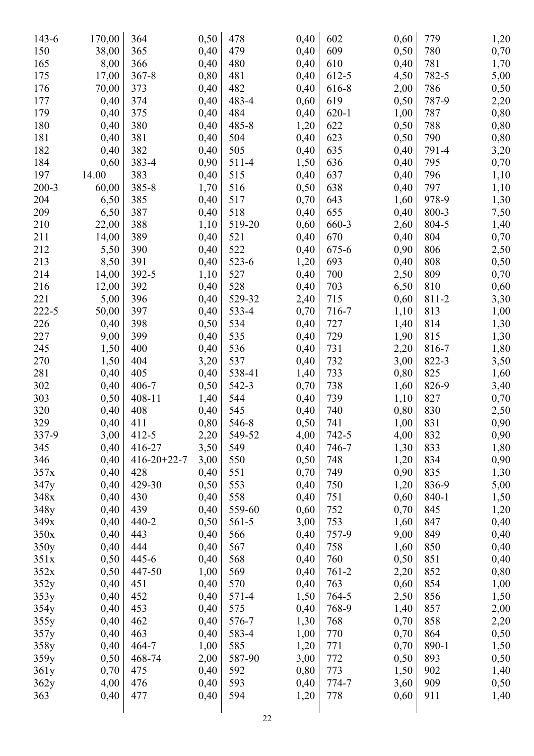| | | | | | | | | | |
|---|---|---|---|---|---|---|---|---|---|
| 143-6 | 170,00 | 364 | 0,50 | 478 | 0,40 | 602 | 0,60 | 779 | 1,20 |
| 150 | 38,00 | 365 | 0,40 | 479 | 0,40 | 609 | 0,50 | 780 | 0,70 |
| 165 | 8,00 | 366 | 0,40 | 480 | 0,40 | 610 | 0,40 | 781 | 1,70 |
| 175 | 17,00 | 367-8 | 0,80 | 481 | 0,40 | 612-5 | 4,50 | 782-5 | 5,00 |
| 176 | 70,00 | 373 | 0,40 | 482 | 0,40 | 616-8 | 2,00 | 786 | 0,50 |
| 177 | 0,40 | 374 | 0,40 | 483-4 | 0,60 | 619 | 0,50 | 787-9 | 2,20 |
| 179 | 0,40 | 375 | 0,40 | 484 | 0,40 | 620-1 | 1,00 | 787 | 0,80 |
| 180 | 0,40 | 380 | 0,40 | 485-8 | 1,20 | 622 | 0,50 | 788 | 0,80 |
| 181 | 0,40 | 381 | 0,40 | 504 | 0,40 | 623 | 0,50 | 790 | 0,80 |
| 182 | 0,40 | 382 | 0,40 | 505 | 0,40 | 635 | 0,40 | 791-4 | 3,20 |
| 184 | 0,60 | 383-4 | 0,90 | 511-4 | 1,50 | 636 | 0,40 | 795 | 0,70 |
| 197 | 14.00 | 383 | 0,40 | 515 | 0,40 | 637 | 0,40 | 796 | 1,10 |
| 200-3 | 60,00 | 385-8 | 1,70 | 516 | 0,50 | 638 | 0,40 | 797 | 1,10 |
| 204 | 6,50 | 385 | 0,40 | 517 | 0,70 | 643 | 1,60 | 978-9 | 1,30 |
| 209 | 6,50 | 387 | 0,40 | 518 | 0,40 | 655 | 0,40 | 800-3 | 7,50 |
| 210 | 22,00 | 388 | 1,10 | 519-20 | 0,60 | 660-3 | 2,60 | 804-5 | 1,40 |
| 211 | 14,00 | 389 | 0,40 | 521 | 0,40 | 670 | 0,40 | 804 | 0,70 |
| 212 | 5,50 | 390 | 0,40 | 522 | 0,40 | 675-6 | 0,90 | 806 | 2,50 |
| 213 | 8,50 | 391 | 0,40 | 523-6 | 1,20 | 693 | 0,40 | 808 | 0,50 |
| 214 | 14,00 | 392-5 | 1,10 | 527 | 0,40 | 700 | 2,50 | 809 | 0,70 |
| 216 | 12,00 | 392 | 0,40 | 528 | 0,40 | 703 | 6,50 | 810 | 0,60 |
| 221 | 5,00 | 396 | 0,40 | 529-32 | 2,40 | 715 | 0,60 | 811-2 | 3,30 |
| 222-5 | 50,00 | 397 | 0,40 | 533-4 | 0,70 | 716-7 | 1,10 | 813 | 1,00 |
| 226 | 0,40 | 398 | 0,50 | 534 | 0,40 | 727 | 1,40 | 814 | 1,30 |
| 227 | 9,00 | 399 | 0,40 | 535 | 0,40 | 729 | 1,90 | 815 | 1,30 |
| 245 | 1,50 | 400 | 0,40 | 536 | 0,40 | 731 | 2,20 | 816-7 | 1,80 |
| 270 | 1,50 | 404 | 3,20 | 537 | 0,40 | 732 | 3,00 | 822-3 | 3,50 |
| 281 | 0,40 | 405 | 0,40 | 538-41 | 1,40 | 733 | 0,80 | 825 | 1,60 |
| 302 | 0,40 | 406-7 | 0,50 | 542-3 | 0,70 | 738 | 1,60 | 826-9 | 3,40 |
| 303 | 0,50 | 408-11 | 1,40 | 544 | 0,40 | 739 | 1,10 | 827 | 0,70 |
| 320 | 0,40 | 408 | 0,40 | 545 | 0,40 | 740 | 0,80 | 830 | 2,50 |
| 329 | 0,40 | 411 | 0,80 | 546-8 | 0,50 | 741 | 1,00 | 831 | 0,90 |
| 337-9 | 3,00 | 412-5 | 2,20 | 549-52 | 4,00 | 742-5 | 4,00 | 832 | 0,90 |
| 345 | 0,40 | 416-27 | 3,50 | 549 | 0,40 | 746-7 | 1,30 | 833 | 1,80 |
| 346 | 0,40 | 416-20+22-7 | 3,00 | 550 | 0,50 | 748 | 1,20 | 834 | 0,90 |
| 357x | 0,40 | 428 | 0,40 | 551 | 0,70 | 749 | 0,90 | 835 | 1,30 |
| 347y | 0,40 | 429-30 | 0,50 | 553 | 0,40 | 750 | 1,20 | 836-9 | 5,00 |
| 348x | 0,40 | 430 | 0,40 | 558 | 0,40 | 751 | 0,60 | 840-1 | 1,50 |
| 348y | 0,40 | 439 | 0,40 | 559-60 | 0,60 | 752 | 0,70 | 845 | 1,20 |
| 349x | 0,40 | 440-2 | 0,50 | 561-5 | 3,00 | 753 | 1,60 | 847 | 0,40 |
| 350x | 0,40 | 443 | 0,40 | 566 | 0,40 | 757-9 | 9,00 | 849 | 0,40 |
| 350y | 0,40 | 444 | 0,40 | 567 | 0,40 | 758 | 1,60 | 850 | 0,40 |
| 351x | 0,50 | 445-6 | 0,40 | 568 | 0,40 | 760 | 0,50 | 851 | 0,40 |
| 352x | 0,50 | 447-50 | 1,00 | 569 | 0,40 | 761-2 | 2,20 | 852 | 0,80 |
| 352y | 0,40 | 451 | 0,40 | 570 | 0,40 | 763 | 0,60 | 854 | 1,00 |
| 353y | 0,40 | 452 | 0,40 | 571-4 | 1,50 | 764-5 | 2,50 | 856 | 1,50 |
| 354y | 0,40 | 453 | 0,40 | 575 | 0,40 | 768-9 | 1,40 | 857 | 2,00 |
| 355y | 0,40 | 462 | 0,40 | 576-7 | 1,30 | 768 | 0,70 | 858 | 2,20 |
| 357y | 0,40 | 463 | 0,40 | 583-4 | 1,00 | 770 | 0,70 | 864 | 0,50 |
| 358y | 0,40 | 464-7 | 1,00 | 585 | 1,20 | 771 | 0,70 | 890-1 | 1,50 |
| 359y | 0,50 | 468-74 | 2,00 | 587-90 | 3,00 | 772 | 0,50 | 893 | 0,50 |
| 361y | 0,70 | 475 | 0,40 | 592 | 0,80 | 773 | 1,50 | 902 | 1,40 |
| 362y | 4,00 | 476 | 0,40 | 593 | 0,40 | 774-7 | 3,60 | 909 | 0,50 |
| 363 | 0,40 | 477 | 0,40 | 594 | 1,20 | 778 | 0,60 | 911 | 1,40 |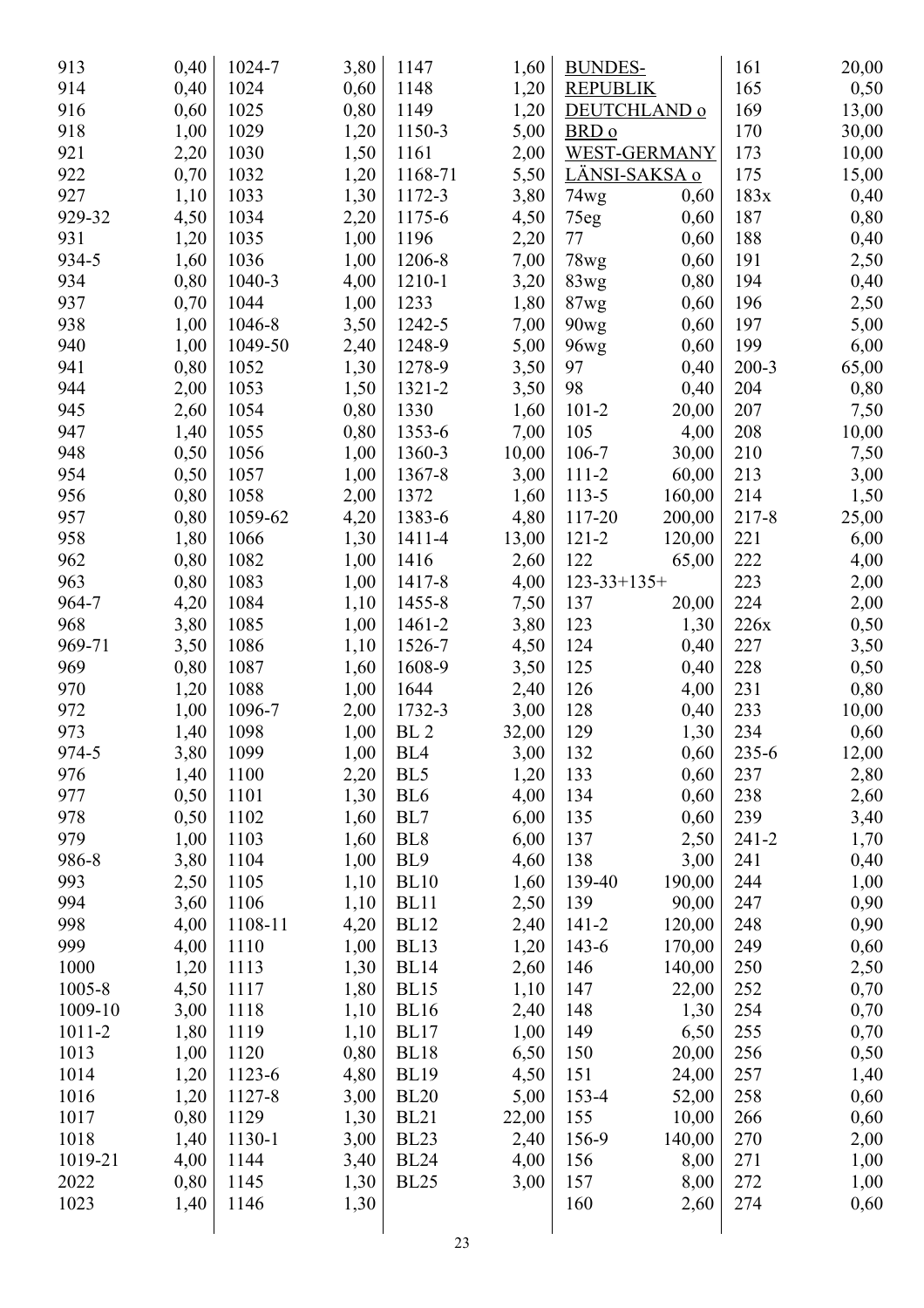| | | | | | | | | | |
|---|---|---|---|---|---|---|---|---|---|
| 913 | 0,40 | 1024-7 | 3,80 | 1147 | 1,60 | BUNDES- | | 161 | 20,00 |
| 914 | 0,40 | 1024 | 0,60 | 1148 | 1,20 | REPUBLIK | | 165 | 0,50 |
| 916 | 0,60 | 1025 | 0,80 | 1149 | 1,20 | DEUTCHLAND o | | 169 | 13,00 |
| 918 | 1,00 | 1029 | 1,20 | 1150-3 | 5,00 | BRD o | | 170 | 30,00 |
| 921 | 2,20 | 1030 | 1,50 | 1161 | 2,00 | WEST-GERMANY | | 173 | 10,00 |
| 922 | 0,70 | 1032 | 1,20 | 1168-71 | 5,50 | LÄNSI-SAKSA o | | 175 | 15,00 |
| 927 | 1,10 | 1033 | 1,30 | 1172-3 | 3,80 | 74wg | 0,60 | 183x | 0,40 |
| 929-32 | 4,50 | 1034 | 2,20 | 1175-6 | 4,50 | 75eg | 0,60 | 187 | 0,80 |
| 931 | 1,20 | 1035 | 1,00 | 1196 | 2,20 | 77 | 0,60 | 188 | 0,40 |
| 934-5 | 1,60 | 1036 | 1,00 | 1206-8 | 7,00 | 78wg | 0,60 | 191 | 2,50 |
| 934 | 0,80 | 1040-3 | 4,00 | 1210-1 | 3,20 | 83wg | 0,80 | 194 | 0,40 |
| 937 | 0,70 | 1044 | 1,00 | 1233 | 1,80 | 87wg | 0,60 | 196 | 2,50 |
| 938 | 1,00 | 1046-8 | 3,50 | 1242-5 | 7,00 | 90wg | 0,60 | 197 | 5,00 |
| 940 | 1,00 | 1049-50 | 2,40 | 1248-9 | 5,00 | 96wg | 0,60 | 199 | 6,00 |
| 941 | 0,80 | 1052 | 1,30 | 1278-9 | 3,50 | 97 | 0,40 | 200-3 | 65,00 |
| 944 | 2,00 | 1053 | 1,50 | 1321-2 | 3,50 | 98 | 0,40 | 204 | 0,80 |
| 945 | 2,60 | 1054 | 0,80 | 1330 | 1,60 | 101-2 | 20,00 | 207 | 7,50 |
| 947 | 1,40 | 1055 | 0,80 | 1353-6 | 7,00 | 105 | 4,00 | 208 | 10,00 |
| 948 | 0,50 | 1056 | 1,00 | 1360-3 | 10,00 | 106-7 | 30,00 | 210 | 7,50 |
| 954 | 0,50 | 1057 | 1,00 | 1367-8 | 3,00 | 111-2 | 60,00 | 213 | 3,00 |
| 956 | 0,80 | 1058 | 2,00 | 1372 | 1,60 | 113-5 | 160,00 | 214 | 1,50 |
| 957 | 0,80 | 1059-62 | 4,20 | 1383-6 | 4,80 | 117-20 | 200,00 | 217-8 | 25,00 |
| 958 | 1,80 | 1066 | 1,30 | 1411-4 | 13,00 | 121-2 | 120,00 | 221 | 6,00 |
| 962 | 0,80 | 1082 | 1,00 | 1416 | 2,60 | 122 | 65,00 | 222 | 4,00 |
| 963 | 0,80 | 1083 | 1,00 | 1417-8 | 4,00 | 123-33+135+ | | 223 | 2,00 |
| 964-7 | 4,20 | 1084 | 1,10 | 1455-8 | 7,50 | 137 | 20,00 | 224 | 2,00 |
| 968 | 3,80 | 1085 | 1,00 | 1461-2 | 3,80 | 123 | 1,30 | 226x | 0,50 |
| 969-71 | 3,50 | 1086 | 1,10 | 1526-7 | 4,50 | 124 | 0,40 | 227 | 3,50 |
| 969 | 0,80 | 1087 | 1,60 | 1608-9 | 3,50 | 125 | 0,40 | 228 | 0,50 |
| 970 | 1,20 | 1088 | 1,00 | 1644 | 2,40 | 126 | 4,00 | 231 | 0,80 |
| 972 | 1,00 | 1096-7 | 2,00 | 1732-3 | 3,00 | 128 | 0,40 | 233 | 10,00 |
| 973 | 1,40 | 1098 | 1,00 | BL 2 | 32,00 | 129 | 1,30 | 234 | 0,60 |
| 974-5 | 3,80 | 1099 | 1,00 | BL4 | 3,00 | 132 | 0,60 | 235-6 | 12,00 |
| 976 | 1,40 | 1100 | 2,20 | BL5 | 1,20 | 133 | 0,60 | 237 | 2,80 |
| 977 | 0,50 | 1101 | 1,30 | BL6 | 4,00 | 134 | 0,60 | 238 | 2,60 |
| 978 | 0,50 | 1102 | 1,60 | BL7 | 6,00 | 135 | 0,60 | 239 | 3,40 |
| 979 | 1,00 | 1103 | 1,60 | BL8 | 6,00 | 137 | 2,50 | 241-2 | 1,70 |
| 986-8 | 3,80 | 1104 | 1,00 | BL9 | 4,60 | 138 | 3,00 | 241 | 0,40 |
| 993 | 2,50 | 1105 | 1,10 | BL10 | 1,60 | 139-40 | 190,00 | 244 | 1,00 |
| 994 | 3,60 | 1106 | 1,10 | BL11 | 2,50 | 139 | 90,00 | 247 | 0,90 |
| 998 | 4,00 | 1108-11 | 4,20 | BL12 | 2,40 | 141-2 | 120,00 | 248 | 0,90 |
| 999 | 4,00 | 1110 | 1,00 | BL13 | 1,20 | 143-6 | 170,00 | 249 | 0,60 |
| 1000 | 1,20 | 1113 | 1,30 | BL14 | 2,60 | 146 | 140,00 | 250 | 2,50 |
| 1005-8 | 4,50 | 1117 | 1,80 | BL15 | 1,10 | 147 | 22,00 | 252 | 0,70 |
| 1009-10 | 3,00 | 1118 | 1,10 | BL16 | 2,40 | 148 | 1,30 | 254 | 0,70 |
| 1011-2 | 1,80 | 1119 | 1,10 | BL17 | 1,00 | 149 | 6,50 | 255 | 0,70 |
| 1013 | 1,00 | 1120 | 0,80 | BL18 | 6,50 | 150 | 20,00 | 256 | 0,50 |
| 1014 | 1,20 | 1123-6 | 4,80 | BL19 | 4,50 | 151 | 24,00 | 257 | 1,40 |
| 1016 | 1,20 | 1127-8 | 3,00 | BL20 | 5,00 | 153-4 | 52,00 | 258 | 0,60 |
| 1017 | 0,80 | 1129 | 1,30 | BL21 | 22,00 | 155 | 10,00 | 266 | 0,60 |
| 1018 | 1,40 | 1130-1 | 3,00 | BL23 | 2,40 | 156-9 | 140,00 | 270 | 2,00 |
| 1019-21 | 4,00 | 1144 | 3,40 | BL24 | 4,00 | 156 | 8,00 | 271 | 1,00 |
| 2022 | 0,80 | 1145 | 1,30 | BL25 | 3,00 | 157 | 8,00 | 272 | 1,00 |
| 1023 | 1,40 | 1146 | 1,30 | | | 160 | 2,60 | 274 | 0,60 |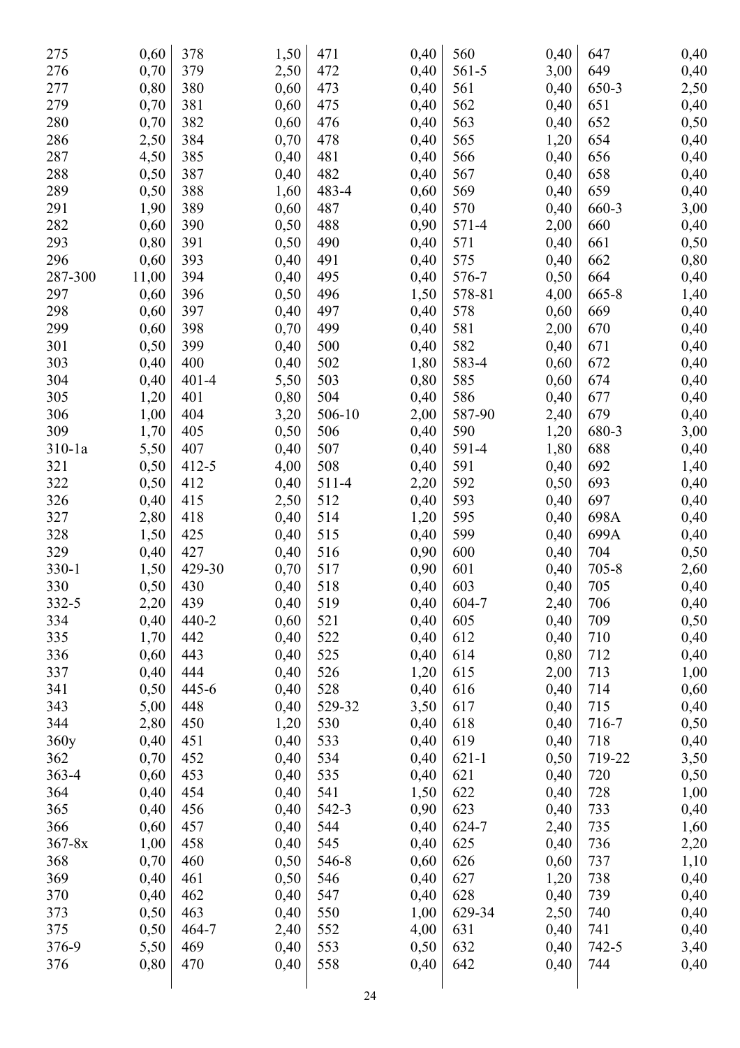| | | | | | | | | | |
|---|---|---|---|---|---|---|---|---|---|
| 275 | 0,60 | 378 | 1,50 | 471 | 0,40 | 560 | 0,40 | 647 | 0,40 |
| 276 | 0,70 | 379 | 2,50 | 472 | 0,40 | 561-5 | 3,00 | 649 | 0,40 |
| 277 | 0,80 | 380 | 0,60 | 473 | 0,40 | 561 | 0,40 | 650-3 | 2,50 |
| 279 | 0,70 | 381 | 0,60 | 475 | 0,40 | 562 | 0,40 | 651 | 0,40 |
| 280 | 0,70 | 382 | 0,60 | 476 | 0,40 | 563 | 0,40 | 652 | 0,50 |
| 286 | 2,50 | 384 | 0,70 | 478 | 0,40 | 565 | 1,20 | 654 | 0,40 |
| 287 | 4,50 | 385 | 0,40 | 481 | 0,40 | 566 | 0,40 | 656 | 0,40 |
| 288 | 0,50 | 387 | 0,40 | 482 | 0,40 | 567 | 0,40 | 658 | 0,40 |
| 289 | 0,50 | 388 | 1,60 | 483-4 | 0,60 | 569 | 0,40 | 659 | 0,40 |
| 291 | 1,90 | 389 | 0,60 | 487 | 0,40 | 570 | 0,40 | 660-3 | 3,00 |
| 282 | 0,60 | 390 | 0,50 | 488 | 0,90 | 571-4 | 2,00 | 660 | 0,40 |
| 293 | 0,80 | 391 | 0,50 | 490 | 0,40 | 571 | 0,40 | 661 | 0,50 |
| 296 | 0,60 | 393 | 0,40 | 491 | 0,40 | 575 | 0,40 | 662 | 0,80 |
| 287-300 | 11,00 | 394 | 0,40 | 495 | 0,40 | 576-7 | 0,50 | 664 | 0,40 |
| 297 | 0,60 | 396 | 0,50 | 496 | 1,50 | 578-81 | 4,00 | 665-8 | 1,40 |
| 298 | 0,60 | 397 | 0,40 | 497 | 0,40 | 578 | 0,60 | 669 | 0,40 |
| 299 | 0,60 | 398 | 0,70 | 499 | 0,40 | 581 | 2,00 | 670 | 0,40 |
| 301 | 0,50 | 399 | 0,40 | 500 | 0,40 | 582 | 0,40 | 671 | 0,40 |
| 303 | 0,40 | 400 | 0,40 | 502 | 1,80 | 583-4 | 0,60 | 672 | 0,40 |
| 304 | 0,40 | 401-4 | 5,50 | 503 | 0,80 | 585 | 0,60 | 674 | 0,40 |
| 305 | 1,20 | 401 | 0,80 | 504 | 0,40 | 586 | 0,40 | 677 | 0,40 |
| 306 | 1,00 | 404 | 3,20 | 506-10 | 2,00 | 587-90 | 2,40 | 679 | 0,40 |
| 309 | 1,70 | 405 | 0,50 | 506 | 0,40 | 590 | 1,20 | 680-3 | 3,00 |
| 310-1a | 5,50 | 407 | 0,40 | 507 | 0,40 | 591-4 | 1,80 | 688 | 0,40 |
| 321 | 0,50 | 412-5 | 4,00 | 508 | 0,40 | 591 | 0,40 | 692 | 1,40 |
| 322 | 0,50 | 412 | 0,40 | 511-4 | 2,20 | 592 | 0,50 | 693 | 0,40 |
| 326 | 0,40 | 415 | 2,50 | 512 | 0,40 | 593 | 0,40 | 697 | 0,40 |
| 327 | 2,80 | 418 | 0,40 | 514 | 1,20 | 595 | 0,40 | 698A | 0,40 |
| 328 | 1,50 | 425 | 0,40 | 515 | 0,40 | 599 | 0,40 | 699A | 0,40 |
| 329 | 0,40 | 427 | 0,40 | 516 | 0,90 | 600 | 0,40 | 704 | 0,50 |
| 330-1 | 1,50 | 429-30 | 0,70 | 517 | 0,90 | 601 | 0,40 | 705-8 | 2,60 |
| 330 | 0,50 | 430 | 0,40 | 518 | 0,40 | 603 | 0,40 | 705 | 0,40 |
| 332-5 | 2,20 | 439 | 0,40 | 519 | 0,40 | 604-7 | 2,40 | 706 | 0,40 |
| 334 | 0,40 | 440-2 | 0,60 | 521 | 0,40 | 605 | 0,40 | 709 | 0,50 |
| 335 | 1,70 | 442 | 0,40 | 522 | 0,40 | 612 | 0,40 | 710 | 0,40 |
| 336 | 0,60 | 443 | 0,40 | 525 | 0,40 | 614 | 0,80 | 712 | 0,40 |
| 337 | 0,40 | 444 | 0,40 | 526 | 1,20 | 615 | 2,00 | 713 | 1,00 |
| 341 | 0,50 | 445-6 | 0,40 | 528 | 0,40 | 616 | 0,40 | 714 | 0,60 |
| 343 | 5,00 | 448 | 0,40 | 529-32 | 3,50 | 617 | 0,40 | 715 | 0,40 |
| 344 | 2,80 | 450 | 1,20 | 530 | 0,40 | 618 | 0,40 | 716-7 | 0,50 |
| 360y | 0,40 | 451 | 0,40 | 533 | 0,40 | 619 | 0,40 | 718 | 0,40 |
| 362 | 0,70 | 452 | 0,40 | 534 | 0,40 | 621-1 | 0,50 | 719-22 | 3,50 |
| 363-4 | 0,60 | 453 | 0,40 | 535 | 0,40 | 621 | 0,40 | 720 | 0,50 |
| 364 | 0,40 | 454 | 0,40 | 541 | 1,50 | 622 | 0,40 | 728 | 1,00 |
| 365 | 0,40 | 456 | 0,40 | 542-3 | 0,90 | 623 | 0,40 | 733 | 0,40 |
| 366 | 0,60 | 457 | 0,40 | 544 | 0,40 | 624-7 | 2,40 | 735 | 1,60 |
| 367-8x | 1,00 | 458 | 0,40 | 545 | 0,40 | 625 | 0,40 | 736 | 2,20 |
| 368 | 0,70 | 460 | 0,50 | 546-8 | 0,60 | 626 | 0,60 | 737 | 1,10 |
| 369 | 0,40 | 461 | 0,50 | 546 | 0,40 | 627 | 1,20 | 738 | 0,40 |
| 370 | 0,40 | 462 | 0,40 | 547 | 0,40 | 628 | 0,40 | 739 | 0,40 |
| 373 | 0,50 | 463 | 0,40 | 550 | 1,00 | 629-34 | 2,50 | 740 | 0,40 |
| 375 | 0,50 | 464-7 | 2,40 | 552 | 4,00 | 631 | 0,40 | 741 | 0,40 |
| 376-9 | 5,50 | 469 | 0,40 | 553 | 0,50 | 632 | 0,40 | 742-5 | 3,40 |
| 376 | 0,80 | 470 | 0,40 | 558 | 0,40 | 642 | 0,40 | 744 | 0,40 |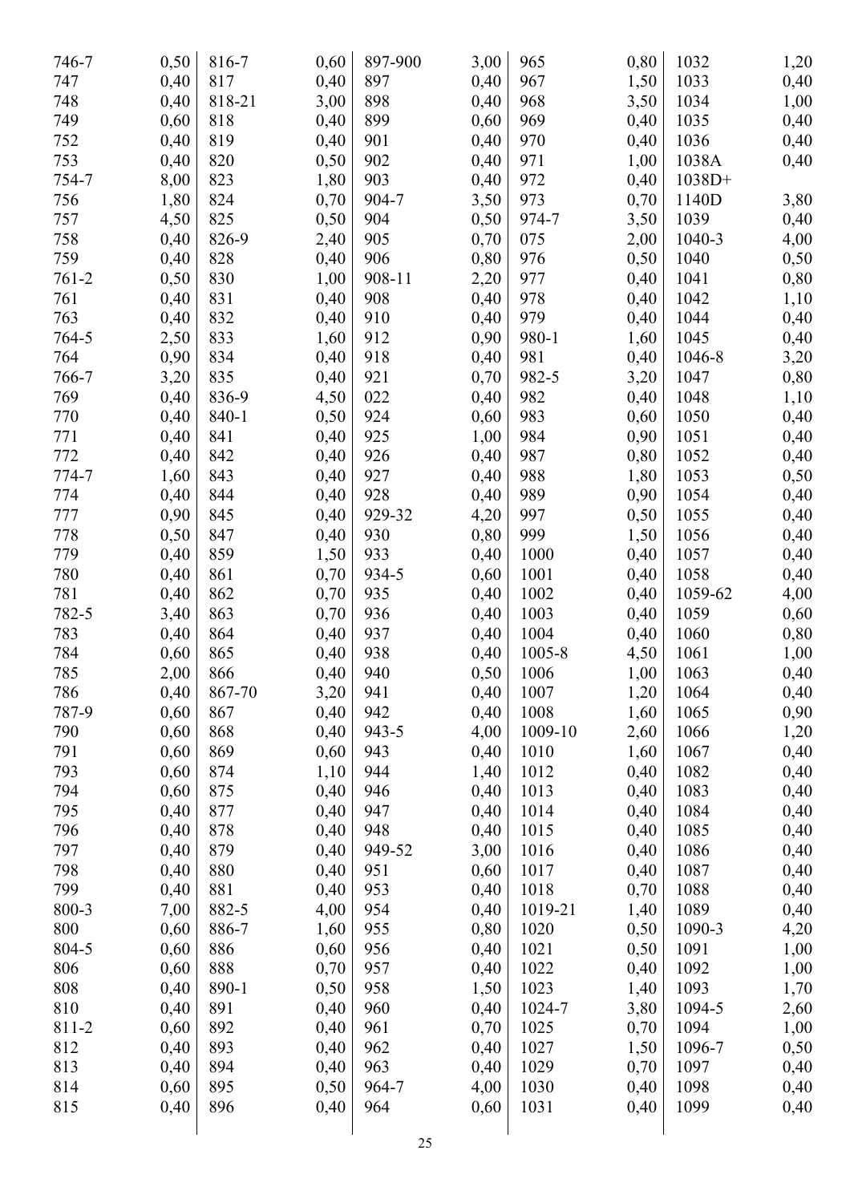| | | | | | | | | | |
|---|---|---|---|---|---|---|---|---|---|
| 746-7 | 0,50 | 816-7 | 0,60 | 897-900 | 3,00 | 965 | 0,80 | 1032 | 1,20 |
| 747 | 0,40 | 817 | 0,40 | 897 | 0,40 | 967 | 1,50 | 1033 | 0,40 |
| 748 | 0,40 | 818-21 | 3,00 | 898 | 0,40 | 968 | 3,50 | 1034 | 1,00 |
| 749 | 0,60 | 818 | 0,40 | 899 | 0,60 | 969 | 0,40 | 1035 | 0,40 |
| 752 | 0,40 | 819 | 0,40 | 901 | 0,40 | 970 | 0,40 | 1036 | 0,40 |
| 753 | 0,40 | 820 | 0,50 | 902 | 0,40 | 971 | 1,00 | 1038A | 0,40 |
| 754-7 | 8,00 | 823 | 1,80 | 903 | 0,40 | 972 | 0,40 | 1038D+ | |
| 756 | 1,80 | 824 | 0,70 | 904-7 | 3,50 | 973 | 0,70 | 1140D | 3,80 |
| 757 | 4,50 | 825 | 0,50 | 904 | 0,50 | 974-7 | 3,50 | 1039 | 0,40 |
| 758 | 0,40 | 826-9 | 2,40 | 905 | 0,70 | 075 | 2,00 | 1040-3 | 4,00 |
| 759 | 0,40 | 828 | 0,40 | 906 | 0,80 | 976 | 0,50 | 1040 | 0,50 |
| 761-2 | 0,50 | 830 | 1,00 | 908-11 | 2,20 | 977 | 0,40 | 1041 | 0,80 |
| 761 | 0,40 | 831 | 0,40 | 908 | 0,40 | 978 | 0,40 | 1042 | 1,10 |
| 763 | 0,40 | 832 | 0,40 | 910 | 0,40 | 979 | 0,40 | 1044 | 0,40 |
| 764-5 | 2,50 | 833 | 1,60 | 912 | 0,90 | 980-1 | 1,60 | 1045 | 0,40 |
| 764 | 0,90 | 834 | 0,40 | 918 | 0,40 | 981 | 0,40 | 1046-8 | 3,20 |
| 766-7 | 3,20 | 835 | 0,40 | 921 | 0,70 | 982-5 | 3,20 | 1047 | 0,80 |
| 769 | 0,40 | 836-9 | 4,50 | 022 | 0,40 | 982 | 0,40 | 1048 | 1,10 |
| 770 | 0,40 | 840-1 | 0,50 | 924 | 0,60 | 983 | 0,60 | 1050 | 0,40 |
| 771 | 0,40 | 841 | 0,40 | 925 | 1,00 | 984 | 0,90 | 1051 | 0,40 |
| 772 | 0,40 | 842 | 0,40 | 926 | 0,40 | 987 | 0,80 | 1052 | 0,40 |
| 774-7 | 1,60 | 843 | 0,40 | 927 | 0,40 | 988 | 1,80 | 1053 | 0,50 |
| 774 | 0,40 | 844 | 0,40 | 928 | 0,40 | 989 | 0,90 | 1054 | 0,40 |
| 777 | 0,90 | 845 | 0,40 | 929-32 | 4,20 | 997 | 0,50 | 1055 | 0,40 |
| 778 | 0,50 | 847 | 0,40 | 930 | 0,80 | 999 | 1,50 | 1056 | 0,40 |
| 779 | 0,40 | 859 | 1,50 | 933 | 0,40 | 1000 | 0,40 | 1057 | 0,40 |
| 780 | 0,40 | 861 | 0,70 | 934-5 | 0,60 | 1001 | 0,40 | 1058 | 0,40 |
| 781 | 0,40 | 862 | 0,70 | 935 | 0,40 | 1002 | 0,40 | 1059-62 | 4,00 |
| 782-5 | 3,40 | 863 | 0,70 | 936 | 0,40 | 1003 | 0,40 | 1059 | 0,60 |
| 783 | 0,40 | 864 | 0,40 | 937 | 0,40 | 1004 | 0,40 | 1060 | 0,80 |
| 784 | 0,60 | 865 | 0,40 | 938 | 0,40 | 1005-8 | 4,50 | 1061 | 1,00 |
| 785 | 2,00 | 866 | 0,40 | 940 | 0,50 | 1006 | 1,00 | 1063 | 0,40 |
| 786 | 0,40 | 867-70 | 3,20 | 941 | 0,40 | 1007 | 1,20 | 1064 | 0,40 |
| 787-9 | 0,60 | 867 | 0,40 | 942 | 0,40 | 1008 | 1,60 | 1065 | 0,90 |
| 790 | 0,60 | 868 | 0,40 | 943-5 | 4,00 | 1009-10 | 2,60 | 1066 | 1,20 |
| 791 | 0,60 | 869 | 0,60 | 943 | 0,40 | 1010 | 1,60 | 1067 | 0,40 |
| 793 | 0,60 | 874 | 1,10 | 944 | 1,40 | 1012 | 0,40 | 1082 | 0,40 |
| 794 | 0,60 | 875 | 0,40 | 946 | 0,40 | 1013 | 0,40 | 1083 | 0,40 |
| 795 | 0,40 | 877 | 0,40 | 947 | 0,40 | 1014 | 0,40 | 1084 | 0,40 |
| 796 | 0,40 | 878 | 0,40 | 948 | 0,40 | 1015 | 0,40 | 1085 | 0,40 |
| 797 | 0,40 | 879 | 0,40 | 949-52 | 3,00 | 1016 | 0,40 | 1086 | 0,40 |
| 798 | 0,40 | 880 | 0,40 | 951 | 0,60 | 1017 | 0,40 | 1087 | 0,40 |
| 799 | 0,40 | 881 | 0,40 | 953 | 0,40 | 1018 | 0,70 | 1088 | 0,40 |
| 800-3 | 7,00 | 882-5 | 4,00 | 954 | 0,40 | 1019-21 | 1,40 | 1089 | 0,40 |
| 800 | 0,60 | 886-7 | 1,60 | 955 | 0,80 | 1020 | 0,50 | 1090-3 | 4,20 |
| 804-5 | 0,60 | 886 | 0,60 | 956 | 0,40 | 1021 | 0,50 | 1091 | 1,00 |
| 806 | 0,60 | 888 | 0,70 | 957 | 0,40 | 1022 | 0,40 | 1092 | 1,00 |
| 808 | 0,40 | 890-1 | 0,50 | 958 | 1,50 | 1023 | 1,40 | 1093 | 1,70 |
| 810 | 0,40 | 891 | 0,40 | 960 | 0,40 | 1024-7 | 3,80 | 1094-5 | 2,60 |
| 811-2 | 0,60 | 892 | 0,40 | 961 | 0,70 | 1025 | 0,70 | 1094 | 1,00 |
| 812 | 0,40 | 893 | 0,40 | 962 | 0,40 | 1027 | 1,50 | 1096-7 | 0,50 |
| 813 | 0,40 | 894 | 0,40 | 963 | 0,40 | 1029 | 0,70 | 1097 | 0,40 |
| 814 | 0,60 | 895 | 0,50 | 964-7 | 4,00 | 1030 | 0,40 | 1098 | 0,40 |
| 815 | 0,40 | 896 | 0,40 | 964 | 0,60 | 1031 | 0,40 | 1099 | 0,40 |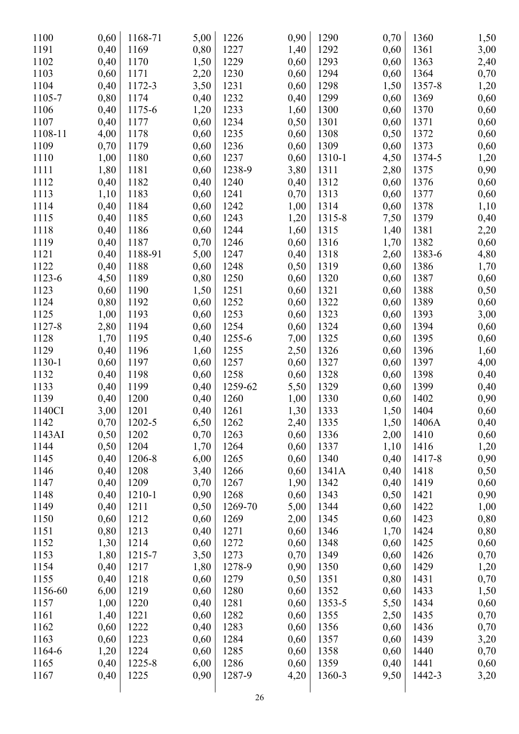| | | | | | | | | | |
|---|---|---|---|---|---|---|---|---|---|
| 1100 | 0,60 | 1168-71 | 5,00 | 1226 | 0,90 | 1290 | 0,70 | 1360 | 1,50 |
| 1191 | 0,40 | 1169 | 0,80 | 1227 | 1,40 | 1292 | 0,60 | 1361 | 3,00 |
| 1102 | 0,40 | 1170 | 1,50 | 1229 | 0,60 | 1293 | 0,60 | 1363 | 2,40 |
| 1103 | 0,60 | 1171 | 2,20 | 1230 | 0,60 | 1294 | 0,60 | 1364 | 0,70 |
| 1104 | 0,40 | 1172-3 | 3,50 | 1231 | 0,60 | 1298 | 1,50 | 1357-8 | 1,20 |
| 1105-7 | 0,80 | 1174 | 0,40 | 1232 | 0,40 | 1299 | 0,60 | 1369 | 0,60 |
| 1106 | 0,40 | 1175-6 | 1,20 | 1233 | 1,60 | 1300 | 0,60 | 1370 | 0,60 |
| 1107 | 0,40 | 1177 | 0,60 | 1234 | 0,50 | 1301 | 0,60 | 1371 | 0,60 |
| 1108-11 | 4,00 | 1178 | 0,60 | 1235 | 0,60 | 1308 | 0,50 | 1372 | 0,60 |
| 1109 | 0,70 | 1179 | 0,60 | 1236 | 0,60 | 1309 | 0,60 | 1373 | 0,60 |
| 1110 | 1,00 | 1180 | 0,60 | 1237 | 0,60 | 1310-1 | 4,50 | 1374-5 | 1,20 |
| 1111 | 1,80 | 1181 | 0,60 | 1238-9 | 3,80 | 1311 | 2,80 | 1375 | 0,90 |
| 1112 | 0,40 | 1182 | 0,40 | 1240 | 0,40 | 1312 | 0,60 | 1376 | 0,60 |
| 1113 | 1,10 | 1183 | 0,60 | 1241 | 0,70 | 1313 | 0,60 | 1377 | 0,60 |
| 1114 | 0,40 | 1184 | 0,60 | 1242 | 1,00 | 1314 | 0,60 | 1378 | 1,10 |
| 1115 | 0,40 | 1185 | 0,60 | 1243 | 1,20 | 1315-8 | 7,50 | 1379 | 0,40 |
| 1118 | 0,40 | 1186 | 0,60 | 1244 | 1,60 | 1315 | 1,40 | 1381 | 2,20 |
| 1119 | 0,40 | 1187 | 0,70 | 1246 | 0,60 | 1316 | 1,70 | 1382 | 0,60 |
| 1121 | 0,40 | 1188-91 | 5,00 | 1247 | 0,40 | 1318 | 2,60 | 1383-6 | 4,80 |
| 1122 | 0,40 | 1188 | 0,60 | 1248 | 0,50 | 1319 | 0,60 | 1386 | 1,70 |
| 1123-6 | 4,50 | 1189 | 0,80 | 1250 | 0,60 | 1320 | 0,60 | 1387 | 0,60 |
| 1123 | 0,60 | 1190 | 1,50 | 1251 | 0,60 | 1321 | 0,60 | 1388 | 0,50 |
| 1124 | 0,80 | 1192 | 0,60 | 1252 | 0,60 | 1322 | 0,60 | 1389 | 0,60 |
| 1125 | 1,00 | 1193 | 0,60 | 1253 | 0,60 | 1323 | 0,60 | 1393 | 3,00 |
| 1127-8 | 2,80 | 1194 | 0,60 | 1254 | 0,60 | 1324 | 0,60 | 1394 | 0,60 |
| 1128 | 1,70 | 1195 | 0,40 | 1255-6 | 7,00 | 1325 | 0,60 | 1395 | 0,60 |
| 1129 | 0,40 | 1196 | 1,60 | 1255 | 2,50 | 1326 | 0,60 | 1396 | 1,60 |
| 1130-1 | 0,60 | 1197 | 0,60 | 1257 | 0,60 | 1327 | 0,60 | 1397 | 4,00 |
| 1132 | 0,40 | 1198 | 0,60 | 1258 | 0,60 | 1328 | 0,60 | 1398 | 0,40 |
| 1133 | 0,40 | 1199 | 0,40 | 1259-62 | 5,50 | 1329 | 0,60 | 1399 | 0,40 |
| 1139 | 0,40 | 1200 | 0,40 | 1260 | 1,00 | 1330 | 0,60 | 1402 | 0,90 |
| 1140CI | 3,00 | 1201 | 0,40 | 1261 | 1,30 | 1333 | 1,50 | 1404 | 0,60 |
| 1142 | 0,70 | 1202-5 | 6,50 | 1262 | 2,40 | 1335 | 1,50 | 1406A | 0,40 |
| 1143AI | 0,50 | 1202 | 0,70 | 1263 | 0,60 | 1336 | 2,00 | 1410 | 0,60 |
| 1144 | 0,50 | 1204 | 1,70 | 1264 | 0,60 | 1337 | 1,10 | 1416 | 1,20 |
| 1145 | 0,40 | 1206-8 | 6,00 | 1265 | 0,60 | 1340 | 0,40 | 1417-8 | 0,90 |
| 1146 | 0,40 | 1208 | 3,40 | 1266 | 0,60 | 1341A | 0,40 | 1418 | 0,50 |
| 1147 | 0,40 | 1209 | 0,70 | 1267 | 1,90 | 1342 | 0,40 | 1419 | 0,60 |
| 1148 | 0,40 | 1210-1 | 0,90 | 1268 | 0,60 | 1343 | 0,50 | 1421 | 0,90 |
| 1149 | 0,40 | 1211 | 0,50 | 1269-70 | 5,00 | 1344 | 0,60 | 1422 | 1,00 |
| 1150 | 0,60 | 1212 | 0,60 | 1269 | 2,00 | 1345 | 0,60 | 1423 | 0,80 |
| 1151 | 0,80 | 1213 | 0,40 | 1271 | 0,60 | 1346 | 1,70 | 1424 | 0,80 |
| 1152 | 1,30 | 1214 | 0,60 | 1272 | 0,60 | 1348 | 0,60 | 1425 | 0,60 |
| 1153 | 1,80 | 1215-7 | 3,50 | 1273 | 0,70 | 1349 | 0,60 | 1426 | 0,70 |
| 1154 | 0,40 | 1217 | 1,80 | 1278-9 | 0,90 | 1350 | 0,60 | 1429 | 1,20 |
| 1155 | 0,40 | 1218 | 0,60 | 1279 | 0,50 | 1351 | 0,80 | 1431 | 0,70 |
| 1156-60 | 6,00 | 1219 | 0,60 | 1280 | 0,60 | 1352 | 0,60 | 1433 | 1,50 |
| 1157 | 1,00 | 1220 | 0,40 | 1281 | 0,60 | 1353-5 | 5,50 | 1434 | 0,60 |
| 1161 | 1,40 | 1221 | 0,60 | 1282 | 0,60 | 1355 | 2,50 | 1435 | 0,70 |
| 1162 | 0,60 | 1222 | 0,40 | 1283 | 0,60 | 1356 | 0,60 | 1436 | 0,70 |
| 1163 | 0,60 | 1223 | 0,60 | 1284 | 0,60 | 1357 | 0,60 | 1439 | 3,20 |
| 1164-6 | 1,20 | 1224 | 0,60 | 1285 | 0,60 | 1358 | 0,60 | 1440 | 0,70 |
| 1165 | 0,40 | 1225-8 | 6,00 | 1286 | 0,60 | 1359 | 0,40 | 1441 | 0,60 |
| 1167 | 0,40 | 1225 | 0,90 | 1287-9 | 4,20 | 1360-3 | 9,50 | 1442-3 | 3,20 |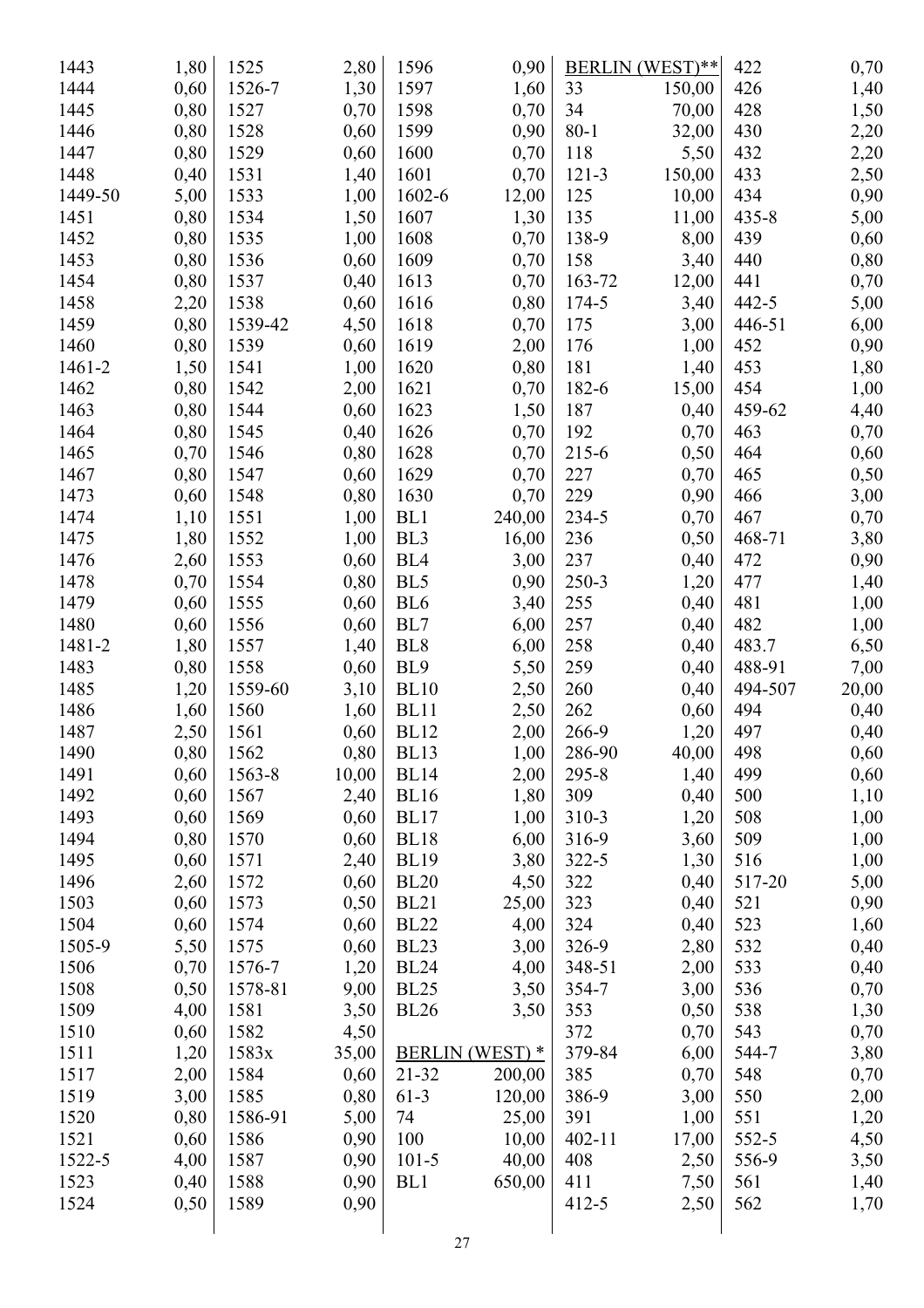| | |
|---|---|
| 1443 | 1,80 |
| 1444 | 0,60 |
| 1445 | 0,80 |
| 1446 | 0,80 |
| 1447 | 0,80 |
| 1448 | 0,40 |
| 1449-50 | 5,00 |
| 1451 | 0,80 |
| 1452 | 0,80 |
| 1453 | 0,80 |
| 1454 | 0,80 |
| 1458 | 2,20 |
| 1459 | 0,80 |
| 1460 | 0,80 |
| 1461-2 | 1,50 |
| 1462 | 0,80 |
| 1463 | 0,80 |
| 1464 | 0,80 |
| 1465 | 0,70 |
| 1467 | 0,80 |
| 1473 | 0,60 |
| 1474 | 1,10 |
| 1475 | 1,80 |
| 1476 | 2,60 |
| 1478 | 0,70 |
| 1479 | 0,60 |
| 1480 | 0,60 |
| 1481-2 | 1,80 |
| 1483 | 0,80 |
| 1485 | 1,20 |
| 1486 | 1,60 |
| 1487 | 2,50 |
| 1490 | 0,80 |
| 1491 | 0,60 |
| 1492 | 0,60 |
| 1493 | 0,60 |
| 1494 | 0,80 |
| 1495 | 0,60 |
| 1496 | 2,60 |
| 1503 | 0,60 |
| 1504 | 0,60 |
| 1505-9 | 5,50 |
| 1506 | 0,70 |
| 1508 | 0,50 |
| 1509 | 4,00 |
| 1510 | 0,60 |
| 1511 | 1,20 |
| 1517 | 2,00 |
| 1519 | 3,00 |
| 1520 | 0,80 |
| 1521 | 0,60 |
| 1522-5 | 4,00 |
| 1523 | 0,40 |
| 1524 | 0,50 |
| 1525 | 2,80 |
| 1526-7 | 1,30 |
| 1527 | 0,70 |
| 1528 | 0,60 |
| 1529 | 0,60 |
| 1531 | 1,40 |
| 1533 | 1,00 |
| 1534 | 1,50 |
| 1535 | 1,00 |
| 1536 | 0,60 |
| 1537 | 0,40 |
| 1538 | 0,60 |
| 1539-42 | 4,50 |
| 1539 | 0,60 |
| 1541 | 1,00 |
| 1542 | 2,00 |
| 1544 | 0,60 |
| 1545 | 0,40 |
| 1546 | 0,80 |
| 1547 | 0,60 |
| 1548 | 0,80 |
| 1551 | 1,00 |
| 1552 | 1,00 |
| 1553 | 0,60 |
| 1554 | 0,80 |
| 1555 | 0,60 |
| 1556 | 0,60 |
| 1557 | 1,40 |
| 1558 | 0,60 |
| 1559-60 | 3,10 |
| 1560 | 1,60 |
| 1561 | 0,60 |
| 1562 | 0,80 |
| 1563-8 | 10,00 |
| 1567 | 2,40 |
| 1569 | 0,60 |
| 1570 | 0,60 |
| 1571 | 2,40 |
| 1572 | 0,60 |
| 1573 | 0,50 |
| 1574 | 0,60 |
| 1575 | 0,60 |
| 1576-7 | 1,20 |
| 1578-81 | 9,00 |
| 1581 | 3,50 |
| 1582 | 4,50 |
| 1583x | 35,00 |
| 1584 | 0,60 |
| 1585 | 0,80 |
| 1586-91 | 5,00 |
| 1586 | 0,90 |
| 1587 | 0,90 |
| 1588 | 0,90 |
| 1589 | 0,90 |
| 1596 | 0,90 |
| 1597 | 1,60 |
| 1598 | 0,70 |
| 1599 | 0,90 |
| 1600 | 0,70 |
| 1601 | 0,70 |
| 1602-6 | 12,00 |
| 1607 | 1,30 |
| 1608 | 0,70 |
| 1609 | 0,70 |
| 1613 | 0,70 |
| 1616 | 0,80 |
| 1618 | 0,70 |
| 1619 | 2,00 |
| 1620 | 0,80 |
| 1621 | 0,70 |
| 1623 | 1,50 |
| 1626 | 0,70 |
| 1628 | 0,70 |
| 1629 | 0,70 |
| 1630 | 0,70 |
| BL1 | 240,00 |
| BL3 | 16,00 |
| BL4 | 3,00 |
| BL5 | 0,90 |
| BL6 | 3,40 |
| BL7 | 6,00 |
| BL8 | 6,00 |
| BL9 | 5,50 |
| BL10 | 2,50 |
| BL11 | 2,50 |
| BL12 | 2,00 |
| BL13 | 1,00 |
| BL14 | 2,00 |
| BL16 | 1,80 |
| BL17 | 1,00 |
| BL18 | 6,00 |
| BL19 | 3,80 |
| BL20 | 4,50 |
| BL21 | 25,00 |
| BL22 | 4,00 |
| BL23 | 3,00 |
| BL24 | 4,00 |
| BL25 | 3,50 |
| BL26 | 3,50 |

**BERLIN (WEST) ***

| | |
|---|---|
| 21-32 | 200,00 |
| 61-3 | 120,00 |
| 74 | 25,00 |
| 100 | 10,00 |
| 101-5 | 40,00 |
| BL1 | 650,00 |

**BERLIN (WEST)****

| | |
|---|---|
| 33 | 150,00 |
| 34 | 70,00 |
| 80-1 | 32,00 |
| 118 | 5,50 |
| 121-3 | 150,00 |
| 125 | 10,00 |
| 135 | 11,00 |
| 138-9 | 8,00 |
| 158 | 3,40 |
| 163-72 | 12,00 |
| 174-5 | 3,40 |
| 175 | 3,00 |
| 176 | 1,00 |
| 181 | 1,40 |
| 182-6 | 15,00 |
| 187 | 0,40 |
| 192 | 0,70 |
| 215-6 | 0,50 |
| 227 | 0,70 |
| 229 | 0,90 |
| 234-5 | 0,70 |
| 236 | 0,50 |
| 237 | 0,40 |
| 250-3 | 1,20 |
| 255 | 0,40 |
| 257 | 0,40 |
| 258 | 0,40 |
| 259 | 0,40 |
| 260 | 0,40 |
| 262 | 0,60 |
| 266-9 | 1,20 |
| 286-90 | 40,00 |
| 295-8 | 1,40 |
| 309 | 0,40 |
| 310-3 | 1,20 |
| 316-9 | 3,60 |
| 322-5 | 1,30 |
| 322 | 0,40 |
| 323 | 0,40 |
| 324 | 0,40 |
| 326-9 | 2,80 |
| 348-51 | 2,00 |
| 354-7 | 3,00 |
| 353 | 0,50 |
| 372 | 0,70 |
| 379-84 | 6,00 |
| 385 | 0,70 |
| 386-9 | 3,00 |
| 391 | 1,00 |
| 402-11 | 17,00 |
| 408 | 2,50 |
| 411 | 7,50 |
| 412-5 | 2,50 |
| 422 | 0,70 |
| 426 | 1,40 |
| 428 | 1,50 |
| 430 | 2,20 |
| 432 | 2,20 |
| 433 | 2,50 |
| 434 | 0,90 |
| 435-8 | 5,00 |
| 439 | 0,60 |
| 440 | 0,80 |
| 441 | 0,70 |
| 442-5 | 5,00 |
| 446-51 | 6,00 |
| 452 | 0,90 |
| 453 | 1,80 |
| 454 | 1,00 |
| 459-62 | 4,40 |
| 463 | 0,70 |
| 464 | 0,60 |
| 465 | 0,50 |
| 466 | 3,00 |
| 467 | 0,70 |
| 468-71 | 3,80 |
| 472 | 0,90 |
| 477 | 1,40 |
| 481 | 1,00 |
| 482 | 1,00 |
| 483.7 | 6,50 |
| 488-91 | 7,00 |
| 494-507 | 20,00 |
| 494 | 0,40 |
| 497 | 0,40 |
| 498 | 0,60 |
| 499 | 0,60 |
| 500 | 1,10 |
| 508 | 1,00 |
| 509 | 1,00 |
| 516 | 1,00 |
| 517-20 | 5,00 |
| 521 | 0,90 |
| 523 | 1,60 |
| 532 | 0,40 |
| 533 | 0,40 |
| 536 | 0,70 |
| 538 | 1,30 |
| 543 | 0,70 |
| 544-7 | 3,80 |
| 548 | 0,70 |
| 550 | 2,00 |
| 551 | 1,20 |
| 552-5 | 4,50 |
| 556-9 | 3,50 |
| 561 | 1,40 |
| 562 | 1,70 |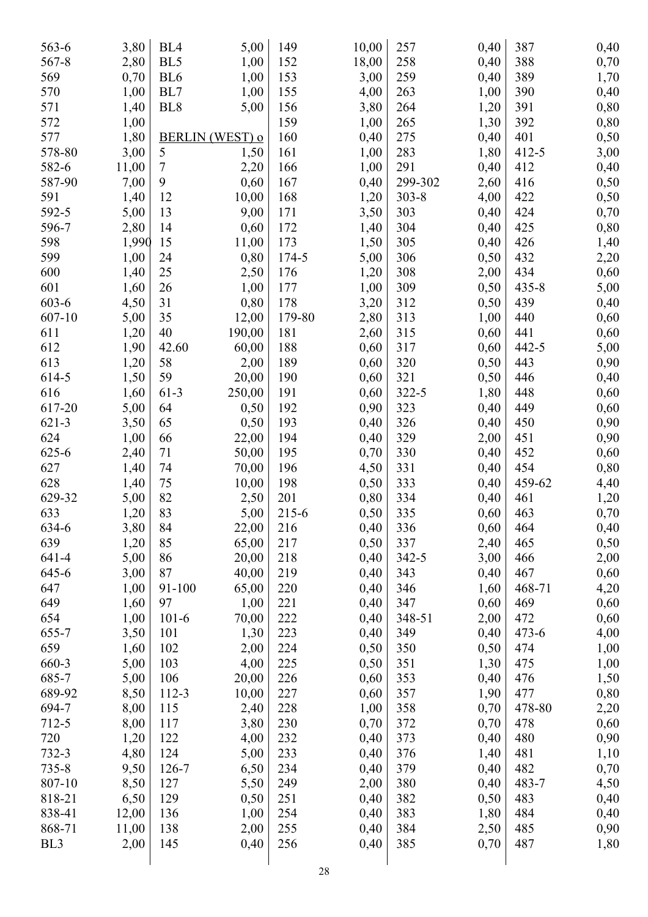| | | | | | | | | | |
|---|---|---|---|---|---|---|---|---|---|
| 563-6 | 3,80 | BL4 | 5,00 | 149 | 10,00 | 257 | 0,40 | 387 | 0,40 |
| 567-8 | 2,80 | BL5 | 1,00 | 152 | 18,00 | 258 | 0,40 | 388 | 0,70 |
| 569 | 0,70 | BL6 | 1,00 | 153 | 3,00 | 259 | 0,40 | 389 | 1,70 |
| 570 | 1,00 | BL7 | 1,00 | 155 | 4,00 | 263 | 1,00 | 390 | 0,40 |
| 571 | 1,40 | BL8 | 5,00 | 156 | 3,80 | 264 | 1,20 | 391 | 0,80 |
| 572 | 1,00 | | | 159 | 1,00 | 265 | 1,30 | 392 | 0,80 |
| 577 | 1,80 | BERLIN (WEST) o | | 160 | 0,40 | 275 | 0,40 | 401 | 0,50 |
| 578-80 | 3,00 | 5 | 1,50 | 161 | 1,00 | 283 | 1,80 | 412-5 | 3,00 |
| 582-6 | 11,00 | 7 | 2,20 | 166 | 1,00 | 291 | 0,40 | 412 | 0,40 |
| 587-90 | 7,00 | 9 | 0,60 | 167 | 0,40 | 299-302 | 2,60 | 416 | 0,50 |
| 591 | 1,40 | 12 | 10,00 | 168 | 1,20 | 303-8 | 4,00 | 422 | 0,50 |
| 592-5 | 5,00 | 13 | 9,00 | 171 | 3,50 | 303 | 0,40 | 424 | 0,70 |
| 596-7 | 2,80 | 14 | 0,60 | 172 | 1,40 | 304 | 0,40 | 425 | 0,80 |
| 598 | 1,990 | 15 | 11,00 | 173 | 1,50 | 305 | 0,40 | 426 | 1,40 |
| 599 | 1,00 | 24 | 0,80 | 174-5 | 5,00 | 306 | 0,50 | 432 | 2,20 |
| 600 | 1,40 | 25 | 2,50 | 176 | 1,20 | 308 | 2,00 | 434 | 0,60 |
| 601 | 1,60 | 26 | 1,00 | 177 | 1,00 | 309 | 0,50 | 435-8 | 5,00 |
| 603-6 | 4,50 | 31 | 0,80 | 178 | 3,20 | 312 | 0,50 | 439 | 0,40 |
| 607-10 | 5,00 | 35 | 12,00 | 179-80 | 2,80 | 313 | 1,00 | 440 | 0,60 |
| 611 | 1,20 | 40 | 190,00 | 181 | 2,60 | 315 | 0,60 | 441 | 0,60 |
| 612 | 1,90 | 42.60 | 60,00 | 188 | 0,60 | 317 | 0,60 | 442-5 | 5,00 |
| 613 | 1,20 | 58 | 2,00 | 189 | 0,60 | 320 | 0,50 | 443 | 0,90 |
| 614-5 | 1,50 | 59 | 20,00 | 190 | 0,60 | 321 | 0,50 | 446 | 0,40 |
| 616 | 1,60 | 61-3 | 250,00 | 191 | 0,60 | 322-5 | 1,80 | 448 | 0,60 |
| 617-20 | 5,00 | 64 | 0,50 | 192 | 0,90 | 323 | 0,40 | 449 | 0,60 |
| 621-3 | 3,50 | 65 | 0,50 | 193 | 0,40 | 326 | 0,40 | 450 | 0,90 |
| 624 | 1,00 | 66 | 22,00 | 194 | 0,40 | 329 | 2,00 | 451 | 0,90 |
| 625-6 | 2,40 | 71 | 50,00 | 195 | 0,70 | 330 | 0,40 | 452 | 0,60 |
| 627 | 1,40 | 74 | 70,00 | 196 | 4,50 | 331 | 0,40 | 454 | 0,80 |
| 628 | 1,40 | 75 | 10,00 | 198 | 0,50 | 333 | 0,40 | 459-62 | 4,40 |
| 629-32 | 5,00 | 82 | 2,50 | 201 | 0,80 | 334 | 0,40 | 461 | 1,20 |
| 633 | 1,20 | 83 | 5,00 | 215-6 | 0,50 | 335 | 0,60 | 463 | 0,70 |
| 634-6 | 3,80 | 84 | 22,00 | 216 | 0,40 | 336 | 0,60 | 464 | 0,40 |
| 639 | 1,20 | 85 | 65,00 | 217 | 0,50 | 337 | 2,40 | 465 | 0,50 |
| 641-4 | 5,00 | 86 | 20,00 | 218 | 0,40 | 342-5 | 3,00 | 466 | 2,00 |
| 645-6 | 3,00 | 87 | 40,00 | 219 | 0,40 | 343 | 0,40 | 467 | 0,60 |
| 647 | 1,00 | 91-100 | 65,00 | 220 | 0,40 | 346 | 1,60 | 468-71 | 4,20 |
| 649 | 1,60 | 97 | 1,00 | 221 | 0,40 | 347 | 0,60 | 469 | 0,60 |
| 654 | 1,00 | 101-6 | 70,00 | 222 | 0,40 | 348-51 | 2,00 | 472 | 0,60 |
| 655-7 | 3,50 | 101 | 1,30 | 223 | 0,40 | 349 | 0,40 | 473-6 | 4,00 |
| 659 | 1,60 | 102 | 2,00 | 224 | 0,50 | 350 | 0,50 | 474 | 1,00 |
| 660-3 | 5,00 | 103 | 4,00 | 225 | 0,50 | 351 | 1,30 | 475 | 1,00 |
| 685-7 | 5,00 | 106 | 20,00 | 226 | 0,60 | 353 | 0,40 | 476 | 1,50 |
| 689-92 | 8,50 | 112-3 | 10,00 | 227 | 0,60 | 357 | 1,90 | 477 | 0,80 |
| 694-7 | 8,00 | 115 | 2,40 | 228 | 1,00 | 358 | 0,70 | 478-80 | 2,20 |
| 712-5 | 8,00 | 117 | 3,80 | 230 | 0,70 | 372 | 0,70 | 478 | 0,60 |
| 720 | 1,20 | 122 | 4,00 | 232 | 0,40 | 373 | 0,40 | 480 | 0,90 |
| 732-3 | 4,80 | 124 | 5,00 | 233 | 0,40 | 376 | 1,40 | 481 | 1,10 |
| 735-8 | 9,50 | 126-7 | 6,50 | 234 | 0,40 | 379 | 0,40 | 482 | 0,70 |
| 807-10 | 8,50 | 127 | 5,50 | 249 | 2,00 | 380 | 0,40 | 483-7 | 4,50 |
| 818-21 | 6,50 | 129 | 0,50 | 251 | 0,40 | 382 | 0,50 | 483 | 0,40 |
| 838-41 | 12,00 | 136 | 1,00 | 254 | 0,40 | 383 | 1,80 | 484 | 0,40 |
| 868-71 | 11,00 | 138 | 2,00 | 255 | 0,40 | 384 | 2,50 | 485 | 0,90 |
| BL3 | 2,00 | 145 | 0,40 | 256 | 0,40 | 385 | 0,70 | 487 | 1,80 |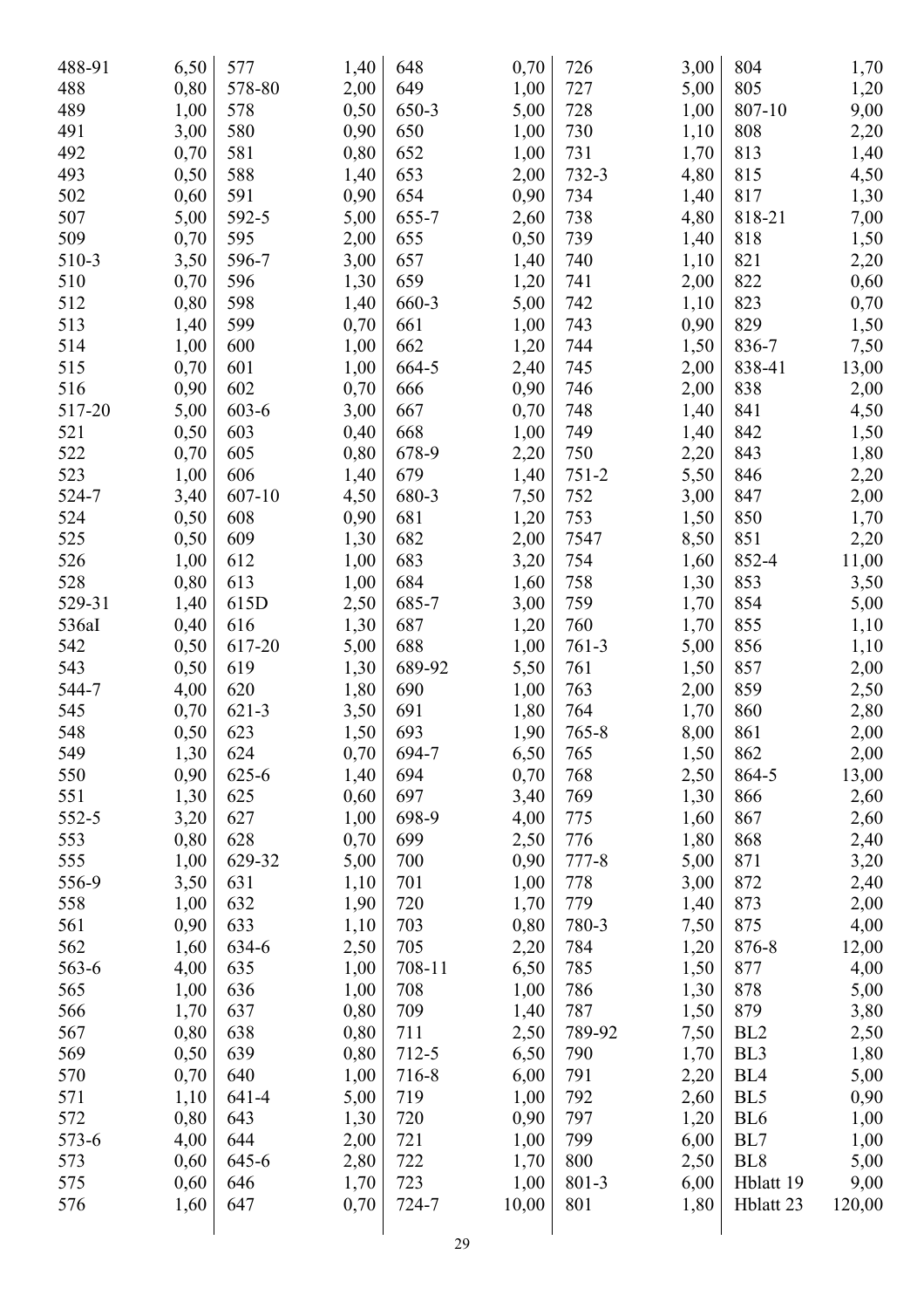| | | | | | | | | | |
|---|---|---|---|---|---|---|---|---|---|
| 488-91 | 6,50 | 577 | 1,40 | 648 | 0,70 | 726 | 3,00 | 804 | 1,70 |
| 488 | 0,80 | 578-80 | 2,00 | 649 | 1,00 | 727 | 5,00 | 805 | 1,20 |
| 489 | 1,00 | 578 | 0,50 | 650-3 | 5,00 | 728 | 1,00 | 807-10 | 9,00 |
| 491 | 3,00 | 580 | 0,90 | 650 | 1,00 | 730 | 1,10 | 808 | 2,20 |
| 492 | 0,70 | 581 | 0,80 | 652 | 1,00 | 731 | 1,70 | 813 | 1,40 |
| 493 | 0,50 | 588 | 1,40 | 653 | 2,00 | 732-3 | 4,80 | 815 | 4,50 |
| 502 | 0,60 | 591 | 0,90 | 654 | 0,90 | 734 | 1,40 | 817 | 1,30 |
| 507 | 5,00 | 592-5 | 5,00 | 655-7 | 2,60 | 738 | 4,80 | 818-21 | 7,00 |
| 509 | 0,70 | 595 | 2,00 | 655 | 0,50 | 739 | 1,40 | 818 | 1,50 |
| 510-3 | 3,50 | 596-7 | 3,00 | 657 | 1,40 | 740 | 1,10 | 821 | 2,20 |
| 510 | 0,70 | 596 | 1,30 | 659 | 1,20 | 741 | 2,00 | 822 | 0,60 |
| 512 | 0,80 | 598 | 1,40 | 660-3 | 5,00 | 742 | 1,10 | 823 | 0,70 |
| 513 | 1,40 | 599 | 0,70 | 661 | 1,00 | 743 | 0,90 | 829 | 1,50 |
| 514 | 1,00 | 600 | 1,00 | 662 | 1,20 | 744 | 1,50 | 836-7 | 7,50 |
| 515 | 0,70 | 601 | 1,00 | 664-5 | 2,40 | 745 | 2,00 | 838-41 | 13,00 |
| 516 | 0,90 | 602 | 0,70 | 666 | 0,90 | 746 | 2,00 | 838 | 2,00 |
| 517-20 | 5,00 | 603-6 | 3,00 | 667 | 0,70 | 748 | 1,40 | 841 | 4,50 |
| 521 | 0,50 | 603 | 0,40 | 668 | 1,00 | 749 | 1,40 | 842 | 1,50 |
| 522 | 0,70 | 605 | 0,80 | 678-9 | 2,20 | 750 | 2,20 | 843 | 1,80 |
| 523 | 1,00 | 606 | 1,40 | 679 | 1,40 | 751-2 | 5,50 | 846 | 2,20 |
| 524-7 | 3,40 | 607-10 | 4,50 | 680-3 | 7,50 | 752 | 3,00 | 847 | 2,00 |
| 524 | 0,50 | 608 | 0,90 | 681 | 1,20 | 753 | 1,50 | 850 | 1,70 |
| 525 | 0,50 | 609 | 1,30 | 682 | 2,00 | 7547 | 8,50 | 851 | 2,20 |
| 526 | 1,00 | 612 | 1,00 | 683 | 3,20 | 754 | 1,60 | 852-4 | 11,00 |
| 528 | 0,80 | 613 | 1,00 | 684 | 1,60 | 758 | 1,30 | 853 | 3,50 |
| 529-31 | 1,40 | 615D | 2,50 | 685-7 | 3,00 | 759 | 1,70 | 854 | 5,00 |
| 536aI | 0,40 | 616 | 1,30 | 687 | 1,20 | 760 | 1,70 | 855 | 1,10 |
| 542 | 0,50 | 617-20 | 5,00 | 688 | 1,00 | 761-3 | 5,00 | 856 | 1,10 |
| 543 | 0,50 | 619 | 1,30 | 689-92 | 5,50 | 761 | 1,50 | 857 | 2,00 |
| 544-7 | 4,00 | 620 | 1,80 | 690 | 1,00 | 763 | 2,00 | 859 | 2,50 |
| 545 | 0,70 | 621-3 | 3,50 | 691 | 1,80 | 764 | 1,70 | 860 | 2,80 |
| 548 | 0,50 | 623 | 1,50 | 693 | 1,90 | 765-8 | 8,00 | 861 | 2,00 |
| 549 | 1,30 | 624 | 0,70 | 694-7 | 6,50 | 765 | 1,50 | 862 | 2,00 |
| 550 | 0,90 | 625-6 | 1,40 | 694 | 0,70 | 768 | 2,50 | 864-5 | 13,00 |
| 551 | 1,30 | 625 | 0,60 | 697 | 3,40 | 769 | 1,30 | 866 | 2,60 |
| 552-5 | 3,20 | 627 | 1,00 | 698-9 | 4,00 | 775 | 1,60 | 867 | 2,60 |
| 553 | 0,80 | 628 | 0,70 | 699 | 2,50 | 776 | 1,80 | 868 | 2,40 |
| 555 | 1,00 | 629-32 | 5,00 | 700 | 0,90 | 777-8 | 5,00 | 871 | 3,20 |
| 556-9 | 3,50 | 631 | 1,10 | 701 | 1,00 | 778 | 3,00 | 872 | 2,40 |
| 558 | 1,00 | 632 | 1,90 | 720 | 1,70 | 779 | 1,40 | 873 | 2,00 |
| 561 | 0,90 | 633 | 1,10 | 703 | 0,80 | 780-3 | 7,50 | 875 | 4,00 |
| 562 | 1,60 | 634-6 | 2,50 | 705 | 2,20 | 784 | 1,20 | 876-8 | 12,00 |
| 563-6 | 4,00 | 635 | 1,00 | 708-11 | 6,50 | 785 | 1,50 | 877 | 4,00 |
| 565 | 1,00 | 636 | 1,00 | 708 | 1,00 | 786 | 1,30 | 878 | 5,00 |
| 566 | 1,70 | 637 | 0,80 | 709 | 1,40 | 787 | 1,50 | 879 | 3,80 |
| 567 | 0,80 | 638 | 0,80 | 711 | 2,50 | 789-92 | 7,50 | BL2 | 2,50 |
| 569 | 0,50 | 639 | 0,80 | 712-5 | 6,50 | 790 | 1,70 | BL3 | 1,80 |
| 570 | 0,70 | 640 | 1,00 | 716-8 | 6,00 | 791 | 2,20 | BL4 | 5,00 |
| 571 | 1,10 | 641-4 | 5,00 | 719 | 1,00 | 792 | 2,60 | BL5 | 0,90 |
| 572 | 0,80 | 643 | 1,30 | 720 | 0,90 | 797 | 1,20 | BL6 | 1,00 |
| 573-6 | 4,00 | 644 | 2,00 | 721 | 1,00 | 799 | 6,00 | BL7 | 1,00 |
| 573 | 0,60 | 645-6 | 2,80 | 722 | 1,70 | 800 | 2,50 | BL8 | 5,00 |
| 575 | 0,60 | 646 | 1,70 | 723 | 1,00 | 801-3 | 6,00 | Hblatt 19 | 9,00 |
| 576 | 1,60 | 647 | 0,70 | 724-7 | 10,00 | 801 | 1,80 | Hblatt 23 | 120,00 |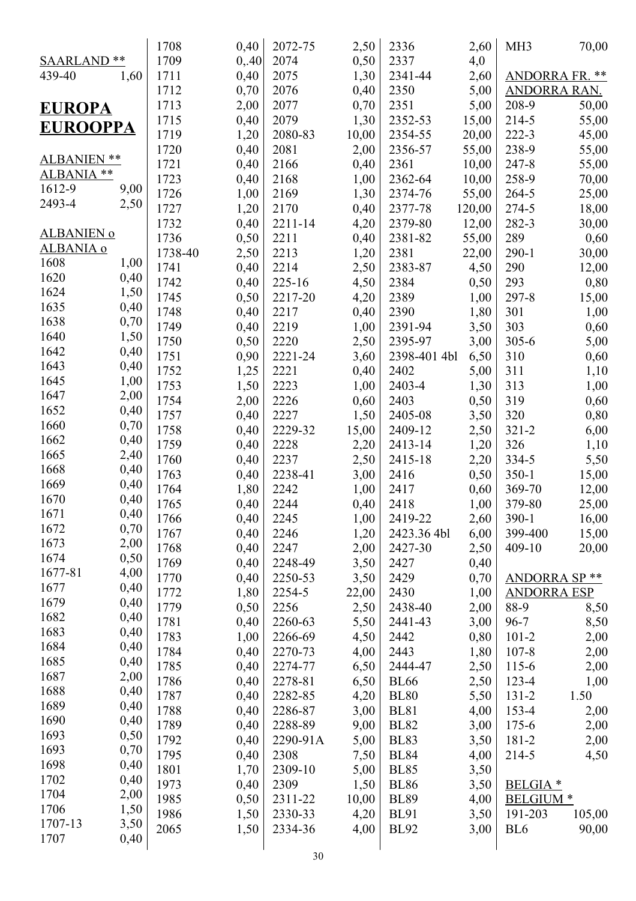SAARLAND **

| | |
|---|---|
| 439-40 | 1,60 |

# EUROPA
# EUROOPPA

ALBANIEN **
ALBANIA **

| | |
|---|---|
| 1612-9 | 9,00 |
| 2493-4 | 2,50 |

ALBANIEN o
ALBANIA o

| | |
|---|---|
| 1608 | 1,00 |
| 1620 | 0,40 |
| 1624 | 1,50 |
| 1635 | 0,40 |
| 1638 | 0,70 |
| 1640 | 1,50 |
| 1642 | 0,40 |
| 1643 | 0,40 |
| 1645 | 1,00 |
| 1647 | 2,00 |
| 1652 | 0,40 |
| 1660 | 0,70 |
| 1662 | 0,40 |
| 1665 | 2,40 |
| 1668 | 0,40 |
| 1669 | 0,40 |
| 1670 | 0,40 |
| 1671 | 0,40 |
| 1672 | 0,70 |
| 1673 | 2,00 |
| 1674 | 0,50 |
| 1677-81 | 4,00 |
| 1677 | 0,40 |
| 1679 | 0,40 |
| 1682 | 0,40 |
| 1683 | 0,40 |
| 1684 | 0,40 |
| 1685 | 0,40 |
| 1687 | 2,00 |
| 1688 | 0,40 |
| 1689 | 0,40 |
| 1690 | 0,40 |
| 1693 | 0,50 |
| 1693 | 0,70 |
| 1698 | 0,40 |
| 1702 | 0,40 |
| 1704 | 2,00 |
| 1706 | 1,50 |
| 1707-13 | 3,50 |
| 1707 | 0,40 |
| 1708 | 0,40 |
| 1709 | 0,.40 |
| 1711 | 0,40 |
| 1712 | 0,70 |
| 1713 | 2,00 |
| 1715 | 0,40 |
| 1719 | 1,20 |
| 1720 | 0,40 |
| 1721 | 0,40 |
| 1723 | 0,40 |
| 1726 | 1,00 |
| 1727 | 1,20 |
| 1732 | 0,40 |
| 1736 | 0,50 |
| 1738-40 | 2,50 |
| 1741 | 0,40 |
| 1742 | 0,40 |
| 1745 | 0,50 |
| 1748 | 0,40 |
| 1749 | 0,40 |
| 1750 | 0,50 |
| 1751 | 0,90 |
| 1752 | 1,25 |
| 1753 | 1,50 |
| 1754 | 2,00 |
| 1757 | 0,40 |
| 1758 | 0,40 |
| 1759 | 0,40 |
| 1760 | 0,40 |
| 1763 | 0,40 |
| 1764 | 1,80 |
| 1765 | 0,40 |
| 1766 | 0,40 |
| 1767 | 0,40 |
| 1768 | 0,40 |
| 1769 | 0,40 |
| 1770 | 0,40 |
| 1772 | 1,80 |
| 1779 | 0,50 |
| 1781 | 0,40 |
| 1783 | 1,00 |
| 1784 | 0,40 |
| 1785 | 0,40 |
| 1786 | 0,40 |
| 1787 | 0,40 |
| 1788 | 0,40 |
| 1789 | 0,40 |
| 1792 | 0,40 |
| 1795 | 0,40 |
| 1801 | 1,70 |
| 1973 | 0,40 |
| 1985 | 0,50 |
| 1986 | 1,50 |
| 2065 | 1,50 |
| 2072-75 | 2,50 |
| 2074 | 0,50 |
| 2075 | 1,30 |
| 2076 | 0,40 |
| 2077 | 0,70 |
| 2079 | 1,30 |
| 2080-83 | 10,00 |
| 2081 | 2,00 |
| 2166 | 0,40 |
| 2168 | 1,00 |
| 2169 | 1,30 |
| 2170 | 0,40 |
| 2211-14 | 4,20 |
| 2211 | 0,40 |
| 2213 | 1,20 |
| 2214 | 2,50 |
| 225-16 | 4,50 |
| 2217-20 | 4,20 |
| 2217 | 0,40 |
| 2219 | 1,00 |
| 2220 | 2,50 |
| 2221-24 | 3,60 |
| 2221 | 0,40 |
| 2223 | 1,00 |
| 2226 | 0,60 |
| 2227 | 1,50 |
| 2229-32 | 15,00 |
| 2228 | 2,20 |
| 2237 | 2,50 |
| 2238-41 | 3,00 |
| 2242 | 1,00 |
| 2244 | 0,40 |
| 2245 | 1,00 |
| 2246 | 1,20 |
| 2247 | 2,00 |
| 2248-49 | 3,50 |
| 2250-53 | 3,50 |
| 2254-5 | 22,00 |
| 2256 | 2,50 |
| 2260-63 | 5,50 |
| 2266-69 | 4,50 |
| 2270-73 | 4,00 |
| 2274-77 | 6,50 |
| 2278-81 | 6,50 |
| 2282-85 | 4,20 |
| 2286-87 | 3,00 |
| 2288-89 | 9,00 |
| 2290-91A | 5,00 |
| 2308 | 7,50 |
| 2309-10 | 5,00 |
| 2309 | 1,50 |
| 2311-22 | 10,00 |
| 2330-33 | 4,20 |
| 2334-36 | 4,00 |
| 2336 | 2,60 |
| 2337 | 4,0 |
| 2341-44 | 2,60 |
| 2350 | 5,00 |
| 2351 | 5,00 |
| 2352-53 | 15,00 |
| 2354-55 | 20,00 |
| 2356-57 | 55,00 |
| 2361 | 10,00 |
| 2362-64 | 10,00 |
| 2374-76 | 55,00 |
| 2377-78 | 120,00 |
| 2379-80 | 12,00 |
| 2381-82 | 55,00 |
| 2381 | 22,00 |
| 2383-87 | 4,50 |
| 2384 | 0,50 |
| 2389 | 1,00 |
| 2390 | 1,80 |
| 2391-94 | 3,50 |
| 2395-97 | 3,00 |
| 2398-401 4bl | 6,50 |
| 2402 | 5,00 |
| 2403-4 | 1,30 |
| 2403 | 0,50 |
| 2405-08 | 3,50 |
| 2409-12 | 2,50 |
| 2413-14 | 1,20 |
| 2415-18 | 2,20 |
| 2416 | 0,50 |
| 2417 | 0,60 |
| 2418 | 1,00 |
| 2419-22 | 2,60 |
| 2423.36 4bl | 6,00 |
| 2427-30 | 2,50 |
| 2427 | 0,40 |
| 2429 | 0,70 |
| 2430 | 1,00 |
| 2438-40 | 2,00 |
| 2441-43 | 3,00 |
| 2442 | 0,80 |
| 2443 | 1,80 |
| 2444-47 | 2,50 |
| BL66 | 2,50 |
| BL80 | 5,50 |
| BL81 | 4,00 |
| BL82 | 3,00 |
| BL83 | 3,50 |
| BL84 | 4,00 |
| BL85 | 3,50 |
| BL86 | 3,50 |
| BL89 | 4,00 |
| BL91 | 3,50 |
| BL92 | 3,00 |
| MH3 | 70,00 |

ANDORRA FR. **
ANDORRA RAN.

| | |
|---|---|
| 208-9 | 50,00 |
| 214-5 | 55,00 |
| 222-3 | 45,00 |
| 238-9 | 55,00 |
| 247-8 | 55,00 |
| 258-9 | 70,00 |
| 264-5 | 25,00 |
| 274-5 | 18,00 |
| 282-3 | 30,00 |
| 289 | 0,60 |
| 290-1 | 30,00 |
| 290 | 12,00 |
| 293 | 0,80 |
| 297-8 | 15,00 |
| 301 | 1,00 |
| 303 | 0,60 |
| 305-6 | 5,00 |
| 310 | 0,60 |
| 311 | 1,10 |
| 313 | 1,00 |
| 319 | 0,60 |
| 320 | 0,80 |
| 321-2 | 6,00 |
| 326 | 1,10 |
| 334-5 | 5,50 |
| 350-1 | 15,00 |
| 369-70 | 12,00 |
| 379-80 | 25,00 |
| 390-1 | 16,00 |
| 399-400 | 15,00 |
| 409-10 | 20,00 |

ANDORRA SP **
ANDORRA ESP

| | |
|---|---|
| 88-9 | 8,50 |
| 96-7 | 8,50 |
| 101-2 | 2,00 |
| 107-8 | 2,00 |
| 115-6 | 2,00 |
| 123-4 | 1,00 |
| 131-2 | 1.50 |
| 153-4 | 2,00 |
| 175-6 | 2,00 |
| 181-2 | 2,00 |
| 214-5 | 4,50 |

BELGIA *
BELGIUM *

| | |
|---|---|
| 191-203 | 105,00 |
| BL6 | 90,00 |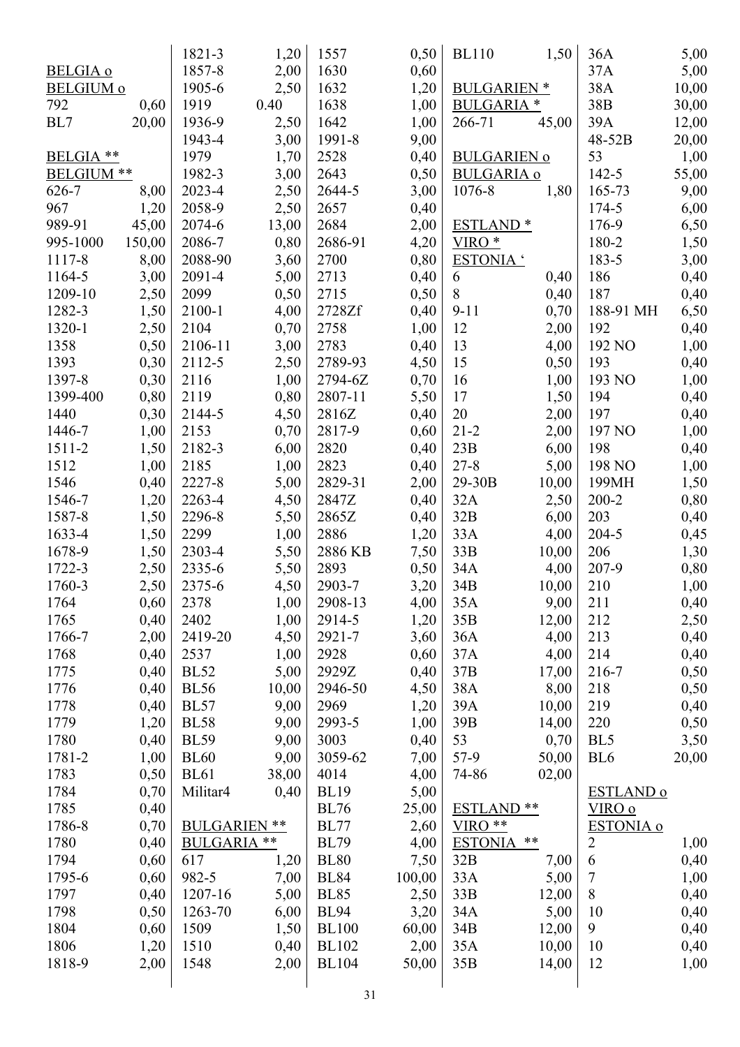BELGIA o
BELGIUM o

| | |
|---|---|
| 792 | 0,60 |
| BL7 | 20,00 |

BELGIA **
BELGIUM **

| | |
|---|---|
| 626-7 | 8,00 |
| 967 | 1,20 |
| 989-91 | 45,00 |
| 995-1000 | 150,00 |
| 1117-8 | 8,00 |
| 1164-5 | 3,00 |
| 1209-10 | 2,50 |
| 1282-3 | 1,50 |
| 1320-1 | 2,50 |
| 1358 | 0,50 |
| 1393 | 0,30 |
| 1397-8 | 0,30 |
| 1399-400 | 0,80 |
| 1440 | 0,30 |
| 1446-7 | 1,00 |
| 1511-2 | 1,50 |
| 1512 | 1,00 |
| 1546 | 0,40 |
| 1546-7 | 1,20 |
| 1587-8 | 1,50 |
| 1633-4 | 1,50 |
| 1678-9 | 1,50 |
| 1722-3 | 2,50 |
| 1760-3 | 2,50 |
| 1764 | 0,60 |
| 1765 | 0,40 |
| 1766-7 | 2,00 |
| 1768 | 0,40 |
| 1775 | 0,40 |
| 1776 | 0,40 |
| 1778 | 0,40 |
| 1779 | 1,20 |
| 1780 | 0,40 |
| 1781-2 | 1,00 |
| 1783 | 0,50 |
| 1784 | 0,70 |
| 1785 | 0,40 |
| 1786-8 | 0,70 |
| 1780 | 0,40 |
| 1794 | 0,60 |
| 1795-6 | 0,60 |
| 1797 | 0,40 |
| 1798 | 0,50 |
| 1804 | 0,60 |
| 1806 | 1,20 |
| 1818-9 | 2,00 |
| 1821-3 | 1,20 |
| 1857-8 | 2,00 |
| 1905-6 | 2,50 |
| 1919 | 0.40 |
| 1936-9 | 2,50 |
| 1943-4 | 3,00 |
| 1979 | 1,70 |
| 1982-3 | 3,00 |
| 2023-4 | 2,50 |
| 2058-9 | 2,50 |
| 2074-6 | 13,00 |
| 2086-7 | 0,80 |
| 2088-90 | 3,60 |
| 2091-4 | 5,00 |
| 2099 | 0,50 |
| 2100-1 | 4,00 |
| 2104 | 0,70 |
| 2106-11 | 3,00 |
| 2112-5 | 2,50 |
| 2116 | 1,00 |
| 2119 | 0,80 |
| 2144-5 | 4,50 |
| 2153 | 0,70 |
| 2182-3 | 6,00 |
| 2185 | 1,00 |
| 2227-8 | 5,00 |
| 2263-4 | 4,50 |
| 2296-8 | 5,50 |
| 2299 | 1,00 |
| 2303-4 | 5,50 |
| 2335-6 | 5,50 |
| 2375-6 | 4,50 |
| 2378 | 1,00 |
| 2402 | 1,00 |
| 2419-20 | 4,50 |
| 2537 | 1,00 |
| BL52 | 5,00 |
| BL56 | 10,00 |
| BL57 | 9,00 |
| BL58 | 9,00 |
| BL59 | 9,00 |
| BL60 | 9,00 |
| BL61 | 38,00 |
| Militar4 | 0,40 |

BULGARIEN **
BULGARIA **

| | |
|---|---|
| 617 | 1,20 |
| 982-5 | 7,00 |
| 1207-16 | 5,00 |
| 1263-70 | 6,00 |
| 1509 | 1,50 |
| 1510 | 0,40 |
| 1548 | 2,00 |
| 1557 | 0,50 |
| 1630 | 0,60 |
| 1632 | 1,20 |
| 1638 | 1,00 |
| 1642 | 1,00 |
| 1991-8 | 9,00 |
| 2528 | 0,40 |
| 2643 | 0,50 |
| 2644-5 | 3,00 |
| 2657 | 0,40 |
| 2684 | 2,00 |
| 2686-91 | 4,20 |
| 2700 | 0,80 |
| 2713 | 0,40 |
| 2715 | 0,50 |
| 2728Zf | 0,40 |
| 2758 | 1,00 |
| 2783 | 0,40 |
| 2789-93 | 4,50 |
| 2794-6Z | 0,70 |
| 2807-11 | 5,50 |
| 2816Z | 0,40 |
| 2817-9 | 0,60 |
| 2820 | 0,40 |
| 2823 | 0,40 |
| 2829-31 | 2,00 |
| 2847Z | 0,40 |
| 2865Z | 0,40 |
| 2886 | 1,20 |
| 2886 KB | 7,50 |
| 2893 | 0,50 |
| 2903-7 | 3,20 |
| 2908-13 | 4,00 |
| 2914-5 | 1,20 |
| 2921-7 | 3,60 |
| 2928 | 0,60 |
| 2929Z | 0,40 |
| 2946-50 | 4,50 |
| 2969 | 1,20 |
| 2993-5 | 1,00 |
| 3003 | 0,40 |
| 3059-62 | 7,00 |
| 4014 | 4,00 |
| BL19 | 5,00 |
| BL76 | 25,00 |
| BL77 | 2,60 |
| BL79 | 4,00 |
| BL80 | 7,50 |
| BL84 | 100,00 |
| BL85 | 2,50 |
| BL94 | 3,20 |
| BL100 | 60,00 |
| BL102 | 2,00 |
| BL104 | 50,00 |
| BL110 | 1,50 |

BULGARIEN *
BULGARIA *

| | |
|---|---|
| 266-71 | 45,00 |

BULGARIEN o
BULGARIA o

| | |
|---|---|
| 1076-8 | 1,80 |

ESTLAND *
VIRO *
ESTONIA ‘

| | |
|---|---|
| 6 | 0,40 |
| 8 | 0,40 |
| 9-11 | 0,70 |
| 12 | 2,00 |
| 13 | 4,00 |
| 15 | 0,50 |
| 16 | 1,00 |
| 17 | 1,50 |
| 20 | 2,00 |
| 21-2 | 2,00 |
| 23B | 6,00 |
| 27-8 | 5,00 |
| 29-30B | 10,00 |
| 32A | 2,50 |
| 32B | 6,00 |
| 33A | 4,00 |
| 33B | 10,00 |
| 34A | 4,00 |
| 34B | 10,00 |
| 35A | 9,00 |
| 35B | 12,00 |
| 36A | 4,00 |
| 37A | 4,00 |
| 37B | 17,00 |
| 38A | 8,00 |
| 39A | 10,00 |
| 39B | 14,00 |
| 53 | 0,70 |
| 57-9 | 50,00 |
| 74-86 | 02,00 |

ESTLAND **
VIRO **
ESTONIA **

| | |
|---|---|
| 32B | 7,00 |
| 33A | 5,00 |
| 33B | 12,00 |
| 34A | 5,00 |
| 34B | 12,00 |
| 35A | 10,00 |
| 35B | 14,00 |
| 36A | 5,00 |
| 37A | 5,00 |
| 38A | 10,00 |
| 38B | 30,00 |
| 39A | 12,00 |
| 48-52B | 20,00 |
| 53 | 1,00 |
| 142-5 | 55,00 |
| 165-73 | 9,00 |
| 174-5 | 6,00 |
| 176-9 | 6,50 |
| 180-2 | 1,50 |
| 183-5 | 3,00 |
| 186 | 0,40 |
| 187 | 0,40 |
| 188-91 MH | 6,50 |
| 192 | 0,40 |
| 192 NO | 1,00 |
| 193 | 0,40 |
| 193 NO | 1,00 |
| 194 | 0,40 |
| 197 | 0,40 |
| 197 NO | 1,00 |
| 198 | 0,40 |
| 198 NO | 1,00 |
| 199MH | 1,50 |
| 200-2 | 0,80 |
| 203 | 0,40 |
| 204-5 | 0,45 |
| 206 | 1,30 |
| 207-9 | 0,80 |
| 210 | 1,00 |
| 211 | 0,40 |
| 212 | 2,50 |
| 213 | 0,40 |
| 214 | 0,40 |
| 216-7 | 0,50 |
| 218 | 0,50 |
| 219 | 0,40 |
| 220 | 0,50 |
| BL5 | 3,50 |
| BL6 | 20,00 |

ESTLAND o
VIRO o
ESTONIA o

| | |
|---|---|
| 2 | 1,00 |
| 6 | 0,40 |
| 7 | 1,00 |
| 8 | 0,40 |
| 10 | 0,40 |
| 9 | 0,40 |
| 10 | 0,40 |
| 12 | 1,00 |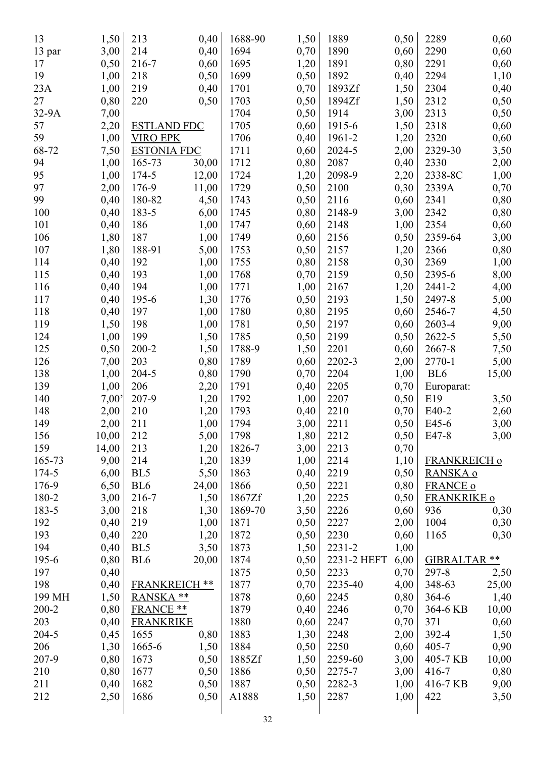| | |
|---|---|
| 13 | 1,50 |
| 13 par | 3,00 |
| 17 | 0,50 |
| 19 | 1,00 |
| 23A | 1,00 |
| 27 | 0,80 |
| 32-9A | 7,00 |
| 57 | 2,20 |
| 59 | 1,00 |
| 68-72 | 7,50 |
| 94 | 1,00 |
| 95 | 1,00 |
| 97 | 2,00 |
| 99 | 0,40 |
| 100 | 0,40 |
| 101 | 0,40 |
| 106 | 1,80 |
| 107 | 1,80 |
| 114 | 0,40 |
| 115 | 0,40 |
| 116 | 0,40 |
| 117 | 0,40 |
| 118 | 0,40 |
| 119 | 1,50 |
| 124 | 1,00 |
| 125 | 0,50 |
| 126 | 7,00 |
| 138 | 1,00 |
| 139 | 1,00 |
| 140 | 7,00’ |
| 148 | 2,00 |
| 149 | 2,00 |
| 156 | 10,00 |
| 159 | 14,00 |
| 165-73 | 9,00 |
| 174-5 | 6,00 |
| 176-9 | 6,50 |
| 180-2 | 3,00 |
| 183-5 | 3,00 |
| 192 | 0,40 |
| 193 | 0,40 |
| 194 | 0,40 |
| 195-6 | 0,80 |
| 197 | 0,40 |
| 198 | 0,40 |
| 199 MH | 1,50 |
| 200-2 | 0,80 |
| 203 | 0,40 |
| 204-5 | 0,45 |
| 206 | 1,30 |
| 207-9 | 0,80 |
| 210 | 0,80 |
| 211 | 0,40 |
| 212 | 2,50 |
| 213 | 0,40 |
| 214 | 0,40 |
| 216-7 | 0,60 |
| 218 | 0,50 |
| 219 | 0,40 |
| 220 | 0,50 |

**ESTLAND FDC**
**VIRO EPK**
**ESTONIA FDC**

| | |
|---|---|
| 165-73 | 30,00 |
| 174-5 | 12,00 |
| 176-9 | 11,00 |
| 180-82 | 4,50 |
| 183-5 | 6,00 |
| 186 | 1,00 |
| 187 | 1,00 |
| 188-91 | 5,00 |
| 192 | 1,00 |
| 193 | 1,00 |
| 194 | 1,00 |
| 195-6 | 1,30 |
| 197 | 1,00 |
| 198 | 1,00 |
| 199 | 1,50 |
| 200-2 | 1,50 |
| 203 | 0,80 |
| 204-5 | 0,80 |
| 206 | 2,20 |
| 207-9 | 1,20 |
| 210 | 1,20 |
| 211 | 1,00 |
| 212 | 5,00 |
| 213 | 1,20 |
| 214 | 1,20 |
| BL5 | 5,50 |
| BL6 | 24,00 |
| 216-7 | 1,50 |
| 218 | 1,30 |
| 219 | 1,00 |
| 220 | 1,20 |
| BL5 | 3,50 |
| BL6 | 20,00 |

**FRANKREICH \*\***
**RANSKA \*\***
**FRANCE \*\***
**FRANKRIKE**

| | |
|---|---|
| 1655 | 0,80 |
| 1665-6 | 1,50 |
| 1673 | 0,50 |
| 1677 | 0,50 |
| 1682 | 0,50 |
| 1686 | 0,50 |
| 1688-90 | 1,50 |
| 1694 | 0,70 |
| 1695 | 1,20 |
| 1699 | 0,50 |
| 1701 | 0,70 |
| 1703 | 0,50 |
| 1704 | 0,50 |
| 1705 | 0,60 |
| 1706 | 0,40 |
| 1711 | 0,60 |
| 1712 | 0,80 |
| 1724 | 1,20 |
| 1729 | 0,50 |
| 1743 | 0,50 |
| 1745 | 0,80 |
| 1747 | 0,60 |
| 1749 | 0,60 |
| 1753 | 0,50 |
| 1755 | 0,80 |
| 1768 | 0,70 |
| 1771 | 1,00 |
| 1776 | 0,50 |
| 1780 | 0,80 |
| 1781 | 0,50 |
| 1785 | 0,50 |
| 1788-9 | 1,50 |
| 1789 | 0,60 |
| 1790 | 0,70 |
| 1791 | 0,40 |
| 1792 | 1,00 |
| 1793 | 0,40 |
| 1794 | 3,00 |
| 1798 | 1,80 |
| 1826-7 | 3,00 |
| 1839 | 1,00 |
| 1863 | 0,40 |
| 1866 | 0,50 |
| 1867Zf | 1,20 |
| 1869-70 | 3,50 |
| 1871 | 0,50 |
| 1872 | 0,50 |
| 1873 | 1,50 |
| 1874 | 0,50 |
| 1875 | 0,50 |
| 1877 | 0,70 |
| 1878 | 0,60 |
| 1879 | 0,40 |
| 1880 | 0,60 |
| 1883 | 1,30 |
| 1884 | 0,50 |
| 1885Zf | 1,50 |
| 1886 | 0,50 |
| 1887 | 0,50 |
| A1888 | 1,50 |
| 1889 | 0,50 |
| 1890 | 0,60 |
| 1891 | 0,80 |
| 1892 | 0,40 |
| 1893Zf | 1,50 |
| 1894Zf | 1,50 |
| 1914 | 3,00 |
| 1915-6 | 1,50 |
| 1961-2 | 1,20 |
| 2024-5 | 2,00 |
| 2087 | 0,40 |
| 2098-9 | 2,20 |
| 2100 | 0,30 |
| 2116 | 0,60 |
| 2148-9 | 3,00 |
| 2148 | 1,00 |
| 2156 | 0,50 |
| 2157 | 1,20 |
| 2158 | 0,30 |
| 2159 | 0,50 |
| 2167 | 1,20 |
| 2193 | 1,50 |
| 2195 | 0,60 |
| 2197 | 0,60 |
| 2199 | 0,50 |
| 2201 | 0,60 |
| 2202-3 | 2,00 |
| 2204 | 1,00 |
| 2205 | 0,70 |
| 2207 | 0,50 |
| 2210 | 0,70 |
| 2211 | 0,50 |
| 2212 | 0,50 |
| 2213 | 0,70 |
| 2214 | 1,10 |
| 2219 | 0,50 |
| 2221 | 0,80 |
| 2225 | 0,50 |
| 2226 | 0,60 |
| 2227 | 2,00 |
| 2230 | 0,60 |
| 2231-2 | 1,00 |
| 2231-2 HEFT | 6,00 |
| 2233 | 0,70 |
| 2235-40 | 4,00 |
| 2245 | 0,80 |
| 2246 | 0,70 |
| 2247 | 0,70 |
| 2248 | 2,00 |
| 2250 | 0,60 |
| 2259-60 | 3,00 |
| 2275-7 | 3,00 |
| 2282-3 | 1,00 |
| 2287 | 1,00 |
| 2289 | 0,60 |
| 2290 | 0,60 |
| 2291 | 0,60 |
| 2294 | 1,10 |
| 2304 | 0,40 |
| 2312 | 0,50 |
| 2313 | 0,50 |
| 2318 | 0,60 |
| 2320 | 0,60 |
| 2329-30 | 3,50 |
| 2330 | 2,00 |
| 2338-8C | 1,00 |
| 2339A | 0,70 |
| 2341 | 0,80 |
| 2342 | 0,80 |
| 2354 | 0,60 |
| 2359-64 | 3,00 |
| 2366 | 0,80 |
| 2369 | 1,00 |
| 2395-6 | 8,00 |
| 2441-2 | 4,00 |
| 2497-8 | 5,00 |
| 2546-7 | 4,50 |
| 2603-4 | 9,00 |
| 2622-5 | 5,50 |
| 2667-8 | 7,50 |
| 2770-1 | 5,00 |
| BL6 | 15,00 |

Europarat:

| | |
|---|---|
| E19 | 3,50 |
| E40-2 | 2,60 |
| E45-6 | 3,00 |
| E47-8 | 3,00 |

**FRANKREICH o**
**RANSKA o**
**FRANCE o**
**FRANKRIKE o**

| | |
|---|---|
| 936 | 0,30 |
| 1004 | 0,30 |
| 1165 | 0,30 |

**GIBRALTAR \*\***

| | |
|---|---|
| 297-8 | 2,50 |
| 348-63 | 25,00 |
| 364-6 | 1,40 |
| 364-6 KB | 10,00 |
| 371 | 0,60 |
| 392-4 | 1,50 |
| 405-7 | 0,90 |
| 405-7 KB | 10,00 |
| 416-7 | 0,80 |
| 416-7 KB | 9,00 |
| 422 | 3,50 |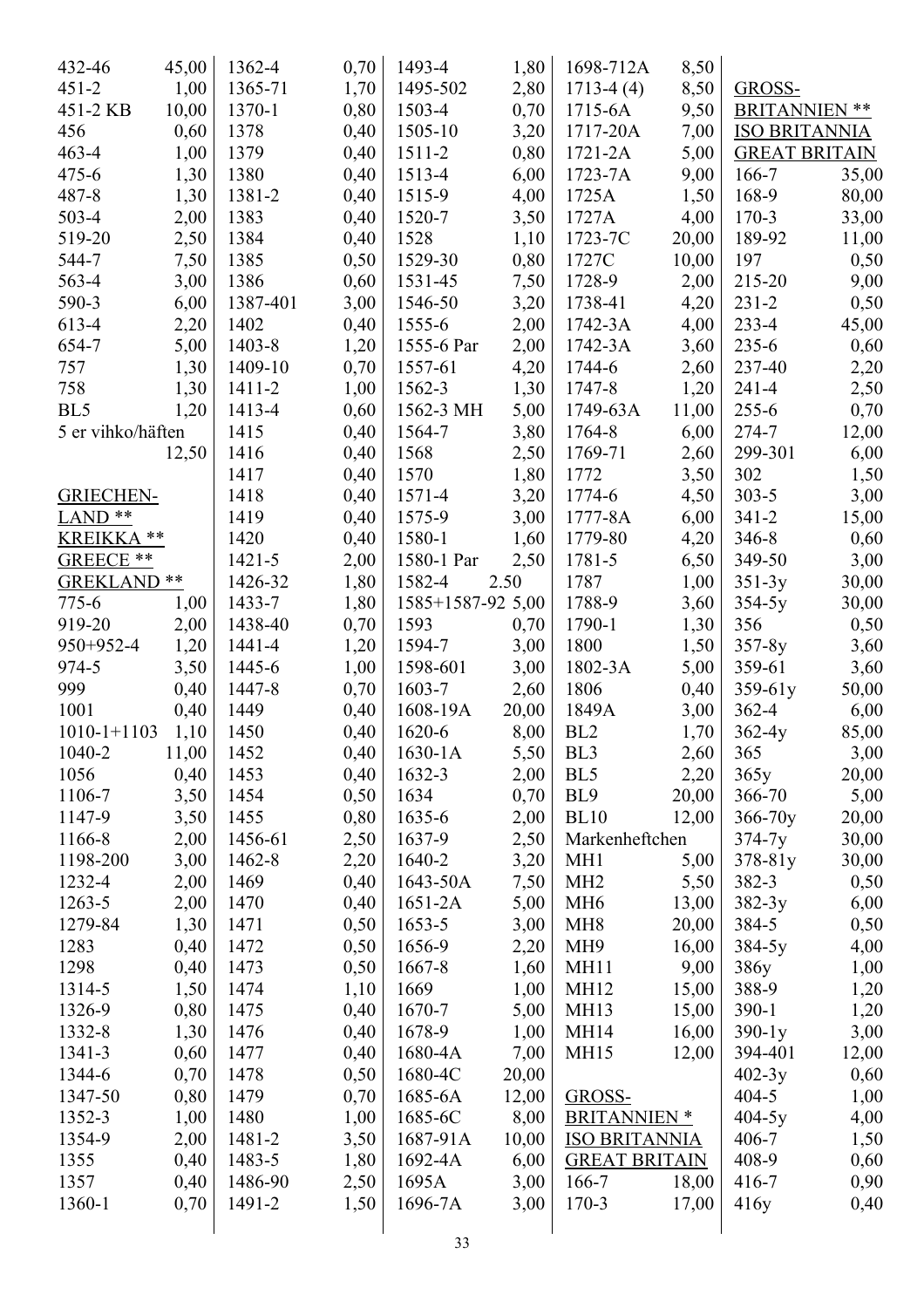| | |
|---|---|
| 432-46 | 45,00 |
| 451-2 | 1,00 |
| 451-2 KB | 10,00 |
| 456 | 0,60 |
| 463-4 | 1,00 |
| 475-6 | 1,30 |
| 487-8 | 1,30 |
| 503-4 | 2,00 |
| 519-20 | 2,50 |
| 544-7 | 7,50 |
| 563-4 | 3,00 |
| 590-3 | 6,00 |
| 613-4 | 2,20 |
| 654-7 | 5,00 |
| 757 | 1,30 |
| 758 | 1,30 |
| BL5 | 1,20 |
| 5 er vihko/häften | 12,50 |

GRIECHEN-LAND **
KREIKKA **
GREECE **
GREKLAND **

| | |
|---|---|
| 775-6 | 1,00 |
| 919-20 | 2,00 |
| 950+952-4 | 1,20 |
| 974-5 | 3,50 |
| 999 | 0,40 |
| 1001 | 0,40 |
| 1010-1+1103 | 1,10 |
| 1040-2 | 11,00 |
| 1056 | 0,40 |
| 1106-7 | 3,50 |
| 1147-9 | 3,50 |
| 1166-8 | 2,00 |
| 1198-200 | 3,00 |
| 1232-4 | 2,00 |
| 1263-5 | 2,00 |
| 1279-84 | 1,30 |
| 1283 | 0,40 |
| 1298 | 0,40 |
| 1314-5 | 1,50 |
| 1326-9 | 0,80 |
| 1332-8 | 1,30 |
| 1341-3 | 0,60 |
| 1344-6 | 0,70 |
| 1347-50 | 0,80 |
| 1352-3 | 1,00 |
| 1354-9 | 2,00 |
| 1355 | 0,40 |
| 1357 | 0,40 |
| 1360-1 | 0,70 |
| 1362-4 | 0,70 |
| 1365-71 | 1,70 |
| 1370-1 | 0,80 |
| 1378 | 0,40 |
| 1379 | 0,40 |
| 1380 | 0,40 |
| 1381-2 | 0,40 |
| 1383 | 0,40 |
| 1384 | 0,40 |
| 1385 | 0,50 |
| 1386 | 0,60 |
| 1387-401 | 3,00 |
| 1402 | 0,40 |
| 1403-8 | 1,20 |
| 1409-10 | 0,70 |
| 1411-2 | 1,00 |
| 1413-4 | 0,60 |
| 1415 | 0,40 |
| 1416 | 0,40 |
| 1417 | 0,40 |
| 1418 | 0,40 |
| 1419 | 0,40 |
| 1420 | 0,40 |
| 1421-5 | 2,00 |
| 1426-32 | 1,80 |
| 1433-7 | 1,80 |
| 1438-40 | 0,70 |
| 1441-4 | 1,20 |
| 1445-6 | 1,00 |
| 1447-8 | 0,70 |
| 1449 | 0,40 |
| 1450 | 0,40 |
| 1452 | 0,40 |
| 1453 | 0,40 |
| 1454 | 0,50 |
| 1455 | 0,80 |
| 1456-61 | 2,50 |
| 1462-8 | 2,20 |
| 1469 | 0,40 |
| 1470 | 0,40 |
| 1471 | 0,50 |
| 1472 | 0,50 |
| 1473 | 0,50 |
| 1474 | 1,10 |
| 1475 | 0,40 |
| 1476 | 0,40 |
| 1477 | 0,40 |
| 1478 | 0,50 |
| 1479 | 0,70 |
| 1480 | 1,00 |
| 1481-2 | 3,50 |
| 1483-5 | 1,80 |
| 1486-90 | 2,50 |
| 1491-2 | 1,50 |
| 1493-4 | 1,80 |
| 1495-502 | 2,80 |
| 1503-4 | 0,70 |
| 1505-10 | 3,20 |
| 1511-2 | 0,80 |
| 1513-4 | 6,00 |
| 1515-9 | 4,00 |
| 1520-7 | 3,50 |
| 1528 | 1,10 |
| 1529-30 | 0,80 |
| 1531-45 | 7,50 |
| 1546-50 | 3,20 |
| 1555-6 | 2,00 |
| 1555-6 Par | 2,00 |
| 1557-61 | 4,20 |
| 1562-3 | 1,30 |
| 1562-3 MH | 5,00 |
| 1564-7 | 3,80 |
| 1568 | 2,50 |
| 1570 | 1,80 |
| 1571-4 | 3,20 |
| 1575-9 | 3,00 |
| 1580-1 | 1,60 |
| 1580-1 Par | 2,50 |
| 1582-4 | 2.50 |
| 1585+1587-92 | 5,00 |
| 1593 | 0,70 |
| 1594-7 | 3,00 |
| 1598-601 | 3,00 |
| 1603-7 | 2,60 |
| 1608-19A | 20,00 |
| 1620-6 | 8,00 |
| 1630-1A | 5,50 |
| 1632-3 | 2,00 |
| 1634 | 0,70 |
| 1635-6 | 2,00 |
| 1637-9 | 2,50 |
| 1640-2 | 3,20 |
| 1643-50A | 7,50 |
| 1651-2A | 5,00 |
| 1653-5 | 3,00 |
| 1656-9 | 2,20 |
| 1667-8 | 1,60 |
| 1669 | 1,00 |
| 1670-7 | 5,00 |
| 1678-9 | 1,00 |
| 1680-4A | 7,00 |
| 1680-4C | 20,00 |
| 1685-6A | 12,00 |
| 1685-6C | 8,00 |
| 1687-91A | 10,00 |
| 1692-4A | 6,00 |
| 1695A | 3,00 |
| 1696-7A | 3,00 |
| 1698-712A | 8,50 |
| 1713-4 (4) | 8,50 |
| 1715-6A | 9,50 |
| 1717-20A | 7,00 |
| 1721-2A | 5,00 |
| 1723-7A | 9,00 |
| 1725A | 1,50 |
| 1727A | 4,00 |
| 1723-7C | 20,00 |
| 1727C | 10,00 |
| 1728-9 | 2,00 |
| 1738-41 | 4,20 |
| 1742-3A | 4,00 |
| 1742-3A | 3,60 |
| 1744-6 | 2,60 |
| 1747-8 | 1,20 |
| 1749-63A | 11,00 |
| 1764-8 | 6,00 |
| 1769-71 | 2,60 |
| 1772 | 3,50 |
| 1774-6 | 4,50 |
| 1777-8A | 6,00 |
| 1779-80 | 4,20 |
| 1781-5 | 6,50 |
| 1787 | 1,00 |
| 1788-9 | 3,60 |
| 1790-1 | 1,30 |
| 1800 | 1,50 |
| 1802-3A | 5,00 |
| 1806 | 0,40 |
| 1849A | 3,00 |
| BL2 | 1,70 |
| BL3 | 2,60 |
| BL5 | 2,20 |
| BL9 | 20,00 |
| BL10 | 12,00 |
| Markenheftchen | |
| MH1 | 5,00 |
| MH2 | 5,50 |
| MH6 | 13,00 |
| MH8 | 20,00 |
| MH9 | 16,00 |
| MH11 | 9,00 |
| MH12 | 15,00 |
| MH13 | 15,00 |
| MH14 | 16,00 |
| MH15 | 12,00 |

GROSS-BRITANNIEN *
ISO BRITANNIA
GREAT BRITAIN

| | |
|---|---|
| 166-7 | 18,00 |
| 170-3 | 17,00 |

GROSS-BRITANNIEN **
ISO BRITANNIA
GREAT BRITAIN

| | |
|---|---|
| 166-7 | 35,00 |
| 168-9 | 80,00 |
| 170-3 | 33,00 |
| 189-92 | 11,00 |
| 197 | 0,50 |
| 215-20 | 9,00 |
| 231-2 | 0,50 |
| 233-4 | 45,00 |
| 235-6 | 0,60 |
| 237-40 | 2,20 |
| 241-4 | 2,50 |
| 255-6 | 0,70 |
| 274-7 | 12,00 |
| 299-301 | 6,00 |
| 302 | 1,50 |
| 303-5 | 3,00 |
| 341-2 | 15,00 |
| 346-8 | 0,60 |
| 349-50 | 3,00 |
| 351-3y | 30,00 |
| 354-5y | 30,00 |
| 356 | 0,50 |
| 357-8y | 3,60 |
| 359-61 | 3,60 |
| 359-61y | 50,00 |
| 362-4 | 6,00 |
| 362-4y | 85,00 |
| 365 | 3,00 |
| 365y | 20,00 |
| 366-70 | 5,00 |
| 366-70y | 20,00 |
| 374-7y | 30,00 |
| 378-81y | 30,00 |
| 382-3 | 0,50 |
| 382-3y | 6,00 |
| 384-5 | 0,50 |
| 384-5y | 4,00 |
| 386y | 1,00 |
| 388-9 | 1,20 |
| 390-1 | 1,20 |
| 390-1y | 3,00 |
| 394-401 | 12,00 |
| 402-3y | 0,60 |
| 404-5 | 1,00 |
| 404-5y | 4,00 |
| 406-7 | 1,50 |
| 408-9 | 0,60 |
| 416-7 | 0,90 |
| 416y | 0,40 |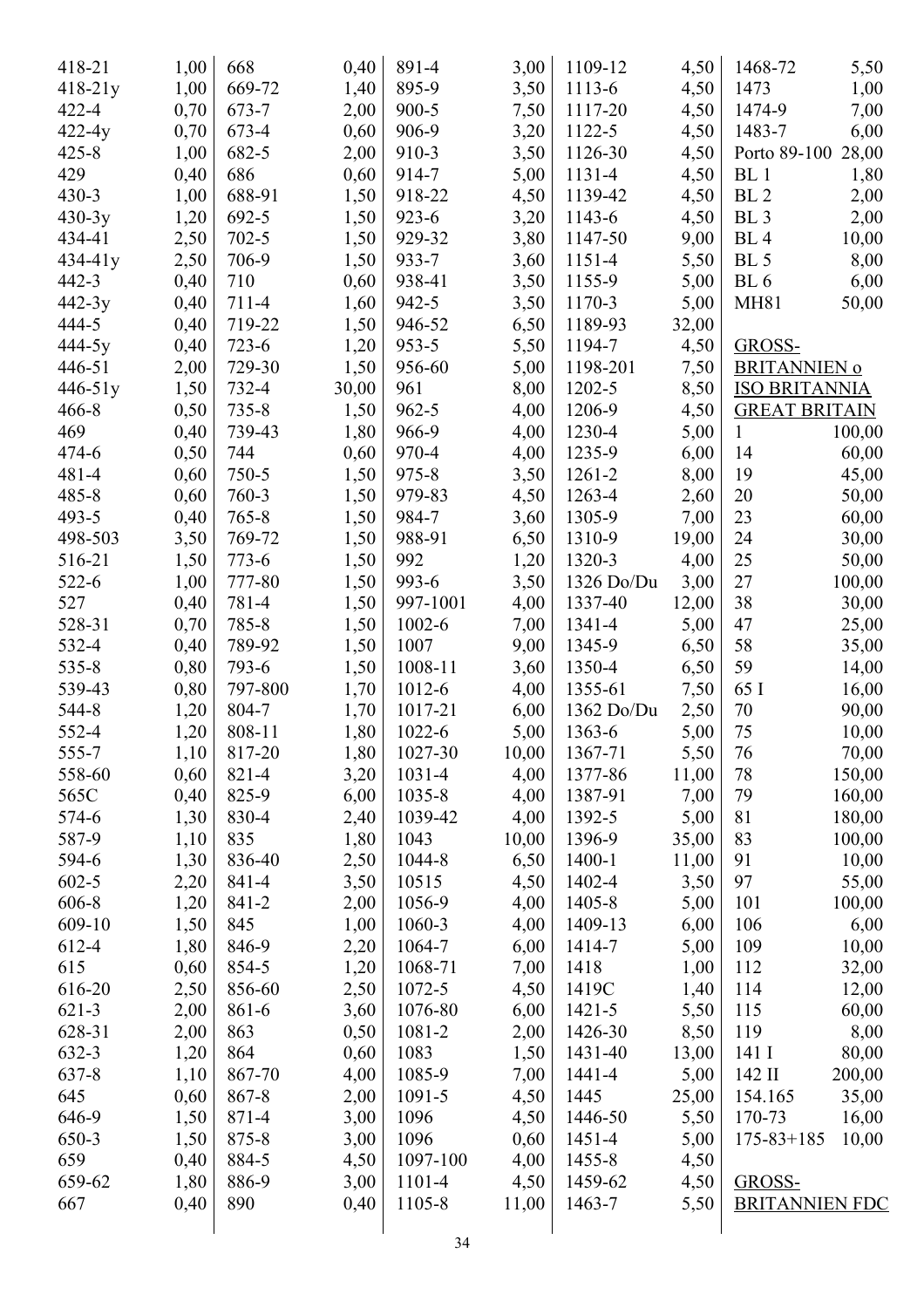| | | | | | | | | | |
|---|---|---|---|---|---|---|---|---|---|
| 418-21 | 1,00 | 668 | 0,40 | 891-4 | 3,00 | 1109-12 | 4,50 | 1468-72 | 5,50 |
| 418-21y | 1,00 | 669-72 | 1,40 | 895-9 | 3,50 | 1113-6 | 4,50 | 1473 | 1,00 |
| 422-4 | 0,70 | 673-7 | 2,00 | 900-5 | 7,50 | 1117-20 | 4,50 | 1474-9 | 7,00 |
| 422-4y | 0,70 | 673-4 | 0,60 | 906-9 | 3,20 | 1122-5 | 4,50 | 1483-7 | 6,00 |
| 425-8 | 1,00 | 682-5 | 2,00 | 910-3 | 3,50 | 1126-30 | 4,50 | Porto 89-100 | 28,00 |
| 429 | 0,40 | 686 | 0,60 | 914-7 | 5,00 | 1131-4 | 4,50 | BL 1 | 1,80 |
| 430-3 | 1,00 | 688-91 | 1,50 | 918-22 | 4,50 | 1139-42 | 4,50 | BL 2 | 2,00 |
| 430-3y | 1,20 | 692-5 | 1,50 | 923-6 | 3,20 | 1143-6 | 4,50 | BL 3 | 2,00 |
| 434-41 | 2,50 | 702-5 | 1,50 | 929-32 | 3,80 | 1147-50 | 9,00 | BL 4 | 10,00 |
| 434-41y | 2,50 | 706-9 | 1,50 | 933-7 | 3,60 | 1151-4 | 5,50 | BL 5 | 8,00 |
| 442-3 | 0,40 | 710 | 0,60 | 938-41 | 3,50 | 1155-9 | 5,00 | BL 6 | 6,00 |
| 442-3y | 0,40 | 711-4 | 1,60 | 942-5 | 3,50 | 1170-3 | 5,00 | MH81 | 50,00 |
| 444-5 | 0,40 | 719-22 | 1,50 | 946-52 | 6,50 | 1189-93 | 32,00 | | |
| 444-5y | 0,40 | 723-6 | 1,20 | 953-5 | 5,50 | 1194-7 | 4,50 | GROSS- | |
| 446-51 | 2,00 | 729-30 | 1,50 | 956-60 | 5,00 | 1198-201 | 7,50 | BRITANNIEN o | |
| 446-51y | 1,50 | 732-4 | 30,00 | 961 | 8,00 | 1202-5 | 8,50 | ISO BRITANNIA | |
| 466-8 | 0,50 | 735-8 | 1,50 | 962-5 | 4,00 | 1206-9 | 4,50 | GREAT BRITAIN | |
| 469 | 0,40 | 739-43 | 1,80 | 966-9 | 4,00 | 1230-4 | 5,00 | 1 | 100,00 |
| 474-6 | 0,50 | 744 | 0,60 | 970-4 | 4,00 | 1235-9 | 6,00 | 14 | 60,00 |
| 481-4 | 0,60 | 750-5 | 1,50 | 975-8 | 3,50 | 1261-2 | 8,00 | 19 | 45,00 |
| 485-8 | 0,60 | 760-3 | 1,50 | 979-83 | 4,50 | 1263-4 | 2,60 | 20 | 50,00 |
| 493-5 | 0,40 | 765-8 | 1,50 | 984-7 | 3,60 | 1305-9 | 7,00 | 23 | 60,00 |
| 498-503 | 3,50 | 769-72 | 1,50 | 988-91 | 6,50 | 1310-9 | 19,00 | 24 | 30,00 |
| 516-21 | 1,50 | 773-6 | 1,50 | 992 | 1,20 | 1320-3 | 4,00 | 25 | 50,00 |
| 522-6 | 1,00 | 777-80 | 1,50 | 993-6 | 3,50 | 1326 Do/Du | 3,00 | 27 | 100,00 |
| 527 | 0,40 | 781-4 | 1,50 | 997-1001 | 4,00 | 1337-40 | 12,00 | 38 | 30,00 |
| 528-31 | 0,70 | 785-8 | 1,50 | 1002-6 | 7,00 | 1341-4 | 5,00 | 47 | 25,00 |
| 532-4 | 0,40 | 789-92 | 1,50 | 1007 | 9,00 | 1345-9 | 6,50 | 58 | 35,00 |
| 535-8 | 0,80 | 793-6 | 1,50 | 1008-11 | 3,60 | 1350-4 | 6,50 | 59 | 14,00 |
| 539-43 | 0,80 | 797-800 | 1,70 | 1012-6 | 4,00 | 1355-61 | 7,50 | 65 I | 16,00 |
| 544-8 | 1,20 | 804-7 | 1,70 | 1017-21 | 6,00 | 1362 Do/Du | 2,50 | 70 | 90,00 |
| 552-4 | 1,20 | 808-11 | 1,80 | 1022-6 | 5,00 | 1363-6 | 5,00 | 75 | 10,00 |
| 555-7 | 1,10 | 817-20 | 1,80 | 1027-30 | 10,00 | 1367-71 | 5,50 | 76 | 70,00 |
| 558-60 | 0,60 | 821-4 | 3,20 | 1031-4 | 4,00 | 1377-86 | 11,00 | 78 | 150,00 |
| 565C | 0,40 | 825-9 | 6,00 | 1035-8 | 4,00 | 1387-91 | 7,00 | 79 | 160,00 |
| 574-6 | 1,30 | 830-4 | 2,40 | 1039-42 | 4,00 | 1392-5 | 5,00 | 81 | 180,00 |
| 587-9 | 1,10 | 835 | 1,80 | 1043 | 10,00 | 1396-9 | 35,00 | 83 | 100,00 |
| 594-6 | 1,30 | 836-40 | 2,50 | 1044-8 | 6,50 | 1400-1 | 11,00 | 91 | 10,00 |
| 602-5 | 2,20 | 841-4 | 3,50 | 10515 | 4,50 | 1402-4 | 3,50 | 97 | 55,00 |
| 606-8 | 1,20 | 841-2 | 2,00 | 1056-9 | 4,00 | 1405-8 | 5,00 | 101 | 100,00 |
| 609-10 | 1,50 | 845 | 1,00 | 1060-3 | 4,00 | 1409-13 | 6,00 | 106 | 6,00 |
| 612-4 | 1,80 | 846-9 | 2,20 | 1064-7 | 6,00 | 1414-7 | 5,00 | 109 | 10,00 |
| 615 | 0,60 | 854-5 | 1,20 | 1068-71 | 7,00 | 1418 | 1,00 | 112 | 32,00 |
| 616-20 | 2,50 | 856-60 | 2,50 | 1072-5 | 4,50 | 1419C | 1,40 | 114 | 12,00 |
| 621-3 | 2,00 | 861-6 | 3,60 | 1076-80 | 6,00 | 1421-5 | 5,50 | 115 | 60,00 |
| 628-31 | 2,00 | 863 | 0,50 | 1081-2 | 2,00 | 1426-30 | 8,50 | 119 | 8,00 |
| 632-3 | 1,20 | 864 | 0,60 | 1083 | 1,50 | 1431-40 | 13,00 | 141 I | 80,00 |
| 637-8 | 1,10 | 867-70 | 4,00 | 1085-9 | 7,00 | 1441-4 | 5,00 | 142 II | 200,00 |
| 645 | 0,60 | 867-8 | 2,00 | 1091-5 | 4,50 | 1445 | 25,00 | 154.165 | 35,00 |
| 646-9 | 1,50 | 871-4 | 3,00 | 1096 | 4,50 | 1446-50 | 5,50 | 170-73 | 16,00 |
| 650-3 | 1,50 | 875-8 | 3,00 | 1096 | 0,60 | 1451-4 | 5,00 | 175-83+185 | 10,00 |
| 659 | 0,40 | 884-5 | 4,50 | 1097-100 | 4,00 | 1455-8 | 4,50 | | |
| 659-62 | 1,80 | 886-9 | 3,00 | 1101-4 | 4,50 | 1459-62 | 4,50 | GROSS- | |
| 667 | 0,40 | 890 | 0,40 | 1105-8 | 11,00 | 1463-7 | 5,50 | BRITANNIEN FDC | |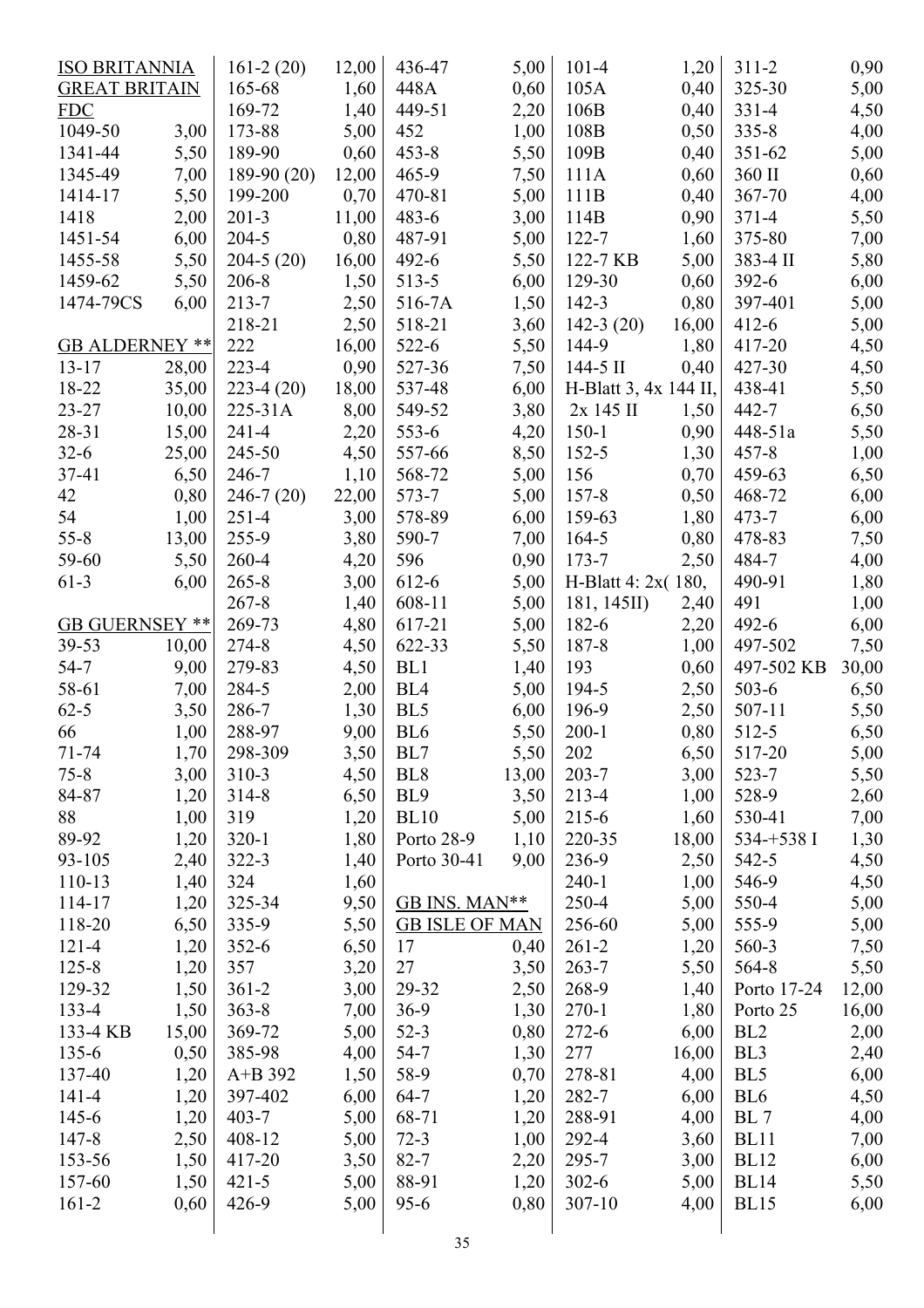**ISO BRITANNIA**
**GREAT BRITAIN**
**FDC**

| | |
|---|---|
| 1049-50 | 3,00 |
| 1341-44 | 5,50 |
| 1345-49 | 7,00 |
| 1414-17 | 5,50 |
| 1418 | 2,00 |
| 1451-54 | 6,00 |
| 1455-58 | 5,50 |
| 1459-62 | 5,50 |
| 1474-79CS | 6,00 |

**GB ALDERNEY ****

| | |
|---|---|
| 13-17 | 28,00 |
| 18-22 | 35,00 |
| 23-27 | 10,00 |
| 28-31 | 15,00 |
| 32-6 | 25,00 |
| 37-41 | 6,50 |
| 42 | 0,80 |
| 54 | 1,00 |
| 55-8 | 13,00 |
| 59-60 | 5,50 |
| 61-3 | 6,00 |

**GB GUERNSEY ****

| | |
|---|---|
| 39-53 | 10,00 |
| 54-7 | 9,00 |
| 58-61 | 7,00 |
| 62-5 | 3,50 |
| 66 | 1,00 |
| 71-74 | 1,70 |
| 75-8 | 3,00 |
| 84-87 | 1,20 |
| 88 | 1,00 |
| 89-92 | 1,20 |
| 93-105 | 2,40 |
| 110-13 | 1,40 |
| 114-17 | 1,20 |
| 118-20 | 6,50 |
| 121-4 | 1,20 |
| 125-8 | 1,20 |
| 129-32 | 1,50 |
| 133-4 | 1,50 |
| 133-4 KB | 15,00 |
| 135-6 | 0,50 |
| 137-40 | 1,20 |
| 141-4 | 1,20 |
| 145-6 | 1,20 |
| 147-8 | 2,50 |
| 153-56 | 1,50 |
| 157-60 | 1,50 |
| 161-2 | 0,60 |
| 161-2 (20) | 12,00 |
| 165-68 | 1,60 |
| 169-72 | 1,40 |
| 173-88 | 5,00 |
| 189-90 | 0,60 |
| 189-90 (20) | 12,00 |
| 199-200 | 0,70 |
| 201-3 | 11,00 |
| 204-5 | 0,80 |
| 204-5 (20) | 16,00 |
| 206-8 | 1,50 |
| 213-7 | 2,50 |
| 218-21 | 2,50 |
| 222 | 16,00 |
| 223-4 | 0,90 |
| 223-4 (20) | 18,00 |
| 225-31A | 8,00 |
| 241-4 | 2,20 |
| 245-50 | 4,50 |
| 246-7 | 1,10 |
| 246-7 (20) | 22,00 |
| 251-4 | 3,00 |
| 255-9 | 3,80 |
| 260-4 | 4,20 |
| 265-8 | 3,00 |
| 267-8 | 1,40 |
| 269-73 | 4,80 |
| 274-8 | 4,50 |
| 279-83 | 4,50 |
| 284-5 | 2,00 |
| 286-7 | 1,30 |
| 288-97 | 9,00 |
| 298-309 | 3,50 |
| 310-3 | 4,50 |
| 314-8 | 6,50 |
| 319 | 1,20 |
| 320-1 | 1,80 |
| 322-3 | 1,40 |
| 324 | 1,60 |
| 325-34 | 9,50 |
| 335-9 | 5,50 |
| 352-6 | 6,50 |
| 357 | 3,20 |
| 361-2 | 3,00 |
| 363-8 | 7,00 |
| 369-72 | 5,00 |
| 385-98 | 4,00 |
| A+B 392 | 1,50 |
| 397-402 | 6,00 |
| 403-7 | 5,00 |
| 408-12 | 5,00 |
| 417-20 | 3,50 |
| 421-5 | 5,00 |
| 426-9 | 5,00 |
| 436-47 | 5,00 |
| 448A | 0,60 |
| 449-51 | 2,20 |
| 452 | 1,00 |
| 453-8 | 5,50 |
| 465-9 | 7,50 |
| 470-81 | 5,00 |
| 483-6 | 3,00 |
| 487-91 | 5,00 |
| 492-6 | 5,50 |
| 513-5 | 6,00 |
| 516-7A | 1,50 |
| 518-21 | 3,60 |
| 522-6 | 5,50 |
| 527-36 | 7,50 |
| 537-48 | 6,00 |
| 549-52 | 3,80 |
| 553-6 | 4,20 |
| 557-66 | 8,50 |
| 568-72 | 5,00 |
| 573-7 | 5,00 |
| 578-89 | 6,00 |
| 590-7 | 7,00 |
| 596 | 0,90 |
| 612-6 | 5,00 |
| 608-11 | 5,00 |
| 617-21 | 5,00 |
| 622-33 | 5,50 |
| BL1 | 1,40 |
| BL4 | 5,00 |
| BL5 | 6,00 |
| BL6 | 5,50 |
| BL7 | 5,50 |
| BL8 | 13,00 |
| BL9 | 3,50 |
| BL10 | 5,00 |
| Porto 28-9 | 1,10 |
| Porto 30-41 | 9,00 |

**GB INS. MAN****
**GB ISLE OF MAN**

| | |
|---|---|
| 17 | 0,40 |
| 27 | 3,50 |
| 29-32 | 2,50 |
| 36-9 | 1,30 |
| 52-3 | 0,80 |
| 54-7 | 1,30 |
| 58-9 | 0,70 |
| 64-7 | 1,20 |
| 68-71 | 1,20 |
| 72-3 | 1,00 |
| 82-7 | 2,20 |
| 88-91 | 1,20 |
| 95-6 | 0,80 |
| 101-4 | 1,20 |
| 105A | 0,40 |
| 106B | 0,40 |
| 108B | 0,50 |
| 109B | 0,40 |
| 111A | 0,60 |
| 111B | 0,40 |
| 114B | 0,90 |
| 122-7 | 1,60 |
| 122-7 KB | 5,00 |
| 129-30 | 0,60 |
| 142-3 | 0,80 |
| 142-3 (20) | 16,00 |
| 144-9 | 1,80 |
| 144-5 II | 0,40 |
| H-Blatt 3, 4x 144 II, 2x 145 II | 1,50 |
| 150-1 | 0,90 |
| 152-5 | 1,30 |
| 156 | 0,70 |
| 157-8 | 0,50 |
| 159-63 | 1,80 |
| 164-5 | 0,80 |
| 173-7 | 2,50 |
| H-Blatt 4: 2x( 180, 181, 145II) | 2,40 |
| 182-6 | 2,20 |
| 187-8 | 1,00 |
| 193 | 0,60 |
| 194-5 | 2,50 |
| 196-9 | 2,50 |
| 200-1 | 0,80 |
| 202 | 6,50 |
| 203-7 | 3,00 |
| 213-4 | 1,00 |
| 215-6 | 1,60 |
| 220-35 | 18,00 |
| 236-9 | 2,50 |
| 240-1 | 1,00 |
| 250-4 | 5,00 |
| 256-60 | 5,00 |
| 261-2 | 1,20 |
| 263-7 | 5,50 |
| 268-9 | 1,40 |
| 270-1 | 1,80 |
| 272-6 | 6,00 |
| 277 | 16,00 |
| 278-81 | 4,00 |
| 282-7 | 6,00 |
| 288-91 | 4,00 |
| 292-4 | 3,60 |
| 295-7 | 3,00 |
| 302-6 | 5,00 |
| 307-10 | 4,00 |
| 311-2 | 0,90 |
| 325-30 | 5,00 |
| 331-4 | 4,50 |
| 335-8 | 4,00 |
| 351-62 | 5,00 |
| 360 II | 0,60 |
| 367-70 | 4,00 |
| 371-4 | 5,50 |
| 375-80 | 7,00 |
| 383-4 II | 5,80 |
| 392-6 | 6,00 |
| 397-401 | 5,00 |
| 412-6 | 5,00 |
| 417-20 | 4,50 |
| 427-30 | 4,50 |
| 438-41 | 5,50 |
| 442-7 | 6,50 |
| 448-51a | 5,50 |
| 457-8 | 1,00 |
| 459-63 | 6,50 |
| 468-72 | 6,00 |
| 473-7 | 6,00 |
| 478-83 | 7,50 |
| 484-7 | 4,00 |
| 490-91 | 1,80 |
| 491 | 1,00 |
| 492-6 | 6,00 |
| 497-502 | 7,50 |
| 497-502 KB | 30,00 |
| 503-6 | 6,50 |
| 507-11 | 5,50 |
| 512-5 | 6,50 |
| 517-20 | 5,00 |
| 523-7 | 5,50 |
| 528-9 | 2,60 |
| 530-41 | 7,00 |
| 534-+538 I | 1,30 |
| 542-5 | 4,50 |
| 546-9 | 4,50 |
| 550-4 | 5,00 |
| 555-9 | 5,00 |
| 560-3 | 7,50 |
| 564-8 | 5,50 |
| Porto 17-24 | 12,00 |
| Porto 25 | 16,00 |
| BL2 | 2,00 |
| BL3 | 2,40 |
| BL5 | 6,00 |
| BL6 | 4,50 |
| BL 7 | 4,00 |
| BL11 | 7,00 |
| BL12 | 6,00 |
| BL14 | 5,50 |
| BL15 | 6,00 |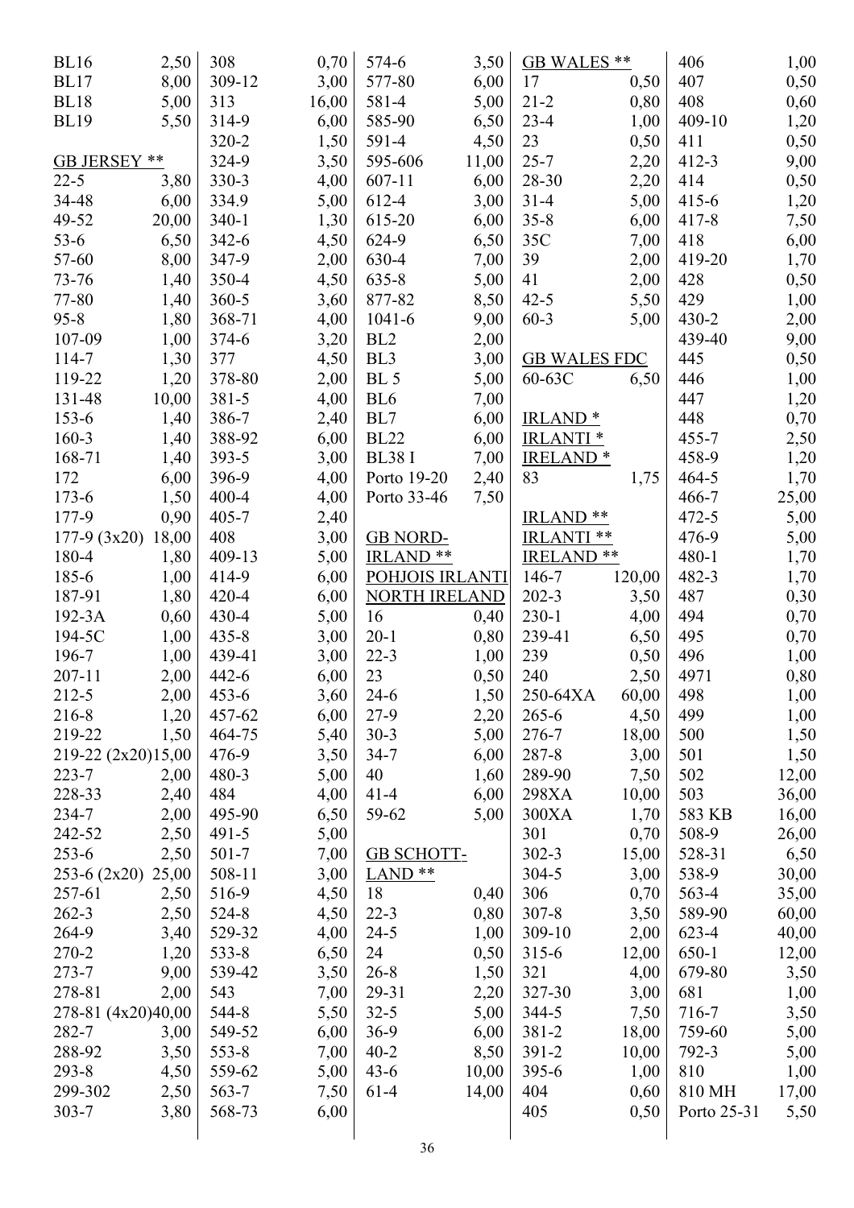| | |
|---|---|
| BL16 | 2,50 |
| BL17 | 8,00 |
| BL18 | 5,00 |
| BL19 | 5,50 |

GB JERSEY **

| | |
|---|---|
| 22-5 | 3,80 |
| 34-48 | 6,00 |
| 49-52 | 20,00 |
| 53-6 | 6,50 |
| 57-60 | 8,00 |
| 73-76 | 1,40 |
| 77-80 | 1,40 |
| 95-8 | 1,80 |
| 107-09 | 1,00 |
| 114-7 | 1,30 |
| 119-22 | 1,20 |
| 131-48 | 10,00 |
| 153-6 | 1,40 |
| 160-3 | 1,40 |
| 168-71 | 1,40 |
| 172 | 6,00 |
| 173-6 | 1,50 |
| 177-9 | 0,90 |
| 177-9 (3x20) | 18,00 |
| 180-4 | 1,80 |
| 185-6 | 1,00 |
| 187-91 | 1,80 |
| 192-3A | 0,60 |
| 194-5C | 1,00 |
| 196-7 | 1,00 |
| 207-11 | 2,00 |
| 212-5 | 2,00 |
| 216-8 | 1,20 |
| 219-22 | 1,50 |
| 219-22 (2x20) | 15,00 |
| 223-7 | 2,00 |
| 228-33 | 2,40 |
| 234-7 | 2,00 |
| 242-52 | 2,50 |
| 253-6 | 2,50 |
| 253-6 (2x20) | 25,00 |
| 257-61 | 2,50 |
| 262-3 | 2,50 |
| 264-9 | 3,40 |
| 270-2 | 1,20 |
| 273-7 | 9,00 |
| 278-81 | 2,00 |
| 278-81 (4x20) | 40,00 |
| 282-7 | 3,00 |
| 288-92 | 3,50 |
| 293-8 | 4,50 |
| 299-302 | 2,50 |
| 303-7 | 3,80 |
| 308 | 0,70 |
| 309-12 | 3,00 |
| 313 | 16,00 |
| 314-9 | 6,00 |
| 320-2 | 1,50 |
| 324-9 | 3,50 |
| 330-3 | 4,00 |
| 334.9 | 5,00 |
| 340-1 | 1,30 |
| 342-6 | 4,50 |
| 347-9 | 2,00 |
| 350-4 | 4,50 |
| 360-5 | 3,60 |
| 368-71 | 4,00 |
| 374-6 | 3,20 |
| 377 | 4,50 |
| 378-80 | 2,00 |
| 381-5 | 4,00 |
| 386-7 | 2,40 |
| 388-92 | 6,00 |
| 393-5 | 3,00 |
| 396-9 | 4,00 |
| 400-4 | 4,00 |
| 405-7 | 2,40 |
| 408 | 3,00 |
| 409-13 | 5,00 |
| 414-9 | 6,00 |
| 420-4 | 6,00 |
| 430-4 | 5,00 |
| 435-8 | 3,00 |
| 439-41 | 3,00 |
| 442-6 | 6,00 |
| 453-6 | 3,60 |
| 457-62 | 6,00 |
| 464-75 | 5,40 |
| 476-9 | 3,50 |
| 480-3 | 5,00 |
| 484 | 4,00 |
| 495-90 | 6,50 |
| 491-5 | 5,00 |
| 501-7 | 7,00 |
| 508-11 | 3,00 |
| 516-9 | 4,50 |
| 524-8 | 4,50 |
| 529-32 | 4,00 |
| 533-8 | 6,50 |
| 539-42 | 3,50 |
| 543 | 7,00 |
| 544-8 | 5,50 |
| 549-52 | 6,00 |
| 553-8 | 7,00 |
| 559-62 | 5,00 |
| 563-7 | 7,50 |
| 568-73 | 6,00 |
| 574-6 | 3,50 |
| 577-80 | 6,00 |
| 581-4 | 5,00 |
| 585-90 | 6,50 |
| 591-4 | 4,50 |
| 595-606 | 11,00 |
| 607-11 | 6,00 |
| 612-4 | 3,00 |
| 615-20 | 6,00 |
| 624-9 | 6,50 |
| 630-4 | 7,00 |
| 635-8 | 5,00 |
| 877-82 | 8,50 |
| 1041-6 | 9,00 |
| BL2 | 2,00 |
| BL3 | 3,00 |
| BL 5 | 5,00 |
| BL6 | 7,00 |
| BL7 | 6,00 |
| BL22 | 6,00 |
| BL38 I | 7,00 |
| Porto 19-20 | 2,40 |
| Porto 33-46 | 7,50 |

GB NORD-IRLAND **
POHJOIS IRLANTI
NORTH IRELAND

| | |
|---|---|
| 16 | 0,40 |
| 20-1 | 0,80 |
| 22-3 | 1,00 |
| 23 | 0,50 |
| 24-6 | 1,50 |
| 27-9 | 2,20 |
| 30-3 | 5,00 |
| 34-7 | 6,00 |
| 40 | 1,60 |
| 41-4 | 6,00 |
| 59-62 | 5,00 |

GB SCHOTT-LAND **

| | |
|---|---|
| 18 | 0,40 |
| 22-3 | 0,80 |
| 24-5 | 1,00 |
| 24 | 0,50 |
| 26-8 | 1,50 |
| 29-31 | 2,20 |
| 32-5 | 5,00 |
| 36-9 | 6,00 |
| 40-2 | 8,50 |
| 43-6 | 10,00 |
| 61-4 | 14,00 |

GB WALES **

| | |
|---|---|
| 17 | 0,50 |
| 21-2 | 0,80 |
| 23-4 | 1,00 |
| 23 | 0,50 |
| 25-7 | 2,20 |
| 28-30 | 2,20 |
| 31-4 | 5,00 |
| 35-8 | 6,00 |
| 35C | 7,00 |
| 39 | 2,00 |
| 41 | 2,00 |
| 42-5 | 5,50 |
| 60-3 | 5,00 |

GB WALES FDC

| | |
|---|---|
| 60-63C | 6,50 |

IRLAND *
IRLANTI *
IRELAND *

| | |
|---|---|
| 83 | 1,75 |

IRLAND **
IRLANTI **
IRELAND **

| | |
|---|---|
| 146-7 | 120,00 |
| 202-3 | 3,50 |
| 230-1 | 4,00 |
| 239-41 | 6,50 |
| 239 | 0,50 |
| 240 | 2,50 |
| 250-64XA | 60,00 |
| 265-6 | 4,50 |
| 276-7 | 18,00 |
| 287-8 | 3,00 |
| 289-90 | 7,50 |
| 298XA | 10,00 |
| 300XA | 1,70 |
| 301 | 0,70 |
| 302-3 | 15,00 |
| 304-5 | 3,00 |
| 306 | 0,70 |
| 307-8 | 3,50 |
| 309-10 | 2,00 |
| 315-6 | 12,00 |
| 321 | 4,00 |
| 327-30 | 3,00 |
| 344-5 | 7,50 |
| 381-2 | 18,00 |
| 391-2 | 10,00 |
| 395-6 | 1,00 |
| 404 | 0,60 |
| 405 | 0,50 |
| 406 | 1,00 |
| 407 | 0,50 |
| 408 | 0,60 |
| 409-10 | 1,20 |
| 411 | 0,50 |
| 412-3 | 9,00 |
| 414 | 0,50 |
| 415-6 | 1,20 |
| 417-8 | 7,50 |
| 418 | 6,00 |
| 419-20 | 1,70 |
| 428 | 0,50 |
| 429 | 1,00 |
| 430-2 | 2,00 |
| 439-40 | 9,00 |
| 445 | 0,50 |
| 446 | 1,00 |
| 447 | 1,20 |
| 448 | 0,70 |
| 455-7 | 2,50 |
| 458-9 | 1,20 |
| 464-5 | 1,70 |
| 466-7 | 25,00 |
| 472-5 | 5,00 |
| 476-9 | 5,00 |
| 480-1 | 1,70 |
| 482-3 | 1,70 |
| 487 | 0,30 |
| 494 | 0,70 |
| 495 | 0,70 |
| 496 | 1,00 |
| 4971 | 0,80 |
| 498 | 1,00 |
| 499 | 1,00 |
| 500 | 1,50 |
| 501 | 1,50 |
| 502 | 12,00 |
| 503 | 36,00 |
| 583 KB | 16,00 |
| 508-9 | 26,00 |
| 528-31 | 6,50 |
| 538-9 | 30,00 |
| 563-4 | 35,00 |
| 589-90 | 60,00 |
| 623-4 | 40,00 |
| 650-1 | 12,00 |
| 679-80 | 3,50 |
| 681 | 1,00 |
| 716-7 | 3,50 |
| 759-60 | 5,00 |
| 792-3 | 5,00 |
| 810 | 1,00 |
| 810 MH | 17,00 |
| Porto 25-31 | 5,50 |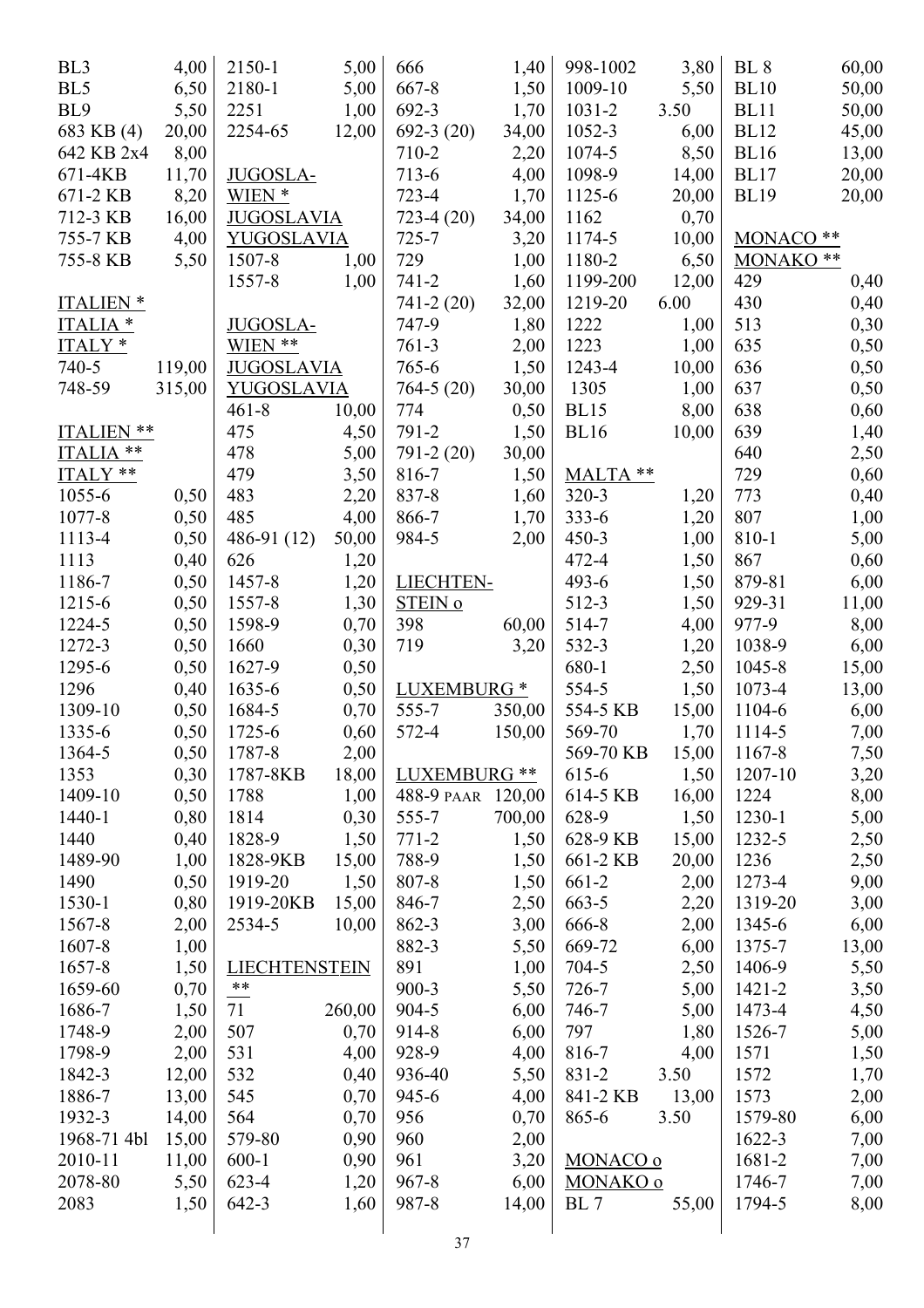| | |
|---|---|
| BL3 | 4,00 |
| BL5 | 6,50 |
| BL9 | 5,50 |
| 683 KB (4) | 20,00 |
| 642 KB 2x4 | 8,00 |
| 671-4KB | 11,70 |
| 671-2 KB | 8,20 |
| 712-3 KB | 16,00 |
| 755-7 KB | 4,00 |
| 755-8 KB | 5,50 |

ITALIEN *
ITALIA *
ITALY *

| | |
|---|---|
| 740-5 | 119,00 |
| 748-59 | 315,00 |

ITALIEN **
ITALIA **
ITALY **

| | |
|---|---|
| 1055-6 | 0,50 |
| 1077-8 | 0,50 |
| 1113-4 | 0,50 |
| 1113 | 0,40 |
| 1186-7 | 0,50 |
| 1215-6 | 0,50 |
| 1224-5 | 0,50 |
| 1272-3 | 0,50 |
| 1295-6 | 0,50 |
| 1296 | 0,40 |
| 1309-10 | 0,50 |
| 1335-6 | 0,50 |
| 1364-5 | 0,50 |
| 1353 | 0,30 |
| 1409-10 | 0,50 |
| 1440-1 | 0,80 |
| 1440 | 0,40 |
| 1489-90 | 1,00 |
| 1490 | 0,50 |
| 1530-1 | 0,80 |
| 1567-8 | 2,00 |
| 1607-8 | 1,00 |
| 1657-8 | 1,50 |
| 1659-60 | 0,70 |
| 1686-7 | 1,50 |
| 1748-9 | 2,00 |
| 1798-9 | 2,00 |
| 1842-3 | 12,00 |
| 1886-7 | 13,00 |
| 1932-3 | 14,00 |
| 1968-71 4bl | 15,00 |
| 2010-11 | 11,00 |
| 2078-80 | 5,50 |
| 2083 | 1,50 |
| 2150-1 | 5,00 |
| 2180-1 | 5,00 |
| 2251 | 1,00 |
| 2254-65 | 12,00 |

JUGOSLAWIEN *
JUGOSLAVIA
YUGOSLAVIA

| | |
|---|---|
| 1507-8 | 1,00 |
| 1557-8 | 1,00 |

JUGOSLAWIEN **
JUGOSLAVIA
YUGOSLAVIA

| | |
|---|---|
| 461-8 | 10,00 |
| 475 | 4,50 |
| 478 | 5,00 |
| 479 | 3,50 |
| 483 | 2,20 |
| 485 | 4,00 |
| 486-91 (12) | 50,00 |
| 626 | 1,20 |
| 1457-8 | 1,20 |
| 1557-8 | 1,30 |
| 1598-9 | 0,70 |
| 1660 | 0,30 |
| 1627-9 | 0,50 |
| 1635-6 | 0,50 |
| 1684-5 | 0,70 |
| 1725-6 | 0,60 |
| 1787-8 | 2,00 |
| 1787-8KB | 18,00 |
| 1788 | 1,00 |
| 1814 | 0,30 |
| 1828-9 | 1,50 |
| 1828-9KB | 15,00 |
| 1919-20 | 1,50 |
| 1919-20KB | 15,00 |
| 2534-5 | 10,00 |

LIECHTENSTEIN **

| | |
|---|---|
| 71 | 260,00 |
| 507 | 0,70 |
| 531 | 4,00 |
| 532 | 0,40 |
| 545 | 0,70 |
| 564 | 0,70 |
| 579-80 | 0,90 |
| 600-1 | 0,90 |
| 623-4 | 1,20 |
| 642-3 | 1,60 |
| 666 | 1,40 |
| 667-8 | 1,50 |
| 692-3 | 1,70 |
| 692-3 (20) | 34,00 |
| 710-2 | 2,20 |
| 713-6 | 4,00 |
| 723-4 | 1,70 |
| 723-4 (20) | 34,00 |
| 725-7 | 3,20 |
| 729 | 1,00 |
| 741-2 | 1,60 |
| 741-2 (20) | 32,00 |
| 747-9 | 1,80 |
| 761-3 | 2,00 |
| 765-6 | 1,50 |
| 764-5 (20) | 30,00 |
| 774 | 0,50 |
| 791-2 | 1,50 |
| 791-2 (20) | 30,00 |
| 816-7 | 1,50 |
| 837-8 | 1,60 |
| 866-7 | 1,70 |
| 984-5 | 2,00 |

LIECHTENSTEIN o

| | |
|---|---|
| 398 | 60,00 |
| 719 | 3,20 |

LUXEMBURG *

| | |
|---|---|
| 555-7 | 350,00 |
| 572-4 | 150,00 |

LUXEMBURG **

| | |
|---|---|
| 488-9 PAAR | 120,00 |
| 555-7 | 700,00 |
| 771-2 | 1,50 |
| 788-9 | 1,50 |
| 807-8 | 1,50 |
| 846-7 | 2,50 |
| 862-3 | 3,00 |
| 882-3 | 5,50 |
| 891 | 1,00 |
| 900-3 | 5,50 |
| 904-5 | 6,00 |
| 914-8 | 6,00 |
| 928-9 | 4,00 |
| 936-40 | 5,50 |
| 945-6 | 4,00 |
| 956 | 0,70 |
| 960 | 2,00 |
| 961 | 3,20 |
| 967-8 | 6,00 |
| 987-8 | 14,00 |
| 998-1002 | 3,80 |
| 1009-10 | 5,50 |
| 1031-2 | 3.50 |
| 1052-3 | 6,00 |
| 1074-5 | 8,50 |
| 1098-9 | 14,00 |
| 1125-6 | 20,00 |
| 1162 | 0,70 |
| 1174-5 | 10,00 |
| 1180-2 | 6,50 |
| 1199-200 | 12,00 |
| 1219-20 | 6.00 |
| 1222 | 1,00 |
| 1223 | 1,00 |
| 1243-4 | 10,00 |
| 1305 | 1,00 |
| BL15 | 8,00 |
| BL16 | 10,00 |

MALTA **

| | |
|---|---|
| 320-3 | 1,20 |
| 333-6 | 1,20 |
| 450-3 | 1,00 |
| 472-4 | 1,50 |
| 493-6 | 1,50 |
| 512-3 | 1,50 |
| 514-7 | 4,00 |
| 532-3 | 1,20 |
| 680-1 | 2,50 |
| 554-5 | 1,50 |
| 554-5 KB | 15,00 |
| 569-70 | 1,70 |
| 569-70 KB | 15,00 |
| 615-6 | 1,50 |
| 614-5 KB | 16,00 |
| 628-9 | 1,50 |
| 628-9 KB | 15,00 |
| 661-2 KB | 20,00 |
| 661-2 | 2,00 |
| 663-5 | 2,20 |
| 666-8 | 2,00 |
| 669-72 | 6,00 |
| 704-5 | 2,50 |
| 726-7 | 5,00 |
| 746-7 | 5,00 |
| 797 | 1,80 |
| 816-7 | 4,00 |
| 831-2 | 3.50 |
| 841-2 KB | 13,00 |
| 865-6 | 3.50 |

MONACO o
MONAKO o

| | |
|---|---|
| BL 7 | 55,00 |
| BL 8 | 60,00 |
| BL10 | 50,00 |
| BL11 | 50,00 |
| BL12 | 45,00 |
| BL16 | 13,00 |
| BL17 | 20,00 |
| BL19 | 20,00 |

MONACO **
MONAKO **

| | |
|---|---|
| 429 | 0,40 |
| 430 | 0,40 |
| 513 | 0,30 |
| 635 | 0,50 |
| 636 | 0,50 |
| 637 | 0,50 |
| 638 | 0,60 |
| 639 | 1,40 |
| 640 | 2,50 |
| 729 | 0,60 |
| 773 | 0,40 |
| 807 | 1,00 |
| 810-1 | 5,00 |
| 867 | 0,60 |
| 879-81 | 6,00 |
| 929-31 | 11,00 |
| 977-9 | 8,00 |
| 1038-9 | 6,00 |
| 1045-8 | 15,00 |
| 1073-4 | 13,00 |
| 1104-6 | 6,00 |
| 1114-5 | 7,00 |
| 1167-8 | 7,50 |
| 1207-10 | 3,20 |
| 1224 | 8,00 |
| 1230-1 | 5,00 |
| 1232-5 | 2,50 |
| 1236 | 2,50 |
| 1273-4 | 9,00 |
| 1319-20 | 3,00 |
| 1345-6 | 6,00 |
| 1375-7 | 13,00 |
| 1406-9 | 5,50 |
| 1421-2 | 3,50 |
| 1473-4 | 4,50 |
| 1526-7 | 5,00 |
| 1571 | 1,50 |
| 1572 | 1,70 |
| 1573 | 2,00 |
| 1579-80 | 6,00 |
| 1622-3 | 7,00 |
| 1681-2 | 7,00 |
| 1746-7 | 7,00 |
| 1794-5 | 8,00 |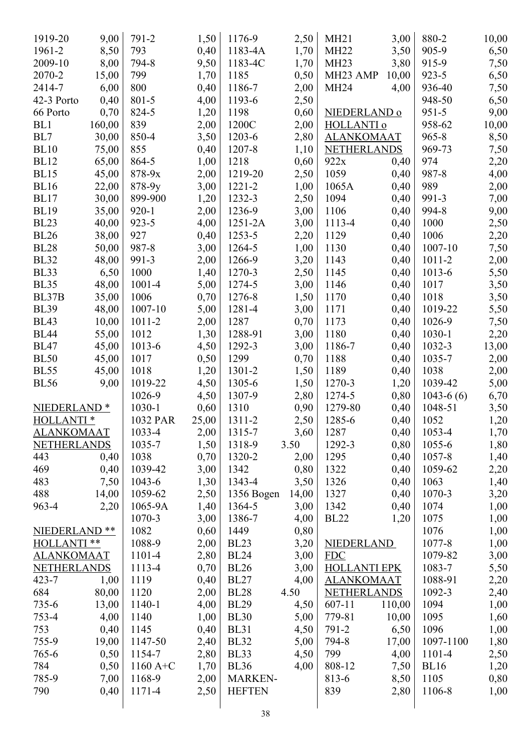| | |
|---|---|
| 1919-20 | 9,00 |
| 1961-2 | 8,50 |
| 2009-10 | 8,00 |
| 2070-2 | 15,00 |
| 2414-7 | 6,00 |
| 42-3 Porto | 0,40 |
| 66 Porto | 0,70 |
| BL1 | 160,00 |
| BL7 | 30,00 |
| BL10 | 75,00 |
| BL12 | 65,00 |
| BL15 | 45,00 |
| BL16 | 22,00 |
| BL17 | 30,00 |
| BL19 | 35,00 |
| BL23 | 40,00 |
| BL26 | 38,00 |
| BL28 | 50,00 |
| BL32 | 48,00 |
| BL33 | 6,50 |
| BL35 | 48,00 |
| BL37B | 35,00 |
| BL39 | 48,00 |
| BL43 | 10,00 |
| BL44 | 55,00 |
| BL47 | 45,00 |
| BL50 | 45,00 |
| BL55 | 45,00 |
| BL56 | 9,00 |

NIEDERLAND *
HOLLANTI *
ALANKOMAAT
NETHERLANDS

| | |
|---|---|
| 443 | 0,40 |
| 469 | 0,40 |
| 483 | 7,50 |
| 488 | 14,00 |
| 963-4 | 2,20 |

NIEDERLAND **
HOLLANTI **
ALANKOMAAT
NETHERLANDS

| | |
|---|---|
| 423-7 | 1,00 |
| 684 | 80,00 |
| 735-6 | 13,00 |
| 753-4 | 4,00 |
| 753 | 0,40 |
| 755-9 | 19,00 |
| 765-6 | 0,50 |
| 784 | 0,50 |
| 785-9 | 7,00 |
| 790 | 0,40 |
| 791-2 | 1,50 |
| 793 | 0,40 |
| 794-8 | 9,50 |
| 799 | 1,70 |
| 800 | 0,40 |
| 801-5 | 4,00 |
| 824-5 | 1,20 |
| 839 | 2,00 |
| 850-4 | 3,50 |
| 855 | 0,40 |
| 864-5 | 1,00 |
| 878-9x | 2,00 |
| 878-9y | 3,00 |
| 899-900 | 1,20 |
| 920-1 | 2,00 |
| 923-5 | 4,00 |
| 927 | 0,40 |
| 987-8 | 3,00 |
| 991-3 | 2,00 |
| 1000 | 1,40 |
| 1001-4 | 5,00 |
| 1006 | 0,70 |
| 1007-10 | 5,00 |
| 1011-2 | 2,00 |
| 1012 | 1,30 |
| 1013-6 | 4,50 |
| 1017 | 0,50 |
| 1018 | 1,20 |
| 1019-22 | 4,50 |
| 1026-9 | 4,50 |
| 1030-1 | 0,60 |
| 1032 PAR | 25,00 |
| 1033-4 | 2,00 |
| 1035-7 | 1,50 |
| 1038 | 0,70 |
| 1039-42 | 3,00 |
| 1043-6 | 1,30 |
| 1059-62 | 2,50 |
| 1065-9A | 1,40 |
| 1070-3 | 3,00 |
| 1082 | 0,60 |
| 1088-9 | 2,00 |
| 1101-4 | 2,80 |
| 1113-4 | 0,70 |
| 1119 | 0,40 |
| 1120 | 2,00 |
| 1140-1 | 4,00 |
| 1140 | 1,00 |
| 1145 | 0,40 |
| 1147-50 | 2,40 |
| 1154-7 | 2,80 |
| 1160 A+C | 1,70 |
| 1168-9 | 2,00 |
| 1171-4 | 2,50 |
| 1176-9 | 2,50 |
| 1183-4A | 1,70 |
| 1183-4C | 1,70 |
| 1185 | 0,50 |
| 1186-7 | 2,00 |
| 1193-6 | 2,50 |
| 1198 | 0,60 |
| 1200C | 2,00 |
| 1203-6 | 2,80 |
| 1207-8 | 1,10 |
| 1218 | 0,60 |
| 1219-20 | 2,50 |
| 1221-2 | 1,00 |
| 1232-3 | 2,50 |
| 1236-9 | 3,00 |
| 1251-2A | 3,00 |
| 1253-5 | 2,20 |
| 1264-5 | 1,00 |
| 1266-9 | 3,20 |
| 1270-3 | 2,50 |
| 1274-5 | 3,00 |
| 1276-8 | 1,50 |
| 1281-4 | 3,00 |
| 1287 | 0,70 |
| 1288-91 | 3,00 |
| 1292-3 | 3,00 |
| 1299 | 0,70 |
| 1301-2 | 1,50 |
| 1305-6 | 1,50 |
| 1307-9 | 2,80 |
| 1310 | 0,90 |
| 1311-2 | 2,50 |
| 1315-7 | 3,60 |
| 1318-9 | 3.50 |
| 1320-2 | 2,00 |
| 1342 | 0,80 |
| 1343-4 | 3,50 |
| 1356 Bogen | 14,00 |
| 1364-5 | 3,00 |
| 1386-7 | 4,00 |
| 1449 | 0,80 |
| BL23 | 3,20 |
| BL24 | 3,00 |
| BL26 | 3,00 |
| BL27 | 4,00 |
| BL28 | 4.50 |
| BL29 | 4,50 |
| BL30 | 5,00 |
| BL31 | 4,50 |
| BL32 | 5,00 |
| BL33 | 4,50 |
| BL36 | 4,00 |

MARKEN-
HEFTEN

| | |
|---|---|
| MH21 | 3,00 |
| MH22 | 3,50 |
| MH23 | 3,80 |
| MH23 AMP | 10,00 |
| MH24 | 4,00 |

NIEDERLAND o
HOLLANTI o
ALANKOMAAT
NETHERLANDS

| | |
|---|---|
| 922x | 0,40 |
| 1059 | 0,40 |
| 1065A | 0,40 |
| 1094 | 0,40 |
| 1106 | 0,40 |
| 1113-4 | 0,40 |
| 1129 | 0,40 |
| 1130 | 0,40 |
| 1143 | 0,40 |
| 1145 | 0,40 |
| 1146 | 0,40 |
| 1170 | 0,40 |
| 1171 | 0,40 |
| 1173 | 0,40 |
| 1180 | 0,40 |
| 1186-7 | 0,40 |
| 1188 | 0,40 |
| 1189 | 0,40 |
| 1270-3 | 1,20 |
| 1274-5 | 0,80 |
| 1279-80 | 0,40 |
| 1285-6 | 0,40 |
| 1287 | 0,40 |
| 1292-3 | 0,80 |
| 1295 | 0,40 |
| 1322 | 0,40 |
| 1326 | 0,40 |
| 1327 | 0,40 |
| 1342 | 0,40 |
| BL22 | 1,20 |

NIEDERLAND
FDC
HOLLANTI EPK
ALANKOMAAT
NETHERLANDS

| | |
|---|---|
| 607-11 | 110,00 |
| 779-81 | 10,00 |
| 791-2 | 6,50 |
| 794-8 | 17,00 |
| 799 | 4,00 |
| 808-12 | 7,50 |
| 813-6 | 8,50 |
| 839 | 2,80 |
| 880-2 | 10,00 |
| 905-9 | 6,50 |
| 915-9 | 7,50 |
| 923-5 | 6,50 |
| 936-40 | 7,50 |
| 948-50 | 6,50 |
| 951-5 | 9,00 |
| 958-62 | 10,00 |
| 965-8 | 8,50 |
| 969-73 | 7,50 |
| 974 | 2,20 |
| 987-8 | 4,00 |
| 989 | 2,00 |
| 991-3 | 7,00 |
| 994-8 | 9,00 |
| 1000 | 2,50 |
| 1006 | 2,20 |
| 1007-10 | 7,50 |
| 1011-2 | 2,00 |
| 1013-6 | 5,50 |
| 1017 | 3,50 |
| 1018 | 3,50 |
| 1019-22 | 5,50 |
| 1026-9 | 7,50 |
| 1030-1 | 2,20 |
| 1032-3 | 13,00 |
| 1035-7 | 2,00 |
| 1038 | 2,00 |
| 1039-42 | 5,00 |
| 1043-6 (6) | 6,70 |
| 1048-51 | 3,50 |
| 1052 | 1,20 |
| 1053-4 | 1,70 |
| 1055-6 | 1,80 |
| 1057-8 | 1,40 |
| 1059-62 | 2,20 |
| 1063 | 1,40 |
| 1070-3 | 3,20 |
| 1074 | 1,00 |
| 1075 | 1,00 |
| 1076 | 1,00 |
| 1077-8 | 1,00 |
| 1079-82 | 3,00 |
| 1083-7 | 5,50 |
| 1088-91 | 2,20 |
| 1092-3 | 2,40 |
| 1094 | 1,00 |
| 1095 | 1,60 |
| 1096 | 1,00 |
| 1097-1100 | 1,80 |
| 1101-4 | 2,50 |
| BL16 | 1,20 |
| 1105 | 0,80 |
| 1106-8 | 1,00 |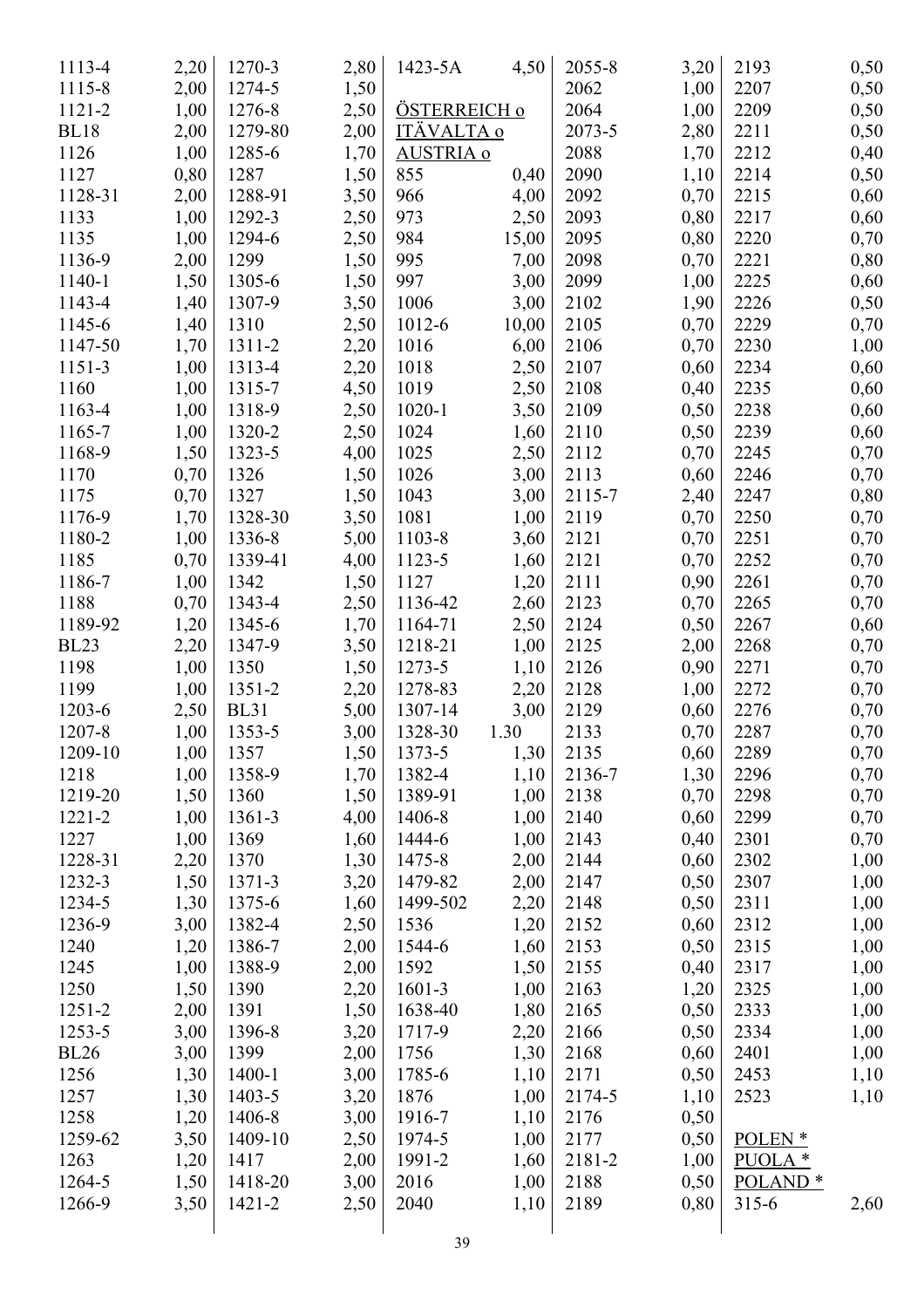| | |
|---|---|
| 1113-4 | 2,20 |
| 1115-8 | 2,00 |
| 1121-2 | 1,00 |
| BL18 | 2,00 |
| 1126 | 1,00 |
| 1127 | 0,80 |
| 1128-31 | 2,00 |
| 1133 | 1,00 |
| 1135 | 1,00 |
| 1136-9 | 2,00 |
| 1140-1 | 1,50 |
| 1143-4 | 1,40 |
| 1145-6 | 1,40 |
| 1147-50 | 1,70 |
| 1151-3 | 1,00 |
| 1160 | 1,00 |
| 1163-4 | 1,00 |
| 1165-7 | 1,00 |
| 1168-9 | 1,50 |
| 1170 | 0,70 |
| 1175 | 0,70 |
| 1176-9 | 1,70 |
| 1180-2 | 1,00 |
| 1185 | 0,70 |
| 1186-7 | 1,00 |
| 1188 | 0,70 |
| 1189-92 | 1,20 |
| BL23 | 2,20 |
| 1198 | 1,00 |
| 1199 | 1,00 |
| 1203-6 | 2,50 |
| 1207-8 | 1,00 |
| 1209-10 | 1,00 |
| 1218 | 1,00 |
| 1219-20 | 1,50 |
| 1221-2 | 1,00 |
| 1227 | 1,00 |
| 1228-31 | 2,20 |
| 1232-3 | 1,50 |
| 1234-5 | 1,30 |
| 1236-9 | 3,00 |
| 1240 | 1,20 |
| 1245 | 1,00 |
| 1250 | 1,50 |
| 1251-2 | 2,00 |
| 1253-5 | 3,00 |
| BL26 | 3,00 |
| 1256 | 1,30 |
| 1257 | 1,30 |
| 1258 | 1,20 |
| 1259-62 | 3,50 |
| 1263 | 1,20 |
| 1264-5 | 1,50 |
| 1266-9 | 3,50 |
| 1270-3 | 2,80 |
| 1274-5 | 1,50 |
| 1276-8 | 2,50 |
| 1279-80 | 2,00 |
| 1285-6 | 1,70 |
| 1287 | 1,50 |
| 1288-91 | 3,50 |
| 1292-3 | 2,50 |
| 1294-6 | 2,50 |
| 1299 | 1,50 |
| 1305-6 | 1,50 |
| 1307-9 | 3,50 |
| 1310 | 2,50 |
| 1311-2 | 2,20 |
| 1313-4 | 2,20 |
| 1315-7 | 4,50 |
| 1318-9 | 2,50 |
| 1320-2 | 2,50 |
| 1323-5 | 4,00 |
| 1326 | 1,50 |
| 1327 | 1,50 |
| 1328-30 | 3,50 |
| 1336-8 | 5,00 |
| 1339-41 | 4,00 |
| 1342 | 1,50 |
| 1343-4 | 2,50 |
| 1345-6 | 1,70 |
| 1347-9 | 3,50 |
| 1350 | 1,50 |
| 1351-2 | 2,20 |
| BL31 | 5,00 |
| 1353-5 | 3,00 |
| 1357 | 1,50 |
| 1358-9 | 1,70 |
| 1360 | 1,50 |
| 1361-3 | 4,00 |
| 1369 | 1,60 |
| 1370 | 1,30 |
| 1371-3 | 3,20 |
| 1375-6 | 1,60 |
| 1382-4 | 2,50 |
| 1386-7 | 2,00 |
| 1388-9 | 2,00 |
| 1390 | 2,20 |
| 1391 | 1,50 |
| 1396-8 | 3,20 |
| 1399 | 2,00 |
| 1400-1 | 3,00 |
| 1403-5 | 3,20 |
| 1406-8 | 3,00 |
| 1409-10 | 2,50 |
| 1417 | 2,00 |
| 1418-20 | 3,00 |
| 1421-2 | 2,50 |
| 1423-5A | 4,50 |

ÖSTERREICH o
ITÄVALTA o
AUSTRIA o

| | |
|---|---|
| 855 | 0,40 |
| 966 | 4,00 |
| 973 | 2,50 |
| 984 | 15,00 |
| 995 | 7,00 |
| 997 | 3,00 |
| 1006 | 3,00 |
| 1012-6 | 10,00 |
| 1016 | 6,00 |
| 1018 | 2,50 |
| 1019 | 2,50 |
| 1020-1 | 3,50 |
| 1024 | 1,60 |
| 1025 | 2,50 |
| 1026 | 3,00 |
| 1043 | 3,00 |
| 1081 | 1,00 |
| 1103-8 | 3,60 |
| 1123-5 | 1,60 |
| 1127 | 1,20 |
| 1136-42 | 2,60 |
| 1164-71 | 2,50 |
| 1218-21 | 1,00 |
| 1273-5 | 1,10 |
| 1278-83 | 2,20 |
| 1307-14 | 3,00 |
| 1328-30 | 1.30 |
| 1373-5 | 1,30 |
| 1382-4 | 1,10 |
| 1389-91 | 1,00 |
| 1406-8 | 1,00 |
| 1444-6 | 1,00 |
| 1475-8 | 2,00 |
| 1479-82 | 2,00 |
| 1499-502 | 2,20 |
| 1536 | 1,20 |
| 1544-6 | 1,60 |
| 1592 | 1,50 |
| 1601-3 | 1,00 |
| 1638-40 | 1,80 |
| 1717-9 | 2,20 |
| 1756 | 1,30 |
| 1785-6 | 1,10 |
| 1876 | 1,00 |
| 1916-7 | 1,10 |
| 1974-5 | 1,00 |
| 1991-2 | 1,60 |
| 2016 | 1,00 |
| 2040 | 1,10 |
| 2055-8 | 3,20 |
| 2062 | 1,00 |
| 2064 | 1,00 |
| 2073-5 | 2,80 |
| 2088 | 1,70 |
| 2090 | 1,10 |
| 2092 | 0,70 |
| 2093 | 0,80 |
| 2095 | 0,80 |
| 2098 | 0,70 |
| 2099 | 1,00 |
| 2102 | 1,90 |
| 2105 | 0,70 |
| 2106 | 0,70 |
| 2107 | 0,60 |
| 2108 | 0,40 |
| 2109 | 0,50 |
| 2110 | 0,50 |
| 2112 | 0,70 |
| 2113 | 0,60 |
| 2115-7 | 2,40 |
| 2119 | 0,70 |
| 2121 | 0,70 |
| 2121 | 0,70 |
| 2111 | 0,90 |
| 2123 | 0,70 |
| 2124 | 0,50 |
| 2125 | 2,00 |
| 2126 | 0,90 |
| 2128 | 1,00 |
| 2129 | 0,60 |
| 2133 | 0,70 |
| 2135 | 0,60 |
| 2136-7 | 1,30 |
| 2138 | 0,70 |
| 2140 | 0,60 |
| 2143 | 0,40 |
| 2144 | 0,60 |
| 2147 | 0,50 |
| 2148 | 0,50 |
| 2152 | 0,60 |
| 2153 | 0,50 |
| 2155 | 0,40 |
| 2163 | 1,20 |
| 2165 | 0,50 |
| 2166 | 0,50 |
| 2168 | 0,60 |
| 2171 | 0,50 |
| 2174-5 | 1,10 |
| 2176 | 0,50 |
| 2177 | 0,50 |
| 2181-2 | 1,00 |
| 2188 | 0,50 |
| 2189 | 0,80 |
| 2193 | 0,50 |
| 2207 | 0,50 |
| 2209 | 0,50 |
| 2211 | 0,50 |
| 2212 | 0,40 |
| 2214 | 0,50 |
| 2215 | 0,60 |
| 2217 | 0,60 |
| 2220 | 0,70 |
| 2221 | 0,80 |
| 2225 | 0,60 |
| 2226 | 0,50 |
| 2229 | 0,70 |
| 2230 | 1,00 |
| 2234 | 0,60 |
| 2235 | 0,60 |
| 2238 | 0,60 |
| 2239 | 0,60 |
| 2245 | 0,70 |
| 2246 | 0,70 |
| 2247 | 0,80 |
| 2250 | 0,70 |
| 2251 | 0,70 |
| 2252 | 0,70 |
| 2261 | 0,70 |
| 2265 | 0,70 |
| 2267 | 0,60 |
| 2268 | 0,70 |
| 2271 | 0,70 |
| 2272 | 0,70 |
| 2276 | 0,70 |
| 2287 | 0,70 |
| 2289 | 0,70 |
| 2296 | 0,70 |
| 2298 | 0,70 |
| 2299 | 0,70 |
| 2301 | 0,70 |
| 2302 | 1,00 |
| 2307 | 1,00 |
| 2311 | 1,00 |
| 2312 | 1,00 |
| 2315 | 1,00 |
| 2317 | 1,00 |
| 2325 | 1,00 |
| 2333 | 1,00 |
| 2334 | 1,00 |
| 2401 | 1,00 |
| 2453 | 1,10 |
| 2523 | 1,10 |

POLEN *
PUOLA *
POLAND *

| | |
|---|---|
| 315-6 | 2,60 |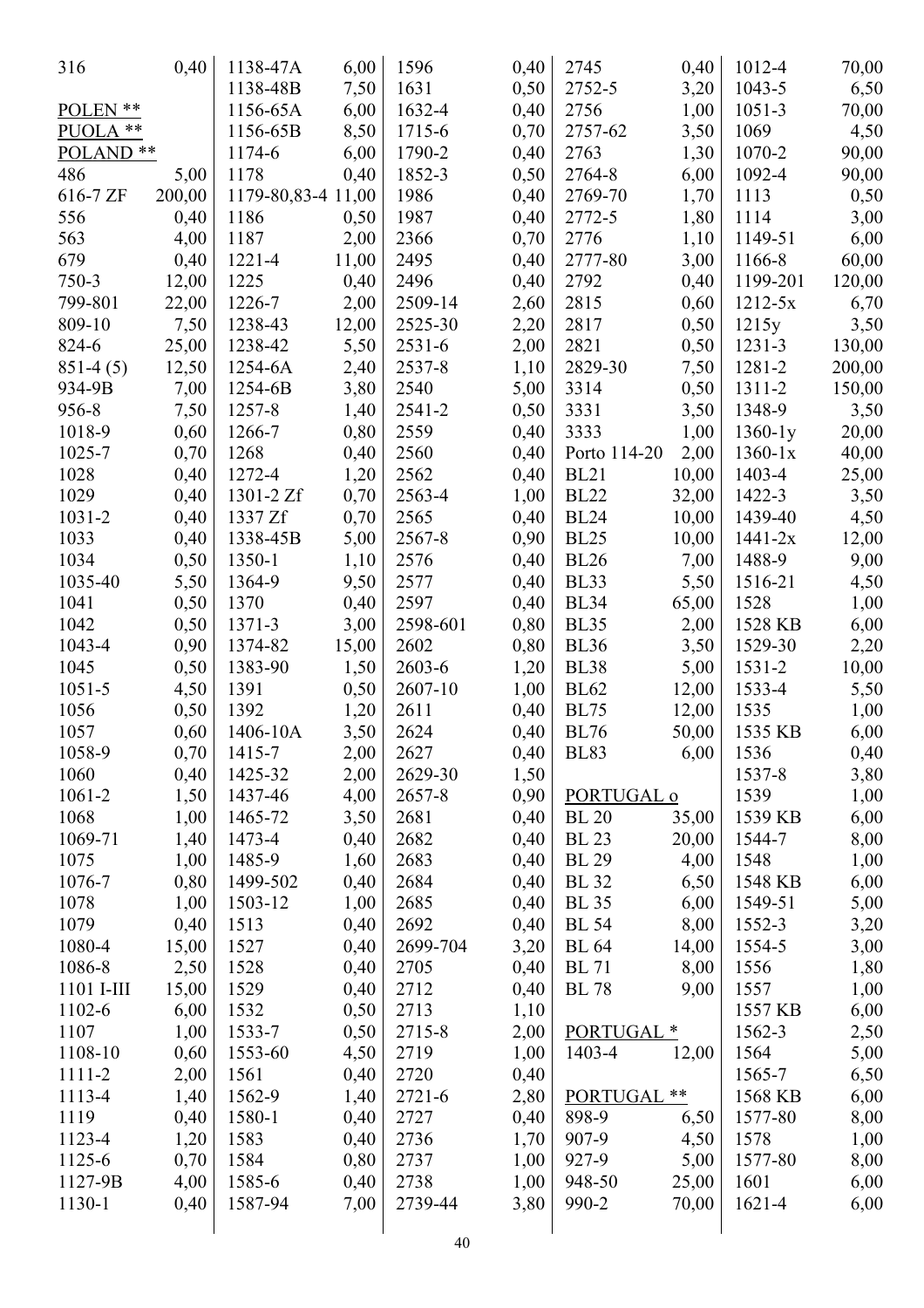| | | | | | | | | | |
|---|---|---|---|---|---|---|---|---|---|
| 316 | 0,40 | 1138-47A | 6,00 | 1596 | 0,40 | 2745 | 0,40 | 1012-4 | 70,00 |
| | | 1138-48B | 7,50 | 1631 | 0,50 | 2752-5 | 3,20 | 1043-5 | 6,50 |
| POLEN ** | | 1156-65A | 6,00 | 1632-4 | 0,40 | 2756 | 1,00 | 1051-3 | 70,00 |
| PUOLA ** | | 1156-65B | 8,50 | 1715-6 | 0,70 | 2757-62 | 3,50 | 1069 | 4,50 |
| POLAND ** | | 1174-6 | 6,00 | 1790-2 | 0,40 | 2763 | 1,30 | 1070-2 | 90,00 |
| 486 | 5,00 | 1178 | 0,40 | 1852-3 | 0,50 | 2764-8 | 6,00 | 1092-4 | 90,00 |
| 616-7 ZF | 200,00 | 1179-80,83-4 | 11,00 | 1986 | 0,40 | 2769-70 | 1,70 | 1113 | 0,50 |
| 556 | 0,40 | 1186 | 0,50 | 1987 | 0,40 | 2772-5 | 1,80 | 1114 | 3,00 |
| 563 | 4,00 | 1187 | 2,00 | 2366 | 0,70 | 2776 | 1,10 | 1149-51 | 6,00 |
| 679 | 0,40 | 1221-4 | 11,00 | 2495 | 0,40 | 2777-80 | 3,00 | 1166-8 | 60,00 |
| 750-3 | 12,00 | 1225 | 0,40 | 2496 | 0,40 | 2792 | 0,40 | 1199-201 | 120,00 |
| 799-801 | 22,00 | 1226-7 | 2,00 | 2509-14 | 2,60 | 2815 | 0,60 | 1212-5x | 6,70 |
| 809-10 | 7,50 | 1238-43 | 12,00 | 2525-30 | 2,20 | 2817 | 0,50 | 1215y | 3,50 |
| 824-6 | 25,00 | 1238-42 | 5,50 | 2531-6 | 2,00 | 2821 | 0,50 | 1231-3 | 130,00 |
| 851-4 (5) | 12,50 | 1254-6A | 2,40 | 2537-8 | 1,10 | 2829-30 | 7,50 | 1281-2 | 200,00 |
| 934-9B | 7,00 | 1254-6B | 3,80 | 2540 | 5,00 | 3314 | 0,50 | 1311-2 | 150,00 |
| 956-8 | 7,50 | 1257-8 | 1,40 | 2541-2 | 0,50 | 3331 | 3,50 | 1348-9 | 3,50 |
| 1018-9 | 0,60 | 1266-7 | 0,80 | 2559 | 0,40 | 3333 | 1,00 | 1360-1y | 20,00 |
| 1025-7 | 0,70 | 1268 | 0,40 | 2560 | 0,40 | Porto 114-20 | 2,00 | 1360-1x | 40,00 |
| 1028 | 0,40 | 1272-4 | 1,20 | 2562 | 0,40 | BL21 | 10,00 | 1403-4 | 25,00 |
| 1029 | 0,40 | 1301-2 Zf | 0,70 | 2563-4 | 1,00 | BL22 | 32,00 | 1422-3 | 3,50 |
| 1031-2 | 0,40 | 1337 Zf | 0,70 | 2565 | 0,40 | BL24 | 10,00 | 1439-40 | 4,50 |
| 1033 | 0,40 | 1338-45B | 5,00 | 2567-8 | 0,90 | BL25 | 10,00 | 1441-2x | 12,00 |
| 1034 | 0,50 | 1350-1 | 1,10 | 2576 | 0,40 | BL26 | 7,00 | 1488-9 | 9,00 |
| 1035-40 | 5,50 | 1364-9 | 9,50 | 2577 | 0,40 | BL33 | 5,50 | 1516-21 | 4,50 |
| 1041 | 0,50 | 1370 | 0,40 | 2597 | 0,40 | BL34 | 65,00 | 1528 | 1,00 |
| 1042 | 0,50 | 1371-3 | 3,00 | 2598-601 | 0,80 | BL35 | 2,00 | 1528 KB | 6,00 |
| 1043-4 | 0,90 | 1374-82 | 15,00 | 2602 | 0,80 | BL36 | 3,50 | 1529-30 | 2,20 |
| 1045 | 0,50 | 1383-90 | 1,50 | 2603-6 | 1,20 | BL38 | 5,00 | 1531-2 | 10,00 |
| 1051-5 | 4,50 | 1391 | 0,50 | 2607-10 | 1,00 | BL62 | 12,00 | 1533-4 | 5,50 |
| 1056 | 0,50 | 1392 | 1,20 | 2611 | 0,40 | BL75 | 12,00 | 1535 | 1,00 |
| 1057 | 0,60 | 1406-10A | 3,50 | 2624 | 0,40 | BL76 | 50,00 | 1535 KB | 6,00 |
| 1058-9 | 0,70 | 1415-7 | 2,00 | 2627 | 0,40 | BL83 | 6,00 | 1536 | 0,40 |
| 1060 | 0,40 | 1425-32 | 2,00 | 2629-30 | 1,50 | | | 1537-8 | 3,80 |
| 1061-2 | 1,50 | 1437-46 | 4,00 | 2657-8 | 0,90 | PORTUGAL o | | 1539 | 1,00 |
| 1068 | 1,00 | 1465-72 | 3,50 | 2681 | 0,40 | BL 20 | 35,00 | 1539 KB | 6,00 |
| 1069-71 | 1,40 | 1473-4 | 0,40 | 2682 | 0,40 | BL 23 | 20,00 | 1544-7 | 8,00 |
| 1075 | 1,00 | 1485-9 | 1,60 | 2683 | 0,40 | BL 29 | 4,00 | 1548 | 1,00 |
| 1076-7 | 0,80 | 1499-502 | 0,40 | 2684 | 0,40 | BL 32 | 6,50 | 1548 KB | 6,00 |
| 1078 | 1,00 | 1503-12 | 1,00 | 2685 | 0,40 | BL 35 | 6,00 | 1549-51 | 5,00 |
| 1079 | 0,40 | 1513 | 0,40 | 2692 | 0,40 | BL 54 | 8,00 | 1552-3 | 3,20 |
| 1080-4 | 15,00 | 1527 | 0,40 | 2699-704 | 3,20 | BL 64 | 14,00 | 1554-5 | 3,00 |
| 1086-8 | 2,50 | 1528 | 0,40 | 2705 | 0,40 | BL 71 | 8,00 | 1556 | 1,80 |
| 1101 I-III | 15,00 | 1529 | 0,40 | 2712 | 0,40 | BL 78 | 9,00 | 1557 | 1,00 |
| 1102-6 | 6,00 | 1532 | 0,50 | 2713 | 1,10 | | | 1557 KB | 6,00 |
| 1107 | 1,00 | 1533-7 | 0,50 | 2715-8 | 2,00 | PORTUGAL * | | 1562-3 | 2,50 |
| 1108-10 | 0,60 | 1553-60 | 4,50 | 2719 | 1,00 | 1403-4 | 12,00 | 1564 | 5,00 |
| 1111-2 | 2,00 | 1561 | 0,40 | 2720 | 0,40 | | | 1565-7 | 6,50 |
| 1113-4 | 1,40 | 1562-9 | 1,40 | 2721-6 | 2,80 | PORTUGAL ** | | 1568 KB | 6,00 |
| 1119 | 0,40 | 1580-1 | 0,40 | 2727 | 0,40 | 898-9 | 6,50 | 1577-80 | 8,00 |
| 1123-4 | 1,20 | 1583 | 0,40 | 2736 | 1,70 | 907-9 | 4,50 | 1578 | 1,00 |
| 1125-6 | 0,70 | 1584 | 0,80 | 2737 | 1,00 | 927-9 | 5,00 | 1577-80 | 8,00 |
| 1127-9B | 4,00 | 1585-6 | 0,40 | 2738 | 1,00 | 948-50 | 25,00 | 1601 | 6,00 |
| 1130-1 | 0,40 | 1587-94 | 7,00 | 2739-44 | 3,80 | 990-2 | 70,00 | 1621-4 | 6,00 |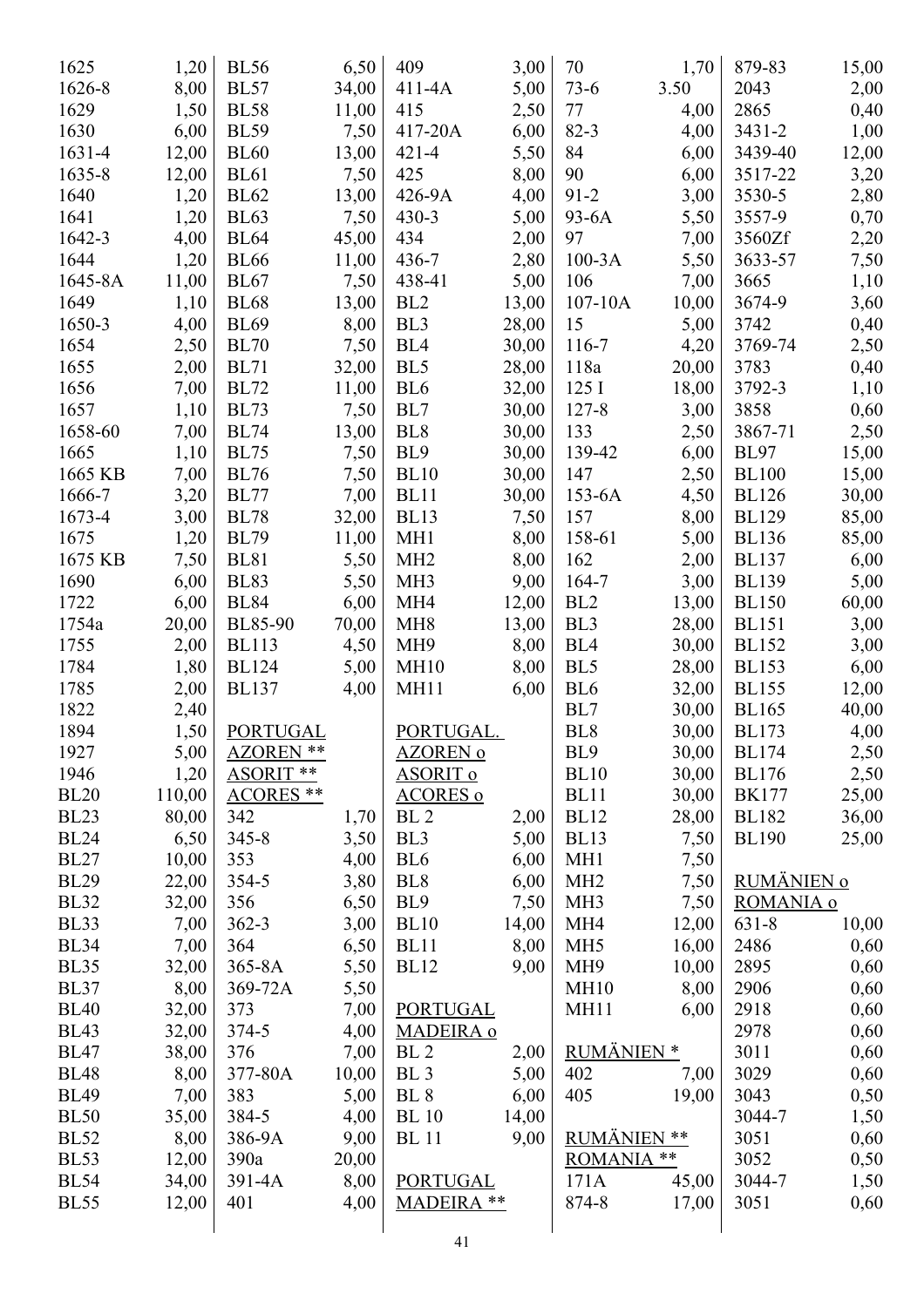| | |
|---|---|
| 1625 | 1,20 |
| 1626-8 | 8,00 |
| 1629 | 1,50 |
| 1630 | 6,00 |
| 1631-4 | 12,00 |
| 1635-8 | 12,00 |
| 1640 | 1,20 |
| 1641 | 1,20 |
| 1642-3 | 4,00 |
| 1644 | 1,20 |
| 1645-8A | 11,00 |
| 1649 | 1,10 |
| 1650-3 | 4,00 |
| 1654 | 2,50 |
| 1655 | 2,00 |
| 1656 | 7,00 |
| 1657 | 1,10 |
| 1658-60 | 7,00 |
| 1665 | 1,10 |
| 1665 KB | 7,00 |
| 1666-7 | 3,20 |
| 1673-4 | 3,00 |
| 1675 | 1,20 |
| 1675 KB | 7,50 |
| 1690 | 6,00 |
| 1722 | 6,00 |
| 1754a | 20,00 |
| 1755 | 2,00 |
| 1784 | 1,80 |
| 1785 | 2,00 |
| 1822 | 2,40 |
| 1894 | 1,50 |
| 1927 | 5,00 |
| 1946 | 1,20 |
| BL20 | 110,00 |
| BL23 | 80,00 |
| BL24 | 6,50 |
| BL27 | 10,00 |
| BL29 | 22,00 |
| BL32 | 32,00 |
| BL33 | 7,00 |
| BL34 | 7,00 |
| BL35 | 32,00 |
| BL37 | 8,00 |
| BL40 | 32,00 |
| BL43 | 32,00 |
| BL47 | 38,00 |
| BL48 | 8,00 |
| BL49 | 7,00 |
| BL50 | 35,00 |
| BL52 | 8,00 |
| BL53 | 12,00 |
| BL54 | 34,00 |
| BL55 | 12,00 |
| BL56 | 6,50 |
| BL57 | 34,00 |
| BL58 | 11,00 |
| BL59 | 7,50 |
| BL60 | 13,00 |
| BL61 | 7,50 |
| BL62 | 13,00 |
| BL63 | 7,50 |
| BL64 | 45,00 |
| BL66 | 11,00 |
| BL67 | 7,50 |
| BL68 | 13,00 |
| BL69 | 8,00 |
| BL70 | 7,50 |
| BL71 | 32,00 |
| BL72 | 11,00 |
| BL73 | 7,50 |
| BL74 | 13,00 |
| BL75 | 7,50 |
| BL76 | 7,50 |
| BL77 | 7,00 |
| BL78 | 32,00 |
| BL79 | 11,00 |
| BL81 | 5,50 |
| BL83 | 5,50 |
| BL84 | 6,00 |
| BL85-90 | 70,00 |
| BL113 | 4,50 |
| BL124 | 5,00 |
| BL137 | 4,00 |

PORTUGAL
AZOREN **
ASORIT **
ACORES **

| | |
|---|---|
| 342 | 1,70 |
| 345-8 | 3,50 |
| 353 | 4,00 |
| 354-5 | 3,80 |
| 356 | 6,50 |
| 362-3 | 3,00 |
| 364 | 6,50 |
| 365-8A | 5,50 |
| 369-72A | 5,50 |
| 373 | 7,00 |
| 374-5 | 4,00 |
| 376 | 7,00 |
| 377-80A | 10,00 |
| 383 | 5,00 |
| 384-5 | 4,00 |
| 386-9A | 9,00 |
| 390a | 20,00 |
| 391-4A | 8,00 |
| 401 | 4,00 |
| 409 | 3,00 |
| 411-4A | 5,00 |
| 415 | 2,50 |
| 417-20A | 6,00 |
| 421-4 | 5,50 |
| 425 | 8,00 |
| 426-9A | 4,00 |
| 430-3 | 5,00 |
| 434 | 2,00 |
| 436-7 | 2,80 |
| 438-41 | 5,00 |
| BL2 | 13,00 |
| BL3 | 28,00 |
| BL4 | 30,00 |
| BL5 | 28,00 |
| BL6 | 32,00 |
| BL7 | 30,00 |
| BL8 | 30,00 |
| BL9 | 30,00 |
| BL10 | 30,00 |
| BL11 | 30,00 |
| BL13 | 7,50 |
| MH1 | 8,00 |
| MH2 | 8,00 |
| MH3 | 9,00 |
| MH4 | 12,00 |
| MH8 | 13,00 |
| MH9 | 8,00 |
| MH10 | 8,00 |
| MH11 | 6,00 |

PORTUGAL.
AZOREN o
ASORIT o
ACORES o

| | |
|---|---|
| BL 2 | 2,00 |
| BL3 | 5,00 |
| BL6 | 6,00 |
| BL8 | 6,00 |
| BL9 | 7,50 |
| BL10 | 14,00 |
| BL11 | 8,00 |
| BL12 | 9,00 |

PORTUGAL
MADEIRA o

| | |
|---|---|
| BL 2 | 2,00 |
| BL 3 | 5,00 |
| BL 8 | 6,00 |
| BL 10 | 14,00 |
| BL 11 | 9,00 |

PORTUGAL
MADEIRA **

| | |
|---|---|
| 70 | 1,70 |
| 73-6 | 3.50 |
| 77 | 4,00 |
| 82-3 | 4,00 |
| 84 | 6,00 |
| 90 | 6,00 |
| 91-2 | 3,00 |
| 93-6A | 5,50 |
| 97 | 7,00 |
| 100-3A | 5,50 |
| 106 | 7,00 |
| 107-10A | 10,00 |
| 15 | 5,00 |
| 116-7 | 4,20 |
| 118a | 20,00 |
| 125 I | 18,00 |
| 127-8 | 3,00 |
| 133 | 2,50 |
| 139-42 | 6,00 |
| 147 | 2,50 |
| 153-6A | 4,50 |
| 157 | 8,00 |
| 158-61 | 5,00 |
| 162 | 2,00 |
| 164-7 | 3,00 |
| BL2 | 13,00 |
| BL3 | 28,00 |
| BL4 | 30,00 |
| BL5 | 28,00 |
| BL6 | 32,00 |
| BL7 | 30,00 |
| BL8 | 30,00 |
| BL9 | 30,00 |
| BL10 | 30,00 |
| BL11 | 30,00 |
| BL12 | 28,00 |
| BL13 | 7,50 |
| MH1 | 7,50 |
| MH2 | 7,50 |
| MH3 | 7,50 |
| MH4 | 12,00 |
| MH5 | 16,00 |
| MH9 | 10,00 |
| MH10 | 8,00 |
| MH11 | 6,00 |

RUMÄNIEN *

| | |
|---|---|
| 402 | 7,00 |
| 405 | 19,00 |

RUMÄNIEN **
ROMANIA **

| | |
|---|---|
| 171A | 45,00 |
| 874-8 | 17,00 |
| 879-83 | 15,00 |
| 2043 | 2,00 |
| 2865 | 0,40 |
| 3431-2 | 1,00 |
| 3439-40 | 12,00 |
| 3517-22 | 3,20 |
| 3530-5 | 2,80 |
| 3557-9 | 0,70 |
| 3560Zf | 2,20 |
| 3633-57 | 7,50 |
| 3665 | 1,10 |
| 3674-9 | 3,60 |
| 3742 | 0,40 |
| 3769-74 | 2,50 |
| 3783 | 0,40 |
| 3792-3 | 1,10 |
| 3858 | 0,60 |
| 3867-71 | 2,50 |
| BL97 | 15,00 |
| BL100 | 15,00 |
| BL126 | 30,00 |
| BL129 | 85,00 |
| BL136 | 85,00 |
| BL137 | 6,00 |
| BL139 | 5,00 |
| BL150 | 60,00 |
| BL151 | 3,00 |
| BL152 | 3,00 |
| BL153 | 6,00 |
| BL155 | 12,00 |
| BL165 | 40,00 |
| BL173 | 4,00 |
| BL174 | 2,50 |
| BL176 | 2,50 |
| BK177 | 25,00 |
| BL182 | 36,00 |
| BL190 | 25,00 |

RUMÄNIEN o
ROMANIA o

| | |
|---|---|
| 631-8 | 10,00 |
| 2486 | 0,60 |
| 2895 | 0,60 |
| 2906 | 0,60 |
| 2918 | 0,60 |
| 2978 | 0,60 |
| 3011 | 0,60 |
| 3029 | 0,60 |
| 3043 | 0,50 |
| 3044-7 | 1,50 |
| 3051 | 0,60 |
| 3052 | 0,50 |
| 3044-7 | 1,50 |
| 3051 | 0,60 |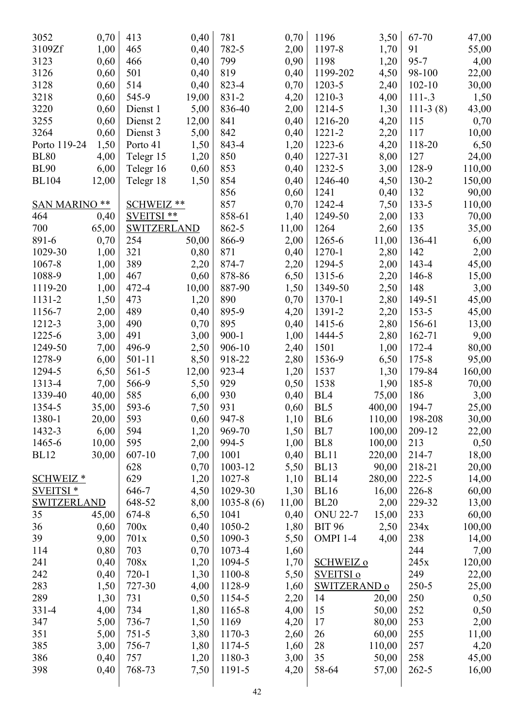| | |
|---|---|
| 3052 | 0,70 |
| 3109Zf | 1,00 |
| 3123 | 0,60 |
| 3126 | 0,60 |
| 3128 | 0,60 |
| 3218 | 0,60 |
| 3220 | 0,60 |
| 3255 | 0,60 |
| 3264 | 0,60 |
| Porto 119-24 | 1,50 |
| BL80 | 4,00 |
| BL90 | 6,00 |
| BL104 | 12,00 |

**SAN MARINO ****

| | |
|---|---|
| 464 | 0,40 |
| 700 | 65,00 |
| 891-6 | 0,70 |
| 1029-30 | 1,00 |
| 1067-8 | 1,00 |
| 1088-9 | 1,00 |
| 1119-20 | 1,00 |
| 1131-2 | 1,50 |
| 1156-7 | 2,00 |
| 1212-3 | 3,00 |
| 1225-6 | 3,00 |
| 1249-50 | 7,00 |
| 1278-9 | 6,00 |
| 1294-5 | 6,50 |
| 1313-4 | 7,00 |
| 1339-40 | 40,00 |
| 1354-5 | 35,00 |
| 1380-1 | 20,00 |
| 1432-3 | 6,00 |
| 1465-6 | 10,00 |
| BL12 | 30,00 |

**SCHWEIZ ***
**SVEITSI ***
**SWITZERLAND**

| | |
|---|---|
| 35 | 45,00 |
| 36 | 0,60 |
| 39 | 9,00 |
| 114 | 0,80 |
| 241 | 0,40 |
| 242 | 0,40 |
| 283 | 1,50 |
| 289 | 1,30 |
| 331-4 | 4,00 |
| 347 | 5,00 |
| 351 | 5,00 |
| 385 | 3,00 |
| 386 | 0,40 |
| 398 | 0,40 |
| 413 | 0,40 |
| 465 | 0,40 |
| 466 | 0,40 |
| 501 | 0,40 |
| 514 | 0,40 |
| 545-9 | 19,00 |
| Dienst 1 | 5,00 |
| Dienst 2 | 12,00 |
| Dienst 3 | 5,00 |
| Porto 41 | 1,50 |
| Telegr 15 | 1,20 |
| Telegr 16 | 0,60 |
| Telegr 18 | 1,50 |

**SCHWEIZ ****
**SVEITSI ****
**SWITZERLAND**

| | |
|---|---|
| 254 | 50,00 |
| 321 | 0,80 |
| 389 | 2,20 |
| 467 | 0,60 |
| 472-4 | 10,00 |
| 473 | 1,20 |
| 489 | 0,40 |
| 490 | 0,70 |
| 491 | 3,00 |
| 496-9 | 2,50 |
| 501-11 | 8,50 |
| 561-5 | 12,00 |
| 566-9 | 5,50 |
| 585 | 6,00 |
| 593-6 | 7,50 |
| 593 | 0,60 |
| 594 | 1,20 |
| 595 | 2,00 |
| 607-10 | 7,00 |
| 628 | 0,70 |
| 629 | 1,20 |
| 646-7 | 4,50 |
| 648-52 | 8,00 |
| 674-8 | 6,50 |
| 700x | 0,40 |
| 701x | 0,50 |
| 703 | 0,70 |
| 708x | 1,20 |
| 720-1 | 1,30 |
| 727-30 | 4,00 |
| 731 | 0,50 |
| 734 | 1,80 |
| 736-7 | 1,50 |
| 751-5 | 3,80 |
| 756-7 | 1,80 |
| 757 | 1,20 |
| 768-73 | 7,50 |
| 781 | 0,70 |
| 782-5 | 2,00 |
| 799 | 0,90 |
| 819 | 0,40 |
| 823-4 | 0,70 |
| 831-2 | 4,20 |
| 836-40 | 2,00 |
| 841 | 0,40 |
| 842 | 0,40 |
| 843-4 | 1,20 |
| 850 | 0,40 |
| 853 | 0,40 |
| 854 | 0,40 |
| 856 | 0,60 |
| 857 | 0,70 |
| 858-61 | 1,40 |
| 862-5 | 11,00 |
| 866-9 | 2,00 |
| 871 | 0,40 |
| 874-7 | 2,20 |
| 878-86 | 6,50 |
| 887-90 | 1,50 |
| 890 | 0,70 |
| 895-9 | 4,20 |
| 895 | 0,40 |
| 900-1 | 1,00 |
| 906-10 | 2,40 |
| 918-22 | 2,80 |
| 923-4 | 1,20 |
| 929 | 0,50 |
| 930 | 0,40 |
| 931 | 0,60 |
| 947-8 | 1,10 |
| 969-70 | 1,50 |
| 994-5 | 1,00 |
| 1001 | 0,40 |
| 1003-12 | 5,50 |
| 1027-8 | 1,10 |
| 1029-30 | 1,30 |
| 1035-8 (6) | 11,00 |
| 1041 | 0,40 |
| 1050-2 | 1,80 |
| 1090-3 | 5,50 |
| 1073-4 | 1,60 |
| 1094-5 | 1,70 |
| 1100-8 | 5,50 |
| 1128-9 | 1,60 |
| 1154-5 | 2,20 |
| 1165-8 | 4,00 |
| 1169 | 4,20 |
| 1170-3 | 2,60 |
| 1174-5 | 1,60 |
| 1180-3 | 3,00 |
| 1191-5 | 4,20 |
| 1196 | 3,50 |
| 1197-8 | 1,70 |
| 1198 | 1,20 |
| 1199-202 | 4,50 |
| 1203-5 | 2,40 |
| 1210-3 | 4,00 |
| 1214-5 | 1,30 |
| 1216-20 | 4,20 |
| 1221-2 | 2,20 |
| 1223-6 | 4,20 |
| 1227-31 | 8,00 |
| 1232-5 | 3,00 |
| 1246-40 | 4,50 |
| 1241 | 0,40 |
| 1242-4 | 7,50 |
| 1249-50 | 2,00 |
| 1264 | 2,60 |
| 1265-6 | 11,00 |
| 1270-1 | 2,80 |
| 1294-5 | 2,00 |
| 1315-6 | 2,20 |
| 1349-50 | 2,50 |
| 1370-1 | 2,80 |
| 1391-2 | 2,20 |
| 1415-6 | 2,80 |
| 1444-5 | 2,80 |
| 1501 | 1,00 |
| 1536-9 | 6,50 |
| 1537 | 1,30 |
| 1538 | 1,90 |
| BL4 | 75,00 |
| BL5 | 400,00 |
| BL6 | 110,00 |
| BL7 | 100,00 |
| BL8 | 100,00 |
| BL11 | 220,00 |
| BL13 | 90,00 |
| BL14 | 280,00 |
| BL16 | 16,00 |
| BL20 | 2,00 |
| ONU 22-7 | 15,00 |
| BIT 96 | 2,50 |
| OMPI 1-4 | 4,00 |

**SCHWEIZ o**
**SVEITSI o**
**SWITZERAND o**

| | |
|---|---|
| 14 | 20,00 |
| 15 | 50,00 |
| 17 | 80,00 |
| 26 | 60,00 |
| 28 | 110,00 |
| 35 | 50,00 |
| 58-64 | 57,00 |
| 67-70 | 47,00 |
| 91 | 55,00 |
| 95-7 | 4,00 |
| 98-100 | 22,00 |
| 102-10 | 30,00 |
| 111-.3 | 1,50 |
| 111-3 (8) | 43,00 |
| 115 | 0,70 |
| 117 | 10,00 |
| 118-20 | 6,50 |
| 127 | 24,00 |
| 128-9 | 110,00 |
| 130-2 | 150,00 |
| 132 | 90,00 |
| 133-5 | 110,00 |
| 133 | 70,00 |
| 135 | 35,00 |
| 136-41 | 6,00 |
| 142 | 2,00 |
| 143-4 | 45,00 |
| 146-8 | 15,00 |
| 148 | 3,00 |
| 149-51 | 45,00 |
| 153-5 | 45,00 |
| 156-61 | 13,00 |
| 162-71 | 9,00 |
| 172-4 | 80,00 |
| 175-8 | 95,00 |
| 179-84 | 160,00 |
| 185-8 | 70,00 |
| 186 | 3,00 |
| 194-7 | 25,00 |
| 198-208 | 30,00 |
| 209-12 | 22,00 |
| 213 | 0,50 |
| 214-7 | 18,00 |
| 218-21 | 20,00 |
| 222-5 | 14,00 |
| 226-8 | 60,00 |
| 229-32 | 13,00 |
| 233 | 60,00 |
| 234x | 100,00 |
| 238 | 14,00 |
| 244 | 7,00 |
| 245x | 120,00 |
| 249 | 22,00 |
| 250-5 | 25,00 |
| 250 | 0,50 |
| 252 | 0,50 |
| 253 | 2,00 |
| 255 | 11,00 |
| 257 | 4,20 |
| 258 | 45,00 |
| 262-5 | 16,00 |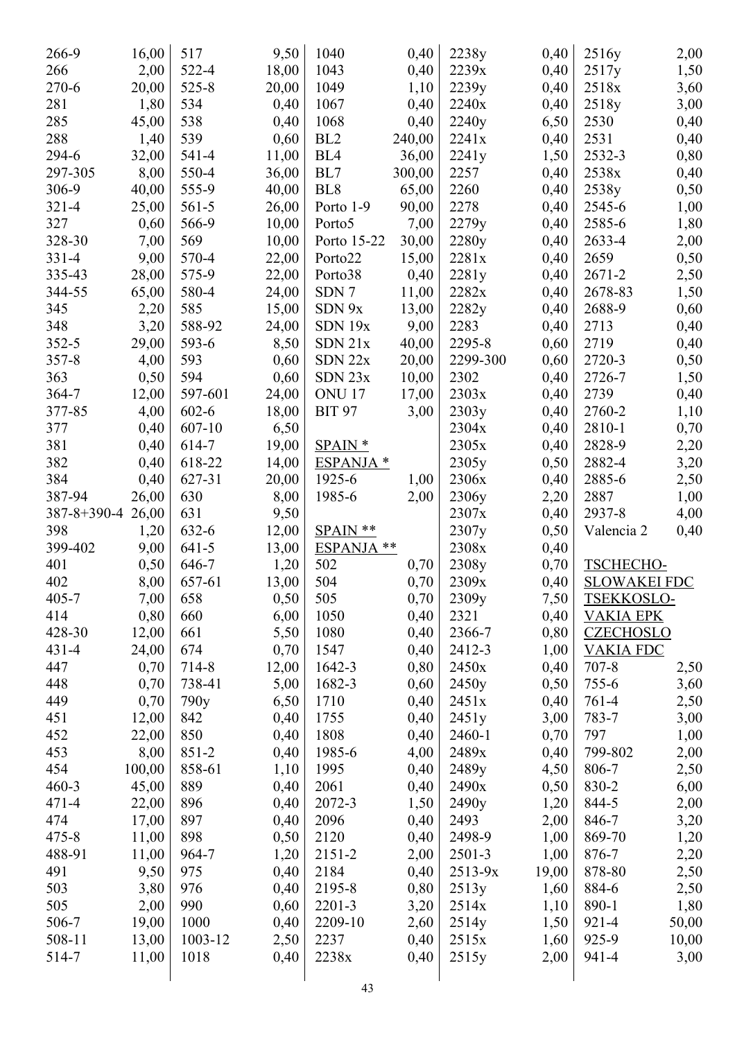| | |
|---|---|
| 266-9 | 16,00 |
| 266 | 2,00 |
| 270-6 | 20,00 |
| 281 | 1,80 |
| 285 | 45,00 |
| 288 | 1,40 |
| 294-6 | 32,00 |
| 297-305 | 8,00 |
| 306-9 | 40,00 |
| 321-4 | 25,00 |
| 327 | 0,60 |
| 328-30 | 7,00 |
| 331-4 | 9,00 |
| 335-43 | 28,00 |
| 344-55 | 65,00 |
| 345 | 2,20 |
| 348 | 3,20 |
| 352-5 | 29,00 |
| 357-8 | 4,00 |
| 363 | 0,50 |
| 364-7 | 12,00 |
| 377-85 | 4,00 |
| 377 | 0,40 |
| 381 | 0,40 |
| 382 | 0,40 |
| 384 | 0,40 |
| 387-94 | 26,00 |
| 387-8+390-4 | 26,00 |
| 398 | 1,20 |
| 399-402 | 9,00 |
| 401 | 0,50 |
| 402 | 8,00 |
| 405-7 | 7,00 |
| 414 | 0,80 |
| 428-30 | 12,00 |
| 431-4 | 24,00 |
| 447 | 0,70 |
| 448 | 0,70 |
| 449 | 0,70 |
| 451 | 12,00 |
| 452 | 22,00 |
| 453 | 8,00 |
| 454 | 100,00 |
| 460-3 | 45,00 |
| 471-4 | 22,00 |
| 474 | 17,00 |
| 475-8 | 11,00 |
| 488-91 | 11,00 |
| 491 | 9,50 |
| 503 | 3,80 |
| 505 | 2,00 |
| 506-7 | 19,00 |
| 508-11 | 13,00 |
| 514-7 | 11,00 |
| 517 | 9,50 |
| 522-4 | 18,00 |
| 525-8 | 20,00 |
| 534 | 0,40 |
| 538 | 0,40 |
| 539 | 0,60 |
| 541-4 | 11,00 |
| 550-4 | 36,00 |
| 555-9 | 40,00 |
| 561-5 | 26,00 |
| 566-9 | 10,00 |
| 569 | 10,00 |
| 570-4 | 22,00 |
| 575-9 | 22,00 |
| 580-4 | 24,00 |
| 585 | 15,00 |
| 588-92 | 24,00 |
| 593-6 | 8,50 |
| 593 | 0,60 |
| 594 | 0,60 |
| 597-601 | 24,00 |
| 602-6 | 18,00 |
| 607-10 | 6,50 |
| 614-7 | 19,00 |
| 618-22 | 14,00 |
| 627-31 | 20,00 |
| 630 | 8,00 |
| 631 | 9,50 |
| 632-6 | 12,00 |
| 641-5 | 13,00 |
| 646-7 | 1,20 |
| 657-61 | 13,00 |
| 658 | 0,50 |
| 660 | 6,00 |
| 661 | 5,50 |
| 674 | 0,70 |
| 714-8 | 12,00 |
| 738-41 | 5,00 |
| 790y | 6,50 |
| 842 | 0,40 |
| 850 | 0,40 |
| 851-2 | 0,40 |
| 858-61 | 1,10 |
| 889 | 0,40 |
| 896 | 0,40 |
| 897 | 0,40 |
| 898 | 0,50 |
| 964-7 | 1,20 |
| 975 | 0,40 |
| 976 | 0,40 |
| 990 | 0,60 |
| 1000 | 0,40 |
| 1003-12 | 2,50 |
| 1018 | 0,40 |
| 1040 | 0,40 |
| 1043 | 0,40 |
| 1049 | 1,10 |
| 1067 | 0,40 |
| 1068 | 0,40 |
| BL2 | 240,00 |
| BL4 | 36,00 |
| BL7 | 300,00 |
| BL8 | 65,00 |
| Porto 1-9 | 90,00 |
| Porto5 | 7,00 |
| Porto 15-22 | 30,00 |
| Porto22 | 15,00 |
| Porto38 | 0,40 |
| SDN 7 | 11,00 |
| SDN 9x | 13,00 |
| SDN 19x | 9,00 |
| SDN 21x | 40,00 |
| SDN 22x | 20,00 |
| SDN 23x | 10,00 |
| ONU 17 | 17,00 |
| BIT 97 | 3,00 |

<u>SPAIN *</u>
<u>ESPANJA *</u>

| | |
|---|---|
| 1925-6 | 1,00 |
| 1985-6 | 2,00 |

<u>SPAIN **</u>
<u>ESPANJA **</u>

| | |
|---|---|
| 502 | 0,70 |
| 504 | 0,70 |
| 505 | 0,70 |
| 1050 | 0,40 |
| 1080 | 0,40 |
| 1547 | 0,40 |
| 1642-3 | 0,80 |
| 1682-3 | 0,60 |
| 1710 | 0,40 |
| 1755 | 0,40 |
| 1808 | 0,40 |
| 1985-6 | 4,00 |
| 1995 | 0,40 |
| 2061 | 0,40 |
| 2072-3 | 1,50 |
| 2096 | 0,40 |
| 2120 | 0,40 |
| 2151-2 | 2,00 |
| 2184 | 0,40 |
| 2195-8 | 0,80 |
| 2201-3 | 3,20 |
| 2209-10 | 2,60 |
| 2237 | 0,40 |
| 2238x | 0,40 |
| 2238y | 0,40 |
| 2239x | 0,40 |
| 2239y | 0,40 |
| 2240x | 0,40 |
| 2240y | 6,50 |
| 2241x | 0,40 |
| 2241y | 1,50 |
| 2257 | 0,40 |
| 2260 | 0,40 |
| 2278 | 0,40 |
| 2279y | 0,40 |
| 2280y | 0,40 |
| 2281x | 0,40 |
| 2281y | 0,40 |
| 2282x | 0,40 |
| 2282y | 0,40 |
| 2283 | 0,40 |
| 2295-8 | 0,60 |
| 2299-300 | 0,60 |
| 2302 | 0,40 |
| 2303x | 0,40 |
| 2303y | 0,40 |
| 2304x | 0,40 |
| 2305x | 0,40 |
| 2305y | 0,50 |
| 2306x | 0,40 |
| 2306y | 2,20 |
| 2307x | 0,40 |
| 2307y | 0,50 |
| 2308x | 0,40 |
| 2308y | 0,70 |
| 2309x | 0,40 |
| 2309y | 7,50 |
| 2321 | 0,40 |
| 2366-7 | 0,80 |
| 2412-3 | 1,00 |
| 2450x | 0,40 |
| 2450y | 0,50 |
| 2451x | 0,40 |
| 2451y | 3,00 |
| 2460-1 | 0,70 |
| 2489x | 0,40 |
| 2489y | 4,50 |
| 2490x | 0,50 |
| 2490y | 1,20 |
| 2493 | 2,00 |
| 2498-9 | 1,00 |
| 2501-3 | 1,00 |
| 2513-9x | 19,00 |
| 2513y | 1,60 |
| 2514x | 1,10 |
| 2514y | 1,50 |
| 2515x | 1,60 |
| 2515y | 2,00 |
| 2516y | 2,00 |
| 2517y | 1,50 |
| 2518x | 3,60 |
| 2518y | 3,00 |
| 2530 | 0,40 |
| 2531 | 0,40 |
| 2532-3 | 0,80 |
| 2538x | 0,40 |
| 2538y | 0,50 |
| 2545-6 | 1,00 |
| 2585-6 | 1,80 |
| 2633-4 | 2,00 |
| 2659 | 0,50 |
| 2671-2 | 2,50 |
| 2678-83 | 1,50 |
| 2688-9 | 0,60 |
| 2713 | 0,40 |
| 2719 | 0,40 |
| 2720-3 | 0,50 |
| 2726-7 | 1,50 |
| 2739 | 0,40 |
| 2760-2 | 1,10 |
| 2810-1 | 0,70 |
| 2828-9 | 2,20 |
| 2882-4 | 3,20 |
| 2885-6 | 2,50 |
| 2887 | 1,00 |
| 2937-8 | 4,00 |
| Valencia 2 | 0,40 |

<u>TSCHECHO-SLOWAKEI FDC</u>
<u>TSEKKOSLO-VAKIA EPK</u>
<u>CZECHOSLO VAKIA FDC</u>

| | |
|---|---|
| 707-8 | 2,50 |
| 755-6 | 3,60 |
| 761-4 | 2,50 |
| 783-7 | 3,00 |
| 797 | 1,00 |
| 799-802 | 2,00 |
| 806-7 | 2,50 |
| 830-2 | 6,00 |
| 844-5 | 2,00 |
| 846-7 | 3,20 |
| 869-70 | 1,20 |
| 876-7 | 2,20 |
| 878-80 | 2,50 |
| 884-6 | 2,50 |
| 890-1 | 1,80 |
| 921-4 | 50,00 |
| 925-9 | 10,00 |
| 941-4 | 3,00 |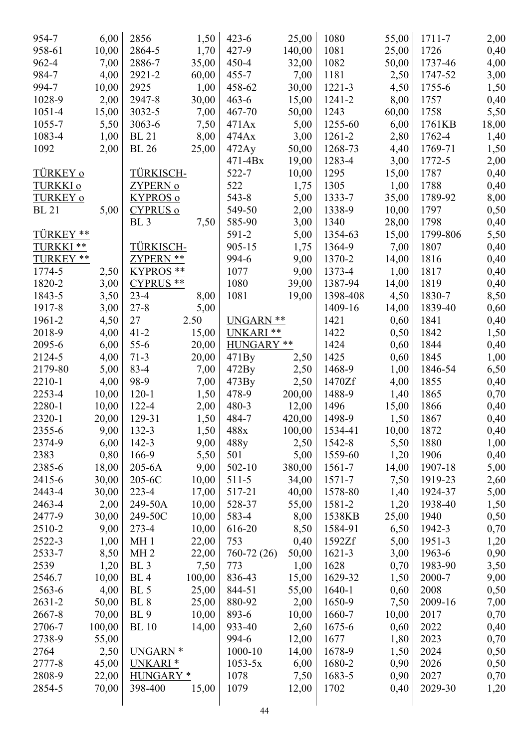| | |
|---|---|
| 954-7 | 6,00 |
| 958-61 | 10,00 |
| 962-4 | 7,00 |
| 984-7 | 4,00 |
| 994-7 | 10,00 |
| 1028-9 | 2,00 |
| 1051-4 | 15,00 |
| 1055-7 | 5,50 |
| 1083-4 | 1,00 |
| 1092 | 2,00 |

TÜRKEY o
TURKKI o
TURKEY o

| | |
|---|---|
| BL 21 | 5,00 |

TÜRKEY **
TURKKI **
TURKEY **

| | |
|---|---|
| 1774-5 | 2,50 |
| 1820-2 | 3,00 |
| 1843-5 | 3,50 |
| 1917-8 | 3,00 |
| 1961-2 | 4,50 |
| 2018-9 | 4,00 |
| 2095-6 | 6,00 |
| 2124-5 | 4,00 |
| 2179-80 | 5,00 |
| 2210-1 | 4,00 |
| 2253-4 | 10,00 |
| 2280-1 | 10,00 |
| 2320-1 | 20,00 |
| 2355-6 | 9,00 |
| 2374-9 | 6,00 |
| 2383 | 0,80 |
| 2385-6 | 18,00 |
| 2415-6 | 30,00 |
| 2443-4 | 30,00 |
| 2463-4 | 2,00 |
| 2477-9 | 30,00 |
| 2510-2 | 9,00 |
| 2522-3 | 1,00 |
| 2533-7 | 8,50 |
| 2539 | 1,20 |
| 2546.7 | 10,00 |
| 2563-6 | 4,00 |
| 2631-2 | 50,00 |
| 2667-8 | 70,00 |
| 2706-7 | 100,00 |
| 2738-9 | 55,00 |
| 2764 | 2,50 |
| 2777-8 | 45,00 |
| 2808-9 | 22,00 |
| 2854-5 | 70,00 |
| 2856 | 1,50 |
| 2864-5 | 1,70 |
| 2886-7 | 35,00 |
| 2921-2 | 60,00 |
| 2925 | 1,00 |
| 2947-8 | 30,00 |
| 3032-5 | 7,00 |
| 3063-6 | 7,50 |
| BL 21 | 8,00 |
| BL 26 | 25,00 |

TÜRKISCH-
ZYPERN o
KYPROS o
CYPRUS o

| | |
|---|---|
| BL 3 | 7,50 |

TÜRKISCH-
ZYPERN **
KYPROS **
CYPRUS **

| | |
|---|---|
| 23-4 | 8,00 |
| 27-8 | 5,00 |
| 27 | 2.50 |
| 41-2 | 15,00 |
| 55-6 | 20,00 |
| 71-3 | 20,00 |
| 83-4 | 7,00 |
| 98-9 | 7,00 |
| 120-1 | 1,50 |
| 122-4 | 2,00 |
| 129-31 | 1,50 |
| 132-3 | 1,50 |
| 142-3 | 9,00 |
| 166-9 | 5,50 |
| 205-6A | 9,00 |
| 205-6C | 10,00 |
| 223-4 | 17,00 |
| 249-50A | 10,00 |
| 249-50C | 10,00 |
| 273-4 | 10,00 |
| MH 1 | 22,00 |
| MH 2 | 22,00 |
| BL 3 | 7,50 |
| BL 4 | 100,00 |
| BL 5 | 25,00 |
| BL 8 | 25,00 |
| BL 9 | 10,00 |
| BL 10 | 14,00 |

UNGARN *
UNKARI *
HUNGARY *

| | |
|---|---|
| 398-400 | 15,00 |
| 423-6 | 25,00 |
| 427-9 | 140,00 |
| 450-4 | 32,00 |
| 455-7 | 7,00 |
| 458-62 | 30,00 |
| 463-6 | 15,00 |
| 467-70 | 50,00 |
| 471Ax | 5,00 |
| 474Ax | 3,00 |
| 472Ay | 50,00 |
| 471-4Bx | 19,00 |
| 522-7 | 10,00 |
| 522 | 1,75 |
| 543-8 | 5,00 |
| 549-50 | 2,00 |
| 585-90 | 3,00 |
| 591-2 | 5,00 |
| 905-15 | 1,75 |
| 994-6 | 9,00 |
| 1077 | 9,00 |
| 1080 | 39,00 |
| 1081 | 19,00 |

UNGARN **
UNKARI **
HUNGARY **

| | |
|---|---|
| 471By | 2,50 |
| 472By | 2,50 |
| 473By | 2,50 |
| 478-9 | 200,00 |
| 480-3 | 12,00 |
| 484-7 | 420,00 |
| 488x | 100,00 |
| 488y | 2,50 |
| 501 | 5,00 |
| 502-10 | 380,00 |
| 511-5 | 34,00 |
| 517-21 | 40,00 |
| 528-37 | 55,00 |
| 583-4 | 8,00 |
| 616-20 | 8,50 |
| 753 | 0,40 |
| 760-72 (26) | 50,00 |
| 773 | 1,00 |
| 836-43 | 15,00 |
| 844-51 | 55,00 |
| 880-92 | 2,00 |
| 893-6 | 10,00 |
| 933-40 | 2,60 |
| 994-6 | 12,00 |
| 1000-10 | 14,00 |
| 1053-5x | 6,00 |
| 1078 | 7,50 |
| 1079 | 12,00 |
| 1080 | 55,00 |
| 1081 | 25,00 |
| 1082 | 50,00 |
| 1181 | 2,50 |
| 1221-3 | 4,50 |
| 1241-2 | 8,00 |
| 1243 | 60,00 |
| 1255-60 | 6,00 |
| 1261-2 | 2,80 |
| 1268-73 | 4,40 |
| 1283-4 | 3,00 |
| 1295 | 15,00 |
| 1305 | 1,00 |
| 1333-7 | 35,00 |
| 1338-9 | 10,00 |
| 1340 | 28,00 |
| 1354-63 | 15,00 |
| 1364-9 | 7,00 |
| 1370-2 | 14,00 |
| 1373-4 | 1,00 |
| 1387-94 | 14,00 |
| 1398-408 | 4,50 |
| 1409-16 | 14,00 |
| 1421 | 0,60 |
| 1422 | 0,50 |
| 1424 | 0,60 |
| 1425 | 0,60 |
| 1468-9 | 1,00 |
| 1470Zf | 4,00 |
| 1488-9 | 1,40 |
| 1496 | 15,00 |
| 1498-9 | 1,50 |
| 1534-41 | 10,00 |
| 1542-8 | 5,50 |
| 1559-60 | 1,20 |
| 1561-7 | 14,00 |
| 1571-7 | 7,50 |
| 1578-80 | 1,40 |
| 1581-2 | 1,20 |
| 1538KB | 25,00 |
| 1584-91 | 6,50 |
| 1592Zf | 5,00 |
| 1621-3 | 3,00 |
| 1628 | 0,70 |
| 1629-32 | 1,50 |
| 1640-1 | 0,60 |
| 1650-9 | 7,50 |
| 1660-7 | 10,00 |
| 1675-6 | 0,60 |
| 1677 | 1,80 |
| 1678-9 | 1,50 |
| 1680-2 | 0,90 |
| 1683-5 | 0,90 |
| 1702 | 0,40 |
| 1711-7 | 2,00 |
| 1726 | 0,40 |
| 1737-46 | 4,00 |
| 1747-52 | 3,00 |
| 1755-6 | 1,50 |
| 1757 | 0,40 |
| 1758 | 5,50 |
| 1761KB | 18,00 |
| 1762-4 | 1,40 |
| 1769-71 | 1,50 |
| 1772-5 | 2,00 |
| 1787 | 0,40 |
| 1788 | 0,40 |
| 1789-92 | 8,00 |
| 1797 | 0,50 |
| 1798 | 0,40 |
| 1799-806 | 5,50 |
| 1807 | 0,40 |
| 1816 | 0,40 |
| 1817 | 0,40 |
| 1819 | 0,40 |
| 1830-7 | 8,50 |
| 1839-40 | 0,60 |
| 1841 | 0,40 |
| 1842 | 1,50 |
| 1844 | 0,40 |
| 1845 | 1,00 |
| 1846-54 | 6,50 |
| 1855 | 0,40 |
| 1865 | 0,70 |
| 1866 | 0,40 |
| 1867 | 0,40 |
| 1872 | 0,40 |
| 1880 | 1,00 |
| 1906 | 0,40 |
| 1907-18 | 5,00 |
| 1919-23 | 2,60 |
| 1924-37 | 5,00 |
| 1938-40 | 1,50 |
| 1940 | 0,50 |
| 1942-3 | 0,70 |
| 1951-3 | 1,20 |
| 1963-6 | 0,90 |
| 1983-90 | 3,50 |
| 2000-7 | 9,00 |
| 2008 | 0,50 |
| 2009-16 | 7,00 |
| 2017 | 0,70 |
| 2022 | 0,40 |
| 2023 | 0,70 |
| 2024 | 0,50 |
| 2026 | 0,50 |
| 2027 | 0,70 |
| 2029-30 | 1,20 |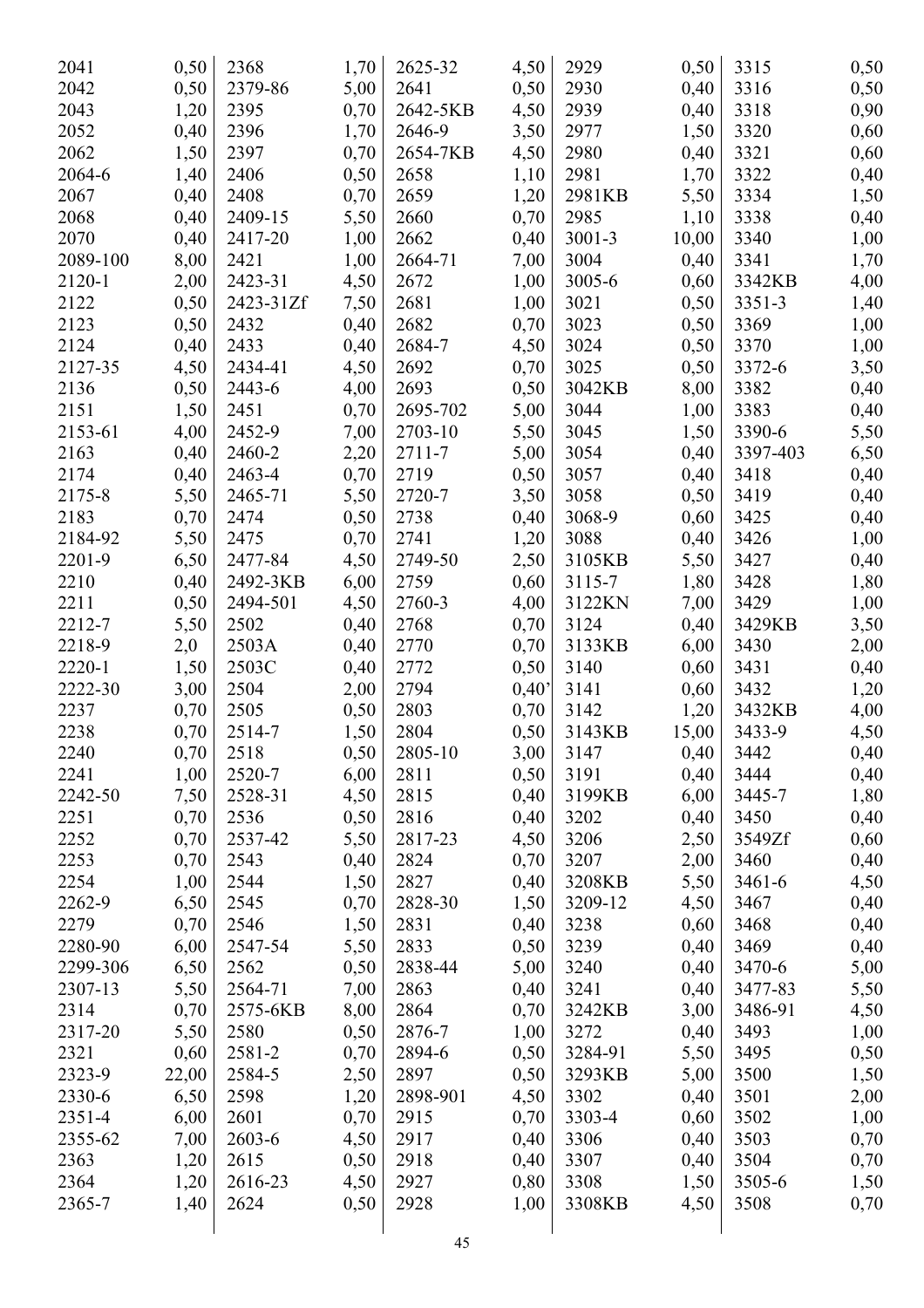| | | | | | | | | | |
|---|---|---|---|---|---|---|---|---|---|
| 2041 | 0,50 | 2368 | 1,70 | 2625-32 | 4,50 | 2929 | 0,50 | 3315 | 0,50 |
| 2042 | 0,50 | 2379-86 | 5,00 | 2641 | 0,50 | 2930 | 0,40 | 3316 | 0,50 |
| 2043 | 1,20 | 2395 | 0,70 | 2642-5KB | 4,50 | 2939 | 0,40 | 3318 | 0,90 |
| 2052 | 0,40 | 2396 | 1,70 | 2646-9 | 3,50 | 2977 | 1,50 | 3320 | 0,60 |
| 2062 | 1,50 | 2397 | 0,70 | 2654-7KB | 4,50 | 2980 | 0,40 | 3321 | 0,60 |
| 2064-6 | 1,40 | 2406 | 0,50 | 2658 | 1,10 | 2981 | 1,70 | 3322 | 0,40 |
| 2067 | 0,40 | 2408 | 0,70 | 2659 | 1,20 | 2981KB | 5,50 | 3334 | 1,50 |
| 2068 | 0,40 | 2409-15 | 5,50 | 2660 | 0,70 | 2985 | 1,10 | 3338 | 0,40 |
| 2070 | 0,40 | 2417-20 | 1,00 | 2662 | 0,40 | 3001-3 | 10,00 | 3340 | 1,00 |
| 2089-100 | 8,00 | 2421 | 1,00 | 2664-71 | 7,00 | 3004 | 0,40 | 3341 | 1,70 |
| 2120-1 | 2,00 | 2423-31 | 4,50 | 2672 | 1,00 | 3005-6 | 0,60 | 3342KB | 4,00 |
| 2122 | 0,50 | 2423-31Zf | 7,50 | 2681 | 1,00 | 3021 | 0,50 | 3351-3 | 1,40 |
| 2123 | 0,50 | 2432 | 0,40 | 2682 | 0,70 | 3023 | 0,50 | 3369 | 1,00 |
| 2124 | 0,40 | 2433 | 0,40 | 2684-7 | 4,50 | 3024 | 0,50 | 3370 | 1,00 |
| 2127-35 | 4,50 | 2434-41 | 4,50 | 2692 | 0,70 | 3025 | 0,50 | 3372-6 | 3,50 |
| 2136 | 0,50 | 2443-6 | 4,00 | 2693 | 0,50 | 3042KB | 8,00 | 3382 | 0,40 |
| 2151 | 1,50 | 2451 | 0,70 | 2695-702 | 5,00 | 3044 | 1,00 | 3383 | 0,40 |
| 2153-61 | 4,00 | 2452-9 | 7,00 | 2703-10 | 5,50 | 3045 | 1,50 | 3390-6 | 5,50 |
| 2163 | 0,40 | 2460-2 | 2,20 | 2711-7 | 5,00 | 3054 | 0,40 | 3397-403 | 6,50 |
| 2174 | 0,40 | 2463-4 | 0,70 | 2719 | 0,50 | 3057 | 0,40 | 3418 | 0,40 |
| 2175-8 | 5,50 | 2465-71 | 5,50 | 2720-7 | 3,50 | 3058 | 0,50 | 3419 | 0,40 |
| 2183 | 0,70 | 2474 | 0,50 | 2738 | 0,40 | 3068-9 | 0,60 | 3425 | 0,40 |
| 2184-92 | 5,50 | 2475 | 0,70 | 2741 | 1,20 | 3088 | 0,40 | 3426 | 1,00 |
| 2201-9 | 6,50 | 2477-84 | 4,50 | 2749-50 | 2,50 | 3105KB | 5,50 | 3427 | 0,40 |
| 2210 | 0,40 | 2492-3KB | 6,00 | 2759 | 0,60 | 3115-7 | 1,80 | 3428 | 1,80 |
| 2211 | 0,50 | 2494-501 | 4,50 | 2760-3 | 4,00 | 3122KN | 7,00 | 3429 | 1,00 |
| 2212-7 | 5,50 | 2502 | 0,40 | 2768 | 0,70 | 3124 | 0,40 | 3429KB | 3,50 |
| 2218-9 | 2,0 | 2503A | 0,40 | 2770 | 0,70 | 3133KB | 6,00 | 3430 | 2,00 |
| 2220-1 | 1,50 | 2503C | 0,40 | 2772 | 0,50 | 3140 | 0,60 | 3431 | 0,40 |
| 2222-30 | 3,00 | 2504 | 2,00 | 2794 | 0,40' | 3141 | 0,60 | 3432 | 1,20 |
| 2237 | 0,70 | 2505 | 0,50 | 2803 | 0,70 | 3142 | 1,20 | 3432KB | 4,00 |
| 2238 | 0,70 | 2514-7 | 1,50 | 2804 | 0,50 | 3143KB | 15,00 | 3433-9 | 4,50 |
| 2240 | 0,70 | 2518 | 0,50 | 2805-10 | 3,00 | 3147 | 0,40 | 3442 | 0,40 |
| 2241 | 1,00 | 2520-7 | 6,00 | 2811 | 0,50 | 3191 | 0,40 | 3444 | 0,40 |
| 2242-50 | 7,50 | 2528-31 | 4,50 | 2815 | 0,40 | 3199KB | 6,00 | 3445-7 | 1,80 |
| 2251 | 0,70 | 2536 | 0,50 | 2816 | 0,40 | 3202 | 0,40 | 3450 | 0,40 |
| 2252 | 0,70 | 2537-42 | 5,50 | 2817-23 | 4,50 | 3206 | 2,50 | 3549Zf | 0,60 |
| 2253 | 0,70 | 2543 | 0,40 | 2824 | 0,70 | 3207 | 2,00 | 3460 | 0,40 |
| 2254 | 1,00 | 2544 | 1,50 | 2827 | 0,40 | 3208KB | 5,50 | 3461-6 | 4,50 |
| 2262-9 | 6,50 | 2545 | 0,70 | 2828-30 | 1,50 | 3209-12 | 4,50 | 3467 | 0,40 |
| 2279 | 0,70 | 2546 | 1,50 | 2831 | 0,40 | 3238 | 0,60 | 3468 | 0,40 |
| 2280-90 | 6,00 | 2547-54 | 5,50 | 2833 | 0,50 | 3239 | 0,40 | 3469 | 0,40 |
| 2299-306 | 6,50 | 2562 | 0,50 | 2838-44 | 5,00 | 3240 | 0,40 | 3470-6 | 5,00 |
| 2307-13 | 5,50 | 2564-71 | 7,00 | 2863 | 0,40 | 3241 | 0,40 | 3477-83 | 5,50 |
| 2314 | 0,70 | 2575-6KB | 8,00 | 2864 | 0,70 | 3242KB | 3,00 | 3486-91 | 4,50 |
| 2317-20 | 5,50 | 2580 | 0,50 | 2876-7 | 1,00 | 3272 | 0,40 | 3493 | 1,00 |
| 2321 | 0,60 | 2581-2 | 0,70 | 2894-6 | 0,50 | 3284-91 | 5,50 | 3495 | 0,50 |
| 2323-9 | 22,00 | 2584-5 | 2,50 | 2897 | 0,50 | 3293KB | 5,00 | 3500 | 1,50 |
| 2330-6 | 6,50 | 2598 | 1,20 | 2898-901 | 4,50 | 3302 | 0,40 | 3501 | 2,00 |
| 2351-4 | 6,00 | 2601 | 0,70 | 2915 | 0,70 | 3303-4 | 0,60 | 3502 | 1,00 |
| 2355-62 | 7,00 | 2603-6 | 4,50 | 2917 | 0,40 | 3306 | 0,40 | 3503 | 0,70 |
| 2363 | 1,20 | 2615 | 0,50 | 2918 | 0,40 | 3307 | 0,40 | 3504 | 0,70 |
| 2364 | 1,20 | 2616-23 | 4,50 | 2927 | 0,80 | 3308 | 1,50 | 3505-6 | 1,50 |
| 2365-7 | 1,40 | 2624 | 0,50 | 2928 | 1,00 | 3308KB | 4,50 | 3508 | 0,70 |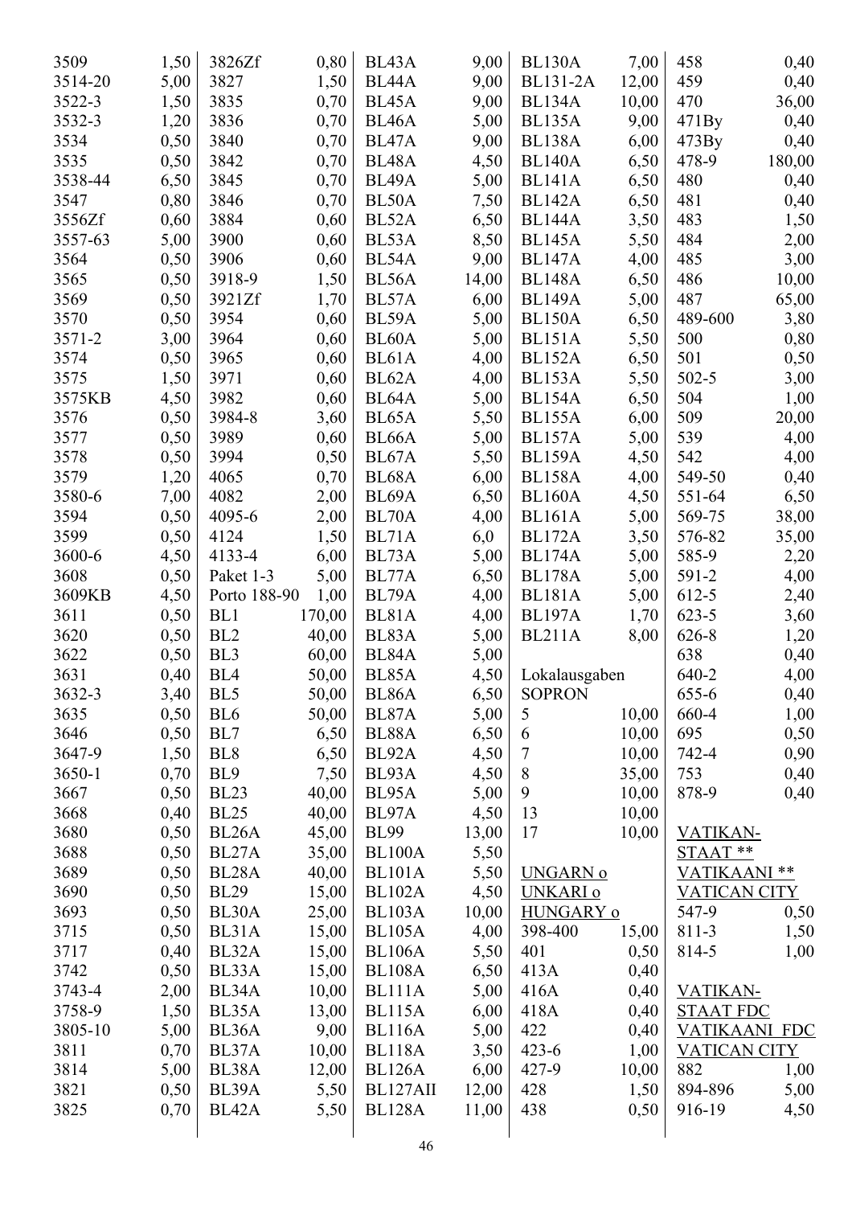| | |
|---|---|
| 3509 | 1,50 |
| 3514-20 | 5,00 |
| 3522-3 | 1,50 |
| 3532-3 | 1,20 |
| 3534 | 0,50 |
| 3535 | 0,50 |
| 3538-44 | 6,50 |
| 3547 | 0,80 |
| 3556Zf | 0,60 |
| 3557-63 | 5,00 |
| 3564 | 0,50 |
| 3565 | 0,50 |
| 3569 | 0,50 |
| 3570 | 0,50 |
| 3571-2 | 3,00 |
| 3574 | 0,50 |
| 3575 | 1,50 |
| 3575KB | 4,50 |
| 3576 | 0,50 |
| 3577 | 0,50 |
| 3578 | 0,50 |
| 3579 | 1,20 |
| 3580-6 | 7,00 |
| 3594 | 0,50 |
| 3599 | 0,50 |
| 3600-6 | 4,50 |
| 3608 | 0,50 |
| 3609KB | 4,50 |
| 3611 | 0,50 |
| 3620 | 0,50 |
| 3622 | 0,50 |
| 3631 | 0,40 |
| 3632-3 | 3,40 |
| 3635 | 0,50 |
| 3646 | 0,50 |
| 3647-9 | 1,50 |
| 3650-1 | 0,70 |
| 3667 | 0,50 |
| 3668 | 0,40 |
| 3680 | 0,50 |
| 3688 | 0,50 |
| 3689 | 0,50 |
| 3690 | 0,50 |
| 3693 | 0,50 |
| 3715 | 0,50 |
| 3717 | 0,40 |
| 3742 | 0,50 |
| 3743-4 | 2,00 |
| 3758-9 | 1,50 |
| 3805-10 | 5,00 |
| 3811 | 0,70 |
| 3814 | 5,00 |
| 3821 | 0,50 |
| 3825 | 0,70 |
| 3826Zf | 0,80 |
| 3827 | 1,50 |
| 3835 | 0,70 |
| 3836 | 0,70 |
| 3840 | 0,70 |
| 3842 | 0,70 |
| 3845 | 0,70 |
| 3846 | 0,70 |
| 3884 | 0,60 |
| 3900 | 0,60 |
| 3906 | 0,60 |
| 3918-9 | 1,50 |
| 3921Zf | 1,70 |
| 3954 | 0,60 |
| 3964 | 0,60 |
| 3965 | 0,60 |
| 3971 | 0,60 |
| 3982 | 0,60 |
| 3984-8 | 3,60 |
| 3989 | 0,60 |
| 3994 | 0,50 |
| 4065 | 0,70 |
| 4082 | 2,00 |
| 4095-6 | 2,00 |
| 4124 | 1,50 |
| 4133-4 | 6,00 |
| Paket 1-3 | 5,00 |
| Porto 188-90 | 1,00 |
| BL1 | 170,00 |
| BL2 | 40,00 |
| BL3 | 60,00 |
| BL4 | 50,00 |
| BL5 | 50,00 |
| BL6 | 50,00 |
| BL7 | 6,50 |
| BL8 | 6,50 |
| BL9 | 7,50 |
| BL23 | 40,00 |
| BL25 | 40,00 |
| BL26A | 45,00 |
| BL27A | 35,00 |
| BL28A | 40,00 |
| BL29 | 15,00 |
| BL30A | 25,00 |
| BL31A | 15,00 |
| BL32A | 15,00 |
| BL33A | 15,00 |
| BL34A | 10,00 |
| BL35A | 13,00 |
| BL36A | 9,00 |
| BL37A | 10,00 |
| BL38A | 12,00 |
| BL39A | 5,50 |
| BL42A | 5,50 |
| BL43A | 9,00 |
| BL44A | 9,00 |
| BL45A | 9,00 |
| BL46A | 5,00 |
| BL47A | 9,00 |
| BL48A | 4,50 |
| BL49A | 5,00 |
| BL50A | 7,50 |
| BL52A | 6,50 |
| BL53A | 8,50 |
| BL54A | 9,00 |
| BL56A | 14,00 |
| BL57A | 6,00 |
| BL59A | 5,00 |
| BL60A | 5,00 |
| BL61A | 4,00 |
| BL62A | 4,00 |
| BL64A | 5,00 |
| BL65A | 5,50 |
| BL66A | 5,00 |
| BL67A | 5,50 |
| BL68A | 6,00 |
| BL69A | 6,50 |
| BL70A | 4,00 |
| BL71A | 6,0 |
| BL73A | 5,00 |
| BL77A | 6,50 |
| BL79A | 4,00 |
| BL81A | 4,00 |
| BL83A | 5,00 |
| BL84A | 5,00 |
| BL85A | 4,50 |
| BL86A | 6,50 |
| BL87A | 5,00 |
| BL88A | 6,50 |
| BL92A | 4,50 |
| BL93A | 4,50 |
| BL95A | 5,00 |
| BL97A | 4,50 |
| BL99 | 13,00 |
| BL100A | 5,50 |
| BL101A | 5,50 |
| BL102A | 4,50 |
| BL103A | 10,00 |
| BL105A | 4,00 |
| BL106A | 5,50 |
| BL108A | 6,50 |
| BL111A | 5,00 |
| BL115A | 6,00 |
| BL116A | 5,00 |
| BL118A | 3,50 |
| BL126A | 6,00 |
| BL127AII | 12,00 |
| BL128A | 11,00 |
| BL130A | 7,00 |
| BL131-2A | 12,00 |
| BL134A | 10,00 |
| BL135A | 9,00 |
| BL138A | 6,00 |
| BL140A | 6,50 |
| BL141A | 6,50 |
| BL142A | 6,50 |
| BL144A | 3,50 |
| BL145A | 5,50 |
| BL147A | 4,00 |
| BL148A | 6,50 |
| BL149A | 5,00 |
| BL150A | 6,50 |
| BL151A | 5,50 |
| BL152A | 6,50 |
| BL153A | 5,50 |
| BL154A | 6,50 |
| BL155A | 6,00 |
| BL157A | 5,00 |
| BL159A | 4,50 |
| BL158A | 4,00 |
| BL160A | 4,50 |
| BL161A | 5,00 |
| BL172A | 3,50 |
| BL174A | 5,00 |
| BL178A | 5,00 |
| BL181A | 5,00 |
| BL197A | 1,70 |
| BL211A | 8,00 |

Lokalausgaben
SOPRON

| | |
|---|---|
| 5 | 10,00 |
| 6 | 10,00 |
| 7 | 10,00 |
| 8 | 35,00 |
| 9 | 10,00 |
| 13 | 10,00 |
| 17 | 10,00 |

UNGARN o
UNKARI o
HUNGARY o

| | |
|---|---|
| 398-400 | 15,00 |
| 401 | 0,50 |
| 413A | 0,40 |
| 416A | 0,40 |
| 418A | 0,40 |
| 422 | 0,40 |
| 423-6 | 1,00 |
| 427-9 | 10,00 |
| 428 | 1,50 |
| 438 | 0,50 |
| 458 | 0,40 |
| 459 | 0,40 |
| 470 | 36,00 |
| 471By | 0,40 |
| 473By | 0,40 |
| 478-9 | 180,00 |
| 480 | 0,40 |
| 481 | 0,40 |
| 483 | 1,50 |
| 484 | 2,00 |
| 485 | 3,00 |
| 486 | 10,00 |
| 487 | 65,00 |
| 489-600 | 3,80 |
| 500 | 0,80 |
| 501 | 0,50 |
| 502-5 | 3,00 |
| 504 | 1,00 |
| 509 | 20,00 |
| 539 | 4,00 |
| 542 | 4,00 |
| 549-50 | 0,40 |
| 551-64 | 6,50 |
| 569-75 | 38,00 |
| 576-82 | 35,00 |
| 585-9 | 2,20 |
| 591-2 | 4,00 |
| 612-5 | 2,40 |
| 623-5 | 3,60 |
| 626-8 | 1,20 |
| 638 | 0,40 |
| 640-2 | 4,00 |
| 655-6 | 0,40 |
| 660-4 | 1,00 |
| 695 | 0,50 |
| 742-4 | 0,90 |
| 753 | 0,40 |
| 878-9 | 0,40 |

VATIKAN-STAAT **
VATIKAANI **
VATICAN CITY

| | |
|---|---|
| 547-9 | 0,50 |
| 811-3 | 1,50 |
| 814-5 | 1,00 |

VATIKAN-STAAT FDC
VATIKAANI FDC
VATICAN CITY

| | |
|---|---|
| 882 | 1,00 |
| 894-896 | 5,00 |
| 916-19 | 4,50 |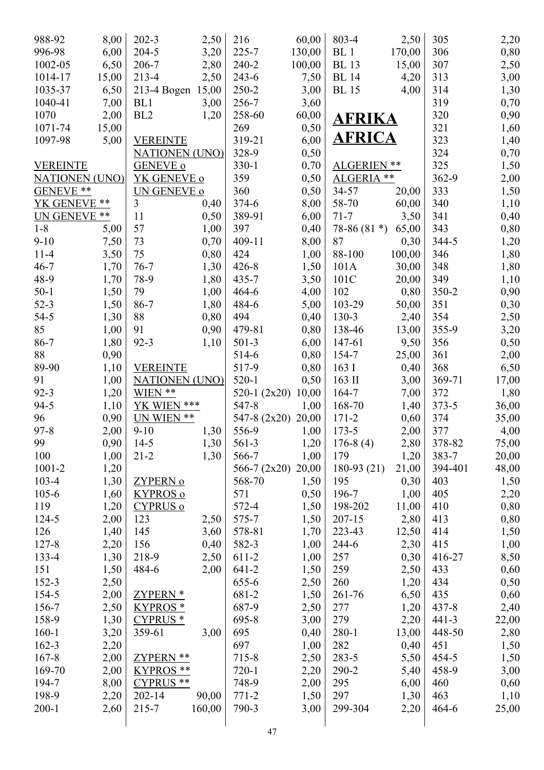| | |
|---|---|
| 988-92 | 8,00 |
| 996-98 | 6,00 |
| 1002-05 | 6,50 |
| 1014-17 | 15,00 |
| 1035-37 | 6,50 |
| 1040-41 | 7,00 |
| 1070 | 2,00 |
| 1071-74 | 15,00 |
| 1097-98 | 5,00 |

VEREINTE NATIONEN (UNO) GENEVE **
YK GENEVE **
UN GENEVE **

| | |
|---|---|
| 1-8 | 5,00 |
| 9-10 | 7,50 |
| 11-4 | 3,50 |
| 46-7 | 1,70 |
| 48-9 | 1,70 |
| 50-1 | 1,50 |
| 52-3 | 1,50 |
| 54-5 | 1,30 |
| 85 | 1,00 |
| 86-7 | 1,80 |
| 88 | 0,90 |
| 89-90 | 1,10 |
| 91 | 1,00 |
| 92-3 | 1,20 |
| 94-5 | 1,10 |
| 96 | 0,90 |
| 97-8 | 2,00 |
| 99 | 0,90 |
| 100 | 1,00 |
| 1001-2 | 1,20 |
| 103-4 | 1,30 |
| 105-6 | 1,60 |
| 119 | 1,20 |
| 124-5 | 2,00 |
| 126 | 1,40 |
| 127-8 | 2,20 |
| 133-4 | 1,30 |
| 151 | 1,50 |
| 152-3 | 2,50 |
| 154-5 | 2,00 |
| 156-7 | 2,50 |
| 158-9 | 1,30 |
| 160-1 | 3,20 |
| 162-3 | 2,20 |
| 167-8 | 2,00 |
| 169-70 | 2,00 |
| 194-7 | 8,00 |
| 198-9 | 2,20 |
| 200-1 | 2,60 |
| 202-3 | 2,50 |
| 204-5 | 3,20 |
| 206-7 | 2,80 |
| 213-4 | 2,50 |
| 213-4 Bogen | 15,00 |
| BL1 | 3,00 |
| BL2 | 1,20 |

VEREINTE NATIONEN (UNO) GENEVE o
YK GENEVE o
UN GENEVE o

| | |
|---|---|
| 3 | 0,40 |
| 11 | 0,50 |
| 57 | 1,00 |
| 73 | 0,70 |
| 75 | 0,80 |
| 76-7 | 1,30 |
| 78-9 | 1,80 |
| 79 | 1,00 |
| 86-7 | 1,80 |
| 88 | 0,80 |
| 91 | 0,90 |
| 92-3 | 1,10 |

VEREINTE NATIONEN (UNO) WIEN **
YK WIEN ***
UN WIEN **

| | |
|---|---|
| 9-10 | 1,30 |
| 14-5 | 1,30 |
| 21-2 | 1,30 |

ZYPERN o
KYPROS o
CYPRUS o

| | |
|---|---|
| 123 | 2,50 |
| 145 | 3,60 |
| 156 | 0,40 |
| 218-9 | 2,50 |
| 484-6 | 2,00 |

ZYPERN *
KYPROS *
CYPRUS *

| | |
|---|---|
| 359-61 | 3,00 |

ZYPERN **
KYPROS **
CYPRUS **

| | |
|---|---|
| 202-14 | 90,00 |
| 215-7 | 160,00 |
| 216 | 60,00 |
| 225-7 | 130,00 |
| 240-2 | 100,00 |
| 243-6 | 7,50 |
| 250-2 | 3,00 |
| 256-7 | 3,60 |
| 258-60 | 60,00 |
| 269 | 0,50 |
| 319-21 | 6,00 |
| 328-9 | 0,50 |
| 330-1 | 0,70 |
| 359 | 0,50 |
| 360 | 0,50 |
| 374-6 | 8,00 |
| 389-91 | 6,00 |
| 397 | 0,40 |
| 409-11 | 8,00 |
| 424 | 1,00 |
| 426-8 | 1,50 |
| 435-7 | 3,50 |
| 464-6 | 4,00 |
| 484-6 | 5,00 |
| 494 | 0,40 |
| 479-81 | 0,80 |
| 501-3 | 6,00 |
| 514-6 | 0,80 |
| 517-9 | 0,80 |
| 520-1 | 0,50 |
| 520-1 (2x20) | 10,00 |
| 547-8 | 1,00 |
| 547-8 (2x20) | 20,00 |
| 556-9 | 1,00 |
| 561-3 | 1,20 |
| 566-7 | 1,00 |
| 566-7 (2x20) | 20,00 |
| 568-70 | 1,50 |
| 571 | 0,50 |
| 572-4 | 1,50 |
| 575-7 | 1,50 |
| 578-81 | 1,70 |
| 582-3 | 1,00 |
| 611-2 | 1,00 |
| 641-2 | 1,50 |
| 655-6 | 2,50 |
| 681-2 | 1,50 |
| 687-9 | 2,50 |
| 695-8 | 3,00 |
| 695 | 0,40 |
| 697 | 1,00 |
| 715-8 | 2,50 |
| 720-1 | 2,20 |
| 748-9 | 2,00 |
| 771-2 | 1,50 |
| 790-3 | 3,00 |
| 803-4 | 2,50 |
| BL 1 | 170,00 |
| BL 13 | 15,00 |
| BL 14 | 4,20 |
| BL 15 | 4,00 |

# AFRIKA AFRICA

ALGERIEN **
ALGERIA **

| | |
|---|---|
| 34-57 | 20,00 |
| 58-70 | 60,00 |
| 71-7 | 3,50 |
| 78-86 (81 *) | 65,00 |
| 87 | 0,30 |
| 88-100 | 100,00 |
| 101A | 30,00 |
| 101C | 20,00 |
| 102 | 0,80 |
| 103-29 | 50,00 |
| 130-3 | 2,40 |
| 138-46 | 13,00 |
| 147-61 | 9,50 |
| 154-7 | 25,00 |
| 163 I | 0,40 |
| 163 II | 3,00 |
| 164-7 | 7,00 |
| 168-70 | 1,40 |
| 171-2 | 0,60 |
| 173-5 | 2,00 |
| 176-8 (4) | 2,80 |
| 179 | 1,20 |
| 180-93 (21) | 21,00 |
| 195 | 0,30 |
| 196-7 | 1,00 |
| 198-202 | 11,00 |
| 207-15 | 2,80 |
| 223-43 | 12,50 |
| 244-6 | 2,30 |
| 257 | 0,30 |
| 259 | 2,50 |
| 260 | 1,20 |
| 261-76 | 6,50 |
| 277 | 1,20 |
| 279 | 2,20 |
| 280-1 | 13,00 |
| 282 | 0,40 |
| 283-5 | 5,50 |
| 290-2 | 5,40 |
| 295 | 6,00 |
| 297 | 1,30 |
| 299-304 | 2,20 |
| 305 | 2,20 |
| 306 | 0,80 |
| 307 | 2,50 |
| 313 | 3,00 |
| 314 | 1,30 |
| 319 | 0,70 |
| 320 | 0,90 |
| 321 | 1,60 |
| 323 | 1,40 |
| 324 | 0,70 |
| 325 | 1,50 |
| 362-9 | 2,00 |
| 333 | 1,50 |
| 340 | 1,10 |
| 341 | 0,40 |
| 343 | 0,80 |
| 344-5 | 1,20 |
| 346 | 1,80 |
| 348 | 1,80 |
| 349 | 1,10 |
| 350-2 | 0,90 |
| 351 | 0,30 |
| 354 | 2,50 |
| 355-9 | 3,20 |
| 356 | 0,50 |
| 361 | 2,00 |
| 368 | 6,50 |
| 369-71 | 17,00 |
| 372 | 1,80 |
| 373-5 | 36,00 |
| 374 | 35,00 |
| 377 | 4,00 |
| 378-82 | 75,00 |
| 383-7 | 20,00 |
| 394-401 | 48,00 |
| 403 | 1,50 |
| 405 | 2,20 |
| 410 | 0,80 |
| 413 | 0,80 |
| 414 | 1,50 |
| 415 | 1,00 |
| 416-27 | 8,50 |
| 433 | 0,60 |
| 434 | 0,50 |
| 435 | 0,60 |
| 437-8 | 2,40 |
| 441-3 | 22,00 |
| 448-50 | 2,80 |
| 451 | 1,50 |
| 454-5 | 1,50 |
| 458-9 | 3,00 |
| 460 | 0,60 |
| 463 | 1,10 |
| 464-6 | 25,00 |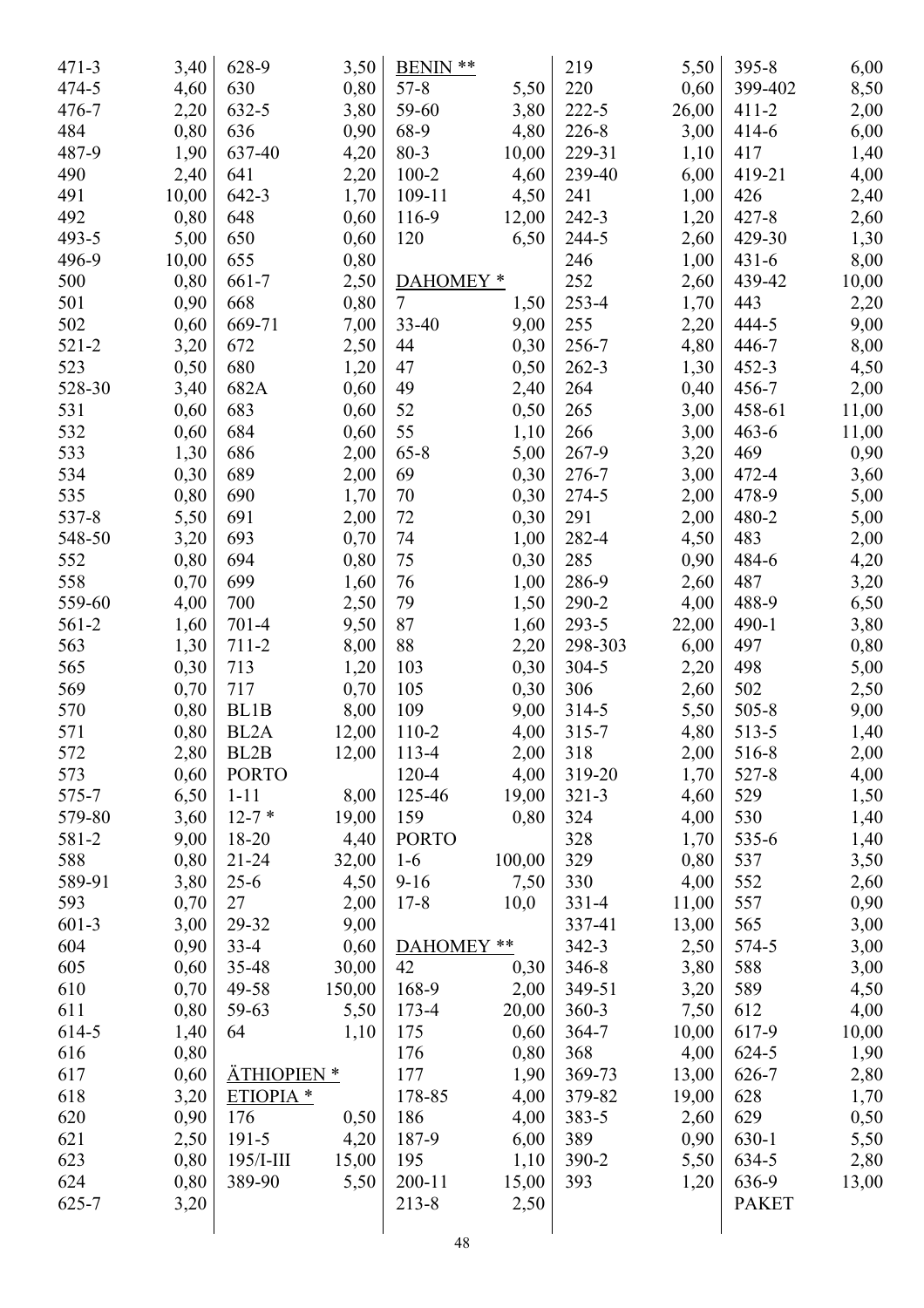| | |
|---|---|
| 471-3 | 3,40 |
| 474-5 | 4,60 |
| 476-7 | 2,20 |
| 484 | 0,80 |
| 487-9 | 1,90 |
| 490 | 2,40 |
| 491 | 10,00 |
| 492 | 0,80 |
| 493-5 | 5,00 |
| 496-9 | 10,00 |
| 500 | 0,80 |
| 501 | 0,90 |
| 502 | 0,60 |
| 521-2 | 3,20 |
| 523 | 0,50 |
| 528-30 | 3,40 |
| 531 | 0,60 |
| 532 | 0,60 |
| 533 | 1,30 |
| 534 | 0,30 |
| 535 | 0,80 |
| 537-8 | 5,50 |
| 548-50 | 3,20 |
| 552 | 0,80 |
| 558 | 0,70 |
| 559-60 | 4,00 |
| 561-2 | 1,60 |
| 563 | 1,30 |
| 565 | 0,30 |
| 569 | 0,70 |
| 570 | 0,80 |
| 571 | 0,80 |
| 572 | 2,80 |
| 573 | 0,60 |
| 575-7 | 6,50 |
| 579-80 | 3,60 |
| 581-2 | 9,00 |
| 588 | 0,80 |
| 589-91 | 3,80 |
| 593 | 0,70 |
| 601-3 | 3,00 |
| 604 | 0,90 |
| 605 | 0,60 |
| 610 | 0,70 |
| 611 | 0,80 |
| 614-5 | 1,40 |
| 616 | 0,80 |
| 617 | 0,60 |
| 618 | 3,20 |
| 620 | 0,90 |
| 621 | 2,50 |
| 623 | 0,80 |
| 624 | 0,80 |
| 625-7 | 3,20 |
| 628-9 | 3,50 |
| 630 | 0,80 |
| 632-5 | 3,80 |
| 636 | 0,90 |
| 637-40 | 4,20 |
| 641 | 2,20 |
| 642-3 | 1,70 |
| 648 | 0,60 |
| 650 | 0,60 |
| 655 | 0,80 |
| 661-7 | 2,50 |
| 668 | 0,80 |
| 669-71 | 7,00 |
| 672 | 2,50 |
| 680 | 1,20 |
| 682A | 0,60 |
| 683 | 0,60 |
| 684 | 0,60 |
| 686 | 2,00 |
| 689 | 2,00 |
| 690 | 1,70 |
| 691 | 2,00 |
| 693 | 0,70 |
| 694 | 0,80 |
| 699 | 1,60 |
| 700 | 2,50 |
| 701-4 | 9,50 |
| 711-2 | 8,00 |
| 713 | 1,20 |
| 717 | 0,70 |
| BL1B | 8,00 |
| BL2A | 12,00 |
| BL2B | 12,00 |
| PORTO | |
| 1-11 | 8,00 |
| 12-7 * | 19,00 |
| 18-20 | 4,40 |
| 21-24 | 32,00 |
| 25-6 | 4,50 |
| 27 | 2,00 |
| 29-32 | 9,00 |
| 33-4 | 0,60 |
| 35-48 | 30,00 |
| 49-58 | 150,00 |
| 59-63 | 5,50 |
| 64 | 1,10 |

ÄTHIOPIEN *

ETIOPIA *

| | |
|---|---|
| 176 | 0,50 |
| 191-5 | 4,20 |
| 195/I-III | 15,00 |
| 389-90 | 5,50 |

BENIN **

| | |
|---|---|
| 57-8 | 5,50 |
| 59-60 | 3,80 |
| 68-9 | 4,80 |
| 80-3 | 10,00 |
| 100-2 | 4,60 |
| 109-11 | 4,50 |
| 116-9 | 12,00 |
| 120 | 6,50 |

DAHOMEY *

| | |
|---|---|
| 7 | 1,50 |
| 33-40 | 9,00 |
| 44 | 0,30 |
| 47 | 0,50 |
| 49 | 2,40 |
| 52 | 0,50 |
| 55 | 1,10 |
| 65-8 | 5,00 |
| 69 | 0,30 |
| 70 | 0,30 |
| 72 | 0,30 |
| 74 | 1,00 |
| 75 | 0,30 |
| 76 | 1,00 |
| 79 | 1,50 |
| 87 | 1,60 |
| 88 | 2,20 |
| 103 | 0,30 |
| 105 | 0,30 |
| 109 | 9,00 |
| 110-2 | 4,00 |
| 113-4 | 2,00 |
| 120-4 | 4,00 |
| 125-46 | 19,00 |
| 159 | 0,80 |
| PORTO | |
| 1-6 | 100,00 |
| 9-16 | 7,50 |
| 17-8 | 10,0 |

DAHOMEY **

| | |
|---|---|
| 42 | 0,30 |
| 168-9 | 2,00 |
| 173-4 | 20,00 |
| 175 | 0,60 |
| 176 | 0,80 |
| 177 | 1,90 |
| 178-85 | 4,00 |
| 186 | 4,00 |
| 187-9 | 6,00 |
| 195 | 1,10 |
| 200-11 | 15,00 |
| 213-8 | 2,50 |
| 219 | 5,50 |
| 220 | 0,60 |
| 222-5 | 26,00 |
| 226-8 | 3,00 |
| 229-31 | 1,10 |
| 239-40 | 6,00 |
| 241 | 1,00 |
| 242-3 | 1,20 |
| 244-5 | 2,60 |
| 246 | 1,00 |
| 252 | 2,60 |
| 253-4 | 1,70 |
| 255 | 2,20 |
| 256-7 | 4,80 |
| 262-3 | 1,30 |
| 264 | 0,40 |
| 265 | 3,00 |
| 266 | 3,00 |
| 267-9 | 3,20 |
| 276-7 | 3,00 |
| 274-5 | 2,00 |
| 291 | 2,00 |
| 282-4 | 4,50 |
| 285 | 0,90 |
| 286-9 | 2,60 |
| 290-2 | 4,00 |
| 293-5 | 22,00 |
| 298-303 | 6,00 |
| 304-5 | 2,20 |
| 306 | 2,60 |
| 314-5 | 5,50 |
| 315-7 | 4,80 |
| 318 | 2,00 |
| 319-20 | 1,70 |
| 321-3 | 4,60 |
| 324 | 4,00 |
| 328 | 1,70 |
| 329 | 0,80 |
| 330 | 4,00 |
| 331-4 | 11,00 |
| 337-41 | 13,00 |
| 342-3 | 2,50 |
| 346-8 | 3,80 |
| 349-51 | 3,20 |
| 360-3 | 7,50 |
| 364-7 | 10,00 |
| 368 | 4,00 |
| 369-73 | 13,00 |
| 379-82 | 19,00 |
| 383-5 | 2,60 |
| 389 | 0,90 |
| 390-2 | 5,50 |
| 393 | 1,20 |
| 395-8 | 6,00 |
| 399-402 | 8,50 |
| 411-2 | 2,00 |
| 414-6 | 6,00 |
| 417 | 1,40 |
| 419-21 | 4,00 |
| 426 | 2,40 |
| 427-8 | 2,60 |
| 429-30 | 1,30 |
| 431-6 | 8,00 |
| 439-42 | 10,00 |
| 443 | 2,20 |
| 444-5 | 9,00 |
| 446-7 | 8,00 |
| 452-3 | 4,50 |
| 456-7 | 2,00 |
| 458-61 | 11,00 |
| 463-6 | 11,00 |
| 469 | 0,90 |
| 472-4 | 3,60 |
| 478-9 | 5,00 |
| 480-2 | 5,00 |
| 483 | 2,00 |
| 484-6 | 4,20 |
| 487 | 3,20 |
| 488-9 | 6,50 |
| 490-1 | 3,80 |
| 497 | 0,80 |
| 498 | 5,00 |
| 502 | 2,50 |
| 505-8 | 9,00 |
| 513-5 | 1,40 |
| 516-8 | 2,00 |
| 527-8 | 4,00 |
| 529 | 1,50 |
| 530 | 1,40 |
| 535-6 | 1,40 |
| 537 | 3,50 |
| 552 | 2,60 |
| 557 | 0,90 |
| 565 | 3,00 |
| 574-5 | 3,00 |
| 588 | 3,00 |
| 589 | 4,50 |
| 612 | 4,00 |
| 617-9 | 10,00 |
| 624-5 | 1,90 |
| 626-7 | 2,80 |
| 628 | 1,70 |
| 629 | 0,50 |
| 630-1 | 5,50 |
| 634-5 | 2,80 |
| 636-9 | 13,00 |
| PAKET | |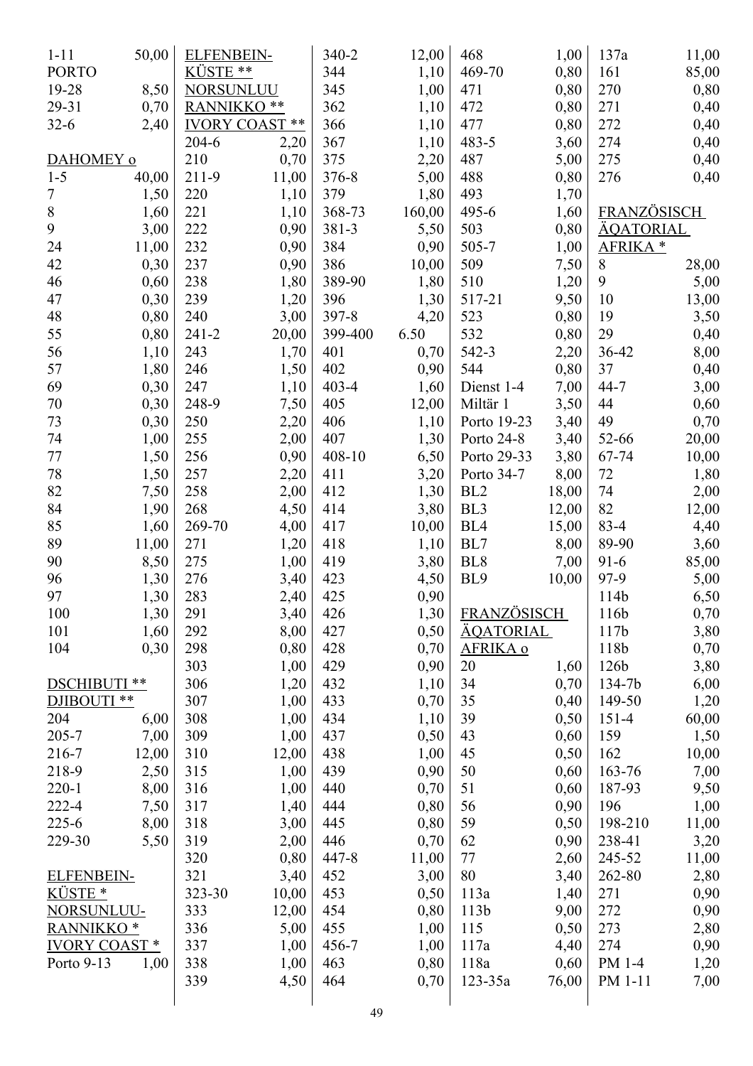| | |
|---|---|
| 1-11 | 50,00 |
| PORTO | |
| 19-28 | 8,50 |
| 29-31 | 0,70 |
| 32-6 | 2,40 |

**DAHOMEY o**

| | |
|---|---|
| 1-5 | 40,00 |
| 7 | 1,50 |
| 8 | 1,60 |
| 9 | 3,00 |
| 24 | 11,00 |
| 42 | 0,30 |
| 46 | 0,60 |
| 47 | 0,30 |
| 48 | 0,80 |
| 55 | 0,80 |
| 56 | 1,10 |
| 57 | 1,80 |
| 69 | 0,30 |
| 70 | 0,30 |
| 73 | 0,30 |
| 74 | 1,00 |
| 77 | 1,50 |
| 78 | 1,50 |
| 82 | 7,50 |
| 84 | 1,90 |
| 85 | 1,60 |
| 89 | 11,00 |
| 90 | 8,50 |
| 96 | 1,30 |
| 97 | 1,30 |
| 100 | 1,30 |
| 101 | 1,60 |
| 104 | 0,30 |

**DSCHIBUTI ****
**DJIBOUTI ****

| | |
|---|---|
| 204 | 6,00 |
| 205-7 | 7,00 |
| 216-7 | 12,00 |
| 218-9 | 2,50 |
| 220-1 | 8,00 |
| 222-4 | 7,50 |
| 225-6 | 8,00 |
| 229-30 | 5,50 |

**ELFENBEIN-KÜSTE ***
**NORSUNLUU-RANNIKKO ***
**IVORY COAST ***

| | |
|---|---|
| Porto 9-13 | 1,00 |

**ELFENBEIN-KÜSTE ****
**NORSUNLUU RANNIKKO ****
**IVORY COAST ****

| | |
|---|---|
| 204-6 | 2,20 |
| 210 | 0,70 |
| 211-9 | 11,00 |
| 220 | 1,10 |
| 221 | 1,10 |
| 222 | 0,90 |
| 232 | 0,90 |
| 237 | 0,90 |
| 238 | 1,80 |
| 239 | 1,20 |
| 240 | 3,00 |
| 241-2 | 20,00 |
| 243 | 1,70 |
| 246 | 1,50 |
| 247 | 1,10 |
| 248-9 | 7,50 |
| 250 | 2,20 |
| 255 | 2,00 |
| 256 | 0,90 |
| 257 | 2,20 |
| 258 | 2,00 |
| 268 | 4,50 |
| 269-70 | 4,00 |
| 271 | 1,20 |
| 275 | 1,00 |
| 276 | 3,40 |
| 283 | 2,40 |
| 291 | 3,40 |
| 292 | 8,00 |
| 298 | 0,80 |
| 303 | 1,00 |
| 306 | 1,20 |
| 307 | 1,00 |
| 308 | 1,00 |
| 309 | 1,00 |
| 310 | 12,00 |
| 315 | 1,00 |
| 316 | 1,00 |
| 317 | 1,40 |
| 318 | 3,00 |
| 319 | 2,00 |
| 320 | 0,80 |
| 321 | 3,40 |
| 323-30 | 10,00 |
| 333 | 12,00 |
| 336 | 5,00 |
| 337 | 1,00 |
| 338 | 1,00 |
| 339 | 4,50 |
| 340-2 | 12,00 |
| 344 | 1,10 |
| 345 | 1,00 |
| 362 | 1,10 |
| 366 | 1,10 |
| 367 | 1,10 |
| 375 | 2,20 |
| 376-8 | 5,00 |
| 379 | 1,80 |
| 368-73 | 160,00 |
| 381-3 | 5,50 |
| 384 | 0,90 |
| 386 | 10,00 |
| 389-90 | 1,80 |
| 396 | 1,30 |
| 397-8 | 4,20 |
| 399-400 | 6.50 |
| 401 | 0,70 |
| 402 | 0,90 |
| 403-4 | 1,60 |
| 405 | 12,00 |
| 406 | 1,10 |
| 407 | 1,30 |
| 408-10 | 6,50 |
| 411 | 3,20 |
| 412 | 1,30 |
| 414 | 3,80 |
| 417 | 10,00 |
| 418 | 1,10 |
| 419 | 3,80 |
| 423 | 4,50 |
| 425 | 0,90 |
| 426 | 1,30 |
| 427 | 0,50 |
| 428 | 0,70 |
| 429 | 0,90 |
| 432 | 1,10 |
| 433 | 0,70 |
| 434 | 1,10 |
| 437 | 0,50 |
| 438 | 1,00 |
| 439 | 0,90 |
| 440 | 0,70 |
| 444 | 0,80 |
| 445 | 0,80 |
| 446 | 0,70 |
| 447-8 | 11,00 |
| 452 | 3,00 |
| 453 | 0,50 |
| 454 | 0,80 |
| 455 | 1,00 |
| 456-7 | 1,00 |
| 463 | 0,80 |
| 464 | 0,70 |
| 468 | 1,00 |
| 469-70 | 0,80 |
| 471 | 0,80 |
| 472 | 0,80 |
| 477 | 0,80 |
| 483-5 | 3,60 |
| 487 | 5,00 |
| 488 | 0,80 |
| 493 | 1,70 |
| 495-6 | 1,60 |
| 503 | 0,80 |
| 505-7 | 1,00 |
| 509 | 7,50 |
| 510 | 1,20 |
| 517-21 | 9,50 |
| 523 | 0,80 |
| 532 | 0,80 |
| 542-3 | 2,20 |
| 544 | 0,80 |
| Dienst 1-4 | 7,00 |
| Miltär 1 | 3,50 |
| Porto 19-23 | 3,40 |
| Porto 24-8 | 3,40 |
| Porto 29-33 | 3,80 |
| Porto 34-7 | 8,00 |
| BL2 | 18,00 |
| BL3 | 12,00 |
| BL4 | 15,00 |
| BL7 | 8,00 |
| BL8 | 7,00 |
| BL9 | 10,00 |

**FRANZÖSISCH ÄQATORIAL AFRIKA o**

| | |
|---|---|
| 20 | 1,60 |
| 34 | 0,70 |
| 35 | 0,40 |
| 39 | 0,50 |
| 43 | 0,60 |
| 45 | 0,50 |
| 50 | 0,60 |
| 51 | 0,60 |
| 56 | 0,90 |
| 59 | 0,50 |
| 62 | 0,90 |
| 77 | 2,60 |
| 80 | 3,40 |
| 113a | 1,40 |
| 113b | 9,00 |
| 115 | 0,50 |
| 117a | 4,40 |
| 118a | 0,60 |
| 123-35a | 76,00 |
| 137a | 11,00 |
| 161 | 85,00 |
| 270 | 0,80 |
| 271 | 0,40 |
| 272 | 0,40 |
| 274 | 0,40 |
| 275 | 0,40 |
| 276 | 0,40 |

**FRANZÖSISCH ÄQATORIAL AFRIKA ***

| | |
|---|---|
| 8 | 28,00 |
| 9 | 5,00 |
| 10 | 13,00 |
| 19 | 3,50 |
| 29 | 0,40 |
| 36-42 | 8,00 |
| 37 | 0,40 |
| 44-7 | 3,00 |
| 44 | 0,60 |
| 49 | 0,70 |
| 52-66 | 20,00 |
| 67-74 | 10,00 |
| 72 | 1,80 |
| 74 | 2,00 |
| 82 | 12,00 |
| 83-4 | 4,40 |
| 89-90 | 3,60 |
| 91-6 | 85,00 |
| 97-9 | 5,00 |
| 114b | 6,50 |
| 116b | 0,70 |
| 117b | 3,80 |
| 118b | 0,70 |
| 126b | 3,80 |
| 134-7b | 6,00 |
| 149-50 | 1,20 |
| 151-4 | 60,00 |
| 159 | 1,50 |
| 162 | 10,00 |
| 163-76 | 7,00 |
| 187-93 | 9,50 |
| 196 | 1,00 |
| 198-210 | 11,00 |
| 238-41 | 3,20 |
| 245-52 | 11,00 |
| 262-80 | 2,80 |
| 271 | 0,90 |
| 272 | 0,90 |
| 273 | 2,80 |
| 274 | 0,90 |
| PM 1-4 | 1,20 |
| PM 1-11 | 7,00 |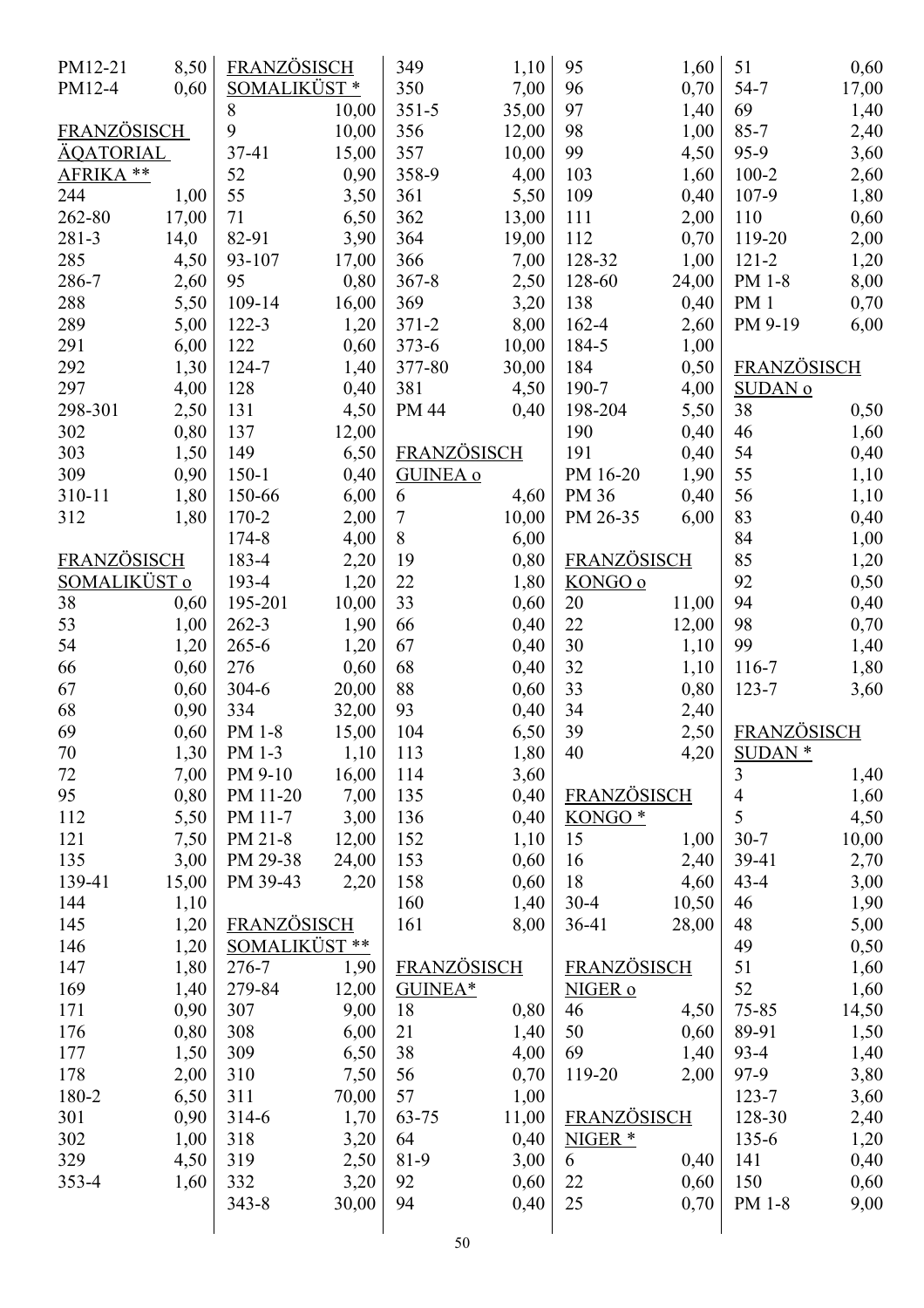| | |
|---|---|
| PM12-21 | 8,50 |
| PM12-4 | 0,60 |

**FRANZÖSISCH ÄQATORIAL AFRIKA \*\***

| | |
|---|---|
| 244 | 1,00 |
| 262-80 | 17,00 |
| 281-3 | 14,0 |
| 285 | 4,50 |
| 286-7 | 2,60 |
| 288 | 5,50 |
| 289 | 5,00 |
| 291 | 6,00 |
| 292 | 1,30 |
| 297 | 4,00 |
| 298-301 | 2,50 |
| 302 | 0,80 |
| 303 | 1,50 |
| 309 | 0,90 |
| 310-11 | 1,80 |
| 312 | 1,80 |

**FRANZÖSISCH SOMALIKÜST o**

| | |
|---|---|
| 38 | 0,60 |
| 53 | 1,00 |
| 54 | 1,20 |
| 66 | 0,60 |
| 67 | 0,60 |
| 68 | 0,90 |
| 69 | 0,60 |
| 70 | 1,30 |
| 72 | 7,00 |
| 95 | 0,80 |
| 112 | 5,50 |
| 121 | 7,50 |
| 135 | 3,00 |
| 139-41 | 15,00 |
| 144 | 1,10 |
| 145 | 1,20 |
| 146 | 1,20 |
| 147 | 1,80 |
| 169 | 1,40 |
| 171 | 0,90 |
| 176 | 0,80 |
| 177 | 1,50 |
| 178 | 2,00 |
| 180-2 | 6,50 |
| 301 | 0,90 |
| 302 | 1,00 |
| 329 | 4,50 |
| 353-4 | 1,60 |

**FRANZÖSISCH SOMALIKÜST \***

| | |
|---|---|
| 8 | 10,00 |
| 9 | 10,00 |
| 37-41 | 15,00 |
| 52 | 0,90 |
| 55 | 3,50 |
| 71 | 6,50 |
| 82-91 | 3,90 |
| 93-107 | 17,00 |
| 95 | 0,80 |
| 109-14 | 16,00 |
| 122-3 | 1,20 |
| 122 | 0,60 |
| 124-7 | 1,40 |
| 128 | 0,40 |
| 131 | 4,50 |
| 137 | 12,00 |
| 149 | 6,50 |
| 150-1 | 0,40 |
| 150-66 | 6,00 |
| 170-2 | 2,00 |
| 174-8 | 4,00 |
| 183-4 | 2,20 |
| 193-4 | 1,20 |
| 195-201 | 10,00 |
| 262-3 | 1,90 |
| 265-6 | 1,20 |
| 276 | 0,60 |
| 304-6 | 20,00 |
| 334 | 32,00 |
| PM 1-8 | 15,00 |
| PM 1-3 | 1,10 |
| PM 9-10 | 16,00 |
| PM 11-20 | 7,00 |
| PM 11-7 | 3,00 |
| PM 21-8 | 12,00 |
| PM 29-38 | 24,00 |
| PM 39-43 | 2,20 |

**FRANZÖSISCH SOMALIKÜST \*\***

| | |
|---|---|
| 276-7 | 1,90 |
| 279-84 | 12,00 |
| 307 | 9,00 |
| 308 | 6,00 |
| 309 | 6,50 |
| 310 | 7,50 |
| 311 | 70,00 |
| 314-6 | 1,70 |
| 318 | 3,20 |
| 319 | 2,50 |
| 332 | 3,20 |
| 343-8 | 30,00 |
| 349 | 1,10 |
| 350 | 7,00 |
| 351-5 | 35,00 |
| 356 | 12,00 |
| 357 | 10,00 |
| 358-9 | 4,00 |
| 361 | 5,50 |
| 362 | 13,00 |
| 364 | 19,00 |
| 366 | 7,00 |
| 367-8 | 2,50 |
| 369 | 3,20 |
| 371-2 | 8,00 |
| 373-6 | 10,00 |
| 377-80 | 30,00 |
| 381 | 4,50 |
| PM 44 | 0,40 |

**FRANZÖSISCH GUINEA o**

| | |
|---|---|
| 6 | 4,60 |
| 7 | 10,00 |
| 8 | 6,00 |
| 19 | 0,80 |
| 22 | 1,80 |
| 33 | 0,60 |
| 66 | 0,40 |
| 67 | 0,40 |
| 68 | 0,40 |
| 88 | 0,60 |
| 93 | 0,40 |
| 104 | 6,50 |
| 113 | 1,80 |
| 114 | 3,60 |
| 135 | 0,40 |
| 136 | 0,40 |
| 152 | 1,10 |
| 153 | 0,60 |
| 158 | 0,60 |
| 160 | 1,40 |
| 161 | 8,00 |

**FRANZÖSISCH GUINEA\***

| | |
|---|---|
| 18 | 0,80 |
| 21 | 1,40 |
| 38 | 4,00 |
| 56 | 0,70 |
| 57 | 1,00 |
| 63-75 | 11,00 |
| 64 | 0,40 |
| 81-9 | 3,00 |
| 92 | 0,60 |
| 94 | 0,40 |
| 95 | 1,60 |
| 96 | 0,70 |
| 97 | 1,40 |
| 98 | 1,00 |
| 99 | 4,50 |
| 103 | 1,60 |
| 109 | 0,40 |
| 111 | 2,00 |
| 112 | 0,70 |
| 128-32 | 1,00 |
| 128-60 | 24,00 |
| 138 | 0,40 |
| 162-4 | 2,60 |
| 184-5 | 1,00 |
| 184 | 0,50 |
| 190-7 | 4,00 |
| 198-204 | 5,50 |
| 190 | 0,40 |
| 191 | 0,40 |
| PM 16-20 | 1,90 |
| PM 36 | 0,40 |
| PM 26-35 | 6,00 |

**FRANZÖSISCH KONGO o**

| | |
|---|---|
| 20 | 11,00 |
| 22 | 12,00 |
| 30 | 1,10 |
| 32 | 1,10 |
| 33 | 0,80 |
| 34 | 2,40 |
| 39 | 2,50 |
| 40 | 4,20 |

**FRANZÖSISCH KONGO \***

| | |
|---|---|
| 15 | 1,00 |
| 16 | 2,40 |
| 18 | 4,60 |
| 30-4 | 10,50 |
| 36-41 | 28,00 |

**FRANZÖSISCH NIGER o**

| | |
|---|---|
| 46 | 4,50 |
| 50 | 0,60 |
| 69 | 1,40 |
| 119-20 | 2,00 |

**FRANZÖSISCH NIGER \***

| | |
|---|---|
| 6 | 0,40 |
| 22 | 0,60 |
| 25 | 0,70 |
| 51 | 0,60 |
| 54-7 | 17,00 |
| 69 | 1,40 |
| 85-7 | 2,40 |
| 95-9 | 3,60 |
| 100-2 | 2,60 |
| 107-9 | 1,80 |
| 110 | 0,60 |
| 119-20 | 2,00 |
| 121-2 | 1,20 |
| PM 1-8 | 8,00 |
| PM 1 | 0,70 |
| PM 9-19 | 6,00 |

**FRANZÖSISCH SUDAN o**

| | |
|---|---|
| 38 | 0,50 |
| 46 | 1,60 |
| 54 | 0,40 |
| 55 | 1,10 |
| 56 | 1,10 |
| 83 | 0,40 |
| 84 | 1,00 |
| 85 | 1,20 |
| 92 | 0,50 |
| 94 | 0,40 |
| 98 | 0,70 |
| 99 | 1,40 |
| 116-7 | 1,80 |
| 123-7 | 3,60 |

**FRANZÖSISCH SUDAN \***

| | |
|---|---|
| 3 | 1,40 |
| 4 | 1,60 |
| 5 | 4,50 |
| 30-7 | 10,00 |
| 39-41 | 2,70 |
| 43-4 | 3,00 |
| 46 | 1,90 |
| 48 | 5,00 |
| 49 | 0,50 |
| 51 | 1,60 |
| 52 | 1,60 |
| 75-85 | 14,50 |
| 89-91 | 1,50 |
| 93-4 | 1,40 |
| 97-9 | 3,80 |
| 123-7 | 3,60 |
| 128-30 | 2,40 |
| 135-6 | 1,20 |
| 141 | 0,40 |
| 150 | 0,60 |
| PM 1-8 | 9,00 |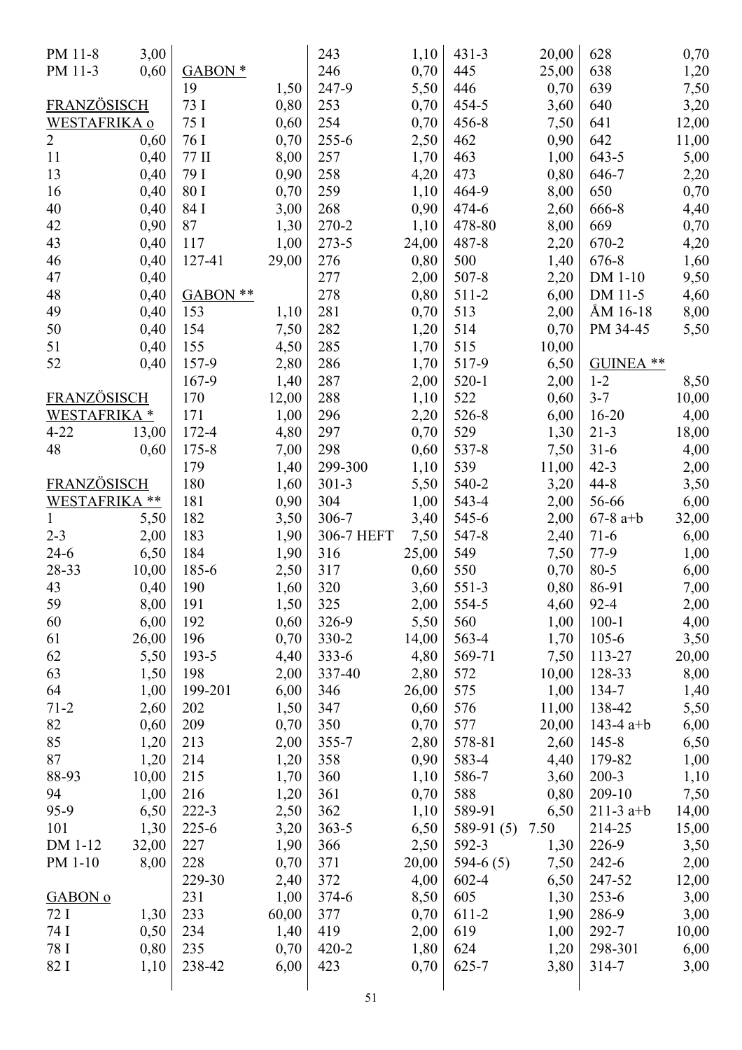| | |
|---|---|
| PM 11-8 | 3,00 |
| PM 11-3 | 0,60 |

**FRANZÖSISCH WESTAFRIKA o**

| | |
|---|---|
| 2 | 0,60 |
| 11 | 0,40 |
| 13 | 0,40 |
| 16 | 0,40 |
| 40 | 0,40 |
| 42 | 0,90 |
| 43 | 0,40 |
| 46 | 0,40 |
| 47 | 0,40 |
| 48 | 0,40 |
| 49 | 0,40 |
| 50 | 0,40 |
| 51 | 0,40 |
| 52 | 0,40 |

**FRANZÖSISCH WESTAFRIKA ***

| | |
|---|---|
| 4-22 | 13,00 |
| 48 | 0,60 |

**FRANZÖSISCH WESTAFRIKA ****

| | |
|---|---|
| 1 | 5,50 |
| 2-3 | 2,00 |
| 24-6 | 6,50 |
| 28-33 | 10,00 |
| 43 | 0,40 |
| 59 | 8,00 |
| 60 | 6,00 |
| 61 | 26,00 |
| 62 | 5,50 |
| 63 | 1,50 |
| 64 | 1,00 |
| 71-2 | 2,60 |
| 82 | 0,60 |
| 85 | 1,20 |
| 87 | 1,20 |
| 88-93 | 10,00 |
| 94 | 1,00 |
| 95-9 | 6,50 |
| 101 | 1,30 |
| DM 1-12 | 32,00 |
| PM 1-10 | 8,00 |

**GABON o**

| | |
|---|---|
| 72 I | 1,30 |
| 74 I | 0,50 |
| 78 I | 0,80 |
| 82 I | 1,10 |

**GABON ***

| | |
|---|---|
| 19 | 1,50 |
| 73 I | 0,80 |
| 75 I | 0,60 |
| 76 I | 0,70 |
| 77 II | 8,00 |
| 79 I | 0,90 |
| 80 I | 0,70 |
| 84 I | 3,00 |
| 87 | 1,30 |
| 117 | 1,00 |
| 127-41 | 29,00 |

**GABON ****

| | |
|---|---|
| 153 | 1,10 |
| 154 | 7,50 |
| 155 | 4,50 |
| 157-9 | 2,80 |
| 167-9 | 1,40 |
| 170 | 12,00 |
| 171 | 1,00 |
| 172-4 | 4,80 |
| 175-8 | 7,00 |
| 179 | 1,40 |
| 180 | 1,60 |
| 181 | 0,90 |
| 182 | 3,50 |
| 183 | 1,90 |
| 184 | 1,90 |
| 185-6 | 2,50 |
| 190 | 1,60 |
| 191 | 1,50 |
| 192 | 0,60 |
| 196 | 0,70 |
| 193-5 | 4,40 |
| 198 | 2,00 |
| 199-201 | 6,00 |
| 202 | 1,50 |
| 209 | 0,70 |
| 213 | 2,00 |
| 214 | 1,20 |
| 215 | 1,70 |
| 216 | 1,20 |
| 222-3 | 2,50 |
| 225-6 | 3,20 |
| 227 | 1,90 |
| 228 | 0,70 |
| 229-30 | 2,40 |
| 231 | 1,00 |
| 233 | 60,00 |
| 234 | 1,40 |
| 235 | 0,70 |
| 238-42 | 6,00 |
| 243 | 1,10 |
| 246 | 0,70 |
| 247-9 | 5,50 |
| 253 | 0,70 |
| 254 | 0,70 |
| 255-6 | 2,50 |
| 257 | 1,70 |
| 258 | 4,20 |
| 259 | 1,10 |
| 268 | 0,90 |
| 270-2 | 1,10 |
| 273-5 | 24,00 |
| 276 | 0,80 |
| 277 | 2,00 |
| 278 | 0,80 |
| 281 | 0,70 |
| 282 | 1,20 |
| 285 | 1,70 |
| 286 | 1,70 |
| 287 | 2,00 |
| 288 | 1,10 |
| 296 | 2,20 |
| 297 | 0,70 |
| 298 | 0,60 |
| 299-300 | 1,10 |
| 301-3 | 5,50 |
| 304 | 1,00 |
| 306-7 | 3,40 |
| 306-7 HEFT | 7,50 |
| 316 | 25,00 |
| 317 | 0,60 |
| 320 | 3,60 |
| 325 | 2,00 |
| 326-9 | 5,50 |
| 330-2 | 14,00 |
| 333-6 | 4,80 |
| 337-40 | 2,80 |
| 346 | 26,00 |
| 347 | 0,60 |
| 350 | 0,70 |
| 355-7 | 2,80 |
| 358 | 0,90 |
| 360 | 1,10 |
| 361 | 0,70 |
| 362 | 1,10 |
| 363-5 | 6,50 |
| 366 | 2,50 |
| 371 | 20,00 |
| 372 | 4,00 |
| 374-6 | 8,50 |
| 377 | 0,70 |
| 419 | 2,00 |
| 420-2 | 1,80 |
| 423 | 0,70 |
| 431-3 | 20,00 |
| 445 | 25,00 |
| 446 | 0,70 |
| 454-5 | 3,60 |
| 456-8 | 7,50 |
| 462 | 0,90 |
| 463 | 1,00 |
| 473 | 0,80 |
| 464-9 | 8,00 |
| 474-6 | 2,60 |
| 478-80 | 8,00 |
| 487-8 | 2,20 |
| 500 | 1,40 |
| 507-8 | 2,20 |
| 511-2 | 6,00 |
| 513 | 2,00 |
| 514 | 0,70 |
| 515 | 10,00 |
| 517-9 | 6,50 |
| 520-1 | 2,00 |
| 522 | 0,60 |
| 526-8 | 6,00 |
| 529 | 1,30 |
| 537-8 | 7,50 |
| 539 | 11,00 |
| 540-2 | 3,20 |
| 543-4 | 2,00 |
| 545-6 | 2,00 |
| 547-8 | 2,40 |
| 549 | 7,50 |
| 550 | 0,70 |
| 551-3 | 0,80 |
| 554-5 | 4,60 |
| 560 | 1,00 |
| 563-4 | 1,70 |
| 569-71 | 7,50 |
| 572 | 10,00 |
| 575 | 1,00 |
| 576 | 11,00 |
| 577 | 20,00 |
| 578-81 | 2,60 |
| 583-4 | 4,40 |
| 586-7 | 3,60 |
| 588 | 0,80 |
| 589-91 | 6,50 |
| 589-91 (5) | 7.50 |
| 592-3 | 1,30 |
| 594-6 (5) | 7,50 |
| 602-4 | 6,50 |
| 605 | 1,30 |
| 611-2 | 1,90 |
| 619 | 1,00 |
| 624 | 1,20 |
| 625-7 | 3,80 |
| 628 | 0,70 |
| 638 | 1,20 |
| 639 | 7,50 |
| 640 | 3,20 |
| 641 | 12,00 |
| 642 | 11,00 |
| 643-5 | 5,00 |
| 646-7 | 2,20 |
| 650 | 0,70 |
| 666-8 | 4,40 |
| 669 | 0,70 |
| 670-2 | 4,20 |
| 676-8 | 1,60 |
| DM 1-10 | 9,50 |
| DM 11-5 | 4,60 |
| ÅM 16-18 | 8,00 |
| PM 34-45 | 5,50 |

**GUINEA ****

| | |
|---|---|
| 1-2 | 8,50 |
| 3-7 | 10,00 |
| 16-20 | 4,00 |
| 21-3 | 18,00 |
| 31-6 | 4,00 |
| 42-3 | 2,00 |
| 44-8 | 3,50 |
| 56-66 | 6,00 |
| 67-8 a+b | 32,00 |
| 71-6 | 6,00 |
| 77-9 | 1,00 |
| 80-5 | 6,00 |
| 86-91 | 7,00 |
| 92-4 | 2,00 |
| 100-1 | 4,00 |
| 105-6 | 3,50 |
| 113-27 | 20,00 |
| 128-33 | 8,00 |
| 134-7 | 1,40 |
| 138-42 | 5,50 |
| 143-4 a+b | 6,00 |
| 145-8 | 6,50 |
| 179-82 | 1,00 |
| 200-3 | 1,10 |
| 209-10 | 7,50 |
| 211-3 a+b | 14,00 |
| 214-25 | 15,00 |
| 226-9 | 3,50 |
| 242-6 | 2,00 |
| 247-52 | 12,00 |
| 253-6 | 3,00 |
| 286-9 | 3,00 |
| 292-7 | 10,00 |
| 298-301 | 6,00 |
| 314-7 | 3,00 |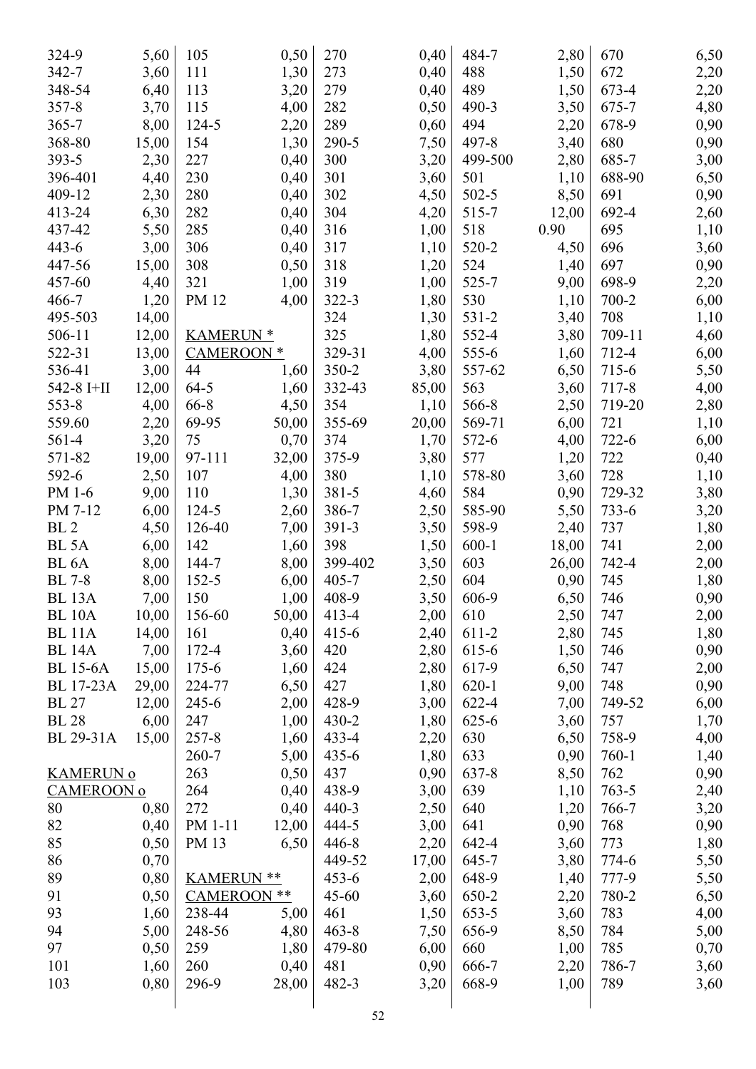| | |
|---|---|
| 324-9 | 5,60 |
| 342-7 | 3,60 |
| 348-54 | 6,40 |
| 357-8 | 3,70 |
| 365-7 | 8,00 |
| 368-80 | 15,00 |
| 393-5 | 2,30 |
| 396-401 | 4,40 |
| 409-12 | 2,30 |
| 413-24 | 6,30 |
| 437-42 | 5,50 |
| 443-6 | 3,00 |
| 447-56 | 15,00 |
| 457-60 | 4,40 |
| 466-7 | 1,20 |
| 495-503 | 14,00 |
| 506-11 | 12,00 |
| 522-31 | 13,00 |
| 536-41 | 3,00 |
| 542-8 I+II | 12,00 |
| 553-8 | 4,00 |
| 559.60 | 2,20 |
| 561-4 | 3,20 |
| 571-82 | 19,00 |
| 592-6 | 2,50 |
| PM 1-6 | 9,00 |
| PM 7-12 | 6,00 |
| BL 2 | 4,50 |
| BL 5A | 6,00 |
| BL 6A | 8,00 |
| BL 7-8 | 8,00 |
| BL 13A | 7,00 |
| BL 10A | 10,00 |
| BL 11A | 14,00 |
| BL 14A | 7,00 |
| BL 15-6A | 15,00 |
| BL 17-23A | 29,00 |
| BL 27 | 12,00 |
| BL 28 | 6,00 |
| BL 29-31A | 15,00 |

KAMERUN o
CAMEROON o

| | |
|---|---|
| 80 | 0,80 |
| 82 | 0,40 |
| 85 | 0,50 |
| 86 | 0,70 |
| 89 | 0,80 |
| 91 | 0,50 |
| 93 | 1,60 |
| 94 | 5,00 |
| 97 | 0,50 |
| 101 | 1,60 |
| 103 | 0,80 |
| 105 | 0,50 |
| 111 | 1,30 |
| 113 | 3,20 |
| 115 | 4,00 |
| 124-5 | 2,20 |
| 154 | 1,30 |
| 227 | 0,40 |
| 230 | 0,40 |
| 280 | 0,40 |
| 282 | 0,40 |
| 285 | 0,40 |
| 306 | 0,40 |
| 308 | 0,50 |
| 321 | 1,00 |
| PM 12 | 4,00 |

KAMERUN *
CAMEROON *

| | |
|---|---|
| 44 | 1,60 |
| 64-5 | 1,60 |
| 66-8 | 4,50 |
| 69-95 | 50,00 |
| 75 | 0,70 |
| 97-111 | 32,00 |
| 107 | 4,00 |
| 110 | 1,30 |
| 124-5 | 2,60 |
| 126-40 | 7,00 |
| 142 | 1,60 |
| 144-7 | 8,00 |
| 152-5 | 6,00 |
| 150 | 1,00 |
| 156-60 | 50,00 |
| 161 | 0,40 |
| 172-4 | 3,60 |
| 175-6 | 1,60 |
| 224-77 | 6,50 |
| 245-6 | 2,00 |
| 247 | 1,00 |
| 257-8 | 1,60 |
| 260-7 | 5,00 |
| 263 | 0,50 |
| 264 | 0,40 |
| 272 | 0,40 |
| PM 1-11 | 12,00 |
| PM 13 | 6,50 |

KAMERUN **
CAMEROON **

| | |
|---|---|
| 238-44 | 5,00 |
| 248-56 | 4,80 |
| 259 | 1,80 |
| 260 | 0,40 |
| 296-9 | 28,00 |
| 270 | 0,40 |
| 273 | 0,40 |
| 279 | 0,40 |
| 282 | 0,50 |
| 289 | 0,60 |
| 290-5 | 7,50 |
| 300 | 3,20 |
| 301 | 3,60 |
| 302 | 4,50 |
| 304 | 4,20 |
| 316 | 1,00 |
| 317 | 1,10 |
| 318 | 1,20 |
| 319 | 1,00 |
| 322-3 | 1,80 |
| 324 | 1,30 |
| 325 | 1,80 |
| 329-31 | 4,00 |
| 350-2 | 3,80 |
| 332-43 | 85,00 |
| 354 | 1,10 |
| 355-69 | 20,00 |
| 374 | 1,70 |
| 375-9 | 3,80 |
| 380 | 1,10 |
| 381-5 | 4,60 |
| 386-7 | 2,50 |
| 391-3 | 3,50 |
| 398 | 1,50 |
| 399-402 | 3,50 |
| 405-7 | 2,50 |
| 408-9 | 3,50 |
| 413-4 | 2,00 |
| 415-6 | 2,40 |
| 420 | 2,80 |
| 424 | 2,80 |
| 427 | 1,80 |
| 428-9 | 3,00 |
| 430-2 | 1,80 |
| 433-4 | 2,20 |
| 435-6 | 1,80 |
| 437 | 0,90 |
| 438-9 | 3,00 |
| 440-3 | 2,50 |
| 444-5 | 3,00 |
| 446-8 | 2,20 |
| 449-52 | 17,00 |
| 453-6 | 2,00 |
| 45-60 | 3,60 |
| 461 | 1,50 |
| 463-8 | 7,50 |
| 479-80 | 6,00 |
| 481 | 0,90 |
| 482-3 | 3,20 |
| 484-7 | 2,80 |
| 488 | 1,50 |
| 489 | 1,50 |
| 490-3 | 3,50 |
| 494 | 2,20 |
| 497-8 | 3,40 |
| 499-500 | 2,80 |
| 501 | 1,10 |
| 502-5 | 8,50 |
| 515-7 | 12,00 |
| 518 | 0.90 |
| 520-2 | 4,50 |
| 524 | 1,40 |
| 525-7 | 9,00 |
| 530 | 1,10 |
| 531-2 | 3,40 |
| 552-4 | 3,80 |
| 555-6 | 1,60 |
| 557-62 | 6,50 |
| 563 | 3,60 |
| 566-8 | 2,50 |
| 569-71 | 6,00 |
| 572-6 | 4,00 |
| 577 | 1,20 |
| 578-80 | 3,60 |
| 584 | 0,90 |
| 585-90 | 5,50 |
| 598-9 | 2,40 |
| 600-1 | 18,00 |
| 603 | 26,00 |
| 604 | 0,90 |
| 606-9 | 6,50 |
| 610 | 2,50 |
| 611-2 | 2,80 |
| 615-6 | 1,50 |
| 617-9 | 6,50 |
| 620-1 | 9,00 |
| 622-4 | 7,00 |
| 625-6 | 3,60 |
| 630 | 6,50 |
| 633 | 0,90 |
| 637-8 | 8,50 |
| 639 | 1,10 |
| 640 | 1,20 |
| 641 | 0,90 |
| 642-4 | 3,60 |
| 645-7 | 3,80 |
| 648-9 | 1,40 |
| 650-2 | 2,20 |
| 653-5 | 3,60 |
| 656-9 | 8,50 |
| 660 | 1,00 |
| 666-7 | 2,20 |
| 668-9 | 1,00 |
| 670 | 6,50 |
| 672 | 2,20 |
| 673-4 | 2,20 |
| 675-7 | 4,80 |
| 678-9 | 0,90 |
| 680 | 0,90 |
| 685-7 | 3,00 |
| 688-90 | 6,50 |
| 691 | 0,90 |
| 692-4 | 2,60 |
| 695 | 1,10 |
| 696 | 3,60 |
| 697 | 0,90 |
| 698-9 | 2,20 |
| 700-2 | 6,00 |
| 708 | 1,10 |
| 709-11 | 4,60 |
| 712-4 | 6,00 |
| 715-6 | 5,50 |
| 717-8 | 4,00 |
| 719-20 | 2,80 |
| 721 | 1,10 |
| 722-6 | 6,00 |
| 722 | 0,40 |
| 728 | 1,10 |
| 729-32 | 3,80 |
| 733-6 | 3,20 |
| 737 | 1,80 |
| 741 | 2,00 |
| 742-4 | 2,00 |
| 745 | 1,80 |
| 746 | 0,90 |
| 747 | 2,00 |
| 745 | 1,80 |
| 746 | 0,90 |
| 747 | 2,00 |
| 748 | 0,90 |
| 749-52 | 6,00 |
| 757 | 1,70 |
| 758-9 | 4,00 |
| 760-1 | 1,40 |
| 762 | 0,90 |
| 763-5 | 2,40 |
| 766-7 | 3,20 |
| 768 | 0,90 |
| 773 | 1,80 |
| 774-6 | 5,50 |
| 777-9 | 5,50 |
| 780-2 | 6,50 |
| 783 | 4,00 |
| 784 | 5,00 |
| 785 | 0,70 |
| 786-7 | 3,60 |
| 789 | 3,60 |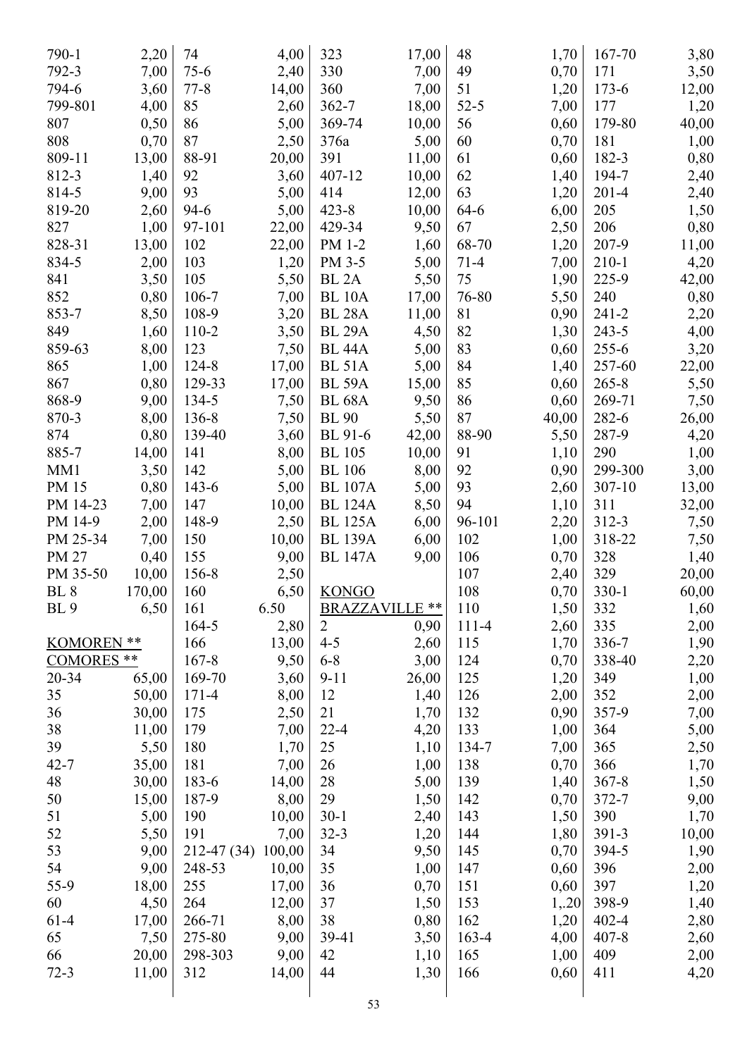| | |
|---|---|
| 790-1 | 2,20 |
| 792-3 | 7,00 |
| 794-6 | 3,60 |
| 799-801 | 4,00 |
| 807 | 0,50 |
| 808 | 0,70 |
| 809-11 | 13,00 |
| 812-3 | 1,40 |
| 814-5 | 9,00 |
| 819-20 | 2,60 |
| 827 | 1,00 |
| 828-31 | 13,00 |
| 834-5 | 2,00 |
| 841 | 3,50 |
| 852 | 0,80 |
| 853-7 | 8,50 |
| 849 | 1,60 |
| 859-63 | 8,00 |
| 865 | 1,00 |
| 867 | 0,80 |
| 868-9 | 9,00 |
| 870-3 | 8,00 |
| 874 | 0,80 |
| 885-7 | 14,00 |
| MM1 | 3,50 |
| PM 15 | 0,80 |
| PM 14-23 | 7,00 |
| PM 14-9 | 2,00 |
| PM 25-34 | 7,00 |
| PM 27 | 0,40 |
| PM 35-50 | 10,00 |
| BL 8 | 170,00 |
| BL 9 | 6,50 |

KOMOREN **

COMORES **

| | |
|---|---|
| 20-34 | 65,00 |
| 35 | 50,00 |
| 36 | 30,00 |
| 38 | 11,00 |
| 39 | 5,50 |
| 42-7 | 35,00 |
| 48 | 30,00 |
| 50 | 15,00 |
| 51 | 5,00 |
| 52 | 5,50 |
| 53 | 9,00 |
| 54 | 9,00 |
| 55-9 | 18,00 |
| 60 | 4,50 |
| 61-4 | 17,00 |
| 65 | 7,50 |
| 66 | 20,00 |
| 72-3 | 11,00 |

| | |
|---|---|
| 74 | 4,00 |
| 75-6 | 2,40 |
| 77-8 | 14,00 |
| 85 | 2,60 |
| 86 | 5,00 |
| 87 | 2,50 |
| 88-91 | 20,00 |
| 92 | 3,60 |
| 93 | 5,00 |
| 94-6 | 5,00 |
| 97-101 | 22,00 |
| 102 | 22,00 |
| 103 | 1,20 |
| 105 | 5,50 |
| 106-7 | 7,00 |
| 108-9 | 3,20 |
| 110-2 | 3,50 |
| 123 | 7,50 |
| 124-8 | 17,00 |
| 129-33 | 17,00 |
| 134-5 | 7,50 |
| 136-8 | 7,50 |
| 139-40 | 3,60 |
| 141 | 8,00 |
| 142 | 5,00 |
| 143-6 | 5,00 |
| 147 | 10,00 |
| 148-9 | 2,50 |
| 150 | 10,00 |
| 155 | 9,00 |
| 156-8 | 2,50 |
| 160 | 6,50 |
| 161 | 6.50 |
| 164-5 | 2,80 |
| 166 | 13,00 |
| 167-8 | 9,50 |
| 169-70 | 3,60 |
| 171-4 | 8,00 |
| 175 | 2,50 |
| 179 | 7,00 |
| 180 | 1,70 |
| 181 | 7,00 |
| 183-6 | 14,00 |
| 187-9 | 8,00 |
| 190 | 10,00 |
| 191 | 7,00 |
| 212-47 (34) | 100,00 |
| 248-53 | 10,00 |
| 255 | 17,00 |
| 264 | 12,00 |
| 266-71 | 8,00 |
| 275-80 | 9,00 |
| 298-303 | 9,00 |
| 312 | 14,00 |

| | |
|---|---|
| 323 | 17,00 |
| 330 | 7,00 |
| 360 | 7,00 |
| 362-7 | 18,00 |
| 369-74 | 10,00 |
| 376a | 5,00 |
| 391 | 11,00 |
| 407-12 | 10,00 |
| 414 | 12,00 |
| 423-8 | 10,00 |
| 429-34 | 9,50 |
| PM 1-2 | 1,60 |
| PM 3-5 | 5,00 |
| BL 2A | 5,50 |
| BL 10A | 17,00 |
| BL 28A | 11,00 |
| BL 29A | 4,50 |
| BL 44A | 5,00 |
| BL 51A | 5,00 |
| BL 59A | 15,00 |
| BL 68A | 9,50 |
| BL 90 | 5,50 |
| BL 91-6 | 42,00 |
| BL 105 | 10,00 |
| BL 106 | 8,00 |
| BL 107A | 5,00 |
| BL 124A | 8,50 |
| BL 125A | 6,00 |
| BL 139A | 6,00 |
| BL 147A | 9,00 |

KONGO

BRAZZAVILLE **

| | |
|---|---|
| 2 | 0,90 |
| 4-5 | 2,60 |
| 6-8 | 3,00 |
| 9-11 | 26,00 |
| 12 | 1,40 |
| 21 | 1,70 |
| 22-4 | 4,20 |
| 25 | 1,10 |
| 26 | 1,00 |
| 28 | 5,00 |
| 29 | 1,50 |
| 30-1 | 2,40 |
| 32-3 | 1,20 |
| 34 | 9,50 |
| 35 | 1,00 |
| 36 | 0,70 |
| 37 | 1,50 |
| 38 | 0,80 |
| 39-41 | 3,50 |
| 42 | 1,10 |
| 44 | 1,30 |

| | |
|---|---|
| 48 | 1,70 |
| 49 | 0,70 |
| 51 | 1,20 |
| 52-5 | 7,00 |
| 56 | 0,60 |
| 60 | 0,70 |
| 61 | 0,60 |
| 62 | 1,40 |
| 63 | 1,20 |
| 64-6 | 6,00 |
| 67 | 2,50 |
| 68-70 | 1,20 |
| 71-4 | 7,00 |
| 75 | 1,90 |
| 76-80 | 5,50 |
| 81 | 0,90 |
| 82 | 1,30 |
| 83 | 0,60 |
| 84 | 1,40 |
| 85 | 0,60 |
| 86 | 0,60 |
| 87 | 40,00 |
| 88-90 | 5,50 |
| 91 | 1,10 |
| 92 | 0,90 |
| 93 | 2,60 |
| 94 | 1,10 |
| 96-101 | 2,20 |
| 102 | 1,00 |
| 106 | 0,70 |
| 107 | 2,40 |
| 108 | 0,70 |
| 110 | 1,50 |
| 111-4 | 2,60 |
| 115 | 1,70 |
| 124 | 0,70 |
| 125 | 1,20 |
| 126 | 2,00 |
| 132 | 0,90 |
| 133 | 1,00 |
| 134-7 | 7,00 |
| 138 | 0,70 |
| 139 | 1,40 |
| 142 | 0,70 |
| 143 | 1,50 |
| 144 | 1,80 |
| 145 | 0,70 |
| 147 | 0,60 |
| 151 | 0,60 |
| 153 | 1,.20 |
| 162 | 1,20 |
| 163-4 | 4,00 |
| 165 | 1,00 |
| 166 | 0,60 |

| | |
|---|---|
| 167-70 | 3,80 |
| 171 | 3,50 |
| 173-6 | 12,00 |
| 177 | 1,20 |
| 179-80 | 40,00 |
| 181 | 1,00 |
| 182-3 | 0,80 |
| 194-7 | 2,40 |
| 201-4 | 2,40 |
| 205 | 1,50 |
| 206 | 0,80 |
| 207-9 | 11,00 |
| 210-1 | 4,20 |
| 225-9 | 42,00 |
| 240 | 0,80 |
| 241-2 | 2,20 |
| 243-5 | 4,00 |
| 255-6 | 3,20 |
| 257-60 | 22,00 |
| 265-8 | 5,50 |
| 269-71 | 7,50 |
| 282-6 | 26,00 |
| 287-9 | 4,20 |
| 290 | 1,00 |
| 299-300 | 3,00 |
| 307-10 | 13,00 |
| 311 | 32,00 |
| 312-3 | 7,50 |
| 318-22 | 7,50 |
| 328 | 1,40 |
| 329 | 20,00 |
| 330-1 | 60,00 |
| 332 | 1,60 |
| 335 | 2,00 |
| 336-7 | 1,90 |
| 338-40 | 2,20 |
| 349 | 1,00 |
| 352 | 2,00 |
| 357-9 | 7,00 |
| 364 | 5,00 |
| 365 | 2,50 |
| 366 | 1,70 |
| 367-8 | 1,50 |
| 372-7 | 9,00 |
| 390 | 1,70 |
| 391-3 | 10,00 |
| 394-5 | 1,90 |
| 396 | 2,00 |
| 397 | 1,20 |
| 398-9 | 1,40 |
| 402-4 | 2,80 |
| 407-8 | 2,60 |
| 409 | 2,00 |
| 411 | 4,20 |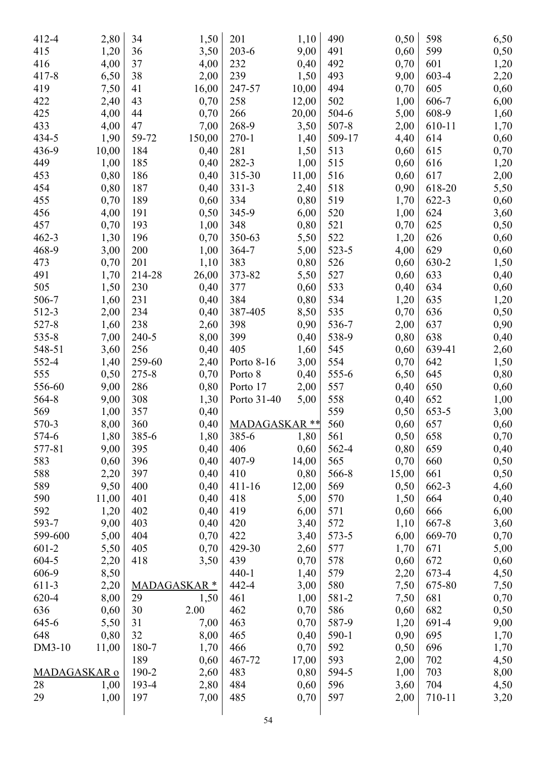| | |
|---|---|
| 412-4 | 2,80 |
| 415 | 1,20 |
| 416 | 4,00 |
| 417-8 | 6,50 |
| 419 | 7,50 |
| 422 | 2,40 |
| 425 | 4,00 |
| 433 | 4,00 |
| 434-5 | 1,90 |
| 436-9 | 10,00 |
| 449 | 1,00 |
| 453 | 0,80 |
| 454 | 0,80 |
| 455 | 0,70 |
| 456 | 4,00 |
| 457 | 0,70 |
| 462-3 | 1,30 |
| 468-9 | 3,00 |
| 473 | 0,70 |
| 491 | 1,70 |
| 505 | 1,50 |
| 506-7 | 1,60 |
| 512-3 | 2,00 |
| 527-8 | 1,60 |
| 535-8 | 7,00 |
| 548-51 | 3,60 |
| 552-4 | 1,40 |
| 555 | 0,50 |
| 556-60 | 9,00 |
| 564-8 | 9,00 |
| 569 | 1,00 |
| 570-3 | 8,00 |
| 574-6 | 1,80 |
| 577-81 | 9,00 |
| 583 | 0,60 |
| 588 | 2,20 |
| 589 | 9,50 |
| 590 | 11,00 |
| 592 | 1,20 |
| 593-7 | 9,00 |
| 599-600 | 5,00 |
| 601-2 | 5,50 |
| 604-5 | 2,20 |
| 606-9 | 8,50 |
| 611-3 | 2,20 |
| 620-4 | 8,00 |
| 636 | 0,60 |
| 645-6 | 5,50 |
| 648 | 0,80 |
| DM3-10 | 11,00 |

MADAGASKAR o

| | |
|---|---|
| 28 | 1,00 |
| 29 | 1,00 |
| 34 | 1,50 |
| 36 | 3,50 |
| 37 | 4,00 |
| 38 | 2,00 |
| 41 | 16,00 |
| 43 | 0,70 |
| 44 | 0,70 |
| 47 | 7,00 |
| 59-72 | 150,00 |
| 184 | 0,40 |
| 185 | 0,40 |
| 186 | 0,40 |
| 187 | 0,40 |
| 189 | 0,60 |
| 191 | 0,50 |
| 193 | 1,00 |
| 196 | 0,70 |
| 200 | 1,00 |
| 201 | 1,10 |
| 214-28 | 26,00 |
| 230 | 0,40 |
| 231 | 0,40 |
| 234 | 0,40 |
| 238 | 2,60 |
| 240-5 | 8,00 |
| 256 | 0,40 |
| 259-60 | 2,40 |
| 275-8 | 0,70 |
| 286 | 0,80 |
| 308 | 1,30 |
| 357 | 0,40 |
| 360 | 0,40 |
| 385-6 | 1,80 |
| 395 | 0,40 |
| 396 | 0,40 |
| 397 | 0,40 |
| 400 | 0,40 |
| 401 | 0,40 |
| 402 | 0,40 |
| 403 | 0,40 |
| 404 | 0,70 |
| 405 | 0,70 |
| 418 | 3,50 |

MADAGASKAR *

| | |
|---|---|
| 29 | 1,50 |
| 30 | 2.00 |
| 31 | 7,00 |
| 32 | 8,00 |
| 180-7 | 1,70 |
| 189 | 0,60 |
| 190-2 | 2,60 |
| 193-4 | 2,80 |
| 197 | 7,00 |
| 201 | 1,10 |
| 203-6 | 9,00 |
| 232 | 0,40 |
| 239 | 1,50 |
| 247-57 | 10,00 |
| 258 | 12,00 |
| 266 | 20,00 |
| 268-9 | 3,50 |
| 270-1 | 1,40 |
| 281 | 1,50 |
| 282-3 | 1,00 |
| 315-30 | 11,00 |
| 331-3 | 2,40 |
| 334 | 0,80 |
| 345-9 | 6,00 |
| 348 | 0,80 |
| 350-63 | 5,50 |
| 364-7 | 5,00 |
| 383 | 0,80 |
| 373-82 | 5,50 |
| 377 | 0,60 |
| 384 | 0,80 |
| 387-405 | 8,50 |
| 398 | 0,90 |
| 399 | 0,40 |
| 405 | 1,60 |
| Porto 8-16 | 3,00 |
| Porto 8 | 0,40 |
| Porto 17 | 2,00 |
| Porto 31-40 | 5,00 |

MADAGASKAR **

| | |
|---|---|
| 385-6 | 1,80 |
| 406 | 0,60 |
| 407-9 | 14,00 |
| 410 | 0,80 |
| 411-16 | 12,00 |
| 418 | 5,00 |
| 419 | 6,00 |
| 420 | 3,40 |
| 422 | 3,40 |
| 429-30 | 2,60 |
| 439 | 0,70 |
| 440-1 | 1,40 |
| 442-4 | 3,00 |
| 461 | 1,00 |
| 462 | 0,70 |
| 463 | 0,70 |
| 465 | 0,40 |
| 466 | 0,70 |
| 467-72 | 17,00 |
| 483 | 0,80 |
| 484 | 0,60 |
| 485 | 0,70 |
| 490 | 0,50 |
| 491 | 0,60 |
| 492 | 0,70 |
| 493 | 9,00 |
| 494 | 0,70 |
| 502 | 1,00 |
| 504-6 | 5,00 |
| 507-8 | 2,00 |
| 509-17 | 4,40 |
| 513 | 0,60 |
| 515 | 0,60 |
| 516 | 0,60 |
| 518 | 0,90 |
| 519 | 1,70 |
| 520 | 1,00 |
| 521 | 0,70 |
| 522 | 1,20 |
| 523-5 | 4,00 |
| 526 | 0,60 |
| 527 | 0,60 |
| 533 | 0,40 |
| 534 | 1,20 |
| 535 | 0,70 |
| 536-7 | 2,00 |
| 538-9 | 0,80 |
| 545 | 0,60 |
| 554 | 0,70 |
| 555-6 | 6,50 |
| 557 | 0,40 |
| 558 | 0,40 |
| 559 | 0,50 |
| 560 | 0,60 |
| 561 | 0,50 |
| 562-4 | 0,80 |
| 565 | 0,70 |
| 566-8 | 15,00 |
| 569 | 0,50 |
| 570 | 1,50 |
| 571 | 0,60 |
| 572 | 1,10 |
| 573-5 | 6,00 |
| 577 | 1,70 |
| 578 | 0,60 |
| 579 | 2,20 |
| 580 | 7,50 |
| 581-2 | 7,50 |
| 586 | 0,60 |
| 587-9 | 1,20 |
| 590-1 | 0,90 |
| 592 | 0,50 |
| 593 | 2,00 |
| 594-5 | 1,00 |
| 596 | 3,60 |
| 597 | 2,00 |
| 598 | 6,50 |
| 599 | 0,50 |
| 601 | 1,20 |
| 603-4 | 2,20 |
| 605 | 0,60 |
| 606-7 | 6,00 |
| 608-9 | 1,60 |
| 610-11 | 1,70 |
| 614 | 0,60 |
| 615 | 0,70 |
| 616 | 1,20 |
| 617 | 2,00 |
| 618-20 | 5,50 |
| 622-3 | 0,60 |
| 624 | 3,60 |
| 625 | 0,50 |
| 626 | 0,60 |
| 629 | 0,60 |
| 630-2 | 1,50 |
| 633 | 0,40 |
| 634 | 0,60 |
| 635 | 1,20 |
| 636 | 0,50 |
| 637 | 0,90 |
| 638 | 0,40 |
| 639-41 | 2,60 |
| 642 | 1,50 |
| 645 | 0,80 |
| 650 | 0,60 |
| 652 | 1,00 |
| 653-5 | 3,00 |
| 657 | 0,60 |
| 658 | 0,70 |
| 659 | 0,40 |
| 660 | 0,50 |
| 661 | 0,50 |
| 662-3 | 4,60 |
| 664 | 0,40 |
| 666 | 6,00 |
| 667-8 | 3,60 |
| 669-70 | 0,70 |
| 671 | 5,00 |
| 672 | 0,60 |
| 673-4 | 4,50 |
| 675-80 | 7,50 |
| 681 | 0,70 |
| 682 | 0,50 |
| 691-4 | 9,00 |
| 695 | 1,70 |
| 696 | 1,70 |
| 702 | 4,50 |
| 703 | 8,00 |
| 704 | 4,50 |
| 710-11 | 3,20 |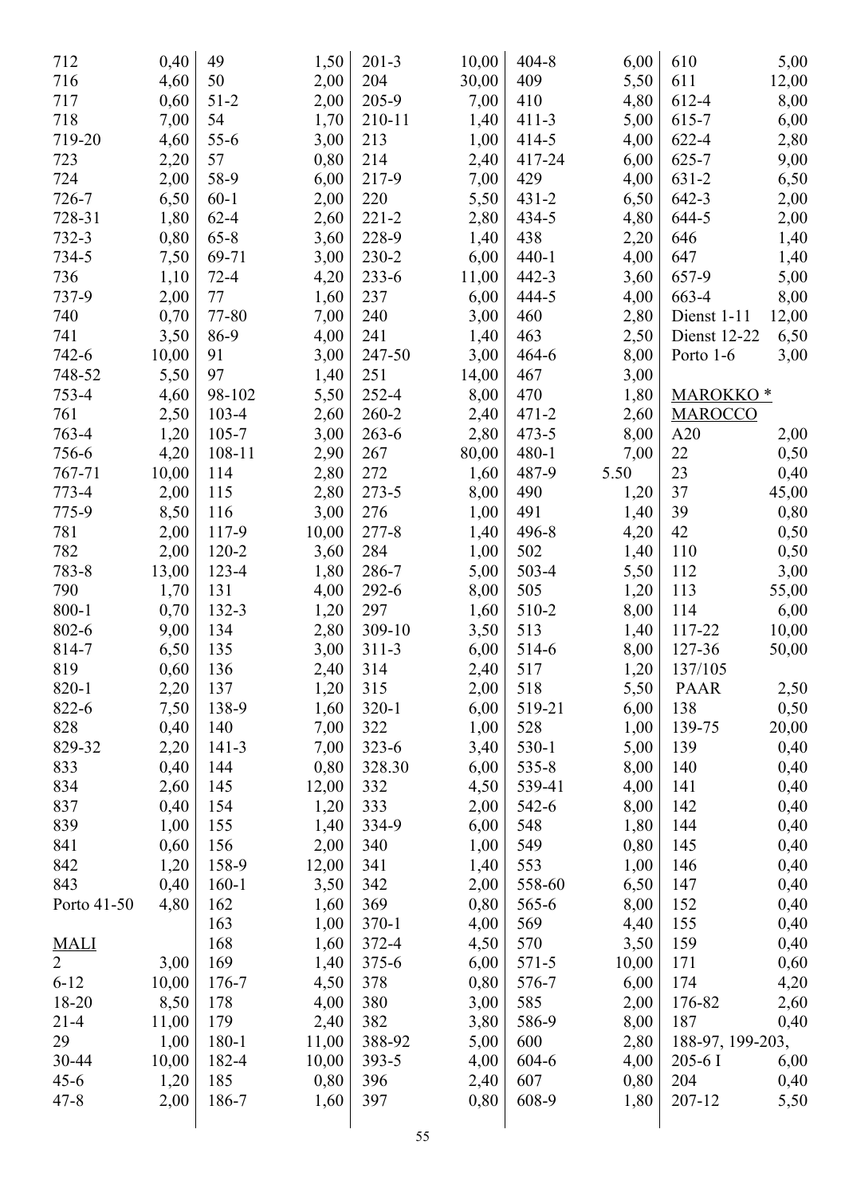| | |
|---|---|
| 712 | 0,40 |
| 716 | 4,60 |
| 717 | 0,60 |
| 718 | 7,00 |
| 719-20 | 4,60 |
| 723 | 2,20 |
| 724 | 2,00 |
| 726-7 | 6,50 |
| 728-31 | 1,80 |
| 732-3 | 0,80 |
| 734-5 | 7,50 |
| 736 | 1,10 |
| 737-9 | 2,00 |
| 740 | 0,70 |
| 741 | 3,50 |
| 742-6 | 10,00 |
| 748-52 | 5,50 |
| 753-4 | 4,60 |
| 761 | 2,50 |
| 763-4 | 1,20 |
| 756-6 | 4,20 |
| 767-71 | 10,00 |
| 773-4 | 2,00 |
| 775-9 | 8,50 |
| 781 | 2,00 |
| 782 | 2,00 |
| 783-8 | 13,00 |
| 790 | 1,70 |
| 800-1 | 0,70 |
| 802-6 | 9,00 |
| 814-7 | 6,50 |
| 819 | 0,60 |
| 820-1 | 2,20 |
| 822-6 | 7,50 |
| 828 | 0,40 |
| 829-32 | 2,20 |
| 833 | 0,40 |
| 834 | 2,60 |
| 837 | 0,40 |
| 839 | 1,00 |
| 841 | 0,60 |
| 842 | 1,20 |
| 843 | 0,40 |
| Porto 41-50 | 4,80 |

**MALI**

| | |
|---|---|
| 2 | 3,00 |
| 6-12 | 10,00 |
| 18-20 | 8,50 |
| 21-4 | 11,00 |
| 29 | 1,00 |
| 30-44 | 10,00 |
| 45-6 | 1,20 |
| 47-8 | 2,00 |
| 49 | 1,50 |
| 50 | 2,00 |
| 51-2 | 2,00 |
| 54 | 1,70 |
| 55-6 | 3,00 |
| 57 | 0,80 |
| 58-9 | 6,00 |
| 60-1 | 2,00 |
| 62-4 | 2,60 |
| 65-8 | 3,60 |
| 69-71 | 3,00 |
| 72-4 | 4,20 |
| 77 | 1,60 |
| 77-80 | 7,00 |
| 86-9 | 4,00 |
| 91 | 3,00 |
| 97 | 1,40 |
| 98-102 | 5,50 |
| 103-4 | 2,60 |
| 105-7 | 3,00 |
| 108-11 | 2,90 |
| 114 | 2,80 |
| 115 | 2,80 |
| 116 | 3,00 |
| 117-9 | 10,00 |
| 120-2 | 3,60 |
| 123-4 | 1,80 |
| 131 | 4,00 |
| 132-3 | 1,20 |
| 134 | 2,80 |
| 135 | 3,00 |
| 136 | 2,40 |
| 137 | 1,20 |
| 138-9 | 1,60 |
| 140 | 7,00 |
| 141-3 | 7,00 |
| 144 | 0,80 |
| 145 | 12,00 |
| 154 | 1,20 |
| 155 | 1,40 |
| 156 | 2,00 |
| 158-9 | 12,00 |
| 160-1 | 3,50 |
| 162 | 1,60 |
| 163 | 1,00 |
| 168 | 1,60 |
| 169 | 1,40 |
| 176-7 | 4,50 |
| 178 | 4,00 |
| 179 | 2,40 |
| 180-1 | 11,00 |
| 182-4 | 10,00 |
| 185 | 0,80 |
| 186-7 | 1,60 |
| 201-3 | 10,00 |
| 204 | 30,00 |
| 205-9 | 7,00 |
| 210-11 | 1,40 |
| 213 | 1,00 |
| 214 | 2,40 |
| 217-9 | 7,00 |
| 220 | 5,50 |
| 221-2 | 2,80 |
| 228-9 | 1,40 |
| 230-2 | 6,00 |
| 233-6 | 11,00 |
| 237 | 6,00 |
| 240 | 3,00 |
| 241 | 1,40 |
| 247-50 | 3,00 |
| 251 | 14,00 |
| 252-4 | 8,00 |
| 260-2 | 2,40 |
| 263-6 | 2,80 |
| 267 | 80,00 |
| 272 | 1,60 |
| 273-5 | 8,00 |
| 276 | 1,00 |
| 277-8 | 1,40 |
| 284 | 1,00 |
| 286-7 | 5,00 |
| 292-6 | 8,00 |
| 297 | 1,60 |
| 309-10 | 3,50 |
| 311-3 | 6,00 |
| 314 | 2,40 |
| 315 | 2,00 |
| 320-1 | 6,00 |
| 322 | 1,00 |
| 323-6 | 3,40 |
| 328.30 | 6,00 |
| 332 | 4,50 |
| 333 | 2,00 |
| 334-9 | 6,00 |
| 340 | 1,00 |
| 341 | 1,40 |
| 342 | 2,00 |
| 369 | 0,80 |
| 370-1 | 4,00 |
| 372-4 | 4,50 |
| 375-6 | 6,00 |
| 378 | 0,80 |
| 380 | 3,00 |
| 382 | 3,80 |
| 388-92 | 5,00 |
| 393-5 | 4,00 |
| 396 | 2,40 |
| 397 | 0,80 |
| 404-8 | 6,00 |
| 409 | 5,50 |
| 410 | 4,80 |
| 411-3 | 5,00 |
| 414-5 | 4,00 |
| 417-24 | 6,00 |
| 429 | 4,00 |
| 431-2 | 6,50 |
| 434-5 | 4,80 |
| 438 | 2,20 |
| 440-1 | 4,00 |
| 442-3 | 3,60 |
| 444-5 | 4,00 |
| 460 | 2,80 |
| 463 | 2,50 |
| 464-6 | 8,00 |
| 467 | 3,00 |
| 470 | 1,80 |
| 471-2 | 2,60 |
| 473-5 | 8,00 |
| 480-1 | 7,00 |
| 487-9 | 5.50 |
| 490 | 1,20 |
| 491 | 1,40 |
| 496-8 | 4,20 |
| 502 | 1,40 |
| 503-4 | 5,50 |
| 505 | 1,20 |
| 510-2 | 8,00 |
| 513 | 1,40 |
| 514-6 | 8,00 |
| 517 | 1,20 |
| 518 | 5,50 |
| 519-21 | 6,00 |
| 528 | 1,00 |
| 530-1 | 5,00 |
| 535-8 | 8,00 |
| 539-41 | 4,00 |
| 542-6 | 8,00 |
| 548 | 1,80 |
| 549 | 0,80 |
| 553 | 1,00 |
| 558-60 | 6,50 |
| 565-6 | 8,00 |
| 569 | 4,40 |
| 570 | 3,50 |
| 571-5 | 10,00 |
| 576-7 | 6,00 |
| 585 | 2,00 |
| 586-9 | 8,00 |
| 600 | 2,80 |
| 604-6 | 4,00 |
| 607 | 0,80 |
| 608-9 | 1,80 |
| 610 | 5,00 |
| 611 | 12,00 |
| 612-4 | 8,00 |
| 615-7 | 6,00 |
| 622-4 | 2,80 |
| 625-7 | 9,00 |
| 631-2 | 6,50 |
| 642-3 | 2,00 |
| 644-5 | 2,00 |
| 646 | 1,40 |
| 647 | 1,40 |
| 657-9 | 5,00 |
| 663-4 | 8,00 |
| Dienst 1-11 | 12,00 |
| Dienst 12-22 | 6,50 |
| Porto 1-6 | 3,00 |

**MAROKKO ***
**MAROCCO**

| | |
|---|---|
| A20 | 2,00 |
| 22 | 0,50 |
| 23 | 0,40 |
| 37 | 45,00 |
| 39 | 0,80 |
| 42 | 0,50 |
| 110 | 0,50 |
| 112 | 3,00 |
| 113 | 55,00 |
| 114 | 6,00 |
| 117-22 | 10,00 |
| 127-36 | 50,00 |
| 137/105 PAAR | 2,50 |
| 138 | 0,50 |
| 139-75 | 20,00 |
| 139 | 0,40 |
| 140 | 0,40 |
| 141 | 0,40 |
| 142 | 0,40 |
| 144 | 0,40 |
| 145 | 0,40 |
| 146 | 0,40 |
| 147 | 0,40 |
| 152 | 0,40 |
| 155 | 0,40 |
| 159 | 0,40 |
| 171 | 0,60 |
| 174 | 4,20 |
| 176-82 | 2,60 |
| 187 | 0,40 |
| 188-97, 199-203, 205-6 I | 6,00 |
| 204 | 0,40 |
| 207-12 | 5,50 |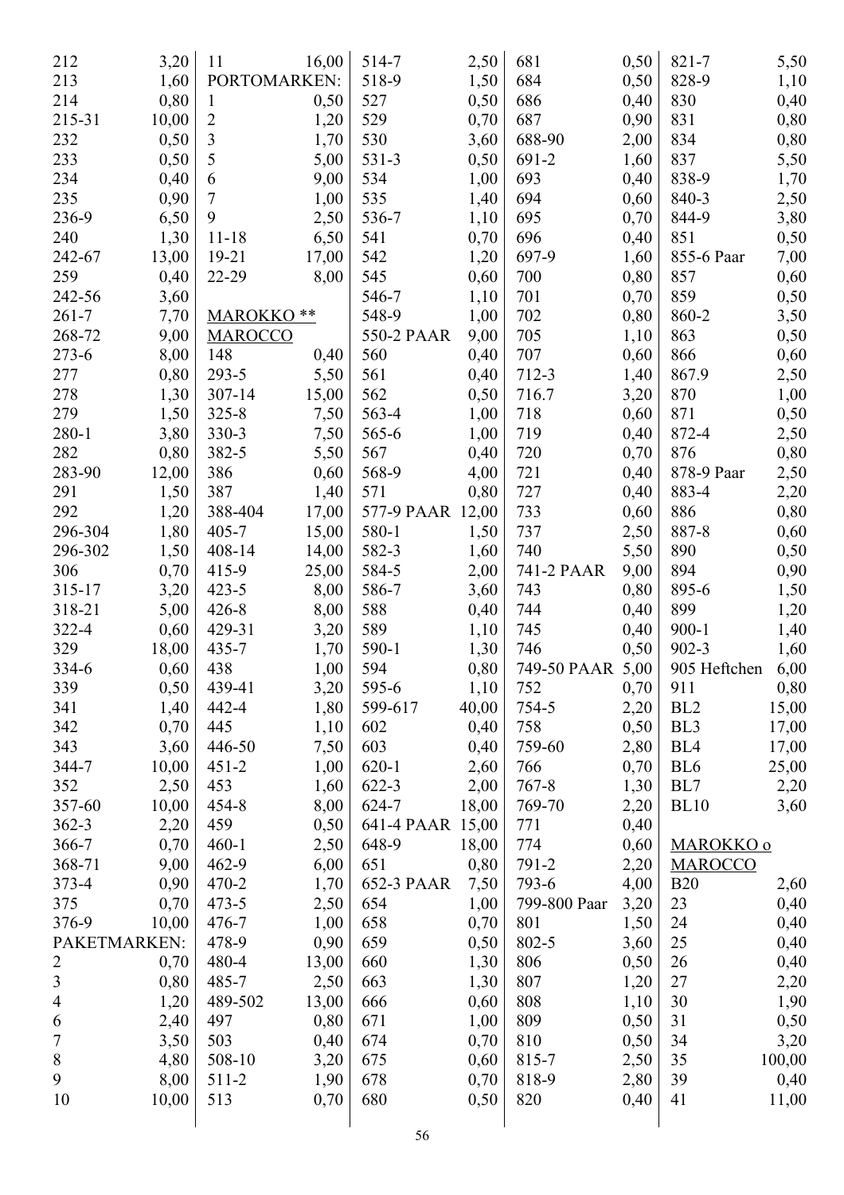| | |
|---|---|
| 212 | 3,20 |
| 213 | 1,60 |
| 214 | 0,80 |
| 215-31 | 10,00 |
| 232 | 0,50 |
| 233 | 0,50 |
| 234 | 0,40 |
| 235 | 0,90 |
| 236-9 | 6,50 |
| 240 | 1,30 |
| 242-67 | 13,00 |
| 259 | 0,40 |
| 242-56 | 3,60 |
| 261-7 | 7,70 |
| 268-72 | 9,00 |
| 273-6 | 8,00 |
| 277 | 0,80 |
| 278 | 1,30 |
| 279 | 1,50 |
| 280-1 | 3,80 |
| 282 | 0,80 |
| 283-90 | 12,00 |
| 291 | 1,50 |
| 292 | 1,20 |
| 296-304 | 1,80 |
| 296-302 | 1,50 |
| 306 | 0,70 |
| 315-17 | 3,20 |
| 318-21 | 5,00 |
| 322-4 | 0,60 |
| 329 | 18,00 |
| 334-6 | 0,60 |
| 339 | 0,50 |
| 341 | 1,40 |
| 342 | 0,70 |
| 343 | 3,60 |
| 344-7 | 10,00 |
| 352 | 2,50 |
| 357-60 | 10,00 |
| 362-3 | 2,20 |
| 366-7 | 0,70 |
| 368-71 | 9,00 |
| 373-4 | 0,90 |
| 375 | 0,70 |
| 376-9 | 10,00 |

PAKETMARKEN:

| | |
|---|---|
| 2 | 0,70 |
| 3 | 0,80 |
| 4 | 1,20 |
| 6 | 2,40 |
| 7 | 3,50 |
| 8 | 4,80 |
| 9 | 8,00 |
| 10 | 10,00 |
| 11 | 16,00 |

PORTOMARKEN:

| | |
|---|---|
| 1 | 0,50 |
| 2 | 1,20 |
| 3 | 1,70 |
| 5 | 5,00 |
| 6 | 9,00 |
| 7 | 1,00 |
| 9 | 2,50 |
| 11-18 | 6,50 |
| 19-21 | 17,00 |
| 22-29 | 8,00 |

<u>MAROKKO **</u>
<u>MAROCCO</u>

| | |
|---|---|
| 148 | 0,40 |
| 293-5 | 5,50 |
| 307-14 | 15,00 |
| 325-8 | 7,50 |
| 330-3 | 7,50 |
| 382-5 | 5,50 |
| 386 | 0,60 |
| 387 | 1,40 |
| 388-404 | 17,00 |
| 405-7 | 15,00 |
| 408-14 | 14,00 |
| 415-9 | 25,00 |
| 423-5 | 8,00 |
| 426-8 | 8,00 |
| 429-31 | 3,20 |
| 435-7 | 1,70 |
| 438 | 1,00 |
| 439-41 | 3,20 |
| 442-4 | 1,80 |
| 445 | 1,10 |
| 446-50 | 7,50 |
| 451-2 | 1,00 |
| 453 | 1,60 |
| 454-8 | 8,00 |
| 459 | 0,50 |
| 460-1 | 2,50 |
| 462-9 | 6,00 |
| 470-2 | 1,70 |
| 473-5 | 2,50 |
| 476-7 | 1,00 |
| 478-9 | 0,90 |
| 480-4 | 13,00 |
| 485-7 | 2,50 |
| 489-502 | 13,00 |
| 497 | 0,80 |
| 503 | 0,40 |
| 508-10 | 3,20 |
| 511-2 | 1,90 |
| 513 | 0,70 |
| 514-7 | 2,50 |
| 518-9 | 1,50 |
| 527 | 0,50 |
| 529 | 0,70 |
| 530 | 3,60 |
| 531-3 | 0,50 |
| 534 | 1,00 |
| 535 | 1,40 |
| 536-7 | 1,10 |
| 541 | 0,70 |
| 542 | 1,20 |
| 545 | 0,60 |
| 546-7 | 1,10 |
| 548-9 | 1,00 |
| 550-2 PAAR | 9,00 |
| 560 | 0,40 |
| 561 | 0,40 |
| 562 | 0,50 |
| 563-4 | 1,00 |
| 565-6 | 1,00 |
| 567 | 0,40 |
| 568-9 | 4,00 |
| 571 | 0,80 |
| 577-9 PAAR | 12,00 |
| 580-1 | 1,50 |
| 582-3 | 1,60 |
| 584-5 | 2,00 |
| 586-7 | 3,60 |
| 588 | 0,40 |
| 589 | 1,10 |
| 590-1 | 1,30 |
| 594 | 0,80 |
| 595-6 | 1,10 |
| 599-617 | 40,00 |
| 602 | 0,40 |
| 603 | 0,40 |
| 620-1 | 2,60 |
| 622-3 | 2,00 |
| 624-7 | 18,00 |
| 641-4 PAAR | 15,00 |
| 648-9 | 18,00 |
| 651 | 0,80 |
| 652-3 PAAR | 7,50 |
| 654 | 1,00 |
| 658 | 0,70 |
| 659 | 0,50 |
| 660 | 1,30 |
| 663 | 1,30 |
| 666 | 0,60 |
| 671 | 1,00 |
| 674 | 0,70 |
| 675 | 0,60 |
| 678 | 0,70 |
| 680 | 0,50 |
| 681 | 0,50 |
| 684 | 0,50 |
| 686 | 0,40 |
| 687 | 0,90 |
| 688-90 | 2,00 |
| 691-2 | 1,60 |
| 693 | 0,40 |
| 694 | 0,60 |
| 695 | 0,70 |
| 696 | 0,40 |
| 697-9 | 1,60 |
| 700 | 0,80 |
| 701 | 0,70 |
| 702 | 0,80 |
| 705 | 1,10 |
| 707 | 0,60 |
| 712-3 | 1,40 |
| 716.7 | 3,20 |
| 718 | 0,60 |
| 719 | 0,40 |
| 720 | 0,70 |
| 721 | 0,40 |
| 727 | 0,40 |
| 733 | 0,60 |
| 737 | 2,50 |
| 740 | 5,50 |
| 741-2 PAAR | 9,00 |
| 743 | 0,80 |
| 744 | 0,40 |
| 745 | 0,40 |
| 746 | 0,50 |
| 749-50 PAAR | 5,00 |
| 752 | 0,70 |
| 754-5 | 2,20 |
| 758 | 0,50 |
| 759-60 | 2,80 |
| 766 | 0,70 |
| 767-8 | 1,30 |
| 769-70 | 2,20 |
| 771 | 0,40 |
| 774 | 0,60 |
| 791-2 | 2,20 |
| 793-6 | 4,00 |
| 799-800 Paar | 3,20 |
| 801 | 1,50 |
| 802-5 | 3,60 |
| 806 | 0,50 |
| 807 | 1,20 |
| 808 | 1,10 |
| 809 | 0,50 |
| 810 | 0,50 |
| 815-7 | 2,50 |
| 818-9 | 2,80 |
| 820 | 0,40 |
| 821-7 | 5,50 |
| 828-9 | 1,10 |
| 830 | 0,40 |
| 831 | 0,80 |
| 834 | 0,80 |
| 837 | 5,50 |
| 838-9 | 1,70 |
| 840-3 | 2,50 |
| 844-9 | 3,80 |
| 851 | 0,50 |
| 855-6 Paar | 7,00 |
| 857 | 0,60 |
| 859 | 0,50 |
| 860-2 | 3,50 |
| 863 | 0,50 |
| 866 | 0,60 |
| 867.9 | 2,50 |
| 870 | 1,00 |
| 871 | 0,50 |
| 872-4 | 2,50 |
| 876 | 0,80 |
| 878-9 Paar | 2,50 |
| 883-4 | 2,20 |
| 886 | 0,80 |
| 887-8 | 0,60 |
| 890 | 0,50 |
| 894 | 0,90 |
| 895-6 | 1,50 |
| 899 | 1,20 |
| 900-1 | 1,40 |
| 902-3 | 1,60 |
| 905 Heftchen | 6,00 |
| 911 | 0,80 |
| BL2 | 15,00 |
| BL3 | 17,00 |
| BL4 | 17,00 |
| BL6 | 25,00 |
| BL7 | 2,20 |
| BL10 | 3,60 |

<u>MAROKKO o</u>
<u>MAROCCO</u>

| | |
|---|---|
| B20 | 2,60 |
| 23 | 0,40 |
| 24 | 0,40 |
| 25 | 0,40 |
| 26 | 0,40 |
| 27 | 2,20 |
| 30 | 1,90 |
| 31 | 0,50 |
| 34 | 3,20 |
| 35 | 100,00 |
| 39 | 0,40 |
| 41 | 11,00 |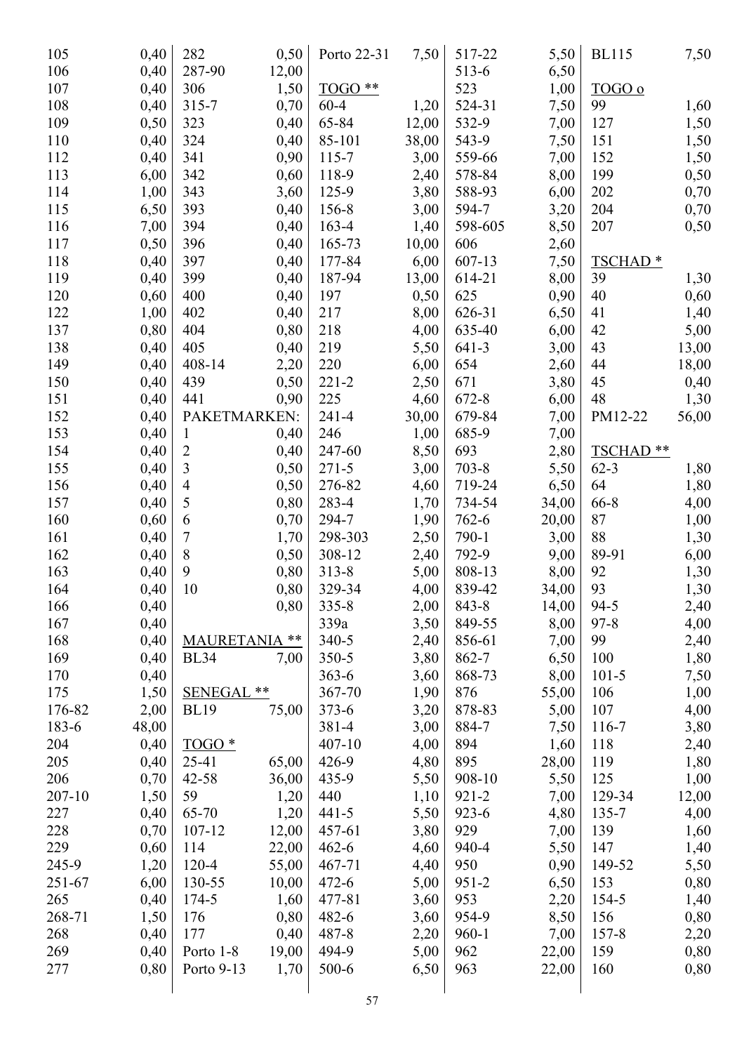| | |
|---|---|
| 105 | 0,40 |
| 106 | 0,40 |
| 107 | 0,40 |
| 108 | 0,40 |
| 109 | 0,50 |
| 110 | 0,40 |
| 112 | 0,40 |
| 113 | 6,00 |
| 114 | 1,00 |
| 115 | 6,50 |
| 116 | 7,00 |
| 117 | 0,50 |
| 118 | 0,40 |
| 119 | 0,40 |
| 120 | 0,60 |
| 122 | 1,00 |
| 137 | 0,80 |
| 138 | 0,40 |
| 149 | 0,40 |
| 150 | 0,40 |
| 151 | 0,40 |
| 152 | 0,40 |
| 153 | 0,40 |
| 154 | 0,40 |
| 155 | 0,40 |
| 156 | 0,40 |
| 157 | 0,40 |
| 160 | 0,60 |
| 161 | 0,40 |
| 162 | 0,40 |
| 163 | 0,40 |
| 164 | 0,40 |
| 166 | 0,40 |
| 167 | 0,40 |
| 168 | 0,40 |
| 169 | 0,40 |
| 170 | 0,40 |
| 175 | 1,50 |
| 176-82 | 2,00 |
| 183-6 | 48,00 |
| 204 | 0,40 |
| 205 | 0,40 |
| 206 | 0,70 |
| 207-10 | 1,50 |
| 227 | 0,40 |
| 228 | 0,70 |
| 229 | 0,60 |
| 245-9 | 1,20 |
| 251-67 | 6,00 |
| 265 | 0,40 |
| 268-71 | 1,50 |
| 268 | 0,40 |
| 269 | 0,40 |
| 277 | 0,80 |
| 282 | 0,50 |
| 287-90 | 12,00 |
| 306 | 1,50 |
| 315-7 | 0,70 |
| 323 | 0,40 |
| 324 | 0,40 |
| 341 | 0,90 |
| 342 | 0,60 |
| 343 | 3,60 |
| 393 | 0,40 |
| 394 | 0,40 |
| 396 | 0,40 |
| 397 | 0,40 |
| 399 | 0,40 |
| 400 | 0,40 |
| 402 | 0,40 |
| 404 | 0,80 |
| 405 | 0,40 |
| 408-14 | 2,20 |
| 439 | 0,50 |
| 441 | 0,90 |

PAKETMARKEN:

| | |
|---|---|
| 1 | 0,40 |
| 2 | 0,40 |
| 3 | 0,50 |
| 4 | 0,50 |
| 5 | 0,80 |
| 6 | 0,70 |
| 7 | 1,70 |
| 8 | 0,50 |
| 9 | 0,80 |
| 10 | 0,80 |
| | 0,80 |

MAURETANIA **

| | |
|---|---|
| BL34 | 7,00 |

SENEGAL **

| | |
|---|---|
| BL19 | 75,00 |

TOGO *

| | |
|---|---|
| 25-41 | 65,00 |
| 42-58 | 36,00 |
| 59 | 1,20 |
| 65-70 | 1,20 |
| 107-12 | 12,00 |
| 114 | 22,00 |
| 120-4 | 55,00 |
| 130-55 | 10,00 |
| 174-5 | 1,60 |
| 176 | 0,80 |
| 177 | 0,40 |
| Porto 1-8 | 19,00 |
| Porto 9-13 | 1,70 |
| Porto 22-31 | 7,50 |

TOGO **

| | |
|---|---|
| 60-4 | 1,20 |
| 65-84 | 12,00 |
| 85-101 | 38,00 |
| 115-7 | 3,00 |
| 118-9 | 2,40 |
| 125-9 | 3,80 |
| 156-8 | 3,00 |
| 163-4 | 1,40 |
| 165-73 | 10,00 |
| 177-84 | 6,00 |
| 187-94 | 13,00 |
| 197 | 0,50 |
| 217 | 8,00 |
| 218 | 4,00 |
| 219 | 5,50 |
| 220 | 6,00 |
| 221-2 | 2,50 |
| 225 | 4,60 |
| 241-4 | 30,00 |
| 246 | 1,00 |
| 247-60 | 8,50 |
| 271-5 | 3,00 |
| 276-82 | 4,60 |
| 283-4 | 1,70 |
| 294-7 | 1,90 |
| 298-303 | 2,50 |
| 308-12 | 2,40 |
| 313-8 | 5,00 |
| 329-34 | 4,00 |
| 335-8 | 2,00 |
| 339a | 3,50 |
| 340-5 | 2,40 |
| 350-5 | 3,80 |
| 363-6 | 3,60 |
| 367-70 | 1,90 |
| 373-6 | 3,20 |
| 381-4 | 3,00 |
| 407-10 | 4,00 |
| 426-9 | 4,80 |
| 435-9 | 5,50 |
| 440 | 1,10 |
| 441-5 | 5,50 |
| 457-61 | 3,80 |
| 462-6 | 4,60 |
| 467-71 | 4,40 |
| 472-6 | 5,00 |
| 477-81 | 3,60 |
| 482-6 | 3,60 |
| 487-8 | 2,20 |
| 494-9 | 5,00 |
| 500-6 | 6,50 |
| 517-22 | 5,50 |
| 513-6 | 6,50 |
| 523 | 1,00 |
| 524-31 | 7,50 |
| 532-9 | 7,00 |
| 543-9 | 7,50 |
| 559-66 | 7,00 |
| 578-84 | 8,00 |
| 588-93 | 6,00 |
| 594-7 | 3,20 |
| 598-605 | 8,50 |
| 606 | 2,60 |
| 607-13 | 7,50 |
| 614-21 | 8,00 |
| 625 | 0,90 |
| 626-31 | 6,50 |
| 635-40 | 6,00 |
| 641-3 | 3,00 |
| 654 | 2,60 |
| 671 | 3,80 |
| 672-8 | 6,00 |
| 679-84 | 7,00 |
| 685-9 | 7,00 |
| 693 | 2,80 |
| 703-8 | 5,50 |
| 719-24 | 6,50 |
| 734-54 | 34,00 |
| 762-6 | 20,00 |
| 790-1 | 3,00 |
| 792-9 | 9,00 |
| 808-13 | 8,00 |
| 839-42 | 34,00 |
| 843-8 | 14,00 |
| 849-55 | 8,00 |
| 856-61 | 7,00 |
| 862-7 | 6,50 |
| 868-73 | 8,00 |
| 876 | 55,00 |
| 878-83 | 5,00 |
| 884-7 | 7,50 |
| 894 | 1,60 |
| 895 | 28,00 |
| 908-10 | 5,50 |
| 921-2 | 7,00 |
| 923-6 | 4,80 |
| 929 | 7,00 |
| 940-4 | 5,50 |
| 950 | 0,90 |
| 951-2 | 6,50 |
| 953 | 2,20 |
| 954-9 | 8,50 |
| 960-1 | 7,00 |
| 962 | 22,00 |
| 963 | 22,00 |
| BL115 | 7,50 |

TOGO o

| | |
|---|---|
| 99 | 1,60 |
| 127 | 1,50 |
| 151 | 1,50 |
| 152 | 1,50 |
| 199 | 0,50 |
| 202 | 0,70 |
| 204 | 0,70 |
| 207 | 0,50 |

TSCHAD *

| | |
|---|---|
| 39 | 1,30 |
| 40 | 0,60 |
| 41 | 1,40 |
| 42 | 5,00 |
| 43 | 13,00 |
| 44 | 18,00 |
| 45 | 0,40 |
| 48 | 1,30 |
| PM12-22 | 56,00 |

TSCHAD **

| | |
|---|---|
| 62-3 | 1,80 |
| 64 | 1,80 |
| 66-8 | 4,00 |
| 87 | 1,00 |
| 88 | 1,30 |
| 89-91 | 6,00 |
| 92 | 1,30 |
| 93 | 1,30 |
| 94-5 | 2,40 |
| 97-8 | 4,00 |
| 99 | 2,40 |
| 100 | 1,80 |
| 101-5 | 7,50 |
| 106 | 1,00 |
| 107 | 4,00 |
| 116-7 | 3,80 |
| 118 | 2,40 |
| 119 | 1,80 |
| 125 | 1,00 |
| 129-34 | 12,00 |
| 135-7 | 4,00 |
| 139 | 1,60 |
| 147 | 1,40 |
| 149-52 | 5,50 |
| 153 | 0,80 |
| 154-5 | 1,40 |
| 156 | 0,80 |
| 157-8 | 2,20 |
| 159 | 0,80 |
| 160 | 0,80 |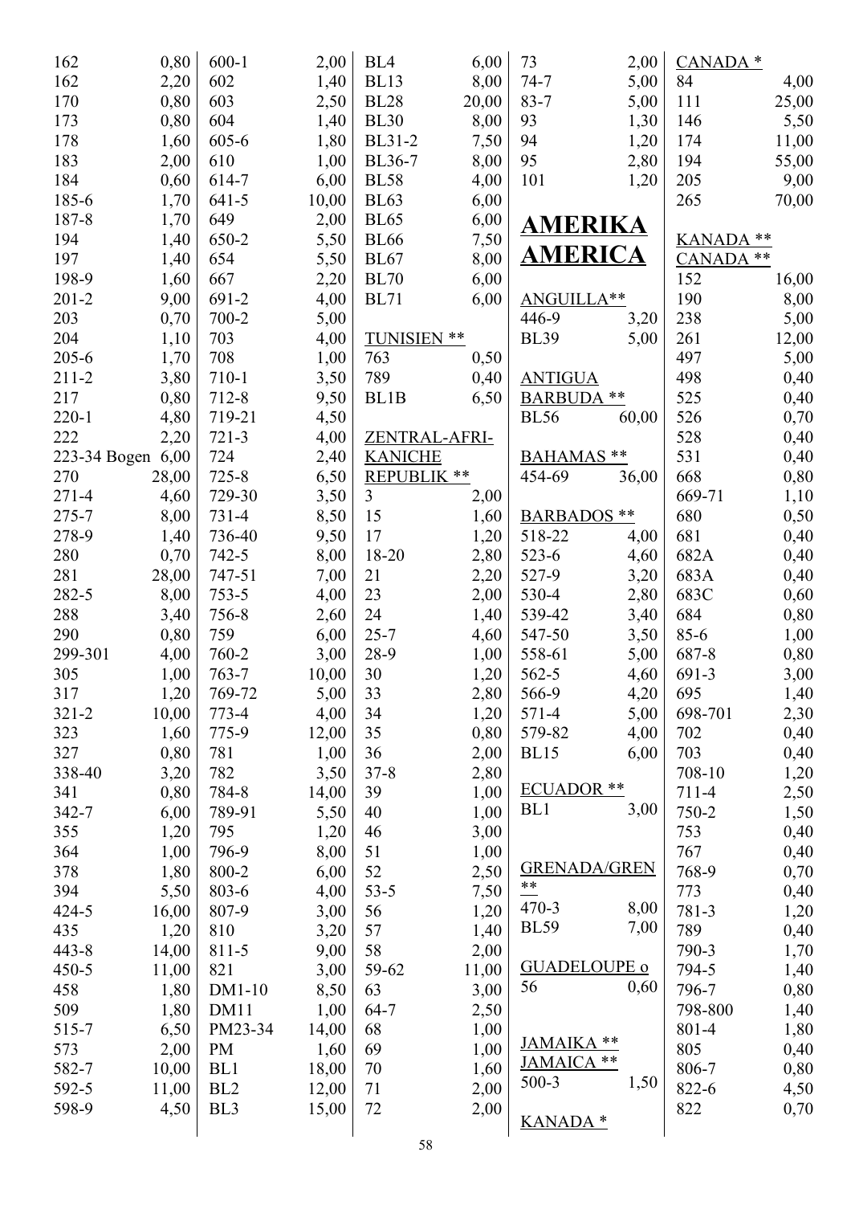| | |
|---|---|
| 162 | 0,80 |
| 162 | 2,20 |
| 170 | 0,80 |
| 173 | 0,80 |
| 178 | 1,60 |
| 183 | 2,00 |
| 184 | 0,60 |
| 185-6 | 1,70 |
| 187-8 | 1,70 |
| 194 | 1,40 |
| 197 | 1,40 |
| 198-9 | 1,60 |
| 201-2 | 9,00 |
| 203 | 0,70 |
| 204 | 1,10 |
| 205-6 | 1,70 |
| 211-2 | 3,80 |
| 217 | 0,80 |
| 220-1 | 4,80 |
| 222 | 2,20 |
| 223-34 Bogen | 6,00 |
| 270 | 28,00 |
| 271-4 | 4,60 |
| 275-7 | 8,00 |
| 278-9 | 1,40 |
| 280 | 0,70 |
| 281 | 28,00 |
| 282-5 | 8,00 |
| 288 | 3,40 |
| 290 | 0,80 |
| 299-301 | 4,00 |
| 305 | 1,00 |
| 317 | 1,20 |
| 321-2 | 10,00 |
| 323 | 1,60 |
| 327 | 0,80 |
| 338-40 | 3,20 |
| 341 | 0,80 |
| 342-7 | 6,00 |
| 355 | 1,20 |
| 364 | 1,00 |
| 378 | 1,80 |
| 394 | 5,50 |
| 424-5 | 16,00 |
| 435 | 1,20 |
| 443-8 | 14,00 |
| 450-5 | 11,00 |
| 458 | 1,80 |
| 509 | 1,80 |
| 515-7 | 6,50 |
| 573 | 2,00 |
| 582-7 | 10,00 |
| 592-5 | 11,00 |
| 598-9 | 4,50 |

| | |
|---|---|
| 600-1 | 2,00 |
| 602 | 1,40 |
| 603 | 2,50 |
| 604 | 1,40 |
| 605-6 | 1,80 |
| 610 | 1,00 |
| 614-7 | 6,00 |
| 641-5 | 10,00 |
| 649 | 2,00 |
| 650-2 | 5,50 |
| 654 | 5,50 |
| 667 | 2,20 |
| 691-2 | 4,00 |
| 700-2 | 5,00 |
| 703 | 4,00 |
| 708 | 1,00 |
| 710-1 | 3,50 |
| 712-8 | 9,50 |
| 719-21 | 4,50 |
| 721-3 | 4,00 |
| 724 | 2,40 |
| 725-8 | 6,50 |
| 729-30 | 3,50 |
| 731-4 | 8,50 |
| 736-40 | 9,50 |
| 742-5 | 8,00 |
| 747-51 | 7,00 |
| 753-5 | 4,00 |
| 756-8 | 2,60 |
| 759 | 6,00 |
| 760-2 | 3,00 |
| 763-7 | 10,00 |
| 769-72 | 5,00 |
| 773-4 | 4,00 |
| 775-9 | 12,00 |
| 781 | 1,00 |
| 782 | 3,50 |
| 784-8 | 14,00 |
| 789-91 | 5,50 |
| 795 | 1,20 |
| 796-9 | 8,00 |
| 800-2 | 6,00 |
| 803-6 | 4,00 |
| 807-9 | 3,00 |
| 810 | 3,20 |
| 811-5 | 9,00 |
| 821 | 3,00 |
| DM1-10 | 8,50 |
| DM11 | 1,00 |
| PM23-34 | 14,00 |
| PM | 1,60 |
| BL1 | 18,00 |
| BL2 | 12,00 |
| BL3 | 15,00 |

| | |
|---|---|
| BL4 | 6,00 |
| BL13 | 8,00 |
| BL28 | 20,00 |
| BL30 | 8,00 |
| BL31-2 | 7,50 |
| BL36-7 | 8,00 |
| BL58 | 4,00 |
| BL63 | 6,00 |
| BL65 | 6,00 |
| BL66 | 7,50 |
| BL67 | 8,00 |
| BL70 | 6,00 |
| BL71 | 6,00 |

TUNISIEN **

| | |
|---|---|
| 763 | 0,50 |
| 789 | 0,40 |
| BL1B | 6,50 |

ZENTRAL-AFRIKANICHE REPUBLIK **

| | |
|---|---|
| 3 | 2,00 |
| 15 | 1,60 |
| 17 | 1,20 |
| 18-20 | 2,80 |
| 21 | 2,20 |
| 23 | 2,00 |
| 24 | 1,40 |
| 25-7 | 4,60 |
| 28-9 | 1,00 |
| 30 | 1,20 |
| 33 | 2,80 |
| 34 | 1,20 |
| 35 | 0,80 |
| 36 | 2,00 |
| 37-8 | 2,80 |
| 39 | 1,00 |
| 40 | 1,00 |
| 46 | 3,00 |
| 51 | 1,00 |
| 52 | 2,50 |
| 53-5 | 7,50 |
| 56 | 1,20 |
| 57 | 1,40 |
| 58 | 2,00 |
| 59-62 | 11,00 |
| 63 | 3,00 |
| 64-7 | 2,50 |
| 68 | 1,00 |
| 69 | 1,00 |
| 70 | 1,60 |
| 71 | 2,00 |
| 72 | 2,00 |
| 73 | 2,00 |
| 74-7 | 5,00 |
| 83-7 | 5,00 |
| 93 | 1,30 |
| 94 | 1,20 |
| 95 | 2,80 |
| 101 | 1,20 |

# AMERIKA
# AMERICA

ANGUILLA**

| | |
|---|---|
| 446-9 | 3,20 |
| BL39 | 5,00 |

ANTIGUA BARBUDA **

| | |
|---|---|
| BL56 | 60,00 |

BAHAMAS **

| | |
|---|---|
| 454-69 | 36,00 |

BARBADOS **

| | |
|---|---|
| 518-22 | 4,00 |
| 523-6 | 4,60 |
| 527-9 | 3,20 |
| 530-4 | 2,80 |
| 539-42 | 3,40 |
| 547-50 | 3,50 |
| 558-61 | 5,00 |
| 562-5 | 4,60 |
| 566-9 | 4,20 |
| 571-4 | 5,00 |
| 579-82 | 4,00 |
| BL15 | 6,00 |

ECUADOR **

| | |
|---|---|
| BL1 | 3,00 |

GRENADA/GREN **

| | |
|---|---|
| 470-3 | 8,00 |
| BL59 | 7,00 |

GUADELOUPE o

| | |
|---|---|
| 56 | 0,60 |

JAMAIKA **
JAMAICA **

| | |
|---|---|
| 500-3 | 1,50 |

KANADA *
CANADA *

| | |
|---|---|
| 84 | 4,00 |
| 111 | 25,00 |
| 146 | 5,50 |
| 174 | 11,00 |
| 194 | 55,00 |
| 205 | 9,00 |
| 265 | 70,00 |

KANADA **
CANADA **

| | |
|---|---|
| 152 | 16,00 |
| 190 | 8,00 |
| 238 | 5,00 |
| 261 | 12,00 |
| 497 | 5,00 |
| 498 | 0,40 |
| 525 | 0,40 |
| 526 | 0,70 |
| 528 | 0,40 |
| 531 | 0,40 |
| 668 | 0,80 |
| 669-71 | 1,10 |
| 680 | 0,50 |
| 681 | 0,40 |
| 682A | 0,40 |
| 683A | 0,40 |
| 683C | 0,60 |
| 684 | 0,80 |
| 85-6 | 1,00 |
| 687-8 | 0,80 |
| 691-3 | 3,00 |
| 695 | 1,40 |
| 698-701 | 2,30 |
| 702 | 0,40 |
| 703 | 0,40 |
| 708-10 | 1,20 |
| 711-4 | 2,50 |
| 750-2 | 1,50 |
| 753 | 0,40 |
| 767 | 0,40 |
| 768-9 | 0,70 |
| 773 | 0,40 |
| 781-3 | 1,20 |
| 789 | 0,40 |
| 790-3 | 1,70 |
| 794-5 | 1,40 |
| 796-7 | 0,80 |
| 798-800 | 1,40 |
| 801-4 | 1,80 |
| 805 | 0,40 |
| 806-7 | 0,80 |
| 822-6 | 4,50 |
| 822 | 0,70 |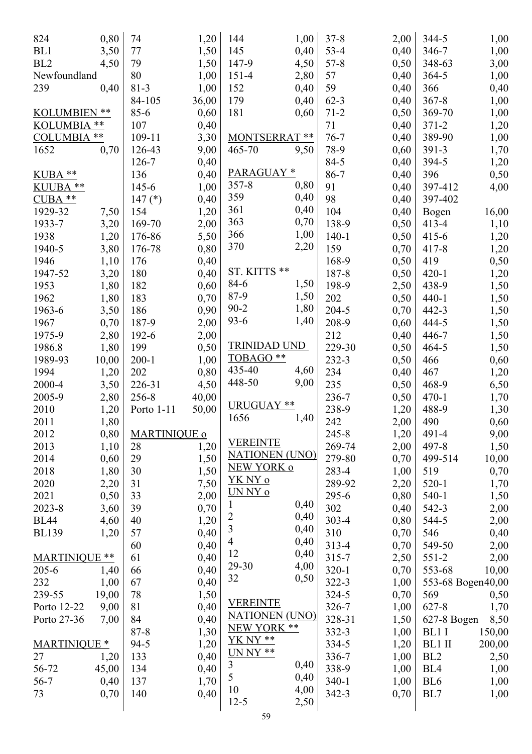| | |
|---|---|
| 824 | 0,80 |
| BL1 | 3,50 |
| BL2 | 4,50 |

Newfoundland

| | |
|---|---|
| 239 | 0,40 |

KOLUMBIEN **
KOLUMBIA **
COLUMBIA **

| | |
|---|---|
| 1652 | 0,70 |

KUBA **
KUUBA **
CUBA **

| | |
|---|---|
| 1929-32 | 7,50 |
| 1933-7 | 3,20 |
| 1938 | 1,20 |
| 1940-5 | 3,80 |
| 1946 | 1,10 |
| 1947-52 | 3,20 |
| 1953 | 1,80 |
| 1962 | 1,80 |
| 1963-6 | 3,50 |
| 1967 | 0,70 |
| 1975-9 | 2,80 |
| 1986.8 | 1,80 |
| 1989-93 | 10,00 |
| 1994 | 1,20 |
| 2000-4 | 3,50 |
| 2005-9 | 2,80 |
| 2010 | 1,20 |
| 2011 | 1,80 |
| 2012 | 0,80 |
| 2013 | 1,10 |
| 2014 | 0,60 |
| 2018 | 1,80 |
| 2020 | 2,20 |
| 2021 | 0,50 |
| 2023-8 | 3,60 |
| BL44 | 4,60 |
| BL139 | 1,20 |

MARTINIQUE **

| | |
|---|---|
| 205-6 | 1,40 |
| 232 | 1,00 |
| 239-55 | 19,00 |
| Porto 12-22 | 9,00 |
| Porto 27-36 | 7,00 |

MARTINIQUE *

| | |
|---|---|
| 27 | 1,20 |
| 56-72 | 45,00 |
| 56-7 | 0,40 |
| 73 | 0,70 |
| 74 | 1,20 |
| 77 | 1,50 |
| 79 | 1,50 |
| 80 | 1,00 |
| 81-3 | 1,00 |
| 84-105 | 36,00 |
| 85-6 | 0,60 |
| 107 | 0,40 |
| 109-11 | 3,30 |
| 126-43 | 9,00 |
| 126-7 | 0,40 |
| 136 | 0,40 |
| 145-6 | 1,00 |
| 147 (*) | 0,40 |
| 154 | 1,20 |
| 169-70 | 2,00 |
| 176-86 | 5,50 |
| 176-78 | 0,80 |
| 176 | 0,40 |
| 180 | 0,40 |
| 182 | 0,60 |
| 183 | 0,70 |
| 186 | 0,90 |
| 187-9 | 2,00 |
| 192-6 | 2,00 |
| 199 | 0,50 |
| 200-1 | 1,00 |
| 202 | 0,80 |
| 226-31 | 4,50 |
| 256-8 | 40,00 |
| Porto 1-11 | 50,00 |

MARTINIQUE o

| | |
|---|---|
| 28 | 1,20 |
| 29 | 1,50 |
| 30 | 1,50 |
| 31 | 7,50 |
| 33 | 2,00 |
| 39 | 0,70 |
| 40 | 1,20 |
| 57 | 0,40 |
| 60 | 0,40 |
| 61 | 0,40 |
| 66 | 0,40 |
| 67 | 0,40 |
| 78 | 1,50 |
| 81 | 0,40 |
| 84 | 0,40 |
| 87-8 | 1,30 |
| 94-5 | 1,20 |
| 133 | 0,40 |
| 134 | 0,40 |
| 137 | 1,70 |
| 140 | 0,40 |
| 144 | 1,00 |
| 145 | 0,40 |
| 147-9 | 4,50 |
| 151-4 | 2,80 |
| 152 | 0,40 |
| 179 | 0,40 |
| 181 | 0,60 |

MONTSERRAT **

| | |
|---|---|
| 465-70 | 9,50 |

PARAGUAY *

| | |
|---|---|
| 357-8 | 0,80 |
| 359 | 0,40 |
| 361 | 0,40 |
| 363 | 0,70 |
| 366 | 1,00 |
| 370 | 2,20 |

ST. KITTS **

| | |
|---|---|
| 84-6 | 1,50 |
| 87-9 | 1,50 |
| 90-2 | 1,80 |
| 93-6 | 1,40 |

TRINIDAD UND TOBAGO **

| | |
|---|---|
| 435-40 | 4,60 |
| 448-50 | 9,00 |

URUGUAY **

| | |
|---|---|
| 1656 | 1,40 |

VEREINTE NATIONEN (UNO) NEW YORK o
YK NY o
UN NY o

| | |
|---|---|
| 1 | 0,40 |
| 2 | 0,40 |
| 3 | 0,40 |
| 4 | 0,40 |
| 12 | 0,40 |
| 29-30 | 4,00 |
| 32 | 0,50 |

VEREINTE NATIONEN (UNO) NEW YORK **
YK NY **
UN NY **

| | |
|---|---|
| 3 | 0,40 |
| 5 | 0,40 |
| 10 | 4,00 |
| 12-5 | 2,50 |
| 37-8 | 2,00 |
| 53-4 | 0,40 |
| 57-8 | 0,50 |
| 57 | 0,40 |
| 59 | 0,40 |
| 62-3 | 0,40 |
| 71-2 | 0,50 |
| 71 | 0,40 |
| 76-7 | 0,40 |
| 78-9 | 0,60 |
| 84-5 | 0,40 |
| 86-7 | 0,40 |
| 91 | 0,40 |
| 98 | 0,40 |
| 104 | 0,40 |
| 138-9 | 0,50 |
| 140-1 | 0,50 |
| 159 | 0,70 |
| 168-9 | 0,50 |
| 187-8 | 0,50 |
| 198-9 | 2,50 |
| 202 | 0,50 |
| 204-5 | 0,70 |
| 208-9 | 0,60 |
| 212 | 0,40 |
| 229-30 | 0,50 |
| 232-3 | 0,50 |
| 234 | 0,40 |
| 235 | 0,50 |
| 236-7 | 0,50 |
| 238-9 | 1,20 |
| 242 | 2,00 |
| 245-8 | 1,20 |
| 269-74 | 2,00 |
| 279-80 | 0,70 |
| 283-4 | 1,00 |
| 289-92 | 2,20 |
| 295-6 | 0,80 |
| 302 | 0,40 |
| 303-4 | 0,80 |
| 310 | 0,70 |
| 313-4 | 0,70 |
| 315-7 | 2,50 |
| 320-1 | 0,70 |
| 322-3 | 1,00 |
| 324-5 | 0,70 |
| 326-7 | 1,00 |
| 328-31 | 1,50 |
| 332-3 | 1,00 |
| 334-5 | 1,20 |
| 336-7 | 1,00 |
| 338-9 | 1,00 |
| 340-1 | 1,00 |
| 342-3 | 0,70 |
| 344-5 | 1,00 |
| 346-7 | 1,00 |
| 348-63 | 3,00 |
| 364-5 | 1,00 |
| 366 | 0,40 |
| 367-8 | 1,00 |
| 369-70 | 1,00 |
| 371-2 | 1,20 |
| 389-90 | 1,00 |
| 391-3 | 1,70 |
| 394-5 | 1,20 |
| 396 | 0,50 |
| 397-412 | 4,00 |
| 397-402 Bogen | 16,00 |
| 413-4 | 1,10 |
| 415-6 | 1,20 |
| 417-8 | 1,20 |
| 419 | 0,50 |
| 420-1 | 1,20 |
| 438-9 | 1,50 |
| 440-1 | 1,50 |
| 442-3 | 1,50 |
| 444-5 | 1,50 |
| 446-7 | 1,50 |
| 464-5 | 1,50 |
| 466 | 0,60 |
| 467 | 1,20 |
| 468-9 | 6,50 |
| 470-1 | 1,70 |
| 488-9 | 1,30 |
| 490 | 0,60 |
| 491-4 | 9,00 |
| 497-8 | 1,50 |
| 499-514 | 10,00 |
| 519 | 0,70 |
| 520-1 | 1,70 |
| 540-1 | 1,50 |
| 542-3 | 2,00 |
| 544-5 | 2,00 |
| 546 | 0,40 |
| 549-50 | 2,00 |
| 551-2 | 2,00 |
| 553-68 | 10,00 |
| 553-68 Bogen | 40,00 |
| 569 | 0,50 |
| 627-8 | 1,70 |
| 627-8 Bogen | 8,50 |
| BL1 I | 150,00 |
| BL1 II | 200,00 |
| BL2 | 2,50 |
| BL4 | 1,00 |
| BL6 | 1,00 |
| BL7 | 1,00 |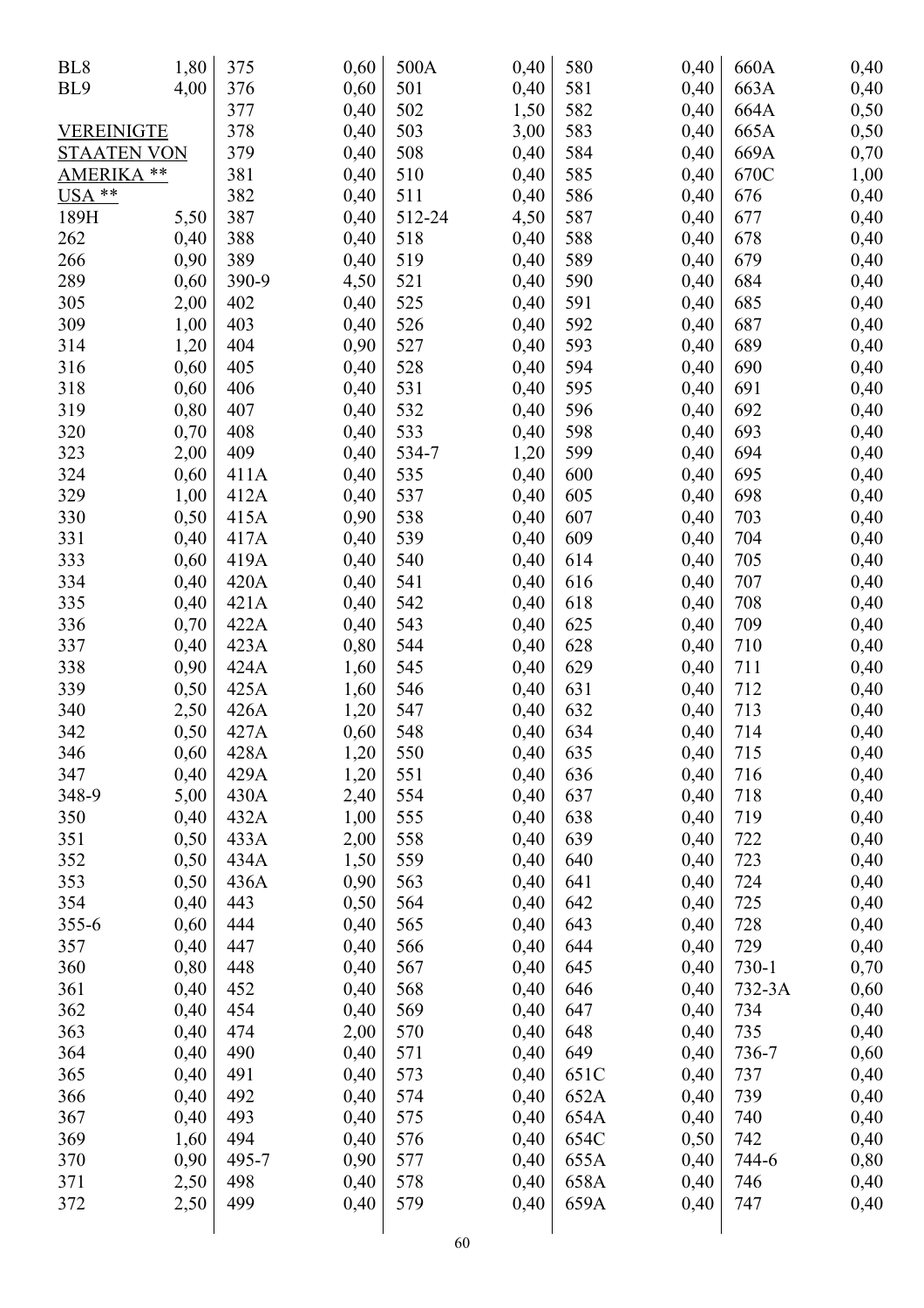BL8 1,80
BL9 4,00

<u>VEREINIGTE STAATEN VON AMERIKA **</u>
<u>USA **</u>

| Nr. | Preis |
|---|---|
| 189H | 5,50 |
| 262 | 0,40 |
| 266 | 0,90 |
| 289 | 0,60 |
| 305 | 2,00 |
| 309 | 1,00 |
| 314 | 1,20 |
| 316 | 0,60 |
| 318 | 0,60 |
| 319 | 0,80 |
| 320 | 0,70 |
| 323 | 2,00 |
| 324 | 0,60 |
| 329 | 1,00 |
| 330 | 0,50 |
| 331 | 0,40 |
| 333 | 0,60 |
| 334 | 0,40 |
| 335 | 0,40 |
| 336 | 0,70 |
| 337 | 0,40 |
| 338 | 0,90 |
| 339 | 0,50 |
| 340 | 2,50 |
| 342 | 0,50 |
| 346 | 0,60 |
| 347 | 0,40 |
| 348-9 | 5,00 |
| 350 | 0,40 |
| 351 | 0,50 |
| 352 | 0,50 |
| 353 | 0,50 |
| 354 | 0,40 |
| 355-6 | 0,60 |
| 357 | 0,40 |
| 360 | 0,80 |
| 361 | 0,40 |
| 362 | 0,40 |
| 363 | 0,40 |
| 364 | 0,40 |
| 365 | 0,40 |
| 366 | 0,40 |
| 367 | 0,40 |
| 369 | 1,60 |
| 370 | 0,90 |
| 371 | 2,50 |
| 372 | 2,50 |
| 375 | 0,60 |
| 376 | 0,60 |
| 377 | 0,40 |
| 378 | 0,40 |
| 379 | 0,40 |
| 381 | 0,40 |
| 382 | 0,40 |
| 387 | 0,40 |
| 388 | 0,40 |
| 389 | 0,40 |
| 390-9 | 4,50 |
| 402 | 0,40 |
| 403 | 0,40 |
| 404 | 0,90 |
| 405 | 0,40 |
| 406 | 0,40 |
| 407 | 0,40 |
| 408 | 0,40 |
| 409 | 0,40 |
| 411A | 0,40 |
| 412A | 0,40 |
| 415A | 0,90 |
| 417A | 0,40 |
| 419A | 0,40 |
| 420A | 0,40 |
| 421A | 0,40 |
| 422A | 0,40 |
| 423A | 0,80 |
| 424A | 1,60 |
| 425A | 1,60 |
| 426A | 1,20 |
| 427A | 0,60 |
| 428A | 1,20 |
| 429A | 1,20 |
| 430A | 2,40 |
| 432A | 1,00 |
| 433A | 2,00 |
| 434A | 1,50 |
| 436A | 0,90 |
| 443 | 0,50 |
| 444 | 0,40 |
| 447 | 0,40 |
| 448 | 0,40 |
| 452 | 0,40 |
| 454 | 0,40 |
| 474 | 2,00 |
| 490 | 0,40 |
| 491 | 0,40 |
| 492 | 0,40 |
| 493 | 0,40 |
| 494 | 0,40 |
| 495-7 | 0,90 |
| 498 | 0,40 |
| 499 | 0,40 |
| 500A | 0,40 |
| 501 | 0,40 |
| 502 | 1,50 |
| 503 | 3,00 |
| 508 | 0,40 |
| 510 | 0,40 |
| 511 | 0,40 |
| 512-24 | 4,50 |
| 518 | 0,40 |
| 519 | 0,40 |
| 521 | 0,40 |
| 525 | 0,40 |
| 526 | 0,40 |
| 527 | 0,40 |
| 528 | 0,40 |
| 531 | 0,40 |
| 532 | 0,40 |
| 533 | 0,40 |
| 534-7 | 1,20 |
| 535 | 0,40 |
| 537 | 0,40 |
| 538 | 0,40 |
| 539 | 0,40 |
| 540 | 0,40 |
| 541 | 0,40 |
| 542 | 0,40 |
| 543 | 0,40 |
| 544 | 0,40 |
| 545 | 0,40 |
| 546 | 0,40 |
| 547 | 0,40 |
| 548 | 0,40 |
| 550 | 0,40 |
| 551 | 0,40 |
| 554 | 0,40 |
| 555 | 0,40 |
| 558 | 0,40 |
| 559 | 0,40 |
| 563 | 0,40 |
| 564 | 0,40 |
| 565 | 0,40 |
| 566 | 0,40 |
| 567 | 0,40 |
| 568 | 0,40 |
| 569 | 0,40 |
| 570 | 0,40 |
| 571 | 0,40 |
| 573 | 0,40 |
| 574 | 0,40 |
| 575 | 0,40 |
| 576 | 0,40 |
| 577 | 0,40 |
| 578 | 0,40 |
| 579 | 0,40 |
| 580 | 0,40 |
| 581 | 0,40 |
| 582 | 0,40 |
| 583 | 0,40 |
| 584 | 0,40 |
| 585 | 0,40 |
| 586 | 0,40 |
| 587 | 0,40 |
| 588 | 0,40 |
| 589 | 0,40 |
| 590 | 0,40 |
| 591 | 0,40 |
| 592 | 0,40 |
| 593 | 0,40 |
| 594 | 0,40 |
| 595 | 0,40 |
| 596 | 0,40 |
| 598 | 0,40 |
| 599 | 0,40 |
| 600 | 0,40 |
| 605 | 0,40 |
| 607 | 0,40 |
| 609 | 0,40 |
| 614 | 0,40 |
| 616 | 0,40 |
| 618 | 0,40 |
| 625 | 0,40 |
| 628 | 0,40 |
| 629 | 0,40 |
| 631 | 0,40 |
| 632 | 0,40 |
| 634 | 0,40 |
| 635 | 0,40 |
| 636 | 0,40 |
| 637 | 0,40 |
| 638 | 0,40 |
| 639 | 0,40 |
| 640 | 0,40 |
| 641 | 0,40 |
| 642 | 0,40 |
| 643 | 0,40 |
| 644 | 0,40 |
| 645 | 0,40 |
| 646 | 0,40 |
| 647 | 0,40 |
| 648 | 0,40 |
| 649 | 0,40 |
| 651C | 0,40 |
| 652A | 0,40 |
| 654A | 0,40 |
| 654C | 0,50 |
| 655A | 0,40 |
| 658A | 0,40 |
| 659A | 0,40 |
| 660A | 0,40 |
| 663A | 0,40 |
| 664A | 0,50 |
| 665A | 0,50 |
| 669A | 0,70 |
| 670C | 1,00 |
| 676 | 0,40 |
| 677 | 0,40 |
| 678 | 0,40 |
| 679 | 0,40 |
| 684 | 0,40 |
| 685 | 0,40 |
| 687 | 0,40 |
| 689 | 0,40 |
| 690 | 0,40 |
| 691 | 0,40 |
| 692 | 0,40 |
| 693 | 0,40 |
| 694 | 0,40 |
| 695 | 0,40 |
| 698 | 0,40 |
| 703 | 0,40 |
| 704 | 0,40 |
| 705 | 0,40 |
| 707 | 0,40 |
| 708 | 0,40 |
| 709 | 0,40 |
| 710 | 0,40 |
| 711 | 0,40 |
| 712 | 0,40 |
| 713 | 0,40 |
| 714 | 0,40 |
| 715 | 0,40 |
| 716 | 0,40 |
| 718 | 0,40 |
| 719 | 0,40 |
| 722 | 0,40 |
| 723 | 0,40 |
| 724 | 0,40 |
| 725 | 0,40 |
| 728 | 0,40 |
| 729 | 0,40 |
| 730-1 | 0,70 |
| 732-3A | 0,60 |
| 734 | 0,40 |
| 735 | 0,40 |
| 736-7 | 0,60 |
| 737 | 0,40 |
| 739 | 0,40 |
| 740 | 0,40 |
| 742 | 0,40 |
| 744-6 | 0,80 |
| 746 | 0,40 |
| 747 | 0,40 |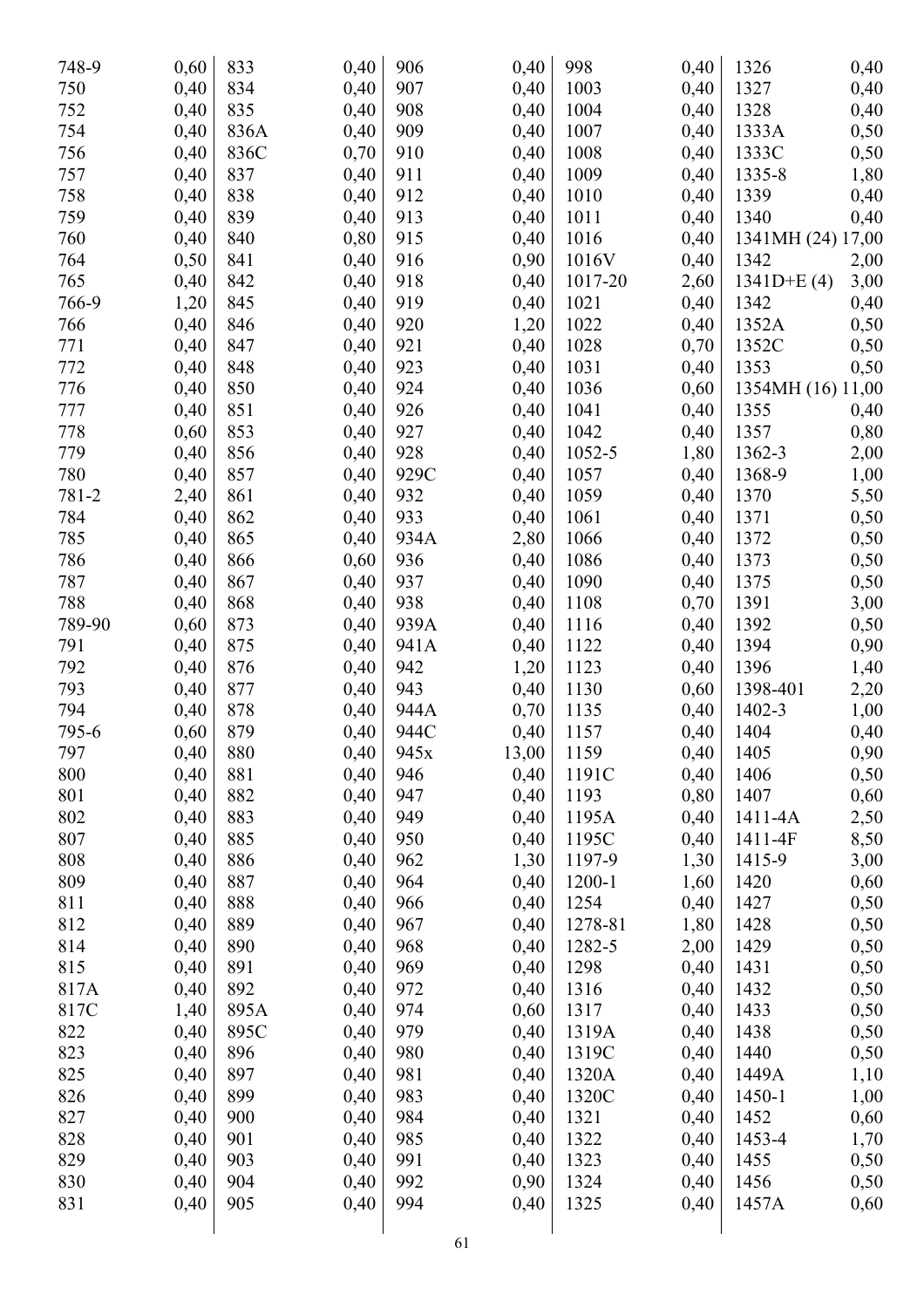| | | | | | | | | | |
|---|---|---|---|---|---|---|---|---|---|
| 748-9 | 0,60 | 833 | 0,40 | 906 | 0,40 | 998 | 0,40 | 1326 | 0,40 |
| 750 | 0,40 | 834 | 0,40 | 907 | 0,40 | 1003 | 0,40 | 1327 | 0,40 |
| 752 | 0,40 | 835 | 0,40 | 908 | 0,40 | 1004 | 0,40 | 1328 | 0,40 |
| 754 | 0,40 | 836A | 0,40 | 909 | 0,40 | 1007 | 0,40 | 1333A | 0,50 |
| 756 | 0,40 | 836C | 0,70 | 910 | 0,40 | 1008 | 0,40 | 1333C | 0,50 |
| 757 | 0,40 | 837 | 0,40 | 911 | 0,40 | 1009 | 0,40 | 1335-8 | 1,80 |
| 758 | 0,40 | 838 | 0,40 | 912 | 0,40 | 1010 | 0,40 | 1339 | 0,40 |
| 759 | 0,40 | 839 | 0,40 | 913 | 0,40 | 1011 | 0,40 | 1340 | 0,40 |
| 760 | 0,40 | 840 | 0,80 | 915 | 0,40 | 1016 | 0,40 | 1341MH (24) | 17,00 |
| 764 | 0,50 | 841 | 0,40 | 916 | 0,90 | 1016V | 0,40 | 1342 | 2,00 |
| 765 | 0,40 | 842 | 0,40 | 918 | 0,40 | 1017-20 | 2,60 | 1341D+E (4) | 3,00 |
| 766-9 | 1,20 | 845 | 0,40 | 919 | 0,40 | 1021 | 0,40 | 1342 | 0,40 |
| 766 | 0,40 | 846 | 0,40 | 920 | 1,20 | 1022 | 0,40 | 1352A | 0,50 |
| 771 | 0,40 | 847 | 0,40 | 921 | 0,40 | 1028 | 0,70 | 1352C | 0,50 |
| 772 | 0,40 | 848 | 0,40 | 923 | 0,40 | 1031 | 0,40 | 1353 | 0,50 |
| 776 | 0,40 | 850 | 0,40 | 924 | 0,40 | 1036 | 0,60 | 1354MH (16) | 11,00 |
| 777 | 0,40 | 851 | 0,40 | 926 | 0,40 | 1041 | 0,40 | 1355 | 0,40 |
| 778 | 0,60 | 853 | 0,40 | 927 | 0,40 | 1042 | 0,40 | 1357 | 0,80 |
| 779 | 0,40 | 856 | 0,40 | 928 | 0,40 | 1052-5 | 1,80 | 1362-3 | 2,00 |
| 780 | 0,40 | 857 | 0,40 | 929C | 0,40 | 1057 | 0,40 | 1368-9 | 1,00 |
| 781-2 | 2,40 | 861 | 0,40 | 932 | 0,40 | 1059 | 0,40 | 1370 | 5,50 |
| 784 | 0,40 | 862 | 0,40 | 933 | 0,40 | 1061 | 0,40 | 1371 | 0,50 |
| 785 | 0,40 | 865 | 0,40 | 934A | 2,80 | 1066 | 0,40 | 1372 | 0,50 |
| 786 | 0,40 | 866 | 0,60 | 936 | 0,40 | 1086 | 0,40 | 1373 | 0,50 |
| 787 | 0,40 | 867 | 0,40 | 937 | 0,40 | 1090 | 0,40 | 1375 | 0,50 |
| 788 | 0,40 | 868 | 0,40 | 938 | 0,40 | 1108 | 0,70 | 1391 | 3,00 |
| 789-90 | 0,60 | 873 | 0,40 | 939A | 0,40 | 1116 | 0,40 | 1392 | 0,50 |
| 791 | 0,40 | 875 | 0,40 | 941A | 0,40 | 1122 | 0,40 | 1394 | 0,90 |
| 792 | 0,40 | 876 | 0,40 | 942 | 1,20 | 1123 | 0,40 | 1396 | 1,40 |
| 793 | 0,40 | 877 | 0,40 | 943 | 0,40 | 1130 | 0,60 | 1398-401 | 2,20 |
| 794 | 0,40 | 878 | 0,40 | 944A | 0,70 | 1135 | 0,40 | 1402-3 | 1,00 |
| 795-6 | 0,60 | 879 | 0,40 | 944C | 0,40 | 1157 | 0,40 | 1404 | 0,40 |
| 797 | 0,40 | 880 | 0,40 | 945x | 13,00 | 1159 | 0,40 | 1405 | 0,90 |
| 800 | 0,40 | 881 | 0,40 | 946 | 0,40 | 1191C | 0,40 | 1406 | 0,50 |
| 801 | 0,40 | 882 | 0,40 | 947 | 0,40 | 1193 | 0,80 | 1407 | 0,60 |
| 802 | 0,40 | 883 | 0,40 | 949 | 0,40 | 1195A | 0,40 | 1411-4A | 2,50 |
| 807 | 0,40 | 885 | 0,40 | 950 | 0,40 | 1195C | 0,40 | 1411-4F | 8,50 |
| 808 | 0,40 | 886 | 0,40 | 962 | 1,30 | 1197-9 | 1,30 | 1415-9 | 3,00 |
| 809 | 0,40 | 887 | 0,40 | 964 | 0,40 | 1200-1 | 1,60 | 1420 | 0,60 |
| 811 | 0,40 | 888 | 0,40 | 966 | 0,40 | 1254 | 0,40 | 1427 | 0,50 |
| 812 | 0,40 | 889 | 0,40 | 967 | 0,40 | 1278-81 | 1,80 | 1428 | 0,50 |
| 814 | 0,40 | 890 | 0,40 | 968 | 0,40 | 1282-5 | 2,00 | 1429 | 0,50 |
| 815 | 0,40 | 891 | 0,40 | 969 | 0,40 | 1298 | 0,40 | 1431 | 0,50 |
| 817A | 0,40 | 892 | 0,40 | 972 | 0,40 | 1316 | 0,40 | 1432 | 0,50 |
| 817C | 1,40 | 895A | 0,40 | 974 | 0,60 | 1317 | 0,40 | 1433 | 0,50 |
| 822 | 0,40 | 895C | 0,40 | 979 | 0,40 | 1319A | 0,40 | 1438 | 0,50 |
| 823 | 0,40 | 896 | 0,40 | 980 | 0,40 | 1319C | 0,40 | 1440 | 0,50 |
| 825 | 0,40 | 897 | 0,40 | 981 | 0,40 | 1320A | 0,40 | 1449A | 1,10 |
| 826 | 0,40 | 899 | 0,40 | 983 | 0,40 | 1320C | 0,40 | 1450-1 | 1,00 |
| 827 | 0,40 | 900 | 0,40 | 984 | 0,40 | 1321 | 0,40 | 1452 | 0,60 |
| 828 | 0,40 | 901 | 0,40 | 985 | 0,40 | 1322 | 0,40 | 1453-4 | 1,70 |
| 829 | 0,40 | 903 | 0,40 | 991 | 0,40 | 1323 | 0,40 | 1455 | 0,50 |
| 830 | 0,40 | 904 | 0,40 | 992 | 0,90 | 1324 | 0,40 | 1456 | 0,50 |
| 831 | 0,40 | 905 | 0,40 | 994 | 0,40 | 1325 | 0,40 | 1457A | 0,60 |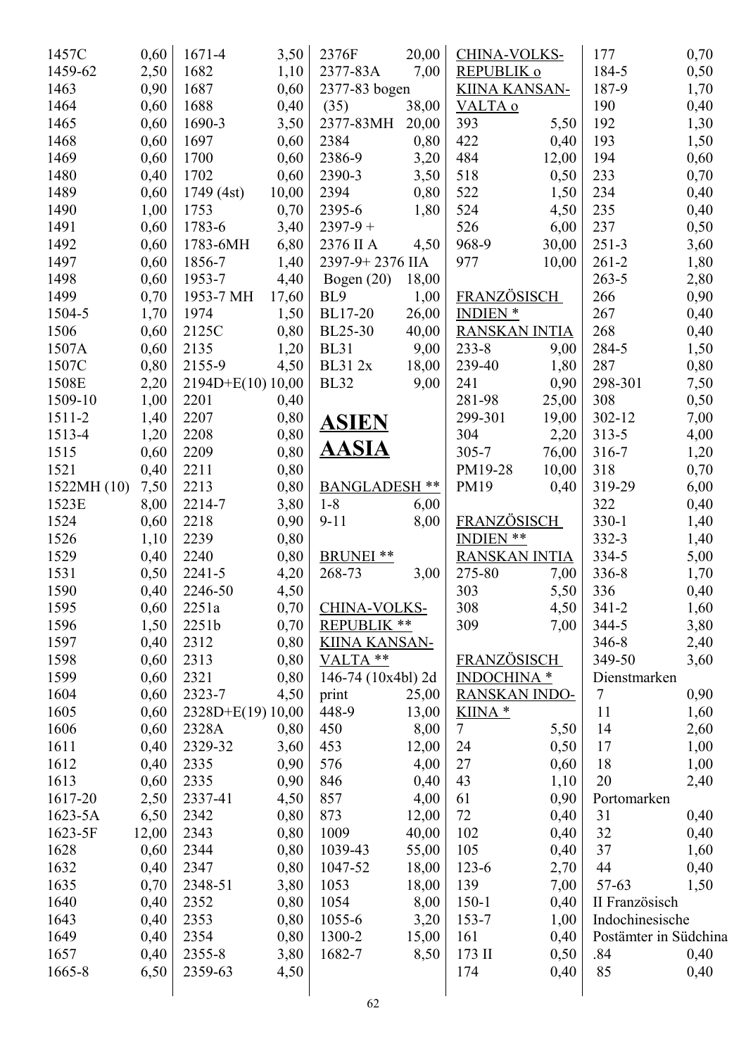| | |
|---|---|
| 1457C | 0,60 |
| 1459-62 | 2,50 |
| 1463 | 0,90 |
| 1464 | 0,60 |
| 1465 | 0,60 |
| 1468 | 0,60 |
| 1469 | 0,60 |
| 1480 | 0,40 |
| 1489 | 0,60 |
| 1490 | 1,00 |
| 1491 | 0,60 |
| 1492 | 0,60 |
| 1497 | 0,60 |
| 1498 | 0,60 |
| 1499 | 0,70 |
| 1504-5 | 1,70 |
| 1506 | 0,60 |
| 1507A | 0,60 |
| 1507C | 0,80 |
| 1508E | 2,20 |
| 1509-10 | 1,00 |
| 1511-2 | 1,40 |
| 1513-4 | 1,20 |
| 1515 | 0,60 |
| 1521 | 0,40 |
| 1522MH (10) | 7,50 |
| 1523E | 8,00 |
| 1524 | 0,60 |
| 1526 | 1,10 |
| 1529 | 0,40 |
| 1531 | 0,50 |
| 1590 | 0,40 |
| 1595 | 0,60 |
| 1596 | 1,50 |
| 1597 | 0,40 |
| 1598 | 0,60 |
| 1599 | 0,60 |
| 1604 | 0,60 |
| 1605 | 0,60 |
| 1606 | 0,60 |
| 1611 | 0,40 |
| 1612 | 0,40 |
| 1613 | 0,60 |
| 1617-20 | 2,50 |
| 1623-5A | 6,50 |
| 1623-5F | 12,00 |
| 1628 | 0,60 |
| 1632 | 0,40 |
| 1635 | 0,70 |
| 1640 | 0,40 |
| 1643 | 0,40 |
| 1649 | 0,40 |
| 1657 | 0,40 |
| 1665-8 | 6,50 |

| | |
|---|---|
| 1671-4 | 3,50 |
| 1682 | 1,10 |
| 1687 | 0,60 |
| 1688 | 0,40 |
| 1690-3 | 3,50 |
| 1697 | 0,60 |
| 1700 | 0,60 |
| 1702 | 0,60 |
| 1749 (4st) | 10,00 |
| 1753 | 0,70 |
| 1783-6 | 3,40 |
| 1783-6MH | 6,80 |
| 1856-7 | 1,40 |
| 1953-7 | 4,40 |
| 1953-7 MH | 17,60 |
| 1974 | 1,50 |
| 2125C | 0,80 |
| 2135 | 1,20 |
| 2155-9 | 4,50 |
| 2194D+E(10) | 10,00 |
| 2201 | 0,40 |
| 2207 | 0,80 |
| 2208 | 0,80 |
| 2209 | 0,80 |
| 2211 | 0,80 |
| 2213 | 0,80 |
| 2214-7 | 3,80 |
| 2218 | 0,90 |
| 2239 | 0,80 |
| 2240 | 0,80 |
| 2241-5 | 4,20 |
| 2246-50 | 4,50 |
| 2251a | 0,70 |
| 2251b | 0,70 |
| 2312 | 0,80 |
| 2313 | 0,80 |
| 2321 | 0,80 |
| 2323-7 | 4,50 |
| 2328D+E(19) | 10,00 |
| 2328A | 0,80 |
| 2329-32 | 3,60 |
| 2335 | 0,90 |
| 2335 | 0,90 |
| 2337-41 | 4,50 |
| 2342 | 0,80 |
| 2343 | 0,80 |
| 2344 | 0,80 |
| 2347 | 0,80 |
| 2348-51 | 3,80 |
| 2352 | 0,80 |
| 2353 | 0,80 |
| 2354 | 0,80 |
| 2355-8 | 3,80 |
| 2359-63 | 4,50 |

| | |
|---|---|
| 2376F | 20,00 |
| 2377-83A | 7,00 |
| 2377-83 bogen (35) | 38,00 |
| 2377-83MH | 20,00 |
| 2384 | 0,80 |
| 2386-9 | 3,20 |
| 2390-3 | 3,50 |
| 2394 | 0,80 |
| 2395-6 | 1,80 |
| 2397-9 + 2376 II A | 4,50 |
| 2397-9+ 2376 IIA Bogen (20) | 18,00 |
| BL9 | 1,00 |
| BL17-20 | 26,00 |
| BL25-30 | 40,00 |
| BL31 | 9,00 |
| BL31 2x | 18,00 |
| BL32 | 9,00 |

# ASIEN
# AASIA

**BANGLADESH \*\***

| | |
|---|---|
| 1-8 | 6,00 |
| 9-11 | 8,00 |

**BRUNEI \*\***

| | |
|---|---|
| 268-73 | 3,00 |

**CHINA-VOLKS-REPUBLIK \*\* KIINA KANSAN-VALTA \*\***

| | |
|---|---|
| 146-74 (10x4bl) 2d print | 25,00 |
| 448-9 | 13,00 |
| 450 | 8,00 |
| 453 | 12,00 |
| 576 | 4,00 |
| 846 | 0,40 |
| 857 | 4,00 |
| 873 | 12,00 |
| 1009 | 40,00 |
| 1039-43 | 55,00 |
| 1047-52 | 18,00 |
| 1053 | 18,00 |
| 1054 | 8,00 |
| 1055-6 | 3,20 |
| 1300-2 | 15,00 |
| 1682-7 | 8,50 |

**CHINA-VOLKS-REPUBLIK o KIINA KANSAN-VALTA o**

| | |
|---|---|
| 393 | 5,50 |
| 422 | 0,40 |
| 484 | 12,00 |
| 518 | 0,50 |
| 522 | 1,50 |
| 524 | 4,50 |
| 526 | 6,00 |
| 968-9 | 30,00 |
| 977 | 10,00 |

**FRANZÖSISCH INDIEN \* RANSKAN INTIA**

| | |
|---|---|
| 233-8 | 9,00 |
| 239-40 | 1,80 |
| 241 | 0,90 |
| 281-98 | 25,00 |
| 299-301 | 19,00 |
| 304 | 2,20 |
| 305-7 | 76,00 |
| PM19-28 | 10,00 |
| PM19 | 0,40 |

**FRANZÖSISCH INDIEN \*\* RANSKAN INTIA**

| | |
|---|---|
| 275-80 | 7,00 |
| 303 | 5,50 |
| 308 | 4,50 |
| 309 | 7,00 |

**FRANZÖSISCH INDOCHINA \* RANSKAN INDO-KIINA \***

| | |
|---|---|
| 7 | 5,50 |
| 24 | 0,50 |
| 27 | 0,60 |
| 43 | 1,10 |
| 61 | 0,90 |
| 72 | 0,40 |
| 102 | 0,40 |
| 105 | 0,40 |
| 123-6 | 2,70 |
| 139 | 7,00 |
| 150-1 | 0,40 |
| 153-7 | 1,00 |
| 161 | 0,40 |
| 173 II | 0,50 |
| 174 | 0,40 |
| 177 | 0,70 |
| 184-5 | 0,50 |
| 187-9 | 1,70 |
| 190 | 0,40 |
| 192 | 1,30 |
| 193 | 1,50 |
| 194 | 0,60 |
| 233 | 0,70 |
| 234 | 0,40 |
| 235 | 0,40 |
| 237 | 0,50 |
| 251-3 | 3,60 |
| 261-2 | 1,80 |
| 263-5 | 2,80 |
| 266 | 0,90 |
| 267 | 0,40 |
| 268 | 0,40 |
| 284-5 | 1,50 |
| 287 | 0,80 |
| 298-301 | 7,50 |
| 308 | 0,50 |
| 302-12 | 7,00 |
| 313-5 | 4,00 |
| 316-7 | 1,20 |
| 318 | 0,70 |
| 319-29 | 6,00 |
| 322 | 0,40 |
| 330-1 | 1,40 |
| 332-3 | 1,40 |
| 334-5 | 5,00 |
| 336-8 | 1,70 |
| 336 | 0,40 |
| 341-2 | 1,60 |
| 344-5 | 3,80 |
| 346-8 | 2,40 |
| 349-50 | 3,60 |

Dienstmarken

| | |
|---|---|
| 7 | 0,90 |
| 11 | 1,60 |
| 14 | 2,60 |
| 17 | 1,00 |
| 18 | 1,00 |
| 20 | 2,40 |

Portomarken

| | |
|---|---|
| 31 | 0,40 |
| 32 | 0,40 |
| 37 | 1,60 |
| 44 | 0,40 |
| 57-63 | 1,50 |

II Französisch Indochinesische Postämter in Südchina

| | |
|---|---|
| .84 | 0,40 |
| 85 | 0,40 |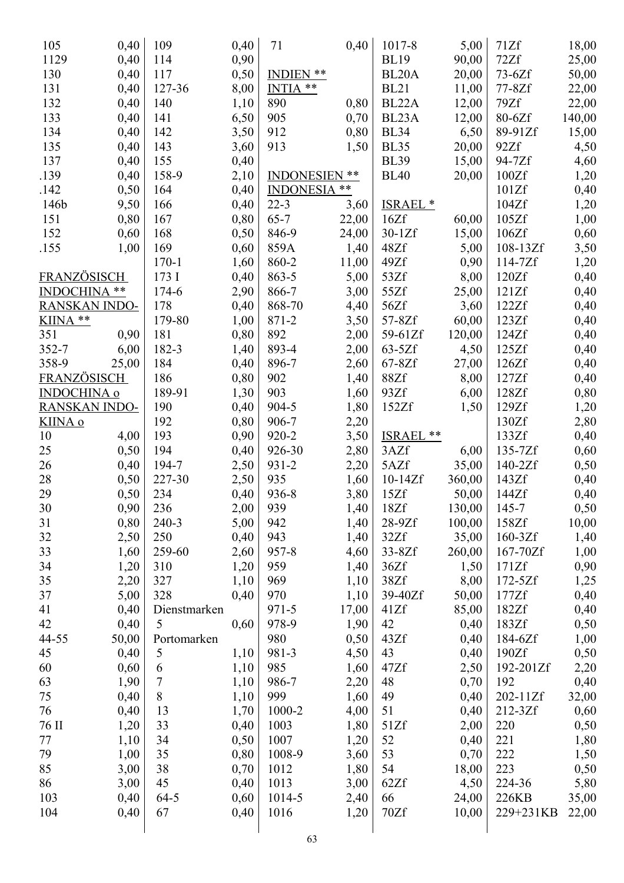| | |
|---|---|
| 105 | 0,40 |
| 1129 | 0,40 |
| 130 | 0,40 |
| 131 | 0,40 |
| 132 | 0,40 |
| 133 | 0,40 |
| 134 | 0,40 |
| 135 | 0,40 |
| 137 | 0,40 |
| .139 | 0,40 |
| .142 | 0,50 |
| 146b | 9,50 |
| 151 | 0,80 |
| 152 | 0,60 |
| .155 | 1,00 |

**FRANZÖSISCH INDOCHINA ** RANSKAN INDO-KIINA ****

| | |
|---|---|
| 351 | 0,90 |
| 352-7 | 6,00 |
| 358-9 | 25,00 |

**FRANZÖSISCH INDOCHINA o RANSKAN INDO-KIINA o**

| | |
|---|---|
| 10 | 4,00 |
| 25 | 0,50 |
| 26 | 0,40 |
| 28 | 0,50 |
| 29 | 0,50 |
| 30 | 0,90 |
| 31 | 0,80 |
| 32 | 2,50 |
| 33 | 1,60 |
| 34 | 1,20 |
| 35 | 2,20 |
| 37 | 5,00 |
| 41 | 0,40 |
| 42 | 0,40 |
| 44-55 | 50,00 |
| 45 | 0,40 |
| 60 | 0,60 |
| 63 | 1,90 |
| 75 | 0,40 |
| 76 | 0,40 |
| 76 II | 1,20 |
| 77 | 1,10 |
| 79 | 1,00 |
| 85 | 3,00 |
| 86 | 3,00 |
| 103 | 0,40 |
| 104 | 0,40 |
| 109 | 0,40 |
| 114 | 0,90 |
| 117 | 0,50 |
| 127-36 | 8,00 |
| 140 | 1,10 |
| 141 | 6,50 |
| 142 | 3,50 |
| 143 | 3,60 |
| 155 | 0,40 |
| 158-9 | 2,10 |
| 164 | 0,40 |
| 166 | 0,40 |
| 167 | 0,80 |
| 168 | 0,50 |
| 169 | 0,60 |
| 170-1 | 1,60 |
| 173 I | 0,40 |
| 174-6 | 2,90 |
| 178 | 0,40 |
| 179-80 | 1,00 |
| 181 | 0,80 |
| 182-3 | 1,40 |
| 184 | 0,40 |
| 186 | 0,80 |
| 189-91 | 1,30 |
| 190 | 0,40 |
| 192 | 0,80 |
| 193 | 0,90 |
| 194 | 0,40 |
| 194-7 | 2,50 |
| 227-30 | 2,50 |
| 234 | 0,40 |
| 236 | 2,00 |
| 240-3 | 5,00 |
| 250 | 0,40 |
| 259-60 | 2,60 |
| 310 | 1,20 |
| 327 | 1,10 |
| 328 | 0,40 |

Dienstmarken

| | |
|---|---|
| 5 | 0,60 |

Portomarken

| | |
|---|---|
| 5 | 1,10 |
| 6 | 1,10 |
| 7 | 1,10 |
| 8 | 1,10 |
| 13 | 1,70 |
| 33 | 0,40 |
| 34 | 0,50 |
| 35 | 0,80 |
| 38 | 0,70 |
| 45 | 0,40 |
| 64-5 | 0,60 |
| 67 | 0,40 |
| 71 | 0,40 |

**INDIEN ** INTIA ****

| | |
|---|---|
| 890 | 0,80 |
| 905 | 0,70 |
| 912 | 0,80 |
| 913 | 1,50 |

**INDONESIEN ** INDONESIA ****

| | |
|---|---|
| 22-3 | 3,60 |
| 65-7 | 22,00 |
| 846-9 | 24,00 |
| 859A | 1,40 |
| 860-2 | 11,00 |
| 863-5 | 5,00 |
| 866-7 | 3,00 |
| 868-70 | 4,40 |
| 871-2 | 3,50 |
| 892 | 2,00 |
| 893-4 | 2,00 |
| 896-7 | 2,60 |
| 902 | 1,40 |
| 903 | 1,60 |
| 904-5 | 1,80 |
| 906-7 | 2,20 |
| 920-2 | 3,50 |
| 926-30 | 2,80 |
| 931-2 | 2,20 |
| 935 | 1,60 |
| 936-8 | 3,80 |
| 939 | 1,40 |
| 942 | 1,40 |
| 943 | 1,40 |
| 957-8 | 4,60 |
| 959 | 1,40 |
| 969 | 1,10 |
| 970 | 1,10 |
| 971-5 | 17,00 |
| 978-9 | 1,90 |
| 980 | 0,50 |
| 981-3 | 4,50 |
| 985 | 1,60 |
| 986-7 | 2,20 |
| 999 | 1,60 |
| 1000-2 | 4,00 |
| 1003 | 1,80 |
| 1007 | 1,20 |
| 1008-9 | 3,60 |
| 1012 | 1,80 |
| 1013 | 3,00 |
| 1014-5 | 2,40 |
| 1016 | 1,20 |
| 1017-8 | 5,00 |
| BL19 | 90,00 |
| BL20A | 20,00 |
| BL21 | 11,00 |
| BL22A | 12,00 |
| BL23A | 12,00 |
| BL34 | 6,50 |
| BL35 | 20,00 |
| BL39 | 15,00 |
| BL40 | 20,00 |

**ISRAEL ***

| | |
|---|---|
| 16Zf | 60,00 |
| 30-1Zf | 15,00 |
| 48Zf | 5,00 |
| 49Zf | 0,90 |
| 53Zf | 8,00 |
| 55Zf | 25,00 |
| 56Zf | 3,60 |
| 57-8Zf | 60,00 |
| 59-61ZF | 120,00 |
| 63-5Zf | 4,50 |
| 67-8Zf | 27,00 |
| 88Zf | 8,00 |
| 93Zf | 6,00 |
| 152Zf | 1,50 |

**ISRAEL ****

| | |
|---|---|
| 3AZf | 6,00 |
| 5AZf | 35,00 |
| 10-14Zf | 360,00 |
| 15Zf | 50,00 |
| 18Zf | 130,00 |
| 28-9Zf | 100,00 |
| 32Zf | 35,00 |
| 33-8Zf | 260,00 |
| 36Zf | 1,50 |
| 38Zf | 8,00 |
| 39-40Zf | 50,00 |
| 41Zf | 85,00 |
| 42 | 0,40 |
| 43Zf | 0,40 |
| 43 | 0,40 |
| 47Zf | 2,50 |
| 48 | 0,70 |
| 49 | 0,40 |
| 51 | 0,40 |
| 51Zf | 2,00 |
| 52 | 0,40 |
| 53 | 0,70 |
| 54 | 18,00 |
| 62Zf | 4,50 |
| 66 | 24,00 |
| 70Zf | 10,00 |
| 71Zf | 18,00 |
| 72Zf | 25,00 |
| 73-6Zf | 50,00 |
| 77-8Zf | 22,00 |
| 79Zf | 22,00 |
| 80-6Zf | 140,00 |
| 89-91Zf | 15,00 |
| 92Zf | 4,50 |
| 94-7Zf | 4,60 |
| 100Zf | 1,20 |
| 101Zf | 0,40 |
| 104Zf | 1,20 |
| 105Zf | 1,00 |
| 106Zf | 0,60 |
| 108-13Zf | 3,50 |
| 114-7Zf | 1,20 |
| 120Zf | 0,40 |
| 121Zf | 0,40 |
| 122Zf | 0,40 |
| 123Zf | 0,40 |
| 124Zf | 0,40 |
| 125Zf | 0,40 |
| 126Zf | 0,40 |
| 127Zf | 0,40 |
| 128Zf | 0,80 |
| 129Zf | 1,20 |
| 130Zf | 2,80 |
| 133Zf | 0,40 |
| 135-7Zf | 0,60 |
| 140-2Zf | 0,50 |
| 143Zf | 0,40 |
| 144Zf | 0,40 |
| 145-7 | 0,50 |
| 158Zf | 10,00 |
| 160-3Zf | 1,40 |
| 167-70Zf | 1,00 |
| 171Zf | 0,90 |
| 172-5Zf | 1,25 |
| 177Zf | 0,40 |
| 182Zf | 0,40 |
| 183Zf | 0,50 |
| 184-6Zf | 1,00 |
| 190Zf | 0,50 |
| 192-201Zf | 2,20 |
| 192 | 0,40 |
| 202-11Zf | 32,00 |
| 212-3Zf | 0,60 |
| 220 | 0,50 |
| 221 | 1,80 |
| 222 | 1,50 |
| 223 | 0,50 |
| 224-36 | 5,80 |
| 226KB | 35,00 |
| 229+231KB | 22,00 |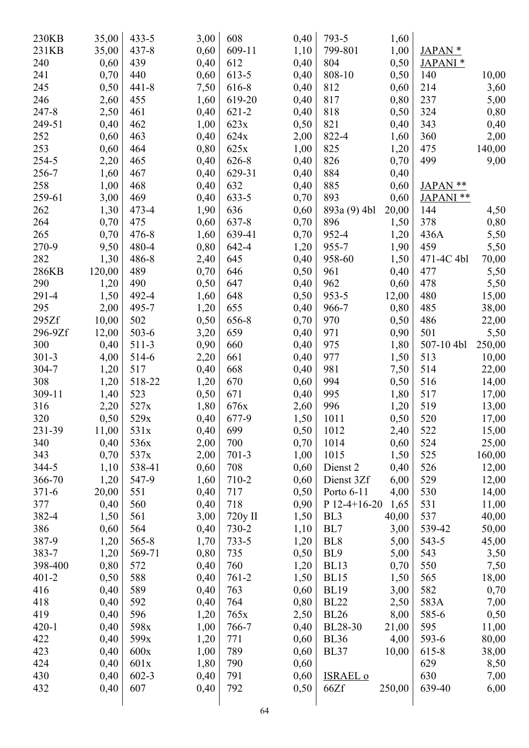| | | | | | | | | | |
|---|---|---|---|---|---|---|---|---|---|
| 230KB | 35,00 | 433-5 | 3,00 | 608 | 0,40 | 793-5 | 1,60 | | |
| 231KB | 35,00 | 437-8 | 0,60 | 609-11 | 1,10 | 799-801 | 1,00 | JAPAN * | |
| 240 | 0,60 | 439 | 0,40 | 612 | 0,40 | 804 | 0,50 | JAPANI * | |
| 241 | 0,70 | 440 | 0,60 | 613-5 | 0,40 | 808-10 | 0,50 | 140 | 10,00 |
| 245 | 0,50 | 441-8 | 7,50 | 616-8 | 0,40 | 812 | 0,60 | 214 | 3,60 |
| 246 | 2,60 | 455 | 1,60 | 619-20 | 0,40 | 817 | 0,80 | 237 | 5,00 |
| 247-8 | 2,50 | 461 | 0,40 | 621-2 | 0,40 | 818 | 0,50 | 324 | 0,80 |
| 249-51 | 0,40 | 462 | 1,00 | 623x | 0,50 | 821 | 0,40 | 343 | 0,40 |
| 252 | 0,60 | 463 | 0,40 | 624x | 2,00 | 822-4 | 1,60 | 360 | 2,00 |
| 253 | 0,60 | 464 | 0,80 | 625x | 1,00 | 825 | 1,20 | 475 | 140,00 |
| 254-5 | 2,20 | 465 | 0,40 | 626-8 | 0,40 | 826 | 0,70 | 499 | 9,00 |
| 256-7 | 1,60 | 467 | 0,40 | 629-31 | 0,40 | 884 | 0,40 | | |
| 258 | 1,00 | 468 | 0,40 | 632 | 0,40 | 885 | 0,60 | JAPAN ** | |
| 259-61 | 3,00 | 469 | 0,40 | 633-5 | 0,70 | 893 | 0,60 | JAPANI ** | |
| 262 | 1,30 | 473-4 | 1,90 | 636 | 0,60 | 893a (9) 4bl | 20,00 | 144 | 4,50 |
| 264 | 0,70 | 475 | 0,60 | 637-8 | 0,70 | 896 | 1,50 | 378 | 0,80 |
| 265 | 0,70 | 476-8 | 1,60 | 639-41 | 0,70 | 952-4 | 1,20 | 436A | 5,50 |
| 270-9 | 9,50 | 480-4 | 0,80 | 642-4 | 1,20 | 955-7 | 1,90 | 459 | 5,50 |
| 282 | 1,30 | 486-8 | 2,40 | 645 | 0,40 | 958-60 | 1,50 | 471-4C 4bl | 70,00 |
| 286KB | 120,00 | 489 | 0,70 | 646 | 0,50 | 961 | 0,40 | 477 | 5,50 |
| 290 | 1,20 | 490 | 0,50 | 647 | 0,40 | 962 | 0,60 | 478 | 5,50 |
| 291-4 | 1,50 | 492-4 | 1,60 | 648 | 0,50 | 953-5 | 12,00 | 480 | 15,00 |
| 295 | 2,00 | 495-7 | 1,20 | 655 | 0,40 | 966-7 | 0,80 | 485 | 38,00 |
| 295Zf | 10,00 | 502 | 0,50 | 656-8 | 0,70 | 970 | 0,50 | 486 | 22,00 |
| 296-9Zf | 12,00 | 503-6 | 3,20 | 659 | 0,40 | 971 | 0,90 | 501 | 5,50 |
| 300 | 0,40 | 511-3 | 0,90 | 660 | 0,40 | 975 | 1,80 | 507-10 4bl | 250,00 |
| 301-3 | 4,00 | 514-6 | 2,20 | 661 | 0,40 | 977 | 1,50 | 513 | 10,00 |
| 304-7 | 1,20 | 517 | 0,40 | 668 | 0,40 | 981 | 7,50 | 514 | 22,00 |
| 308 | 1,20 | 518-22 | 1,20 | 670 | 0,60 | 994 | 0,50 | 516 | 14,00 |
| 309-11 | 1,40 | 523 | 0,50 | 671 | 0,40 | 995 | 1,80 | 517 | 17,00 |
| 316 | 2,20 | 527x | 1,80 | 676x | 2,60 | 996 | 1,20 | 519 | 13,00 |
| 320 | 0,50 | 529x | 0,40 | 677-9 | 1,50 | 1011 | 0,50 | 520 | 17,00 |
| 231-39 | 11,00 | 531x | 0,40 | 699 | 0,50 | 1012 | 2,40 | 522 | 15,00 |
| 340 | 0,40 | 536x | 2,00 | 700 | 0,70 | 1014 | 0,60 | 524 | 25,00 |
| 343 | 0,70 | 537x | 2,00 | 701-3 | 1,00 | 1015 | 1,50 | 525 | 160,00 |
| 344-5 | 1,10 | 538-41 | 0,60 | 708 | 0,60 | Dienst 2 | 0,40 | 526 | 12,00 |
| 366-70 | 1,20 | 547-9 | 1,60 | 710-2 | 0,60 | Dienst 3Zf | 6,00 | 529 | 12,00 |
| 371-6 | 20,00 | 551 | 0,40 | 717 | 0,50 | Porto 6-11 | 4,00 | 530 | 14,00 |
| 377 | 0,40 | 560 | 0,40 | 718 | 0,90 | P 12-4+16-20 | 1,65 | 531 | 11,00 |
| 382-4 | 1,50 | 561 | 3,00 | 720y II | 1,50 | BL3 | 40,00 | 537 | 40,00 |
| 386 | 0,60 | 564 | 0,40 | 730-2 | 1,10 | BL7 | 3,00 | 539-42 | 50,00 |
| 387-9 | 1,20 | 565-8 | 1,70 | 733-5 | 1,20 | BL8 | 5,00 | 543-5 | 45,00 |
| 383-7 | 1,20 | 569-71 | 0,80 | 735 | 0,50 | BL9 | 5,00 | 543 | 3,50 |
| 398-400 | 0,80 | 572 | 0,40 | 760 | 1,20 | BL13 | 0,70 | 550 | 7,50 |
| 401-2 | 0,50 | 588 | 0,40 | 761-2 | 1,50 | BL15 | 1,50 | 565 | 18,00 |
| 416 | 0,40 | 589 | 0,40 | 763 | 0,60 | BL19 | 3,00 | 582 | 0,70 |
| 418 | 0,40 | 592 | 0,40 | 764 | 0,80 | BL22 | 2,50 | 583A | 7,00 |
| 419 | 0,40 | 596 | 1,20 | 765x | 2,50 | BL26 | 8,00 | 585-6 | 0,50 |
| 420-1 | 0,40 | 598x | 1,00 | 766-7 | 0,40 | BL28-30 | 21,00 | 595 | 11,00 |
| 422 | 0,40 | 599x | 1,20 | 771 | 0,60 | BL36 | 4,00 | 593-6 | 80,00 |
| 423 | 0,40 | 600x | 1,00 | 789 | 0,60 | BL37 | 10,00 | 615-8 | 38,00 |
| 424 | 0,40 | 601x | 1,80 | 790 | 0,60 | | | 629 | 8,50 |
| 430 | 0,40 | 602-3 | 0,40 | 791 | 0,60 | ISRAEL o | | 630 | 7,00 |
| 432 | 0,40 | 607 | 0,40 | 792 | 0,50 | 66Zf | 250,00 | 639-40 | 6,00 |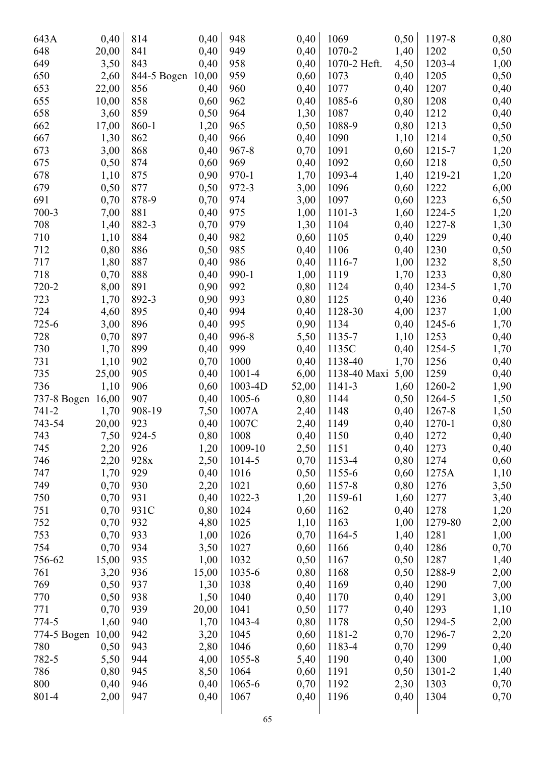| | | | | | | | | | |
|---|---|---|---|---|---|---|---|---|---|
| 643A | 0,40 | 814 | 0,40 | 948 | 0,40 | 1069 | 0,50 | 1197-8 | 0,80 |
| 648 | 20,00 | 841 | 0,40 | 949 | 0,40 | 1070-2 | 1,40 | 1202 | 0,50 |
| 649 | 3,50 | 843 | 0,40 | 958 | 0,40 | 1070-2 Heft. | 4,50 | 1203-4 | 1,00 |
| 650 | 2,60 | 844-5 Bogen | 10,00 | 959 | 0,60 | 1073 | 0,40 | 1205 | 0,50 |
| 653 | 22,00 | 856 | 0,40 | 960 | 0,40 | 1077 | 0,40 | 1207 | 0,40 |
| 655 | 10,00 | 858 | 0,60 | 962 | 0,40 | 1085-6 | 0,80 | 1208 | 0,40 |
| 658 | 3,60 | 859 | 0,50 | 964 | 1,30 | 1087 | 0,40 | 1212 | 0,40 |
| 662 | 17,00 | 860-1 | 1,20 | 965 | 0,50 | 1088-9 | 0,80 | 1213 | 0,50 |
| 667 | 1,30 | 862 | 0,40 | 966 | 0,40 | 1090 | 1,10 | 1214 | 0,50 |
| 673 | 3,00 | 868 | 0,40 | 967-8 | 0,70 | 1091 | 0,60 | 1215-7 | 1,20 |
| 675 | 0,50 | 874 | 0,60 | 969 | 0,40 | 1092 | 0,60 | 1218 | 0,50 |
| 678 | 1,10 | 875 | 0,90 | 970-1 | 1,70 | 1093-4 | 1,40 | 1219-21 | 1,20 |
| 679 | 0,50 | 877 | 0,50 | 972-3 | 3,00 | 1096 | 0,60 | 1222 | 6,00 |
| 691 | 0,70 | 878-9 | 0,70 | 974 | 3,00 | 1097 | 0,60 | 1223 | 6,50 |
| 700-3 | 7,00 | 881 | 0,40 | 975 | 1,00 | 1101-3 | 1,60 | 1224-5 | 1,20 |
| 708 | 1,40 | 882-3 | 0,70 | 979 | 1,30 | 1104 | 0,40 | 1227-8 | 1,30 |
| 710 | 1,10 | 884 | 0,40 | 982 | 0,60 | 1105 | 0,40 | 1229 | 0,40 |
| 712 | 0,80 | 886 | 0,50 | 985 | 0,40 | 1106 | 0,40 | 1230 | 0,50 |
| 717 | 1,80 | 887 | 0,40 | 986 | 0,40 | 1116-7 | 1,00 | 1232 | 8,50 |
| 718 | 0,70 | 888 | 0,40 | 990-1 | 1,00 | 1119 | 1,70 | 1233 | 0,80 |
| 720-2 | 8,00 | 891 | 0,90 | 992 | 0,80 | 1124 | 0,40 | 1234-5 | 1,70 |
| 723 | 1,70 | 892-3 | 0,90 | 993 | 0,80 | 1125 | 0,40 | 1236 | 0,40 |
| 724 | 4,60 | 895 | 0,40 | 994 | 0,40 | 1128-30 | 4,00 | 1237 | 1,00 |
| 725-6 | 3,00 | 896 | 0,40 | 995 | 0,90 | 1134 | 0,40 | 1245-6 | 1,70 |
| 728 | 0,70 | 897 | 0,40 | 996-8 | 5,50 | 1135-7 | 1,10 | 1253 | 0,40 |
| 730 | 1,70 | 899 | 0,40 | 999 | 0,40 | 1135C | 0,40 | 1254-5 | 1,70 |
| 731 | 1,10 | 902 | 0,70 | 1000 | 0,40 | 1138-40 | 1,70 | 1256 | 0,40 |
| 735 | 25,00 | 905 | 0,40 | 1001-4 | 6,00 | 1138-40 Maxi | 5,00 | 1259 | 0,40 |
| 736 | 1,10 | 906 | 0,60 | 1003-4D | 52,00 | 1141-3 | 1,60 | 1260-2 | 1,90 |
| 737-8 Bogen | 16,00 | 907 | 0,40 | 1005-6 | 0,80 | 1144 | 0,50 | 1264-5 | 1,50 |
| 741-2 | 1,70 | 908-19 | 7,50 | 1007A | 2,40 | 1148 | 0,40 | 1267-8 | 1,50 |
| 743-54 | 20,00 | 923 | 0,40 | 1007C | 2,40 | 1149 | 0,40 | 1270-1 | 0,80 |
| 743 | 7,50 | 924-5 | 0,80 | 1008 | 0,40 | 1150 | 0,40 | 1272 | 0,40 |
| 745 | 2,20 | 926 | 1,20 | 1009-10 | 2,50 | 1151 | 0,40 | 1273 | 0,40 |
| 746 | 2,20 | 928x | 2,50 | 1014-5 | 0,70 | 1153-4 | 0,80 | 1274 | 0,60 |
| 747 | 1,70 | 929 | 0,40 | 1016 | 0,50 | 1155-6 | 0,60 | 1275A | 1,10 |
| 749 | 0,70 | 930 | 2,20 | 1021 | 0,60 | 1157-8 | 0,80 | 1276 | 3,50 |
| 750 | 0,70 | 931 | 0,40 | 1022-3 | 1,20 | 1159-61 | 1,60 | 1277 | 3,40 |
| 751 | 0,70 | 931C | 0,80 | 1024 | 0,60 | 1162 | 0,40 | 1278 | 1,20 |
| 752 | 0,70 | 932 | 4,80 | 1025 | 1,10 | 1163 | 1,00 | 1279-80 | 2,00 |
| 753 | 0,70 | 933 | 1,00 | 1026 | 0,70 | 1164-5 | 1,40 | 1281 | 1,00 |
| 754 | 0,70 | 934 | 3,50 | 1027 | 0,60 | 1166 | 0,40 | 1286 | 0,70 |
| 756-62 | 15,00 | 935 | 1,00 | 1032 | 0,50 | 1167 | 0,50 | 1287 | 1,40 |
| 761 | 3,20 | 936 | 15,00 | 1035-6 | 0,80 | 1168 | 0,50 | 1288-9 | 2,00 |
| 769 | 0,50 | 937 | 1,30 | 1038 | 0,40 | 1169 | 0,40 | 1290 | 7,00 |
| 770 | 0,50 | 938 | 1,50 | 1040 | 0,40 | 1170 | 0,40 | 1291 | 3,00 |
| 771 | 0,70 | 939 | 20,00 | 1041 | 0,50 | 1177 | 0,40 | 1293 | 1,10 |
| 774-5 | 1,60 | 940 | 1,70 | 1043-4 | 0,80 | 1178 | 0,50 | 1294-5 | 2,00 |
| 774-5 Bogen | 10,00 | 942 | 3,20 | 1045 | 0,60 | 1181-2 | 0,70 | 1296-7 | 2,20 |
| 780 | 0,50 | 943 | 2,80 | 1046 | 0,60 | 1183-4 | 0,70 | 1299 | 0,40 |
| 782-5 | 5,50 | 944 | 4,00 | 1055-8 | 5,40 | 1190 | 0,40 | 1300 | 1,00 |
| 786 | 0,80 | 945 | 8,50 | 1064 | 0,60 | 1191 | 0,50 | 1301-2 | 1,40 |
| 800 | 0,40 | 946 | 0,40 | 1065-6 | 0,70 | 1192 | 2,30 | 1303 | 0,70 |
| 801-4 | 2,00 | 947 | 0,40 | 1067 | 0,40 | 1196 | 0,40 | 1304 | 0,70 |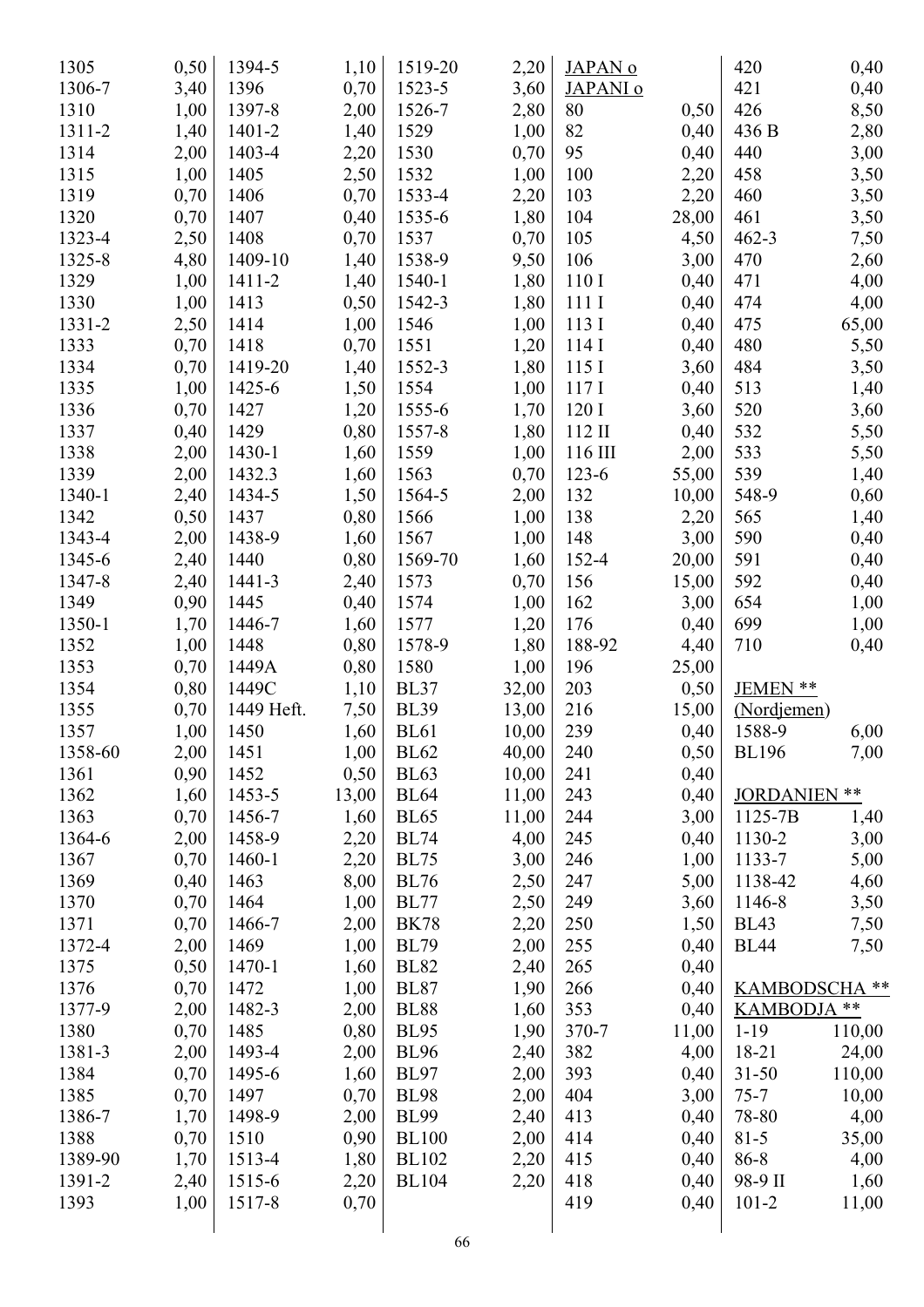| | |
|---|---|
| 1305 | 0,50 |
| 1306-7 | 3,40 |
| 1310 | 1,00 |
| 1311-2 | 1,40 |
| 1314 | 2,00 |
| 1315 | 1,00 |
| 1319 | 0,70 |
| 1320 | 0,70 |
| 1323-4 | 2,50 |
| 1325-8 | 4,80 |
| 1329 | 1,00 |
| 1330 | 1,00 |
| 1331-2 | 2,50 |
| 1333 | 0,70 |
| 1334 | 0,70 |
| 1335 | 1,00 |
| 1336 | 0,70 |
| 1337 | 0,40 |
| 1338 | 2,00 |
| 1339 | 2,00 |
| 1340-1 | 2,40 |
| 1342 | 0,50 |
| 1343-4 | 2,00 |
| 1345-6 | 2,40 |
| 1347-8 | 2,40 |
| 1349 | 0,90 |
| 1350-1 | 1,70 |
| 1352 | 1,00 |
| 1353 | 0,70 |
| 1354 | 0,80 |
| 1355 | 0,70 |
| 1357 | 1,00 |
| 1358-60 | 2,00 |
| 1361 | 0,90 |
| 1362 | 1,60 |
| 1363 | 0,70 |
| 1364-6 | 2,00 |
| 1367 | 0,70 |
| 1369 | 0,40 |
| 1370 | 0,70 |
| 1371 | 0,70 |
| 1372-4 | 2,00 |
| 1375 | 0,50 |
| 1376 | 0,70 |
| 1377-9 | 2,00 |
| 1380 | 0,70 |
| 1381-3 | 2,00 |
| 1384 | 0,70 |
| 1385 | 0,70 |
| 1386-7 | 1,70 |
| 1388 | 0,70 |
| 1389-90 | 1,70 |
| 1391-2 | 2,40 |
| 1393 | 1,00 |

| | |
|---|---|
| 1394-5 | 1,10 |
| 1396 | 0,70 |
| 1397-8 | 2,00 |
| 1401-2 | 1,40 |
| 1403-4 | 2,20 |
| 1405 | 2,50 |
| 1406 | 0,70 |
| 1407 | 0,40 |
| 1408 | 0,70 |
| 1409-10 | 1,40 |
| 1411-2 | 1,40 |
| 1413 | 0,50 |
| 1414 | 1,00 |
| 1418 | 0,70 |
| 1419-20 | 1,40 |
| 1425-6 | 1,50 |
| 1427 | 1,20 |
| 1429 | 0,80 |
| 1430-1 | 1,60 |
| 1432.3 | 1,60 |
| 1434-5 | 1,50 |
| 1437 | 0,80 |
| 1438-9 | 1,60 |
| 1440 | 0,80 |
| 1441-3 | 2,40 |
| 1445 | 0,40 |
| 1446-7 | 1,60 |
| 1448 | 0,80 |
| 1449A | 0,80 |
| 1449C | 1,10 |
| 1449 Heft. | 7,50 |
| 1450 | 1,60 |
| 1451 | 1,00 |
| 1452 | 0,50 |
| 1453-5 | 13,00 |
| 1456-7 | 1,60 |
| 1458-9 | 2,20 |
| 1460-1 | 2,20 |
| 1463 | 8,00 |
| 1464 | 1,00 |
| 1466-7 | 2,00 |
| 1469 | 1,00 |
| 1470-1 | 1,60 |
| 1472 | 1,00 |
| 1482-3 | 2,00 |
| 1485 | 0,80 |
| 1493-4 | 2,00 |
| 1495-6 | 1,60 |
| 1497 | 0,70 |
| 1498-9 | 2,00 |
| 1510 | 0,90 |
| 1513-4 | 1,80 |
| 1515-6 | 2,20 |
| 1517-8 | 0,70 |

| | |
|---|---|
| 1519-20 | 2,20 |
| 1523-5 | 3,60 |
| 1526-7 | 2,80 |
| 1529 | 1,00 |
| 1530 | 0,70 |
| 1532 | 1,00 |
| 1533-4 | 2,20 |
| 1535-6 | 1,80 |
| 1537 | 0,70 |
| 1538-9 | 9,50 |
| 1540-1 | 1,80 |
| 1542-3 | 1,80 |
| 1546 | 1,00 |
| 1551 | 1,20 |
| 1552-3 | 1,80 |
| 1554 | 1,00 |
| 1555-6 | 1,70 |
| 1557-8 | 1,80 |
| 1559 | 1,00 |
| 1563 | 0,70 |
| 1564-5 | 2,00 |
| 1566 | 1,00 |
| 1567 | 1,00 |
| 1569-70 | 1,60 |
| 1573 | 0,70 |
| 1574 | 1,00 |
| 1577 | 1,20 |
| 1578-9 | 1,80 |
| 1580 | 1,00 |
| BL37 | 32,00 |
| BL39 | 13,00 |
| BL61 | 10,00 |
| BL62 | 40,00 |
| BL63 | 10,00 |
| BL64 | 11,00 |
| BL65 | 11,00 |
| BL74 | 4,00 |
| BL75 | 3,00 |
| BL76 | 2,50 |
| BL77 | 2,50 |
| BK78 | 2,20 |
| BL79 | 2,00 |
| BL82 | 2,40 |
| BL87 | 1,90 |
| BL88 | 1,60 |
| BL95 | 1,90 |
| BL96 | 2,40 |
| BL97 | 2,00 |
| BL98 | 2,00 |
| BL99 | 2,40 |
| BL100 | 2,00 |
| BL102 | 2,20 |
| BL104 | 2,20 |

**JAPAN o**
**JAPANI o**

| | |
|---|---|
| 80 | 0,50 |
| 82 | 0,40 |
| 95 | 0,40 |
| 100 | 2,20 |
| 103 | 2,20 |
| 104 | 28,00 |
| 105 | 4,50 |
| 106 | 3,00 |
| 110 I | 0,40 |
| 111 I | 0,40 |
| 113 I | 0,40 |
| 114 I | 0,40 |
| 115 I | 3,60 |
| 117 I | 0,40 |
| 120 I | 3,60 |
| 112 II | 0,40 |
| 116 III | 2,00 |
| 123-6 | 55,00 |
| 132 | 10,00 |
| 138 | 2,20 |
| 148 | 3,00 |
| 152-4 | 20,00 |
| 156 | 15,00 |
| 162 | 3,00 |
| 176 | 0,40 |
| 188-92 | 4,40 |
| 196 | 25,00 |
| 203 | 0,50 |
| 216 | 15,00 |
| 239 | 0,40 |
| 240 | 0,50 |
| 241 | 0,40 |
| 243 | 0,40 |
| 244 | 3,00 |
| 245 | 0,40 |
| 246 | 1,00 |
| 247 | 5,00 |
| 249 | 3,60 |
| 250 | 1,50 |
| 255 | 0,40 |
| 265 | 0,40 |
| 266 | 0,40 |
| 353 | 0,40 |
| 370-7 | 11,00 |
| 382 | 4,00 |
| 393 | 0,40 |
| 404 | 3,00 |
| 413 | 0,40 |
| 414 | 0,40 |
| 415 | 0,40 |
| 418 | 0,40 |
| 419 | 0,40 |
| 420 | 0,40 |
| 421 | 0,40 |
| 426 | 8,50 |
| 436 B | 2,80 |
| 440 | 3,00 |
| 458 | 3,50 |
| 460 | 3,50 |
| 461 | 3,50 |
| 462-3 | 7,50 |
| 470 | 2,60 |
| 471 | 4,00 |
| 474 | 4,00 |
| 475 | 65,00 |
| 480 | 5,50 |
| 484 | 3,50 |
| 513 | 1,40 |
| 520 | 3,60 |
| 532 | 5,50 |
| 533 | 5,50 |
| 539 | 1,40 |
| 548-9 | 0,60 |
| 565 | 1,40 |
| 590 | 0,40 |
| 591 | 0,40 |
| 592 | 0,40 |
| 654 | 1,00 |
| 699 | 1,00 |
| 710 | 0,40 |

**JEMEN ****
**(Nordjemen)**

| | |
|---|---|
| 1588-9 | 6,00 |
| BL196 | 7,00 |

**JORDANIEN ****

| | |
|---|---|
| 1125-7B | 1,40 |
| 1130-2 | 3,00 |
| 1133-7 | 5,00 |
| 1138-42 | 4,60 |
| 1146-8 | 3,50 |
| BL43 | 7,50 |
| BL44 | 7,50 |

**KAMBODSCHA ****
**KAMBODJA ****

| | |
|---|---|
| 1-19 | 110,00 |
| 18-21 | 24,00 |
| 31-50 | 110,00 |
| 75-7 | 10,00 |
| 78-80 | 4,00 |
| 81-5 | 35,00 |
| 86-8 | 4,00 |
| 98-9 II | 1,60 |
| 101-2 | 11,00 |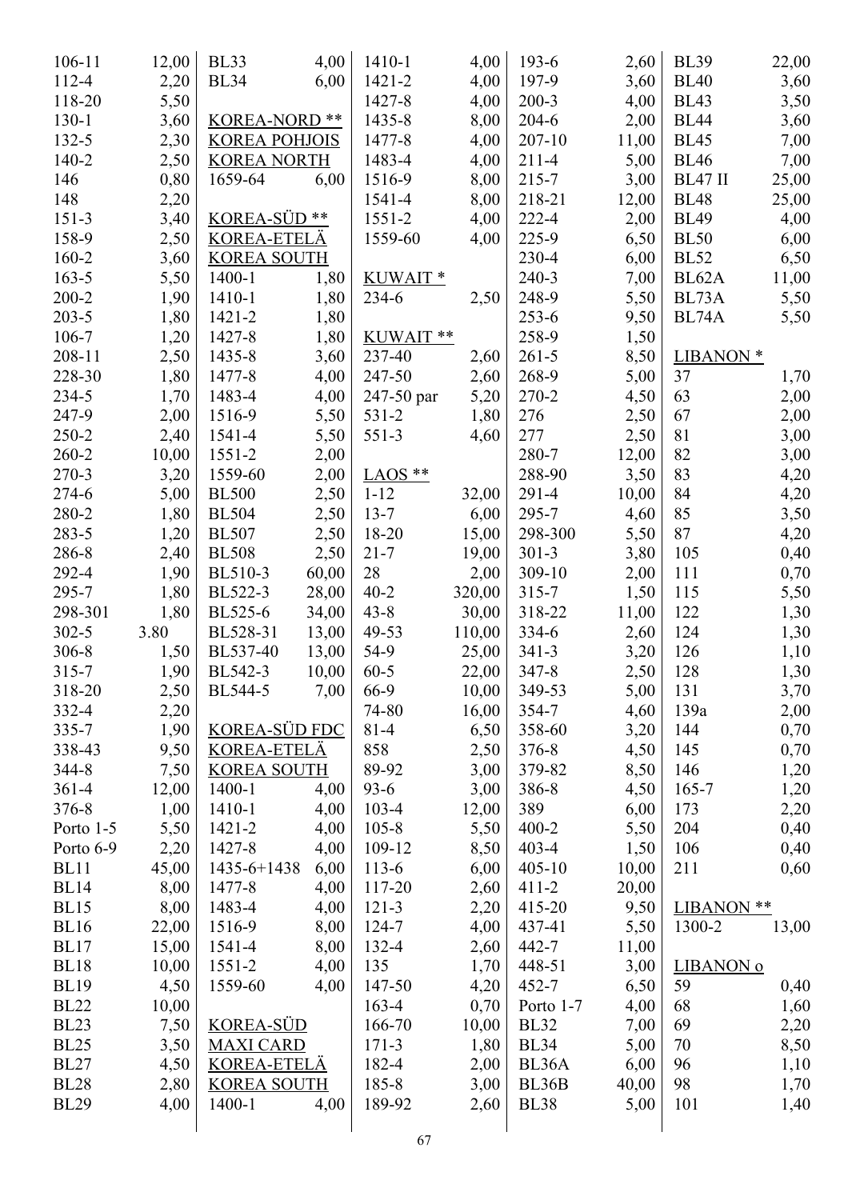| | |
|---|---|
| 106-11 | 12,00 |
| 112-4 | 2,20 |
| 118-20 | 5,50 |
| 130-1 | 3,60 |
| 132-5 | 2,30 |
| 140-2 | 2,50 |
| 146 | 0,80 |
| 148 | 2,20 |
| 151-3 | 3,40 |
| 158-9 | 2,50 |
| 160-2 | 3,60 |
| 163-5 | 5,50 |
| 200-2 | 1,90 |
| 203-5 | 1,80 |
| 106-7 | 1,20 |
| 208-11 | 2,50 |
| 228-30 | 1,80 |
| 234-5 | 1,70 |
| 247-9 | 2,00 |
| 250-2 | 2,40 |
| 260-2 | 10,00 |
| 270-3 | 3,20 |
| 274-6 | 5,00 |
| 280-2 | 1,80 |
| 283-5 | 1,20 |
| 286-8 | 2,40 |
| 292-4 | 1,90 |
| 295-7 | 1,80 |
| 298-301 | 1,80 |
| 302-5 | 3.80 |
| 306-8 | 1,50 |
| 315-7 | 1,90 |
| 318-20 | 2,50 |
| 332-4 | 2,20 |
| 335-7 | 1,90 |
| 338-43 | 9,50 |
| 344-8 | 7,50 |
| 361-4 | 12,00 |
| 376-8 | 1,00 |
| Porto 1-5 | 5,50 |
| Porto 6-9 | 2,20 |
| BL11 | 45,00 |
| BL14 | 8,00 |
| BL15 | 8,00 |
| BL16 | 22,00 |
| BL17 | 15,00 |
| BL18 | 10,00 |
| BL19 | 4,50 |
| BL22 | 10,00 |
| BL23 | 7,50 |
| BL25 | 3,50 |
| BL27 | 4,50 |
| BL28 | 2,80 |
| BL29 | 4,00 |
| BL33 | 4,00 |
| BL34 | 6,00 |

KOREA-NORD **
KOREA POHJOIS
KOREA NORTH

| | |
|---|---|
| 1659-64 | 6,00 |

KOREA-SÜD **
KOREA-ETELÄ
KOREA SOUTH

| | |
|---|---|
| 1400-1 | 1,80 |
| 1410-1 | 1,80 |
| 1421-2 | 1,80 |
| 1427-8 | 1,80 |
| 1435-8 | 3,60 |
| 1477-8 | 4,00 |
| 1483-4 | 4,00 |
| 1516-9 | 5,50 |
| 1541-4 | 5,50 |
| 1551-2 | 2,00 |
| 1559-60 | 2,00 |
| BL500 | 2,50 |
| BL504 | 2,50 |
| BL507 | 2,50 |
| BL508 | 2,50 |
| BL510-3 | 60,00 |
| BL522-3 | 28,00 |
| BL525-6 | 34,00 |
| BL528-31 | 13,00 |
| BL537-40 | 13,00 |
| BL542-3 | 10,00 |
| BL544-5 | 7,00 |

KOREA-SÜD FDC
KOREA-ETELÄ
KOREA SOUTH

| | |
|---|---|
| 1400-1 | 4,00 |
| 1410-1 | 4,00 |
| 1421-2 | 4,00 |
| 1427-8 | 4,00 |
| 1435-6+1438 | 6,00 |
| 1477-8 | 4,00 |
| 1483-4 | 4,00 |
| 1516-9 | 8,00 |
| 1541-4 | 8,00 |
| 1551-2 | 4,00 |
| 1559-60 | 4,00 |

KOREA-SÜD
MAXI CARD
KOREA-ETELÄ
KOREA SOUTH

| | |
|---|---|
| 1400-1 | 4,00 |
| 1410-1 | 4,00 |
| 1421-2 | 4,00 |
| 1427-8 | 4,00 |
| 1435-8 | 8,00 |
| 1477-8 | 4,00 |
| 1483-4 | 4,00 |
| 1516-9 | 8,00 |
| 1541-4 | 8,00 |
| 1551-2 | 4,00 |
| 1559-60 | 4,00 |

KUWAIT *

| | |
|---|---|
| 234-6 | 2,50 |

KUWAIT **

| | |
|---|---|
| 237-40 | 2,60 |
| 247-50 | 2,60 |
| 247-50 par | 5,20 |
| 531-2 | 1,80 |
| 551-3 | 4,60 |

LAOS **

| | |
|---|---|
| 1-12 | 32,00 |
| 13-7 | 6,00 |
| 18-20 | 15,00 |
| 21-7 | 19,00 |
| 28 | 2,00 |
| 40-2 | 320,00 |
| 43-8 | 30,00 |
| 49-53 | 110,00 |
| 54-9 | 25,00 |
| 60-5 | 22,00 |
| 66-9 | 10,00 |
| 74-80 | 16,00 |
| 81-4 | 6,50 |
| 858 | 2,50 |
| 89-92 | 3,00 |
| 93-6 | 3,00 |
| 103-4 | 12,00 |
| 105-8 | 5,50 |
| 109-12 | 8,50 |
| 113-6 | 6,00 |
| 117-20 | 2,60 |
| 121-3 | 2,20 |
| 124-7 | 4,00 |
| 132-4 | 2,60 |
| 135 | 1,70 |
| 147-50 | 4,20 |
| 163-4 | 0,70 |
| 166-70 | 10,00 |
| 171-3 | 1,80 |
| 182-4 | 2,00 |
| 185-8 | 3,00 |
| 189-92 | 2,60 |
| 193-6 | 2,60 |
| 197-9 | 3,60 |
| 200-3 | 4,00 |
| 204-6 | 2,00 |
| 207-10 | 11,00 |
| 211-4 | 5,00 |
| 215-7 | 3,00 |
| 218-21 | 12,00 |
| 222-4 | 2,00 |
| 225-9 | 6,50 |
| 230-4 | 6,00 |
| 240-3 | 7,00 |
| 248-9 | 5,50 |
| 253-6 | 9,50 |
| 258-9 | 1,50 |
| 261-5 | 8,50 |
| 268-9 | 5,00 |
| 270-2 | 4,50 |
| 276 | 2,50 |
| 277 | 2,50 |
| 280-7 | 12,00 |
| 288-90 | 3,50 |
| 291-4 | 10,00 |
| 295-7 | 4,60 |
| 298-300 | 5,50 |
| 301-3 | 3,80 |
| 309-10 | 2,00 |
| 315-7 | 1,50 |
| 318-22 | 11,00 |
| 334-6 | 2,60 |
| 341-3 | 3,20 |
| 347-8 | 2,50 |
| 349-53 | 5,00 |
| 354-7 | 4,60 |
| 358-60 | 3,20 |
| 376-8 | 4,50 |
| 379-82 | 8,50 |
| 386-8 | 4,50 |
| 389 | 6,00 |
| 400-2 | 5,50 |
| 403-4 | 1,50 |
| 405-10 | 10,00 |
| 411-2 | 20,00 |
| 415-20 | 9,50 |
| 437-41 | 5,50 |
| 442-7 | 11,00 |
| 448-51 | 3,00 |
| 452-7 | 6,50 |
| Porto 1-7 | 4,00 |
| BL32 | 7,00 |
| BL34 | 5,00 |
| BL36A | 6,00 |
| BL36B | 40,00 |
| BL38 | 5,00 |
| BL39 | 22,00 |
| BL40 | 3,60 |
| BL43 | 3,50 |
| BL44 | 3,60 |
| BL45 | 7,00 |
| BL46 | 7,00 |
| BL47 II | 25,00 |
| BL48 | 25,00 |
| BL49 | 4,00 |
| BL50 | 6,00 |
| BL52 | 6,50 |
| BL62A | 11,00 |
| BL73A | 5,50 |
| BL74A | 5,50 |

LIBANON *

| | |
|---|---|
| 37 | 1,70 |
| 63 | 2,00 |
| 67 | 2,00 |
| 81 | 3,00 |
| 82 | 3,00 |
| 83 | 4,20 |
| 84 | 4,20 |
| 85 | 3,50 |
| 87 | 4,20 |
| 105 | 0,40 |
| 111 | 0,70 |
| 115 | 5,50 |
| 122 | 1,30 |
| 124 | 1,30 |
| 126 | 1,10 |
| 128 | 1,30 |
| 131 | 3,70 |
| 139a | 2,00 |
| 144 | 0,70 |
| 145 | 0,70 |
| 146 | 1,20 |
| 165-7 | 1,20 |
| 173 | 2,20 |
| 204 | 0,40 |
| 106 | 0,40 |
| 211 | 0,60 |

LIBANON **

| | |
|---|---|
| 1300-2 | 13,00 |

LIBANON o

| | |
|---|---|
| 59 | 0,40 |
| 68 | 1,60 |
| 69 | 2,20 |
| 70 | 8,50 |
| 96 | 1,10 |
| 98 | 1,70 |
| 101 | 1,40 |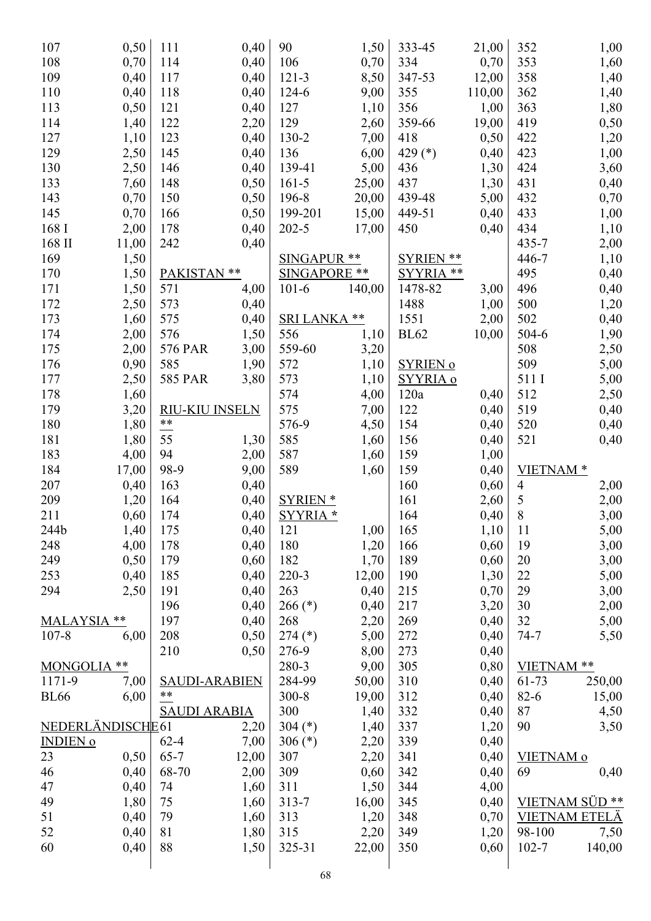| | |
|---|---|
| 107 | 0,50 |
| 108 | 0,70 |
| 109 | 0,40 |
| 110 | 0,40 |
| 113 | 0,50 |
| 114 | 1,40 |
| 127 | 1,10 |
| 129 | 2,50 |
| 130 | 2,50 |
| 133 | 7,60 |
| 143 | 0,70 |
| 145 | 0,70 |
| 168 I | 2,00 |
| 168 II | 11,00 |
| 169 | 1,50 |
| 170 | 1,50 |
| 171 | 1,50 |
| 172 | 2,50 |
| 173 | 1,60 |
| 174 | 2,00 |
| 175 | 2,00 |
| 176 | 0,90 |
| 177 | 2,50 |
| 178 | 1,60 |
| 179 | 3,20 |
| 180 | 1,80 |
| 181 | 1,80 |
| 183 | 4,00 |
| 184 | 17,00 |
| 207 | 0,40 |
| 209 | 1,20 |
| 211 | 0,60 |
| 244b | 1,40 |
| 248 | 4,00 |
| 249 | 0,50 |
| 253 | 0,40 |
| 294 | 2,50 |

MALAYSIA **

| | |
|---|---|
| 107-8 | 6,00 |

MONGOLIA **

| | |
|---|---|
| 1171-9 | 7,00 |
| BL66 | 6,00 |

NEDERLÄNDISCHE INDIEN o

| | |
|---|---|
| 23 | 0,50 |
| 46 | 0,40 |
| 47 | 0,40 |
| 49 | 1,80 |
| 51 | 0,40 |
| 52 | 0,40 |
| 60 | 0,40 |
| 61 | 2,20 |
| 62-4 | 7,00 |
| 65-7 | 12,00 |
| 68-70 | 2,00 |
| 74 | 1,60 |
| 75 | 1,60 |
| 79 | 1,60 |
| 81 | 1,80 |
| 88 | 1,50 |
| 90 | 1,50 |
| 106 | 0,70 |
| 111 | 0,40 |
| 114 | 0,40 |
| 117 | 0,40 |
| 118 | 0,40 |
| 121 | 0,40 |
| 122 | 2,20 |
| 123 | 0,40 |
| 145 | 0,40 |
| 146 | 0,40 |
| 148 | 0,50 |
| 150 | 0,50 |
| 166 | 0,50 |
| 178 | 0,40 |
| 242 | 0,40 |

PAKISTAN **

| | |
|---|---|
| 571 | 4,00 |
| 573 | 0,40 |
| 575 | 0,40 |
| 576 | 1,50 |
| 576 PAR | 3,00 |
| 585 | 1,90 |
| 585 PAR | 3,80 |

RIU-KIU INSELN **

| | |
|---|---|
| 55 | 1,30 |
| 94 | 2,00 |
| 98-9 | 9,00 |
| 163 | 0,40 |
| 164 | 0,40 |
| 174 | 0,40 |
| 175 | 0,40 |
| 178 | 0,40 |
| 179 | 0,60 |
| 185 | 0,40 |
| 191 | 0,40 |
| 196 | 0,40 |
| 197 | 0,40 |
| 208 | 0,50 |
| 210 | 0,50 |

SAUDI-ARABIEN ** 
SAUDI ARABIA

(SAUDI ARABIA entries: see 61 – 325-31 above and below)

| | |
|---|---|
| 121-3 | 8,50 |
| 124-6 | 9,00 |
| 127 | 1,10 |
| 129 | 2,60 |
| 130-2 | 7,00 |
| 136 | 6,00 |
| 139-41 | 5,00 |
| 161-5 | 25,00 |
| 196-8 | 20,00 |
| 199-201 | 15,00 |
| 202-5 | 17,00 |

SINGAPUR ** 
SINGAPORE **

| | |
|---|---|
| 101-6 | 140,00 |

SRI LANKA **

| | |
|---|---|
| 556 | 1,10 |
| 559-60 | 3,20 |
| 572 | 1,10 |
| 573 | 1,10 |
| 574 | 4,00 |
| 575 | 7,00 |
| 576-9 | 4,50 |
| 585 | 1,60 |
| 587 | 1,60 |
| 589 | 1,60 |

SYRIEN * 
SYYRIA *

| | |
|---|---|
| 121 | 1,00 |
| 180 | 1,20 |
| 182 | 1,70 |
| 220-3 | 12,00 |
| 263 | 0,40 |
| 266 (*) | 0,40 |
| 268 | 2,20 |
| 274 (*) | 5,00 |
| 276-9 | 8,00 |
| 280-3 | 9,00 |
| 284-99 | 50,00 |
| 300-8 | 19,00 |
| 300 | 1,40 |
| 304 (*) | 1,40 |
| 306 (*) | 2,20 |
| 307 | 2,20 |
| 309 | 0,60 |
| 311 | 1,50 |
| 313-7 | 16,00 |
| 313 | 1,20 |
| 315 | 2,20 |
| 325-31 | 22,00 |
| 333-45 | 21,00 |
| 334 | 0,70 |
| 347-53 | 12,00 |
| 355 | 110,00 |
| 356 | 1,00 |
| 359-66 | 19,00 |
| 418 | 0,50 |
| 429 (*) | 0,40 |
| 436 | 1,30 |
| 437 | 1,30 |
| 439-48 | 5,00 |
| 449-51 | 0,40 |
| 450 | 0,40 |

SYRIEN ** 
SYYRIA **

| | |
|---|---|
| 1478-82 | 3,00 |
| 1488 | 1,00 |
| 1551 | 2,00 |
| BL62 | 10,00 |

SYRIEN o 
SYYRIA o

| | |
|---|---|
| 120a | 0,40 |
| 122 | 0,40 |
| 154 | 0,40 |
| 156 | 0,40 |
| 159 | 1,00 |
| 159 | 0,40 |
| 160 | 0,60 |
| 161 | 2,60 |
| 164 | 0,40 |
| 165 | 1,10 |
| 166 | 0,60 |
| 189 | 0,60 |
| 190 | 1,30 |
| 215 | 0,70 |
| 217 | 3,20 |
| 269 | 0,40 |
| 272 | 0,40 |
| 273 | 0,40 |
| 305 | 0,80 |
| 310 | 0,40 |
| 312 | 0,40 |
| 332 | 0,40 |
| 337 | 1,20 |
| 339 | 0,40 |
| 341 | 0,40 |
| 342 | 0,40 |
| 344 | 4,00 |
| 345 | 0,40 |
| 348 | 0,70 |
| 349 | 1,20 |
| 350 | 0,60 |
| 352 | 1,00 |
| 353 | 1,60 |
| 358 | 1,40 |
| 362 | 1,40 |
| 363 | 1,80 |
| 419 | 0,50 |
| 422 | 1,20 |
| 423 | 1,00 |
| 424 | 3,60 |
| 431 | 0,40 |
| 432 | 0,70 |
| 433 | 1,00 |
| 434 | 1,10 |
| 435-7 | 2,00 |
| 446-7 | 1,10 |
| 495 | 0,40 |
| 496 | 0,40 |
| 500 | 1,20 |
| 502 | 0,40 |
| 504-6 | 1,90 |
| 508 | 2,50 |
| 509 | 5,00 |
| 511 I | 5,00 |
| 512 | 2,50 |
| 519 | 0,40 |
| 520 | 0,40 |
| 521 | 0,40 |

VIETNAM *

| | |
|---|---|
| 4 | 2,00 |
| 5 | 2,00 |
| 8 | 3,00 |
| 11 | 5,00 |
| 19 | 3,00 |
| 20 | 3,00 |
| 22 | 5,00 |
| 29 | 3,00 |
| 30 | 2,00 |
| 32 | 5,00 |
| 74-7 | 5,50 |

VIETNAM **

| | |
|---|---|
| 61-73 | 250,00 |
| 82-6 | 15,00 |
| 87 | 4,50 |
| 90 | 3,50 |

VIETNAM o

| | |
|---|---|
| 69 | 0,40 |

VIETNAM SÜD ** 
VIETNAM ETELÄ

| | |
|---|---|
| 98-100 | 7,50 |
| 102-7 | 140,00 |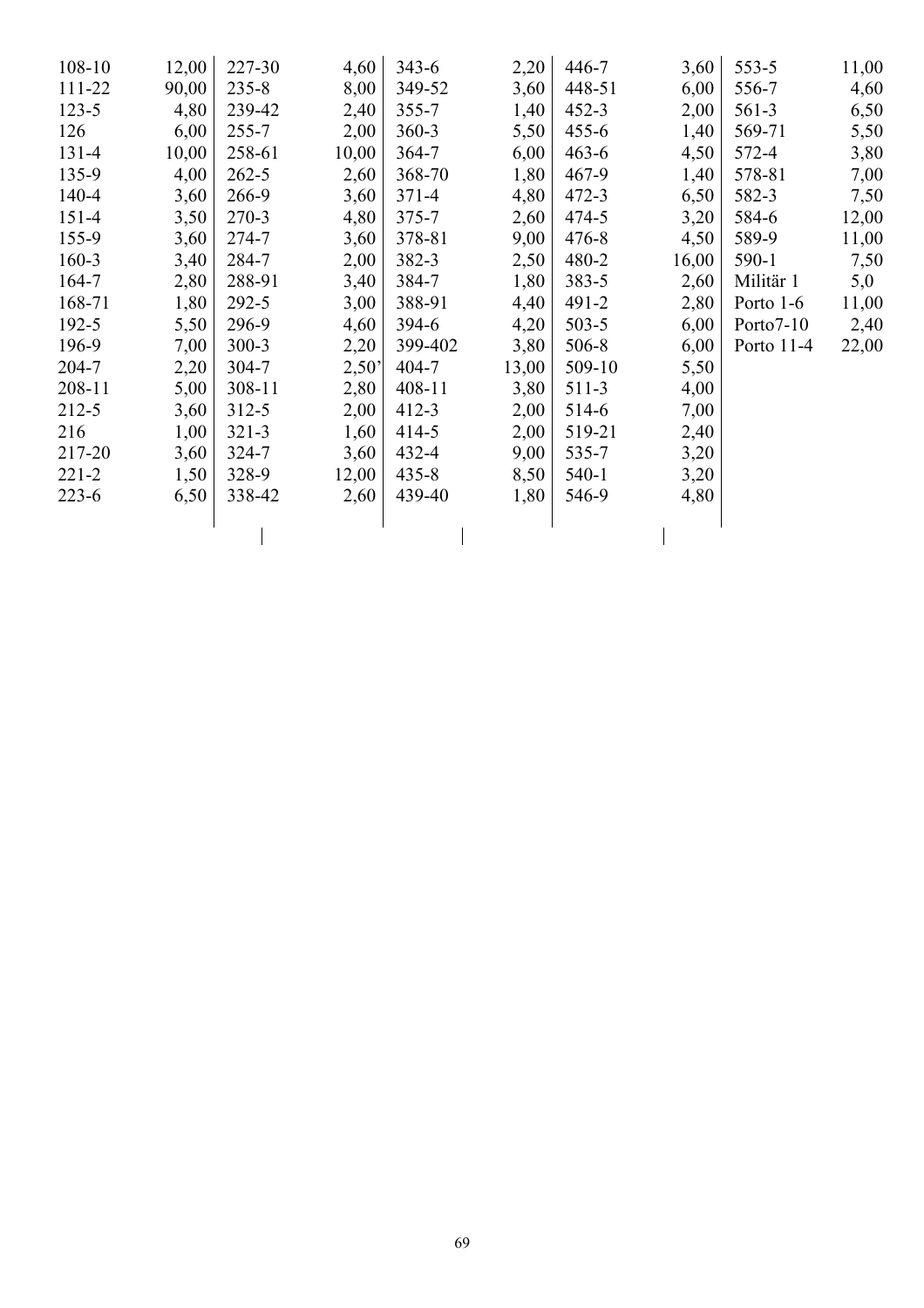| | | | | | | | | | |
|---|---|---|---|---|---|---|---|---|---|
| 108-10 | 12,00 | 227-30 | 4,60 | 343-6 | 2,20 | 446-7 | 3,60 | 553-5 | 11,00 |
| 111-22 | 90,00 | 235-8 | 8,00 | 349-52 | 3,60 | 448-51 | 6,00 | 556-7 | 4,60 |
| 123-5 | 4,80 | 239-42 | 2,40 | 355-7 | 1,40 | 452-3 | 2,00 | 561-3 | 6,50 |
| 126 | 6,00 | 255-7 | 2,00 | 360-3 | 5,50 | 455-6 | 1,40 | 569-71 | 5,50 |
| 131-4 | 10,00 | 258-61 | 10,00 | 364-7 | 6,00 | 463-6 | 4,50 | 572-4 | 3,80 |
| 135-9 | 4,00 | 262-5 | 2,60 | 368-70 | 1,80 | 467-9 | 1,40 | 578-81 | 7,00 |
| 140-4 | 3,60 | 266-9 | 3,60 | 371-4 | 4,80 | 472-3 | 6,50 | 582-3 | 7,50 |
| 151-4 | 3,50 | 270-3 | 4,80 | 375-7 | 2,60 | 474-5 | 3,20 | 584-6 | 12,00 |
| 155-9 | 3,60 | 274-7 | 3,60 | 378-81 | 9,00 | 476-8 | 4,50 | 589-9 | 11,00 |
| 160-3 | 3,40 | 284-7 | 2,00 | 382-3 | 2,50 | 480-2 | 16,00 | 590-1 | 7,50 |
| 164-7 | 2,80 | 288-91 | 3,40 | 384-7 | 1,80 | 383-5 | 2,60 | Militär 1 | 5,0 |
| 168-71 | 1,80 | 292-5 | 3,00 | 388-91 | 4,40 | 491-2 | 2,80 | Porto 1-6 | 11,00 |
| 192-5 | 5,50 | 296-9 | 4,60 | 394-6 | 4,20 | 503-5 | 6,00 | Porto7-10 | 2,40 |
| 196-9 | 7,00 | 300-3 | 2,20 | 399-402 | 3,80 | 506-8 | 6,00 | Porto 11-4 | 22,00 |
| 204-7 | 2,20 | 304-7 | 2,50’ | 404-7 | 13,00 | 509-10 | 5,50 | | |
| 208-11 | 5,00 | 308-11 | 2,80 | 408-11 | 3,80 | 511-3 | 4,00 | | |
| 212-5 | 3,60 | 312-5 | 2,00 | 412-3 | 2,00 | 514-6 | 7,00 | | |
| 216 | 1,00 | 321-3 | 1,60 | 414-5 | 2,00 | 519-21 | 2,40 | | |
| 217-20 | 3,60 | 324-7 | 3,60 | 432-4 | 9,00 | 535-7 | 3,20 | | |
| 221-2 | 1,50 | 328-9 | 12,00 | 435-8 | 8,50 | 540-1 | 3,20 | | |
| 223-6 | 6,50 | 338-42 | 2,60 | 439-40 | 1,80 | 546-9 | 4,80 | | |